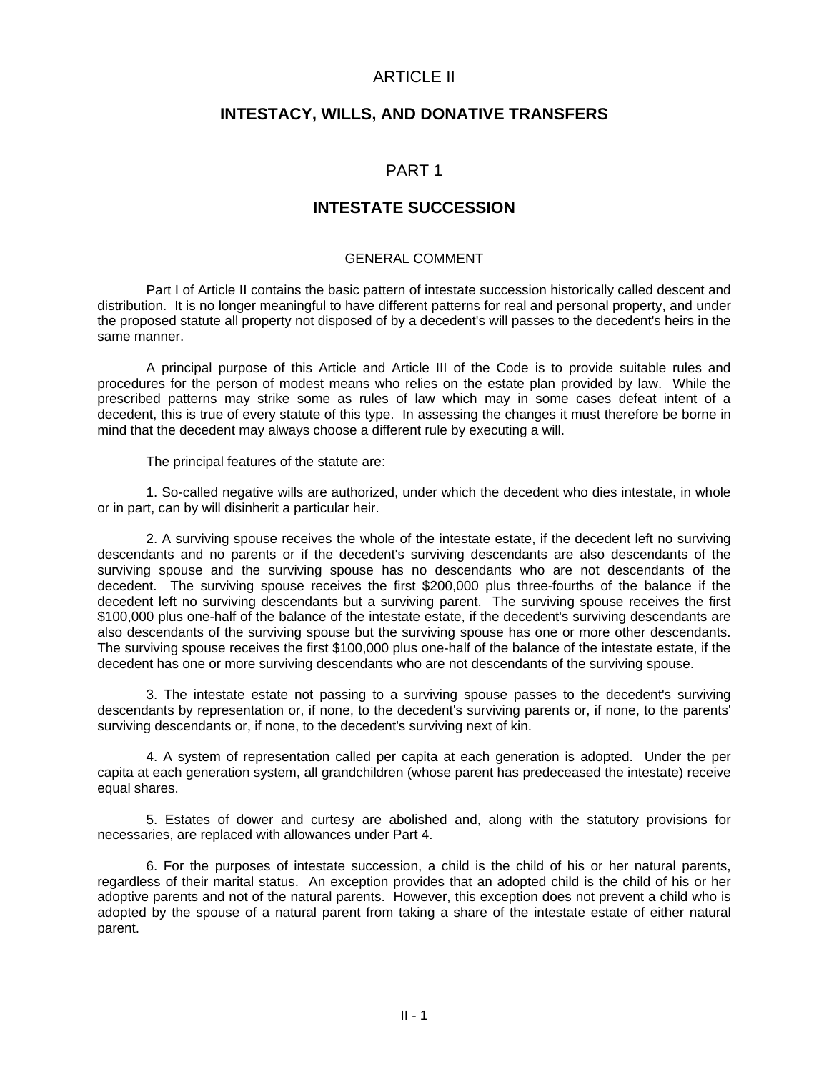# ARTICLE II

## INTESTACY, WILLS, AND DONATIVE TRANSFERS

# PART 1

## INTESTATE SUCCESSION

### GENERAL COMMENT

Part I of Article II contains the basic pattern of intestate succession historically called descent and distribution. It is no longer meaningful to have different patterns for real and personal property, and under the proposed statute all property not disposed of by a decedent's will passes to the decedent's heirs in the same manner.

A principal purpose of this Article and Article III of the Code is to provide suitable rules and procedures for the person of modest means who relies on the estate plan provided by law. While the prescribed patterns may strike some as rules of law which may in some cases defeat intent of a decedent, this is true of every statute of this type. In assessing the changes it must therefore be borne in mind that the decedent may always choose a different rule by executing a will.

The principal features of the statute are:

1. So-called negative wills are authorized, under which the decedent who dies intestate, in whole or in part, can by will disinherit a particular heir.

2. A surviving spouse receives the whole of the intestate estate, if the decedent left no surviving descendants and no parents or if the decedent's surviving descendants are also descendants of the surviving spouse and the surviving spouse has no descendants who are not descendants of the decedent. The surviving spouse receives the first $200,000 plus three-fourths of the balance if the decedent left no surviving descendants but a surviving parent. The surviving spouse receives the first $100,000 plus one-half of the balance of the intestate estate, if the decedent's surviving descendants are also descendants of the surviving spouse but the surviving spouse has one or more other descendants. The surviving spouse receives the first $100,000 plus one-half of the balance of the intestate estate, if the decedent has one or more surviving descendants who are not descendants of the surviving spouse.

3. The intestate estate not passing to a surviving spouse passes to the decedent's surviving descendants by representation or, if none, to the decedent's surviving parents or, if none, to the parents' surviving descendants or, if none, to the decedent's surviving next of kin.

4. A system of representation called per capita at each generation is adopted. Under the per capita at each generation system, all grandchildren (whose parent has predeceased the intestate) receive equal shares.

5. Estates of dower and curtesy are abolished and, along with the statutory provisions for necessaries, are replaced with allowances under Part 4.

6. For the purposes of intestate succession, a child is the child of his or her natural parents, regardless of their marital status. An exception provides that an adopted child is the child of his or her adoptive parents and not of the natural parents. However, this exception does not prevent a child who is adopted by the spouse of a natural parent from taking a share of the intestate estate of either natural parent.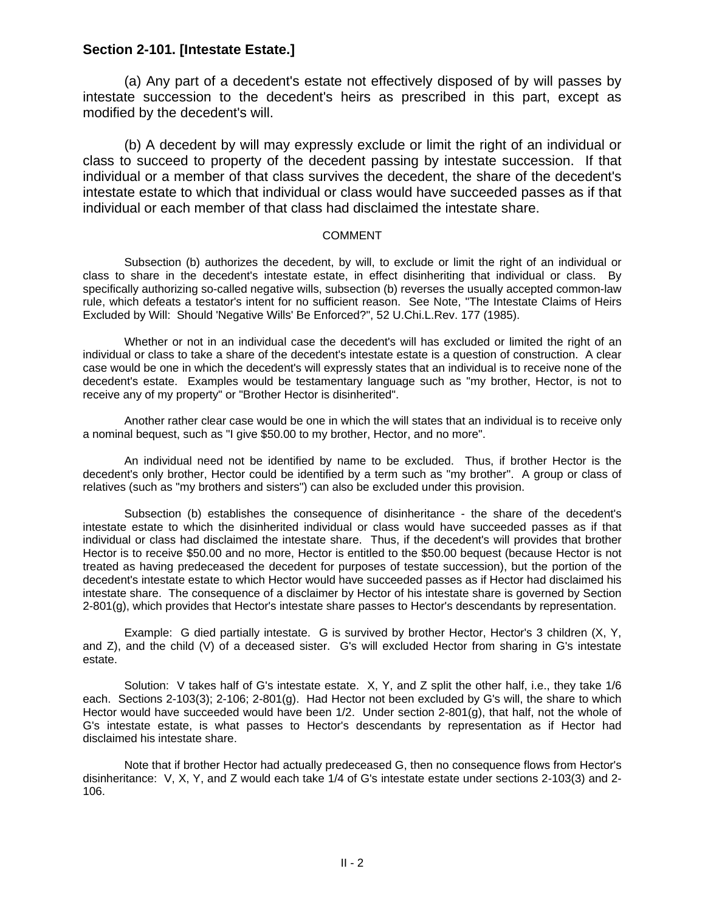## Section 2-101. [Intestate Estate.]

(a) Any part of a decedent's estate not effectively disposed of by will passes by intestate succession to the decedent's heirs as prescribed in this part, except as modified by the decedent's will.

(b) A decedent by will may expressly exclude or limit the right of an individual or class to succeed to property of the decedent passing by intestate succession. If that individual or a member of that class survives the decedent, the share of the decedent's intestate estate to which that individual or class would have succeeded passes as if that individual or each member of that class had disclaimed the intestate share.

COMMENT

Subsection (b) authorizes the decedent, by will, to exclude or limit the right of an individual or class to share in the decedent's intestate estate, in effect disinheriting that individual or class. By specifically authorizing so-called negative wills, subsection (b) reverses the usually accepted common-law rule, which defeats a testator's intent for no sufficient reason. See Note, "The Intestate Claims of Heirs Excluded by Will: Should 'Negative Wills' Be Enforced?", 52 U.Chi.L.Rev. 177 (1985).

Whether or not in an individual case the decedent's will has excluded or limited the right of an individual or class to take a share of the decedent's intestate estate is a question of construction. A clear case would be one in which the decedent's will expressly states that an individual is to receive none of the decedent's estate. Examples would be testamentary language such as "my brother, Hector, is not to receive any of my property" or "Brother Hector is disinherited".

Another rather clear case would be one in which the will states that an individual is to receive only a nominal bequest, such as "I give $50.00 to my brother, Hector, and no more".

An individual need not be identified by name to be excluded. Thus, if brother Hector is the decedent's only brother, Hector could be identified by a term such as "my brother". A group or class of relatives (such as "my brothers and sisters") can also be excluded under this provision.

Subsection (b) establishes the consequence of disinheritance - the share of the decedent's intestate estate to which the disinherited individual or class would have succeeded passes as if that individual or class had disclaimed the intestate share. Thus, if the decedent's will provides that brother Hector is to receive $50.00 and no more, Hector is entitled to the $50.00 bequest (because Hector is not treated as having predeceased the decedent for purposes of testate succession), but the portion of the decedent's intestate estate to which Hector would have succeeded passes as if Hector had disclaimed his intestate share. The consequence of a disclaimer by Hector of his intestate share is governed by Section 2-801(g), which provides that Hector's intestate share passes to Hector's descendants by representation.

Example: G died partially intestate. G is survived by brother Hector, Hector's 3 children (X, Y, and Z), and the child (V) of a deceased sister. G's will excluded Hector from sharing in G's intestate estate.

Solution: V takes half of G's intestate estate. X, Y, and Z split the other half, i.e., they take 1/6 each. Sections 2-103(3); 2-106; 2-801(g). Had Hector not been excluded by G's will, the share to which Hector would have succeeded would have been 1/2. Under section 2-801(g), that half, not the whole of G's intestate estate, is what passes to Hector's descendants by representation as if Hector had disclaimed his intestate share.

Note that if brother Hector had actually predeceased G, then no consequence flows from Hector's disinheritance: V, X, Y, and Z would each take 1/4 of G's intestate estate under sections 2-103(3) and 2-106.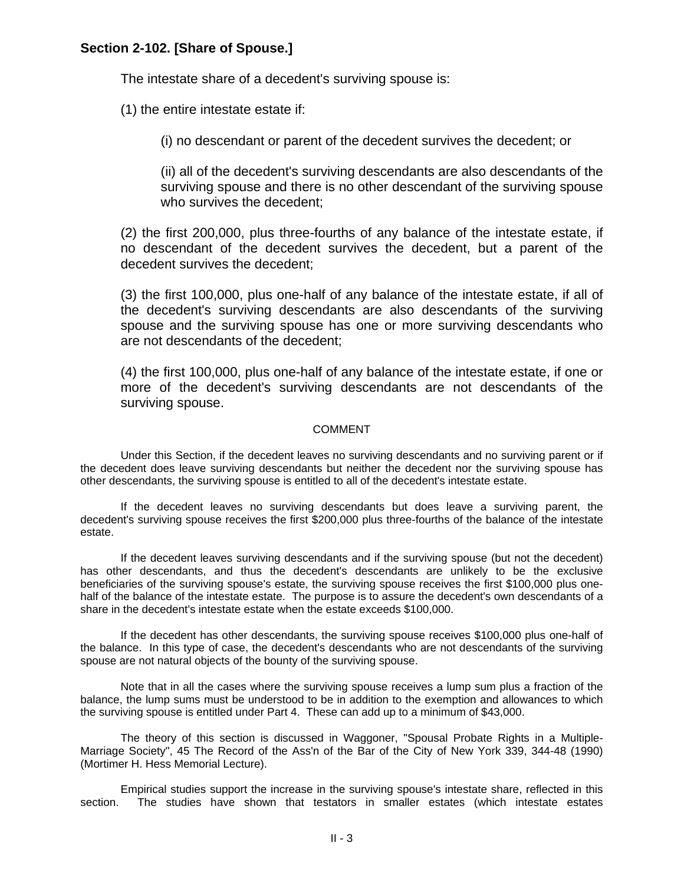### Section 2-102. [Share of Spouse.]

The intestate share of a decedent's surviving spouse is:

(1) the entire intestate estate if:

(i) no descendant or parent of the decedent survives the decedent; or

(ii) all of the decedent's surviving descendants are also descendants of the surviving spouse and there is no other descendant of the surviving spouse who survives the decedent;

(2) the first 200,000, plus three-fourths of any balance of the intestate estate, if no descendant of the decedent survives the decedent, but a parent of the decedent survives the decedent;

(3) the first 100,000, plus one-half of any balance of the intestate estate, if all of the decedent's surviving descendants are also descendants of the surviving spouse and the surviving spouse has one or more surviving descendants who are not descendants of the decedent;

(4) the first 100,000, plus one-half of any balance of the intestate estate, if one or more of the decedent's surviving descendants are not descendants of the surviving spouse.

COMMENT

Under this Section, if the decedent leaves no surviving descendants and no surviving parent or if the decedent does leave surviving descendants but neither the decedent nor the surviving spouse has other descendants, the surviving spouse is entitled to all of the decedent's intestate estate.

If the decedent leaves no surviving descendants but does leave a surviving parent, the decedent's surviving spouse receives the first $200,000 plus three-fourths of the balance of the intestate estate.

If the decedent leaves surviving descendants and if the surviving spouse (but not the decedent) has other descendants, and thus the decedent's descendants are unlikely to be the exclusive beneficiaries of the surviving spouse's estate, the surviving spouse receives the first $100,000 plus one-half of the balance of the intestate estate. The purpose is to assure the decedent's own descendants of a share in the decedent's intestate estate when the estate exceeds $100,000.

If the decedent has other descendants, the surviving spouse receives $100,000 plus one-half of the balance. In this type of case, the decedent's descendants who are not descendants of the surviving spouse are not natural objects of the bounty of the surviving spouse.

Note that in all the cases where the surviving spouse receives a lump sum plus a fraction of the balance, the lump sums must be understood to be in addition to the exemption and allowances to which the surviving spouse is entitled under Part 4. These can add up to a minimum of $43,000.

The theory of this section is discussed in Waggoner, "Spousal Probate Rights in a Multiple-Marriage Society", 45 The Record of the Ass'n of the Bar of the City of New York 339, 344-48 (1990) (Mortimer H. Hess Memorial Lecture).

Empirical studies support the increase in the surviving spouse's intestate share, reflected in this section. The studies have shown that testators in smaller estates (which intestate estates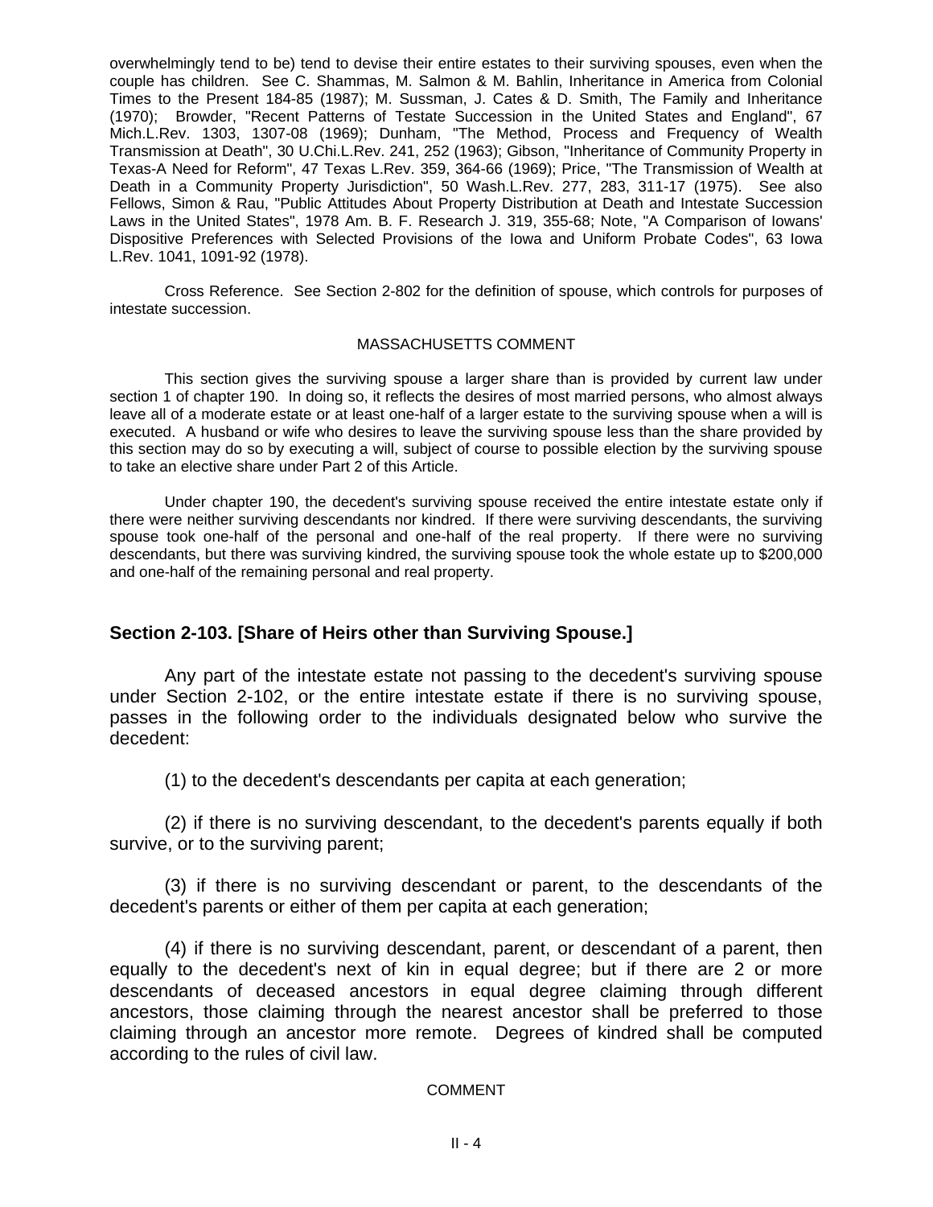overwhelmingly tend to be) tend to devise their entire estates to their surviving spouses, even when the couple has children. See C. Shammas, M. Salmon & M. Bahlin, Inheritance in America from Colonial Times to the Present 184-85 (1987); M. Sussman, J. Cates & D. Smith, The Family and Inheritance (1970); Browder, "Recent Patterns of Testate Succession in the United States and England", 67 Mich.L.Rev. 1303, 1307-08 (1969); Dunham, "The Method, Process and Frequency of Wealth Transmission at Death", 30 U.Chi.L.Rev. 241, 252 (1963); Gibson, "Inheritance of Community Property in Texas-A Need for Reform", 47 Texas L.Rev. 359, 364-66 (1969); Price, "The Transmission of Wealth at Death in a Community Property Jurisdiction", 50 Wash.L.Rev. 277, 283, 311-17 (1975). See also Fellows, Simon & Rau, "Public Attitudes About Property Distribution at Death and Intestate Succession Laws in the United States", 1978 Am. B. F. Research J. 319, 355-68; Note, "A Comparison of Iowans' Dispositive Preferences with Selected Provisions of the Iowa and Uniform Probate Codes", 63 Iowa L.Rev. 1041, 1091-92 (1978).

Cross Reference. See Section 2-802 for the definition of spouse, which controls for purposes of intestate succession.

MASSACHUSETTS COMMENT

This section gives the surviving spouse a larger share than is provided by current law under section 1 of chapter 190. In doing so, it reflects the desires of most married persons, who almost always leave all of a moderate estate or at least one-half of a larger estate to the surviving spouse when a will is executed. A husband or wife who desires to leave the surviving spouse less than the share provided by this section may do so by executing a will, subject of course to possible election by the surviving spouse to take an elective share under Part 2 of this Article.

Under chapter 190, the decedent's surviving spouse received the entire intestate estate only if there were neither surviving descendants nor kindred. If there were surviving descendants, the surviving spouse took one-half of the personal and one-half of the real property. If there were no surviving descendants, but there was surviving kindred, the surviving spouse took the whole estate up to $200,000 and one-half of the remaining personal and real property.

## Section 2-103. [Share of Heirs other than Surviving Spouse.]

Any part of the intestate estate not passing to the decedent's surviving spouse under Section 2-102, or the entire intestate estate if there is no surviving spouse, passes in the following order to the individuals designated below who survive the decedent:

(1) to the decedent's descendants per capita at each generation;

(2) if there is no surviving descendant, to the decedent's parents equally if both survive, or to the surviving parent;

(3) if there is no surviving descendant or parent, to the descendants of the decedent's parents or either of them per capita at each generation;

(4) if there is no surviving descendant, parent, or descendant of a parent, then equally to the decedent's next of kin in equal degree; but if there are 2 or more descendants of deceased ancestors in equal degree claiming through different ancestors, those claiming through the nearest ancestor shall be preferred to those claiming through an ancestor more remote. Degrees of kindred shall be computed according to the rules of civil law.

COMMENT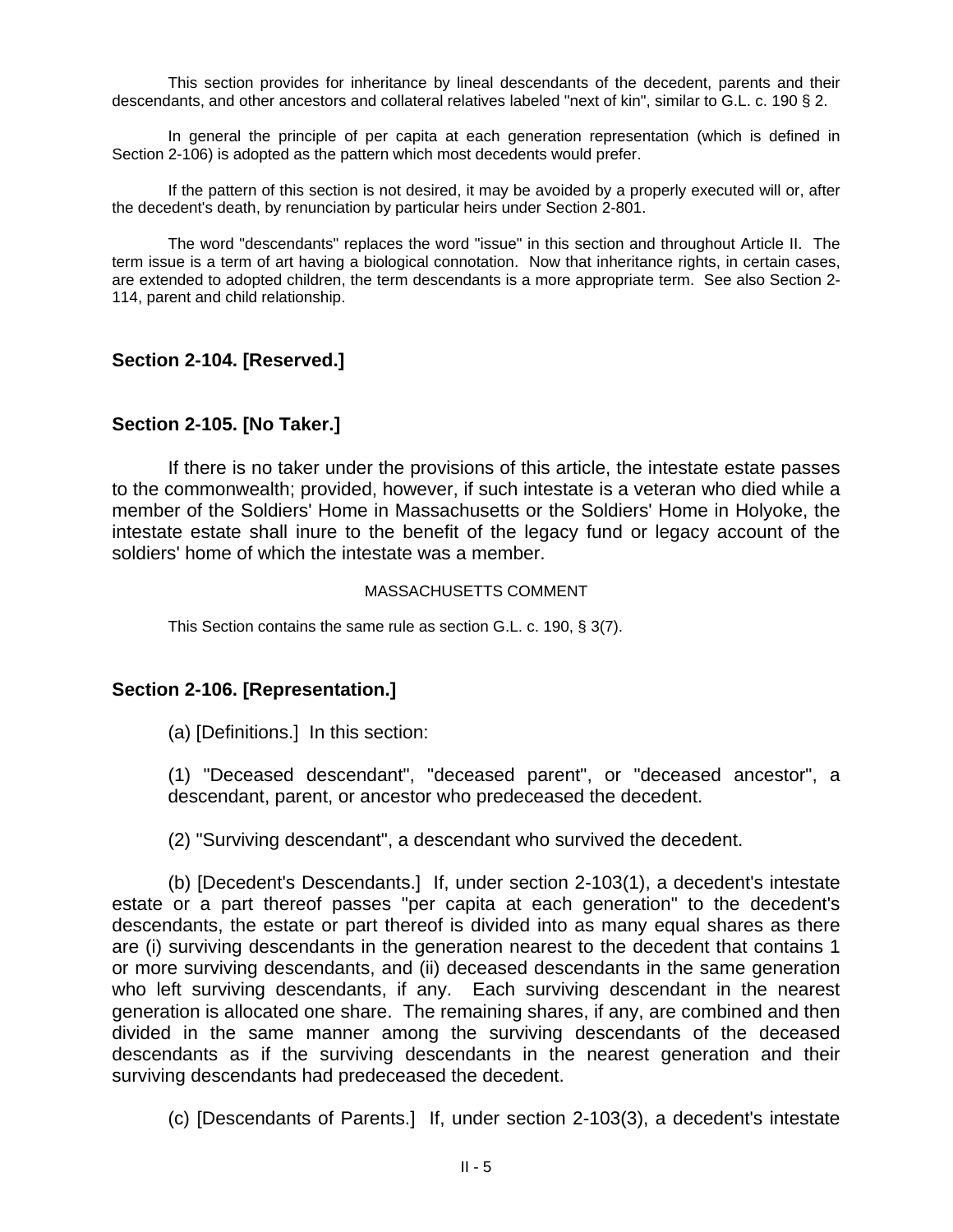This section provides for inheritance by lineal descendants of the decedent, parents and their descendants, and other ancestors and collateral relatives labeled "next of kin", similar to G.L. c. 190 § 2.

In general the principle of per capita at each generation representation (which is defined in Section 2-106) is adopted as the pattern which most decedents would prefer.

If the pattern of this section is not desired, it may be avoided by a properly executed will or, after the decedent's death, by renunciation by particular heirs under Section 2-801.

The word "descendants" replaces the word "issue" in this section and throughout Article II. The term issue is a term of art having a biological connotation. Now that inheritance rights, in certain cases, are extended to adopted children, the term descendants is a more appropriate term. See also Section 2-114, parent and child relationship.

### Section 2-104. [Reserved.]

### Section 2-105. [No Taker.]

If there is no taker under the provisions of this article, the intestate estate passes to the commonwealth; provided, however, if such intestate is a veteran who died while a member of the Soldiers' Home in Massachusetts or the Soldiers' Home in Holyoke, the intestate estate shall inure to the benefit of the legacy fund or legacy account of the soldiers' home of which the intestate was a member.

MASSACHUSETTS COMMENT

This Section contains the same rule as section G.L. c. 190, § 3(7).

### Section 2-106. [Representation.]

(a) [Definitions.] In this section:

(1) "Deceased descendant", "deceased parent", or "deceased ancestor", a descendant, parent, or ancestor who predeceased the decedent.

(2) "Surviving descendant", a descendant who survived the decedent.

(b) [Decedent's Descendants.] If, under section 2-103(1), a decedent's intestate estate or a part thereof passes "per capita at each generation" to the decedent's descendants, the estate or part thereof is divided into as many equal shares as there are (i) surviving descendants in the generation nearest to the decedent that contains 1 or more surviving descendants, and (ii) deceased descendants in the same generation who left surviving descendants, if any. Each surviving descendant in the nearest generation is allocated one share. The remaining shares, if any, are combined and then divided in the same manner among the surviving descendants of the deceased descendants as if the surviving descendants in the nearest generation and their surviving descendants had predeceased the decedent.

(c) [Descendants of Parents.] If, under section 2-103(3), a decedent's intestate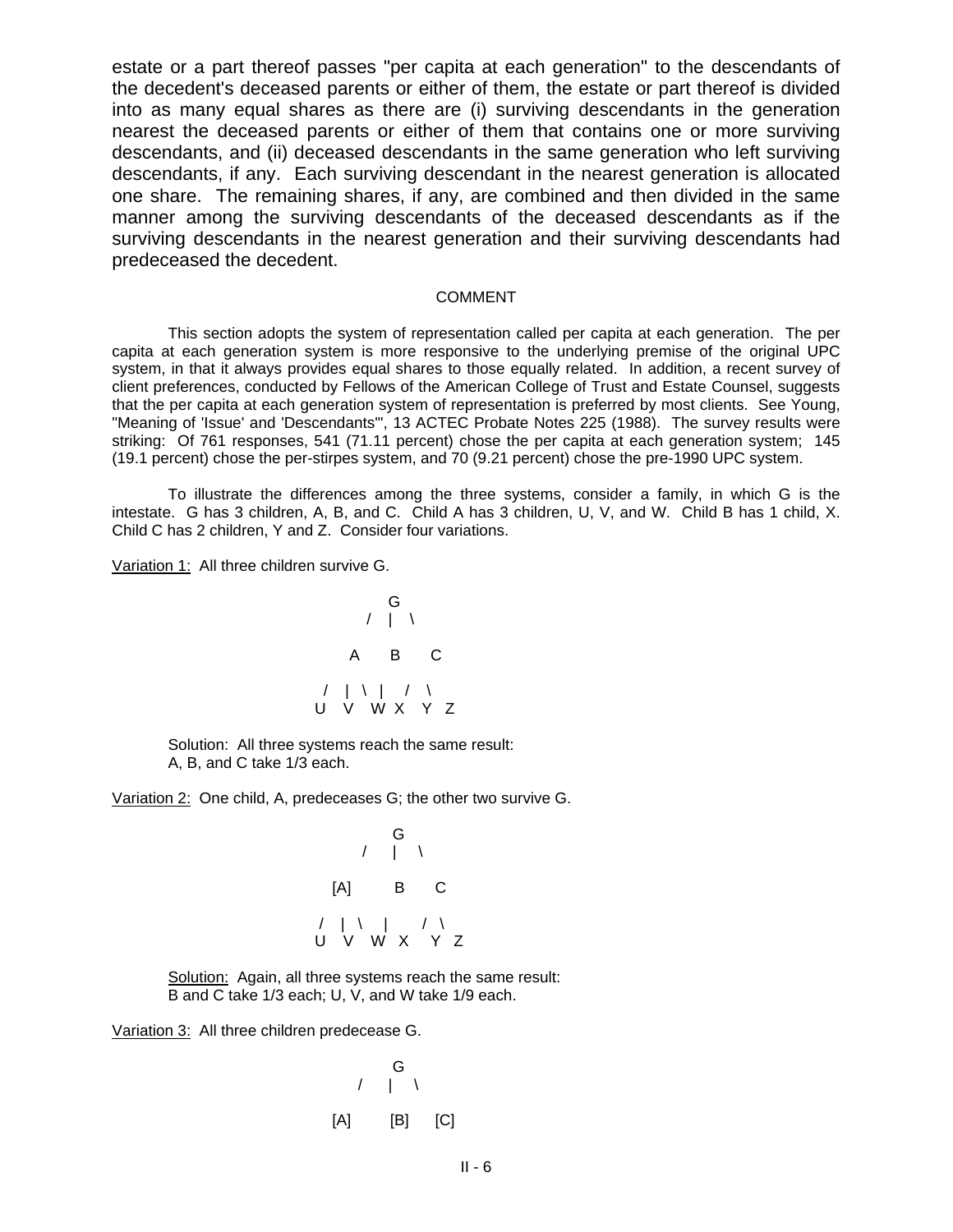estate or a part thereof passes "per capita at each generation" to the descendants of the decedent's deceased parents or either of them, the estate or part thereof is divided into as many equal shares as there are (i) surviving descendants in the generation nearest the deceased parents or either of them that contains one or more surviving descendants, and (ii) deceased descendants in the same generation who left surviving descendants, if any. Each surviving descendant in the nearest generation is allocated one share. The remaining shares, if any, are combined and then divided in the same manner among the surviving descendants of the deceased descendants as if the surviving descendants in the nearest generation and their surviving descendants had predeceased the decedent.

COMMENT

This section adopts the system of representation called per capita at each generation. The per capita at each generation system is more responsive to the underlying premise of the original UPC system, in that it always provides equal shares to those equally related. In addition, a recent survey of client preferences, conducted by Fellows of the American College of Trust and Estate Counsel, suggests that the per capita at each generation system of representation is preferred by most clients. See Young, "Meaning of 'Issue' and 'Descendants'", 13 ACTEC Probate Notes 225 (1988). The survey results were striking: Of 761 responses, 541 (71.11 percent) chose the per capita at each generation system; 145 (19.1 percent) chose the per-stirpes system, and 70 (9.21 percent) chose the pre-1990 UPC system.

To illustrate the differences among the three systems, consider a family, in which G is the intestate. G has 3 children, A, B, and C. Child A has 3 children, U, V, and W. Child B has 1 child, X. Child C has 2 children, Y and Z. Consider four variations.

Variation 1: All three children survive G.

```
          G
        / | \
      A   B   C
    / | \ |  / \
   U  V  W X Y  Z
```

Solution: All three systems reach the same result:
A, B, and C take 1/3 each.

Variation 2: One child, A, predeceases G; the other two survive G.

```
          G
        /  |  \
     [A]    B   C
    / | \   |   / \
   U  V  W  X   Y  Z
```

Solution: Again, all three systems reach the same result:
B and C take 1/3 each; U, V, and W take 1/9 each.

Variation 3: All three children predecease G.

```
          G
        /  |  \
     [A]  [B]  [C]
```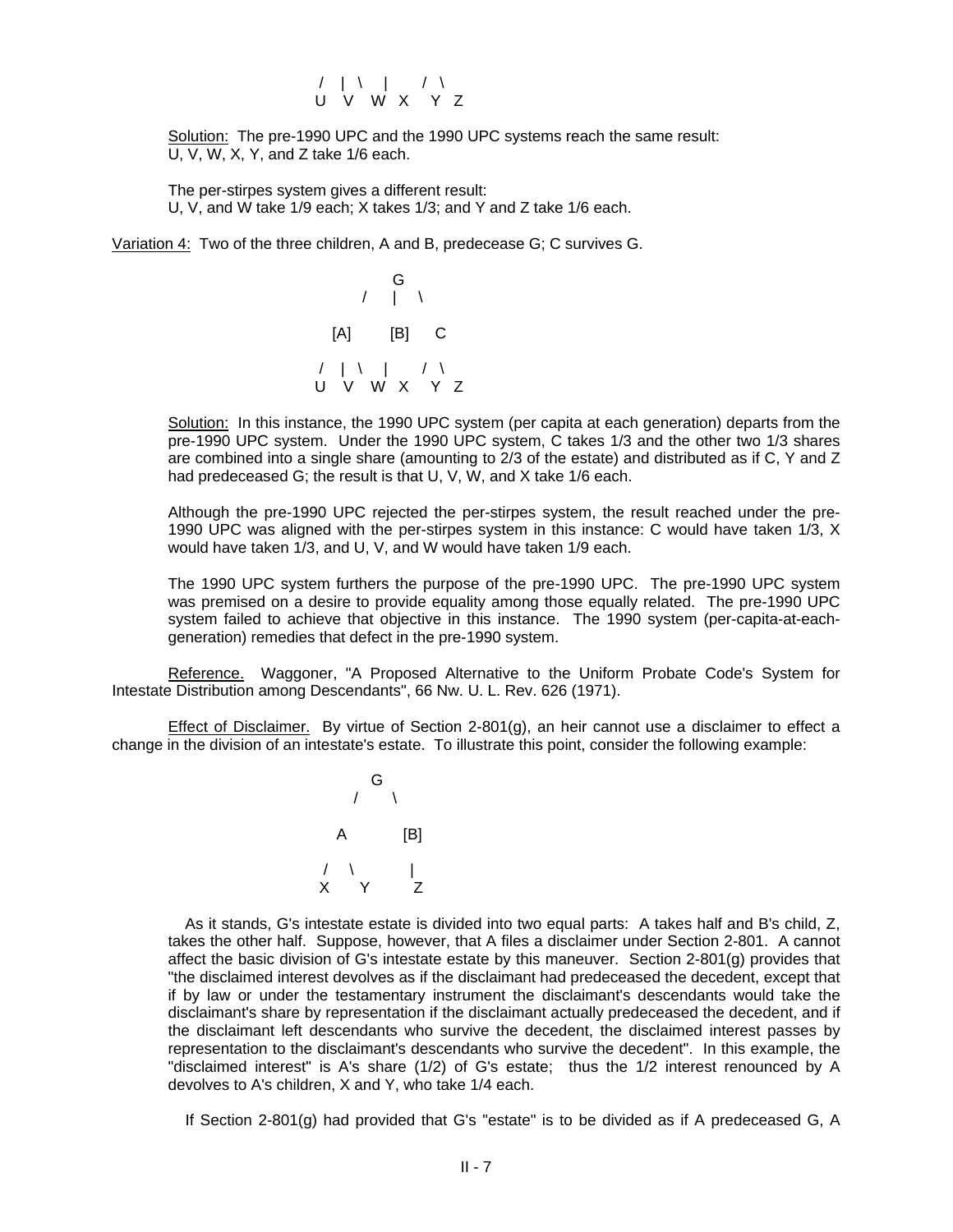```
 /   |  \    |       /  \
U    V    W  X     Y   Z
```

Solution: The pre-1990 UPC and the 1990 UPC systems reach the same result: U, V, W, X, Y, and Z take 1/6 each.

The per-stirpes system gives a different result: U, V, and W take 1/9 each; X takes 1/3; and Y and Z take 1/6 each.

Variation 4: Two of the three children, A and B, predecease G; C survives G.

```
              G
          /    |    \

   [A]        [B]      C

 /   |  \    |       /  \
U    V    W  X     Y   Z
```

Solution: In this instance, the 1990 UPC system (per capita at each generation) departs from the pre-1990 UPC system. Under the 1990 UPC system, C takes 1/3 and the other two 1/3 shares are combined into a single share (amounting to 2/3 of the estate) and distributed as if C, Y and Z had predeceased G; the result is that U, V, W, and X take 1/6 each.

Although the pre-1990 UPC rejected the per-stirpes system, the result reached under the pre-1990 UPC was aligned with the per-stirpes system in this instance: C would have taken 1/3, X would have taken 1/3, and U, V, and W would have taken 1/9 each.

The 1990 UPC system furthers the purpose of the pre-1990 UPC. The pre-1990 UPC system was premised on a desire to provide equality among those equally related. The pre-1990 UPC system failed to achieve that objective in this instance. The 1990 system (per-capita-at-each-generation) remedies that defect in the pre-1990 system.

Reference. Waggoner, "A Proposed Alternative to the Uniform Probate Code's System for Intestate Distribution among Descendants", 66 Nw. U. L. Rev. 626 (1971).

Effect of Disclaimer. By virtue of Section 2-801(g), an heir cannot use a disclaimer to effect a change in the division of an intestate's estate. To illustrate this point, consider the following example:

```
          G
      /       \

    A           [B]

  /    \          |
 X      Y         Z
```

As it stands, G's intestate estate is divided into two equal parts: A takes half and B's child, Z, takes the other half. Suppose, however, that A files a disclaimer under Section 2-801. A cannot affect the basic division of G's intestate estate by this maneuver. Section 2-801(g) provides that "the disclaimed interest devolves as if the disclaimant had predeceased the decedent, except that if by law or under the testamentary instrument the disclaimant's descendants would take the disclaimant's share by representation if the disclaimant actually predeceased the decedent, and if the disclaimant left descendants who survive the decedent, the disclaimed interest passes by representation to the disclaimant's descendants who survive the decedent". In this example, the "disclaimed interest" is A's share (1/2) of G's estate; thus the 1/2 interest renounced by A devolves to A's children, X and Y, who take 1/4 each.

If Section 2-801(g) had provided that G's "estate" is to be divided as if A predeceased G, A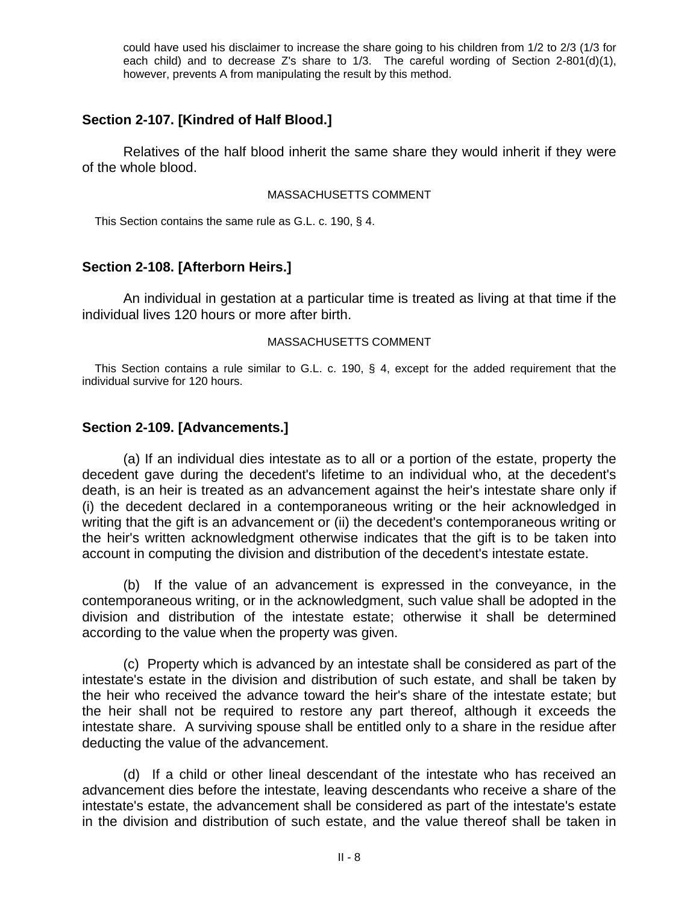could have used his disclaimer to increase the share going to his children from 1/2 to 2/3 (1/3 for each child) and to decrease Z's share to 1/3. The careful wording of Section 2-801(d)(1), however, prevents A from manipulating the result by this method.

### Section 2-107. [Kindred of Half Blood.]

Relatives of the half blood inherit the same share they would inherit if they were of the whole blood.

MASSACHUSETTS COMMENT

This Section contains the same rule as G.L. c. 190, § 4.

### Section 2-108. [Afterborn Heirs.]

An individual in gestation at a particular time is treated as living at that time if the individual lives 120 hours or more after birth.

MASSACHUSETTS COMMENT

This Section contains a rule similar to G.L. c. 190, § 4, except for the added requirement that the individual survive for 120 hours.

### Section 2-109. [Advancements.]

(a) If an individual dies intestate as to all or a portion of the estate, property the decedent gave during the decedent's lifetime to an individual who, at the decedent's death, is an heir is treated as an advancement against the heir's intestate share only if (i) the decedent declared in a contemporaneous writing or the heir acknowledged in writing that the gift is an advancement or (ii) the decedent's contemporaneous writing or the heir's written acknowledgment otherwise indicates that the gift is to be taken into account in computing the division and distribution of the decedent's intestate estate.

(b) If the value of an advancement is expressed in the conveyance, in the contemporaneous writing, or in the acknowledgment, such value shall be adopted in the division and distribution of the intestate estate; otherwise it shall be determined according to the value when the property was given.

(c) Property which is advanced by an intestate shall be considered as part of the intestate's estate in the division and distribution of such estate, and shall be taken by the heir who received the advance toward the heir's share of the intestate estate; but the heir shall not be required to restore any part thereof, although it exceeds the intestate share. A surviving spouse shall be entitled only to a share in the residue after deducting the value of the advancement.

(d) If a child or other lineal descendant of the intestate who has received an advancement dies before the intestate, leaving descendants who receive a share of the intestate's estate, the advancement shall be considered as part of the intestate's estate in the division and distribution of such estate, and the value thereof shall be taken in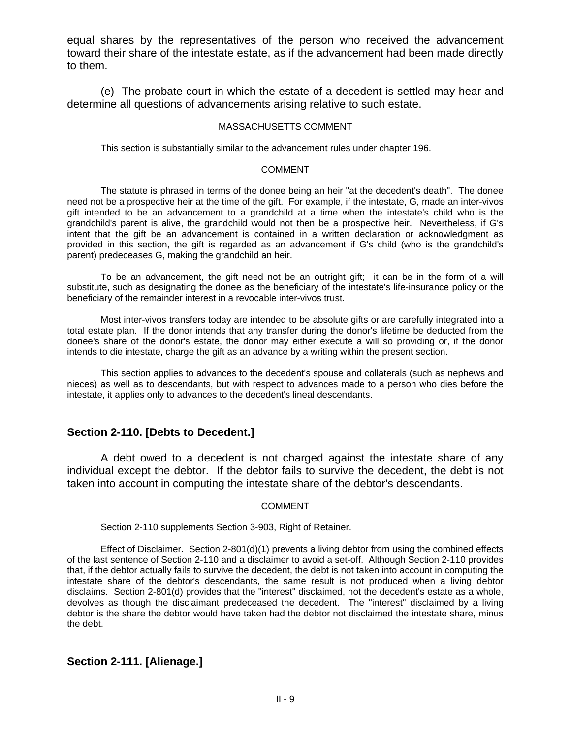equal shares by the representatives of the person who received the advancement toward their share of the intestate estate, as if the advancement had been made directly to them.

(e) The probate court in which the estate of a decedent is settled may hear and determine all questions of advancements arising relative to such estate.

MASSACHUSETTS COMMENT

This section is substantially similar to the advancement rules under chapter 196.

COMMENT

The statute is phrased in terms of the donee being an heir "at the decedent's death". The donee need not be a prospective heir at the time of the gift. For example, if the intestate, G, made an inter-vivos gift intended to be an advancement to a grandchild at a time when the intestate's child who is the grandchild's parent is alive, the grandchild would not then be a prospective heir. Nevertheless, if G's intent that the gift be an advancement is contained in a written declaration or acknowledgment as provided in this section, the gift is regarded as an advancement if G's child (who is the grandchild's parent) predeceases G, making the grandchild an heir.

To be an advancement, the gift need not be an outright gift; it can be in the form of a will substitute, such as designating the donee as the beneficiary of the intestate's life-insurance policy or the beneficiary of the remainder interest in a revocable inter-vivos trust.

Most inter-vivos transfers today are intended to be absolute gifts or are carefully integrated into a total estate plan. If the donor intends that any transfer during the donor's lifetime be deducted from the donee's share of the donor's estate, the donor may either execute a will so providing or, if the donor intends to die intestate, charge the gift as an advance by a writing within the present section.

This section applies to advances to the decedent's spouse and collaterals (such as nephews and nieces) as well as to descendants, but with respect to advances made to a person who dies before the intestate, it applies only to advances to the decedent's lineal descendants.

## Section 2-110. [Debts to Decedent.]

A debt owed to a decedent is not charged against the intestate share of any individual except the debtor. If the debtor fails to survive the decedent, the debt is not taken into account in computing the intestate share of the debtor's descendants.

COMMENT

Section 2-110 supplements Section 3-903, Right of Retainer.

Effect of Disclaimer. Section 2-801(d)(1) prevents a living debtor from using the combined effects of the last sentence of Section 2-110 and a disclaimer to avoid a set-off. Although Section 2-110 provides that, if the debtor actually fails to survive the decedent, the debt is not taken into account in computing the intestate share of the debtor's descendants, the same result is not produced when a living debtor disclaims. Section 2-801(d) provides that the "interest" disclaimed, not the decedent's estate as a whole, devolves as though the disclaimant predeceased the decedent. The "interest" disclaimed by a living debtor is the share the debtor would have taken had the debtor not disclaimed the intestate share, minus the debt.

## Section 2-111. [Alienage.]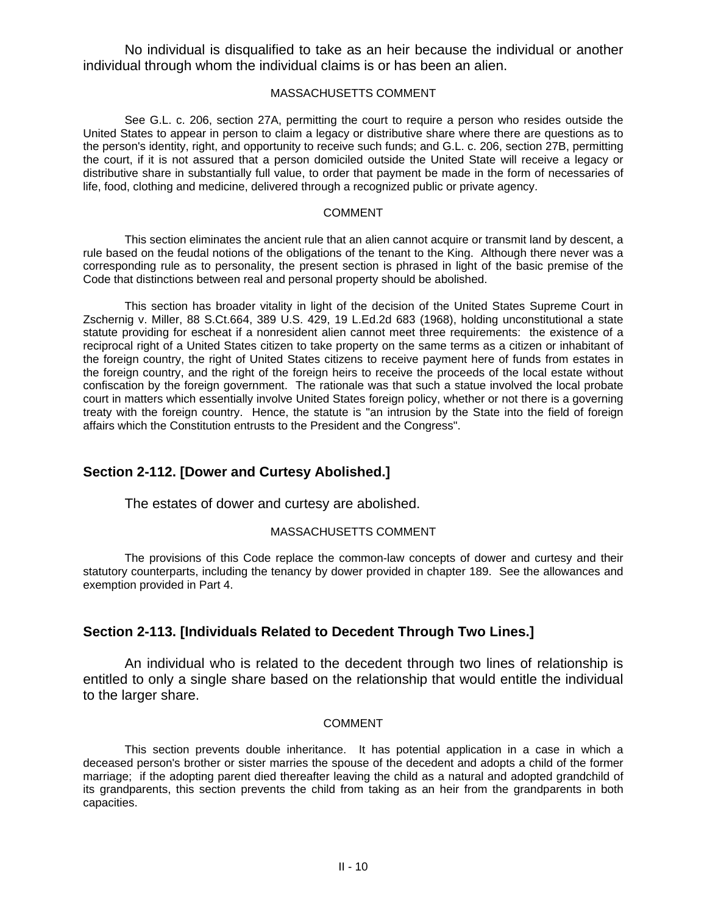No individual is disqualified to take as an heir because the individual or another individual through whom the individual claims is or has been an alien.

MASSACHUSETTS COMMENT

See G.L. c. 206, section 27A, permitting the court to require a person who resides outside the United States to appear in person to claim a legacy or distributive share where there are questions as to the person's identity, right, and opportunity to receive such funds; and G.L. c. 206, section 27B, permitting the court, if it is not assured that a person domiciled outside the United State will receive a legacy or distributive share in substantially full value, to order that payment be made in the form of necessaries of life, food, clothing and medicine, delivered through a recognized public or private agency.

COMMENT

This section eliminates the ancient rule that an alien cannot acquire or transmit land by descent, a rule based on the feudal notions of the obligations of the tenant to the King. Although there never was a corresponding rule as to personality, the present section is phrased in light of the basic premise of the Code that distinctions between real and personal property should be abolished.

This section has broader vitality in light of the decision of the United States Supreme Court in Zschernig v. Miller, 88 S.Ct.664, 389 U.S. 429, 19 L.Ed.2d 683 (1968), holding unconstitutional a state statute providing for escheat if a nonresident alien cannot meet three requirements: the existence of a reciprocal right of a United States citizen to take property on the same terms as a citizen or inhabitant of the foreign country, the right of United States citizens to receive payment here of funds from estates in the foreign country, and the right of the foreign heirs to receive the proceeds of the local estate without confiscation by the foreign government. The rationale was that such a statue involved the local probate court in matters which essentially involve United States foreign policy, whether or not there is a governing treaty with the foreign country. Hence, the statute is "an intrusion by the State into the field of foreign affairs which the Constitution entrusts to the President and the Congress".

## Section 2-112. [Dower and Curtesy Abolished.]

The estates of dower and curtesy are abolished.

MASSACHUSETTS COMMENT

The provisions of this Code replace the common-law concepts of dower and curtesy and their statutory counterparts, including the tenancy by dower provided in chapter 189. See the allowances and exemption provided in Part 4.

## Section 2-113. [Individuals Related to Decedent Through Two Lines.]

An individual who is related to the decedent through two lines of relationship is entitled to only a single share based on the relationship that would entitle the individual to the larger share.

COMMENT

This section prevents double inheritance. It has potential application in a case in which a deceased person's brother or sister marries the spouse of the decedent and adopts a child of the former marriage; if the adopting parent died thereafter leaving the child as a natural and adopted grandchild of its grandparents, this section prevents the child from taking as an heir from the grandparents in both capacities.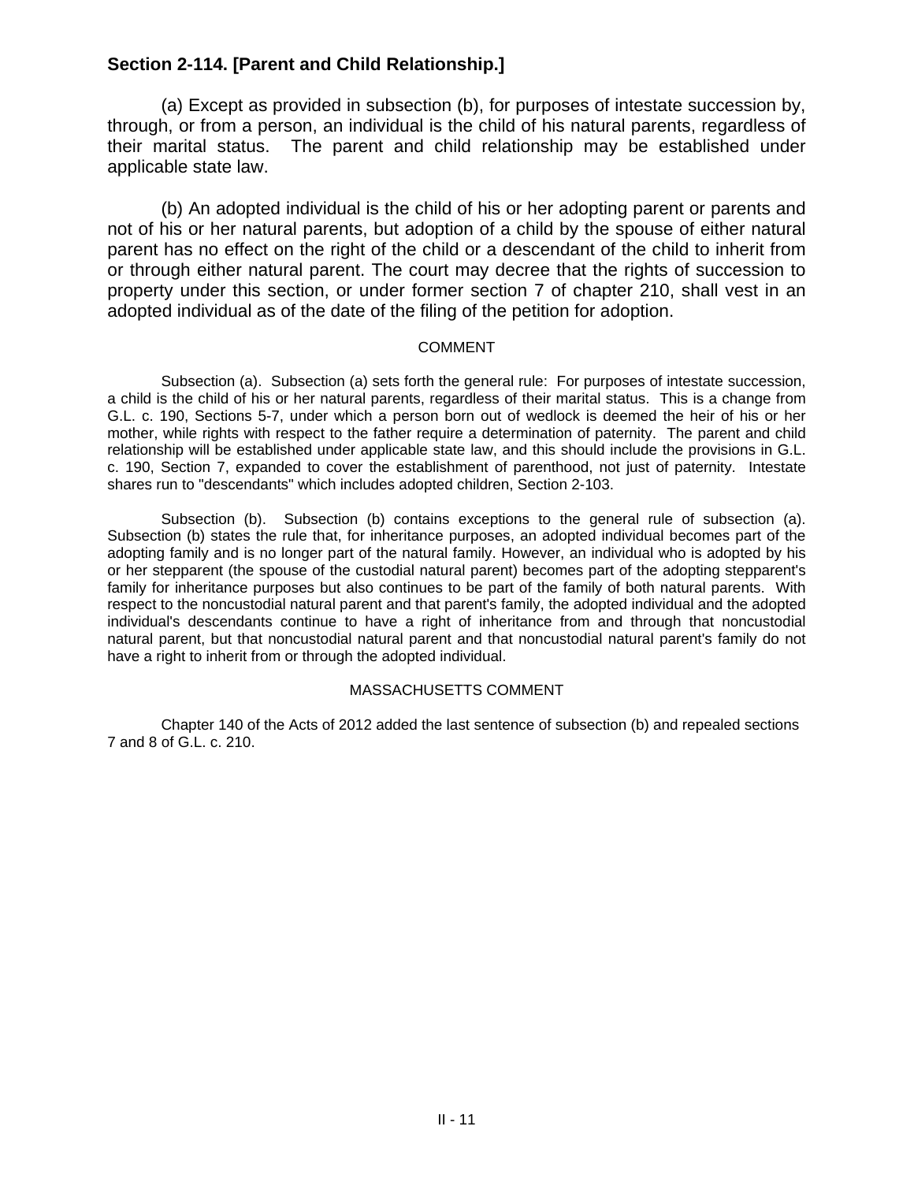## Section 2-114. [Parent and Child Relationship.]

(a) Except as provided in subsection (b), for purposes of intestate succession by, through, or from a person, an individual is the child of his natural parents, regardless of their marital status. The parent and child relationship may be established under applicable state law.

(b) An adopted individual is the child of his or her adopting parent or parents and not of his or her natural parents, but adoption of a child by the spouse of either natural parent has no effect on the right of the child or a descendant of the child to inherit from or through either natural parent. The court may decree that the rights of succession to property under this section, or under former section 7 of chapter 210, shall vest in an adopted individual as of the date of the filing of the petition for adoption.

COMMENT

Subsection (a). Subsection (a) sets forth the general rule: For purposes of intestate succession, a child is the child of his or her natural parents, regardless of their marital status. This is a change from G.L. c. 190, Sections 5-7, under which a person born out of wedlock is deemed the heir of his or her mother, while rights with respect to the father require a determination of paternity. The parent and child relationship will be established under applicable state law, and this should include the provisions in G.L. c. 190, Section 7, expanded to cover the establishment of parenthood, not just of paternity. Intestate shares run to "descendants" which includes adopted children, Section 2-103.

Subsection (b). Subsection (b) contains exceptions to the general rule of subsection (a). Subsection (b) states the rule that, for inheritance purposes, an adopted individual becomes part of the adopting family and is no longer part of the natural family. However, an individual who is adopted by his or her stepparent (the spouse of the custodial natural parent) becomes part of the adopting stepparent's family for inheritance purposes but also continues to be part of the family of both natural parents. With respect to the noncustodial natural parent and that parent's family, the adopted individual and the adopted individual's descendants continue to have a right of inheritance from and through that noncustodial natural parent, but that noncustodial natural parent and that noncustodial natural parent's family do not have a right to inherit from or through the adopted individual.

MASSACHUSETTS COMMENT

Chapter 140 of the Acts of 2012 added the last sentence of subsection (b) and repealed sections 7 and 8 of G.L. c. 210.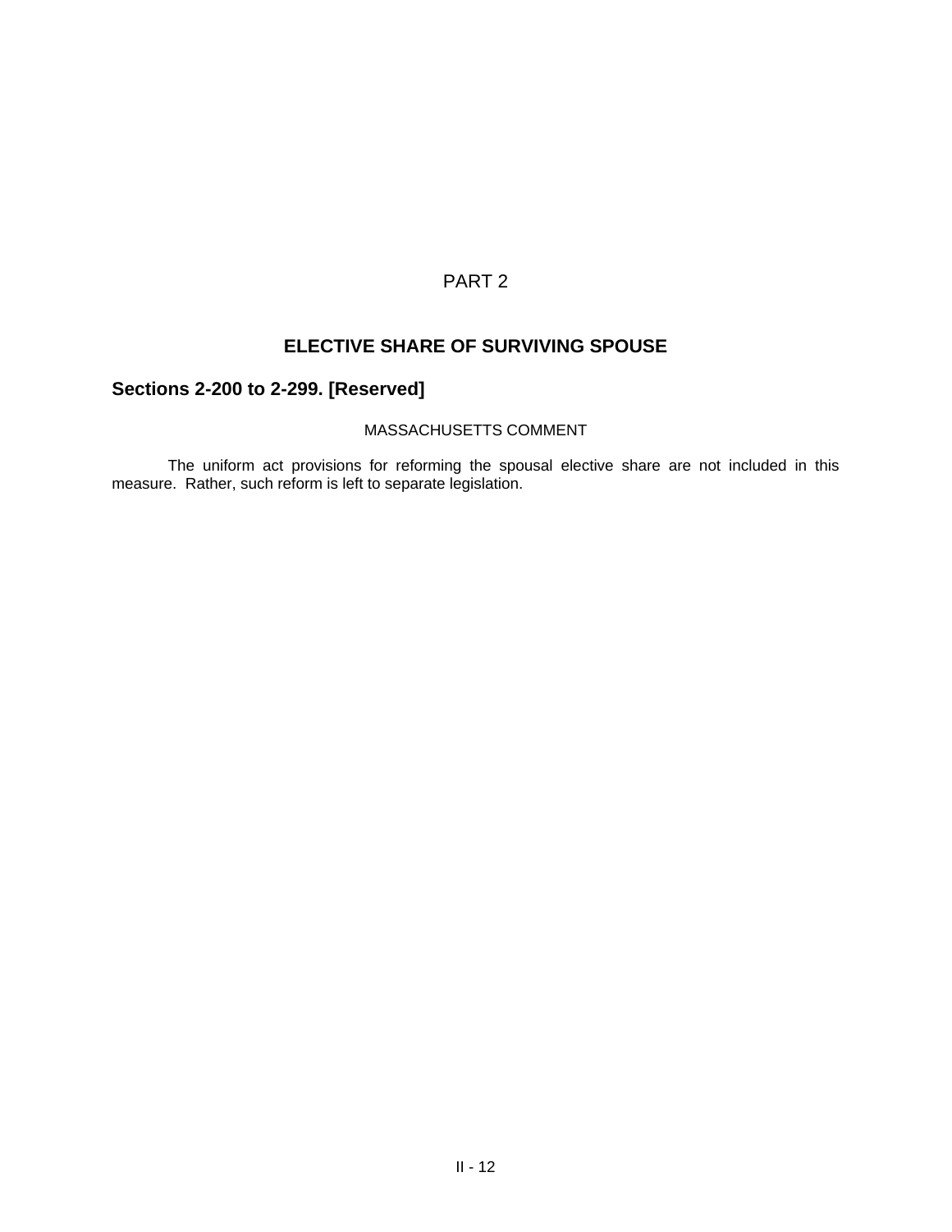# PART 2

## ELECTIVE SHARE OF SURVIVING SPOUSE

### Sections 2-200 to 2-299. [Reserved]

MASSACHUSETTS COMMENT

The uniform act provisions for reforming the spousal elective share are not included in this measure. Rather, such reform is left to separate legislation.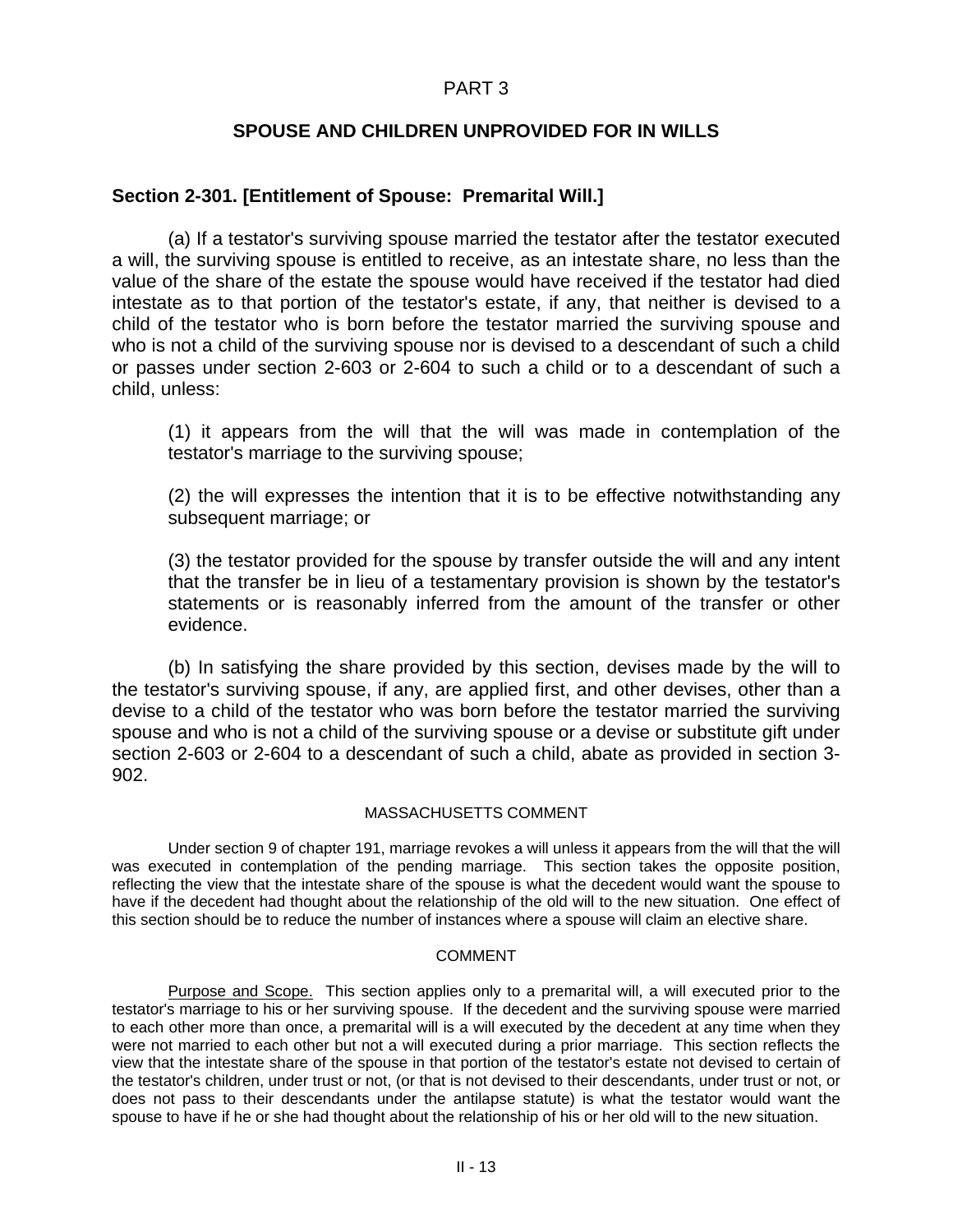# PART 3

## SPOUSE AND CHILDREN UNPROVIDED FOR IN WILLS

### Section 2-301. [Entitlement of Spouse: Premarital Will.]

(a) If a testator's surviving spouse married the testator after the testator executed a will, the surviving spouse is entitled to receive, as an intestate share, no less than the value of the share of the estate the spouse would have received if the testator had died intestate as to that portion of the testator's estate, if any, that neither is devised to a child of the testator who is born before the testator married the surviving spouse and who is not a child of the surviving spouse nor is devised to a descendant of such a child or passes under section 2-603 or 2-604 to such a child or to a descendant of such a child, unless:

(1) it appears from the will that the will was made in contemplation of the testator's marriage to the surviving spouse;

(2) the will expresses the intention that it is to be effective notwithstanding any subsequent marriage; or

(3) the testator provided for the spouse by transfer outside the will and any intent that the transfer be in lieu of a testamentary provision is shown by the testator's statements or is reasonably inferred from the amount of the transfer or other evidence.

(b) In satisfying the share provided by this section, devises made by the will to the testator's surviving spouse, if any, are applied first, and other devises, other than a devise to a child of the testator who was born before the testator married the surviving spouse and who is not a child of the surviving spouse or a devise or substitute gift under section 2-603 or 2-604 to a descendant of such a child, abate as provided in section 3-902.

MASSACHUSETTS COMMENT

Under section 9 of chapter 191, marriage revokes a will unless it appears from the will that the will was executed in contemplation of the pending marriage. This section takes the opposite position, reflecting the view that the intestate share of the spouse is what the decedent would want the spouse to have if the decedent had thought about the relationship of the old will to the new situation. One effect of this section should be to reduce the number of instances where a spouse will claim an elective share.

COMMENT

Purpose and Scope. This section applies only to a premarital will, a will executed prior to the testator's marriage to his or her surviving spouse. If the decedent and the surviving spouse were married to each other more than once, a premarital will is a will executed by the decedent at any time when they were not married to each other but not a will executed during a prior marriage. This section reflects the view that the intestate share of the spouse in that portion of the testator's estate not devised to certain of the testator's children, under trust or not, (or that is not devised to their descendants, under trust or not, or does not pass to their descendants under the antilapse statute) is what the testator would want the spouse to have if he or she had thought about the relationship of his or her old will to the new situation.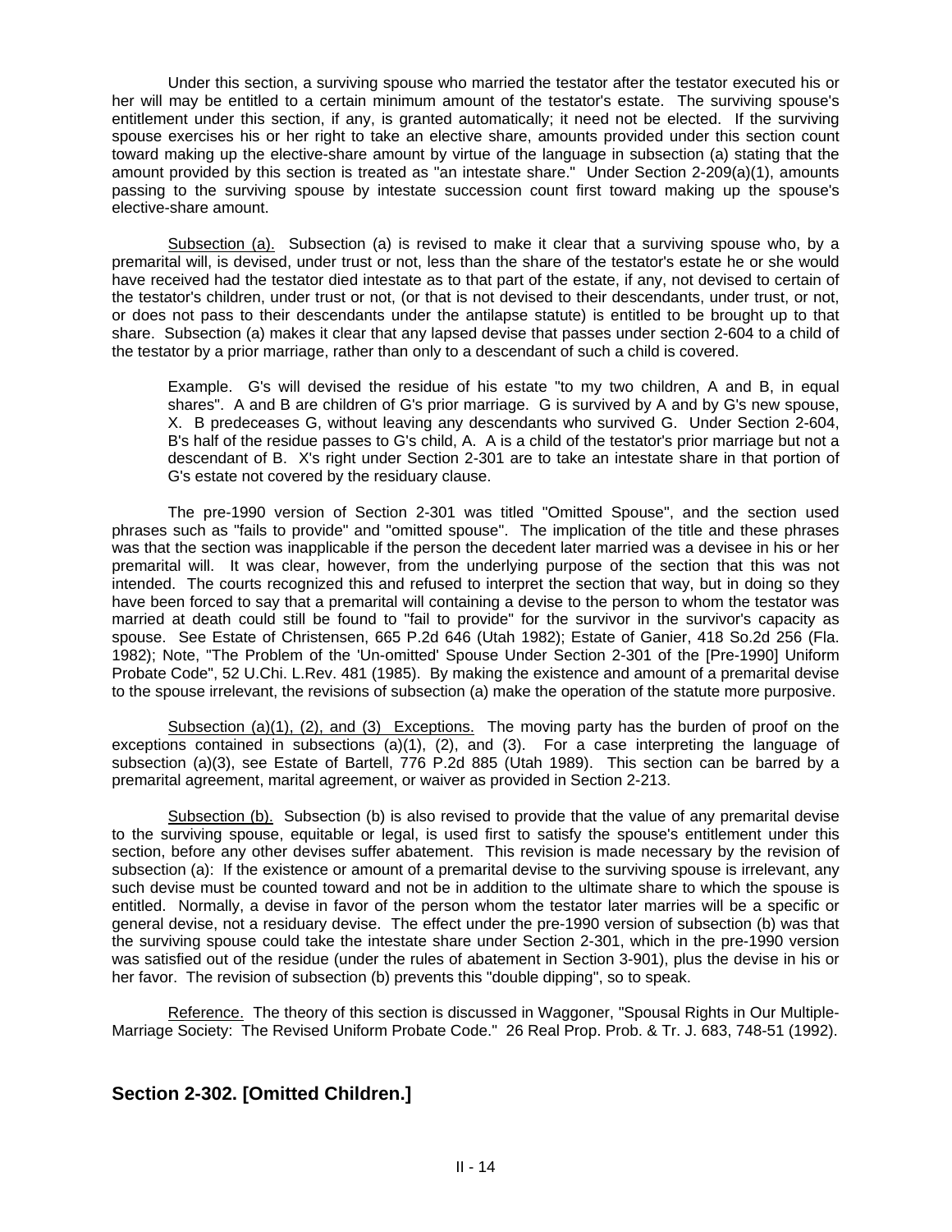Under this section, a surviving spouse who married the testator after the testator executed his or her will may be entitled to a certain minimum amount of the testator's estate. The surviving spouse's entitlement under this section, if any, is granted automatically; it need not be elected. If the surviving spouse exercises his or her right to take an elective share, amounts provided under this section count toward making up the elective-share amount by virtue of the language in subsection (a) stating that the amount provided by this section is treated as "an intestate share." Under Section 2-209(a)(1), amounts passing to the surviving spouse by intestate succession count first toward making up the spouse's elective-share amount.

Subsection (a). Subsection (a) is revised to make it clear that a surviving spouse who, by a premarital will, is devised, under trust or not, less than the share of the testator's estate he or she would have received had the testator died intestate as to that part of the estate, if any, not devised to certain of the testator's children, under trust or not, (or that is not devised to their descendants, under trust, or not, or does not pass to their descendants under the antilapse statute) is entitled to be brought up to that share. Subsection (a) makes it clear that any lapsed devise that passes under section 2-604 to a child of the testator by a prior marriage, rather than only to a descendant of such a child is covered.

> Example. G's will devised the residue of his estate "to my two children, A and B, in equal shares". A and B are children of G's prior marriage. G is survived by A and by G's new spouse, X. B predeceases G, without leaving any descendants who survived G. Under Section 2-604, B's half of the residue passes to G's child, A. A is a child of the testator's prior marriage but not a descendant of B. X's right under Section 2-301 are to take an intestate share in that portion of G's estate not covered by the residuary clause.

The pre-1990 version of Section 2-301 was titled "Omitted Spouse", and the section used phrases such as "fails to provide" and "omitted spouse". The implication of the title and these phrases was that the section was inapplicable if the person the decedent later married was a devisee in his or her premarital will. It was clear, however, from the underlying purpose of the section that this was not intended. The courts recognized this and refused to interpret the section that way, but in doing so they have been forced to say that a premarital will containing a devise to the person to whom the testator was married at death could still be found to "fail to provide" for the survivor in the survivor's capacity as spouse. See Estate of Christensen, 665 P.2d 646 (Utah 1982); Estate of Ganier, 418 So.2d 256 (Fla. 1982); Note, "The Problem of the 'Un-omitted' Spouse Under Section 2-301 of the [Pre-1990] Uniform Probate Code", 52 U.Chi. L.Rev. 481 (1985). By making the existence and amount of a premarital devise to the spouse irrelevant, the revisions of subsection (a) make the operation of the statute more purposive.

Subsection (a)(1), (2), and (3) Exceptions. The moving party has the burden of proof on the exceptions contained in subsections (a)(1), (2), and (3). For a case interpreting the language of subsection (a)(3), see Estate of Bartell, 776 P.2d 885 (Utah 1989). This section can be barred by a premarital agreement, marital agreement, or waiver as provided in Section 2-213.

Subsection (b). Subsection (b) is also revised to provide that the value of any premarital devise to the surviving spouse, equitable or legal, is used first to satisfy the spouse's entitlement under this section, before any other devises suffer abatement. This revision is made necessary by the revision of subsection (a): If the existence or amount of a premarital devise to the surviving spouse is irrelevant, any such devise must be counted toward and not be in addition to the ultimate share to which the spouse is entitled. Normally, a devise in favor of the person whom the testator later marries will be a specific or general devise, not a residuary devise. The effect under the pre-1990 version of subsection (b) was that the surviving spouse could take the intestate share under Section 2-301, which in the pre-1990 version was satisfied out of the residue (under the rules of abatement in Section 3-901), plus the devise in his or her favor. The revision of subsection (b) prevents this "double dipping", so to speak.

Reference. The theory of this section is discussed in Waggoner, "Spousal Rights in Our Multiple-Marriage Society: The Revised Uniform Probate Code." 26 Real Prop. Prob. & Tr. J. 683, 748-51 (1992).

## Section 2-302. [Omitted Children.]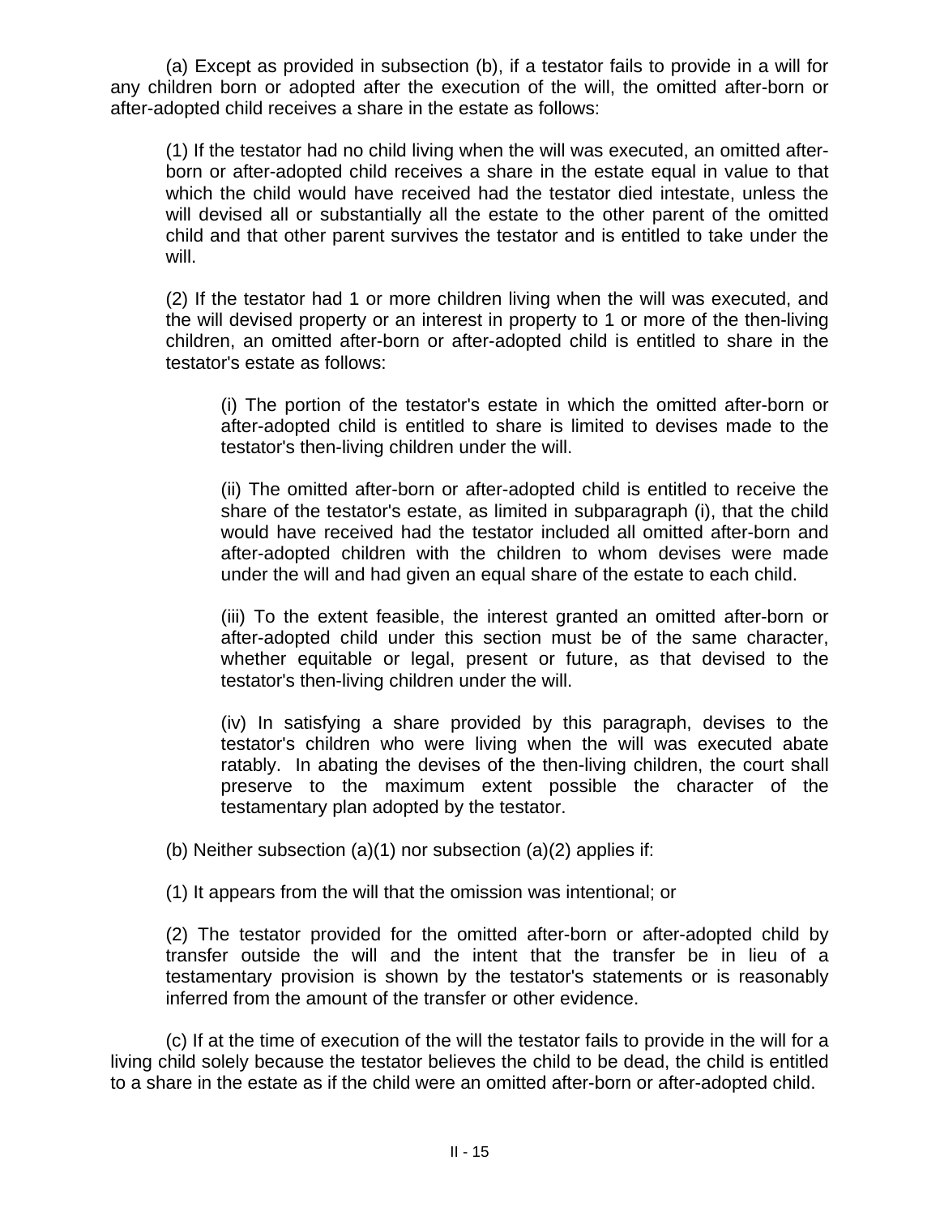(a) Except as provided in subsection (b), if a testator fails to provide in a will for any children born or adopted after the execution of the will, the omitted after-born or after-adopted child receives a share in the estate as follows:

(1) If the testator had no child living when the will was executed, an omitted after-born or after-adopted child receives a share in the estate equal in value to that which the child would have received had the testator died intestate, unless the will devised all or substantially all the estate to the other parent of the omitted child and that other parent survives the testator and is entitled to take under the will.

(2) If the testator had 1 or more children living when the will was executed, and the will devised property or an interest in property to 1 or more of the then-living children, an omitted after-born or after-adopted child is entitled to share in the testator's estate as follows:

(i) The portion of the testator's estate in which the omitted after-born or after-adopted child is entitled to share is limited to devises made to the testator's then-living children under the will.

(ii) The omitted after-born or after-adopted child is entitled to receive the share of the testator's estate, as limited in subparagraph (i), that the child would have received had the testator included all omitted after-born and after-adopted children with the children to whom devises were made under the will and had given an equal share of the estate to each child.

(iii) To the extent feasible, the interest granted an omitted after-born or after-adopted child under this section must be of the same character, whether equitable or legal, present or future, as that devised to the testator's then-living children under the will.

(iv) In satisfying a share provided by this paragraph, devises to the testator's children who were living when the will was executed abate ratably. In abating the devises of the then-living children, the court shall preserve to the maximum extent possible the character of the testamentary plan adopted by the testator.

(b) Neither subsection (a)(1) nor subsection (a)(2) applies if:

(1) It appears from the will that the omission was intentional; or

(2) The testator provided for the omitted after-born or after-adopted child by transfer outside the will and the intent that the transfer be in lieu of a testamentary provision is shown by the testator's statements or is reasonably inferred from the amount of the transfer or other evidence.

(c) If at the time of execution of the will the testator fails to provide in the will for a living child solely because the testator believes the child to be dead, the child is entitled to a share in the estate as if the child were an omitted after-born or after-adopted child.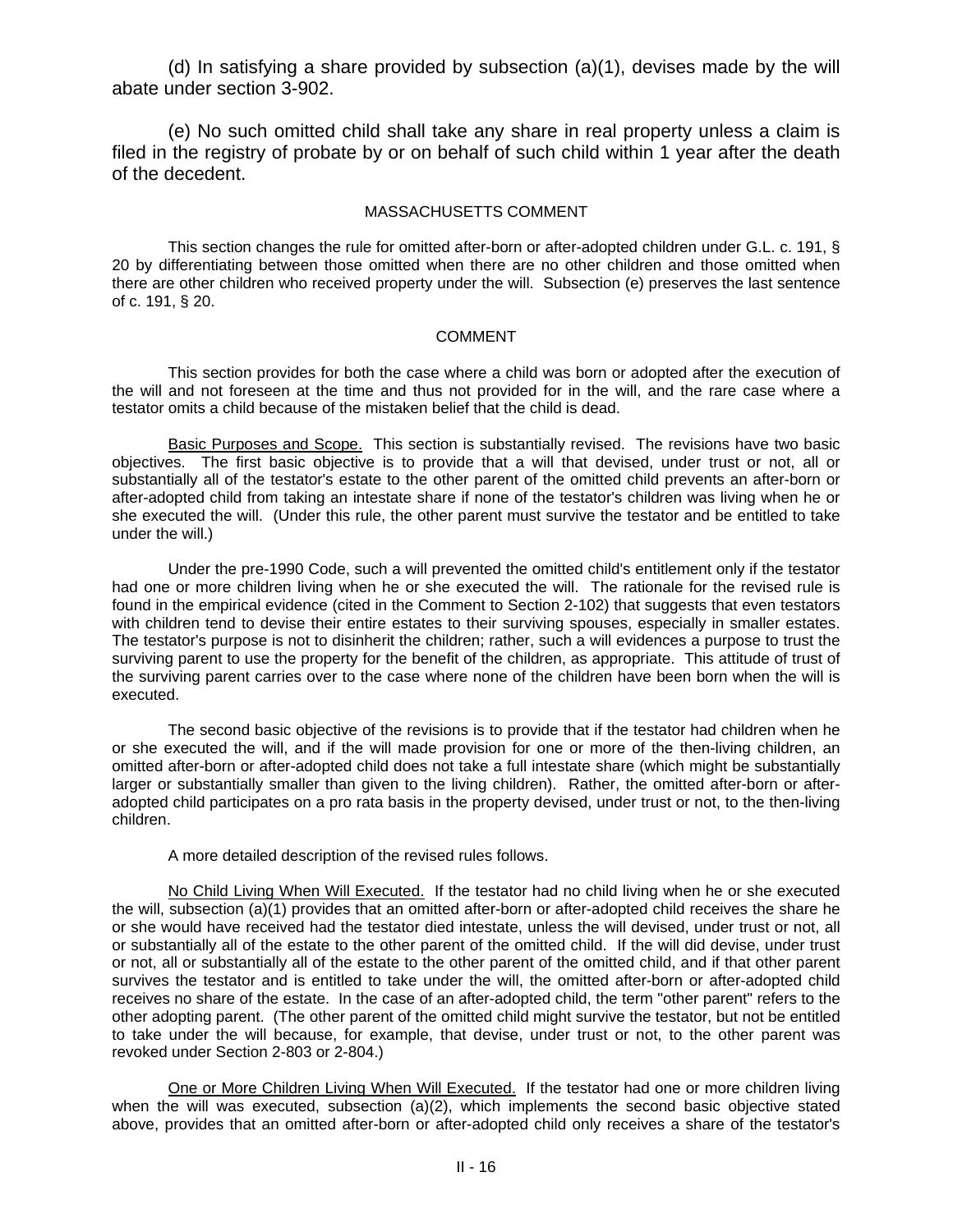(d) In satisfying a share provided by subsection (a)(1), devises made by the will abate under section 3-902.

(e) No such omitted child shall take any share in real property unless a claim is filed in the registry of probate by or on behalf of such child within 1 year after the death of the decedent.

### MASSACHUSETTS COMMENT

This section changes the rule for omitted after-born or after-adopted children under G.L. c. 191, § 20 by differentiating between those omitted when there are no other children and those omitted when there are other children who received property under the will. Subsection (e) preserves the last sentence of c. 191, § 20.

### COMMENT

This section provides for both the case where a child was born or adopted after the execution of the will and not foreseen at the time and thus not provided for in the will, and the rare case where a testator omits a child because of the mistaken belief that the child is dead.

Basic Purposes and Scope. This section is substantially revised. The revisions have two basic objectives. The first basic objective is to provide that a will that devised, under trust or not, all or substantially all of the testator's estate to the other parent of the omitted child prevents an after-born or after-adopted child from taking an intestate share if none of the testator's children was living when he or she executed the will. (Under this rule, the other parent must survive the testator and be entitled to take under the will.)

Under the pre-1990 Code, such a will prevented the omitted child's entitlement only if the testator had one or more children living when he or she executed the will. The rationale for the revised rule is found in the empirical evidence (cited in the Comment to Section 2-102) that suggests that even testators with children tend to devise their entire estates to their surviving spouses, especially in smaller estates. The testator's purpose is not to disinherit the children; rather, such a will evidences a purpose to trust the surviving parent to use the property for the benefit of the children, as appropriate. This attitude of trust of the surviving parent carries over to the case where none of the children have been born when the will is executed.

The second basic objective of the revisions is to provide that if the testator had children when he or she executed the will, and if the will made provision for one or more of the then-living children, an omitted after-born or after-adopted child does not take a full intestate share (which might be substantially larger or substantially smaller than given to the living children). Rather, the omitted after-born or after-adopted child participates on a pro rata basis in the property devised, under trust or not, to the then-living children.

A more detailed description of the revised rules follows.

No Child Living When Will Executed. If the testator had no child living when he or she executed the will, subsection (a)(1) provides that an omitted after-born or after-adopted child receives the share he or she would have received had the testator died intestate, unless the will devised, under trust or not, all or substantially all of the estate to the other parent of the omitted child. If the will did devise, under trust or not, all or substantially all of the estate to the other parent of the omitted child, and if that other parent survives the testator and is entitled to take under the will, the omitted after-born or after-adopted child receives no share of the estate. In the case of an after-adopted child, the term "other parent" refers to the other adopting parent. (The other parent of the omitted child might survive the testator, but not be entitled to take under the will because, for example, that devise, under trust or not, to the other parent was revoked under Section 2-803 or 2-804.)

One or More Children Living When Will Executed. If the testator had one or more children living when the will was executed, subsection (a)(2), which implements the second basic objective stated above, provides that an omitted after-born or after-adopted child only receives a share of the testator's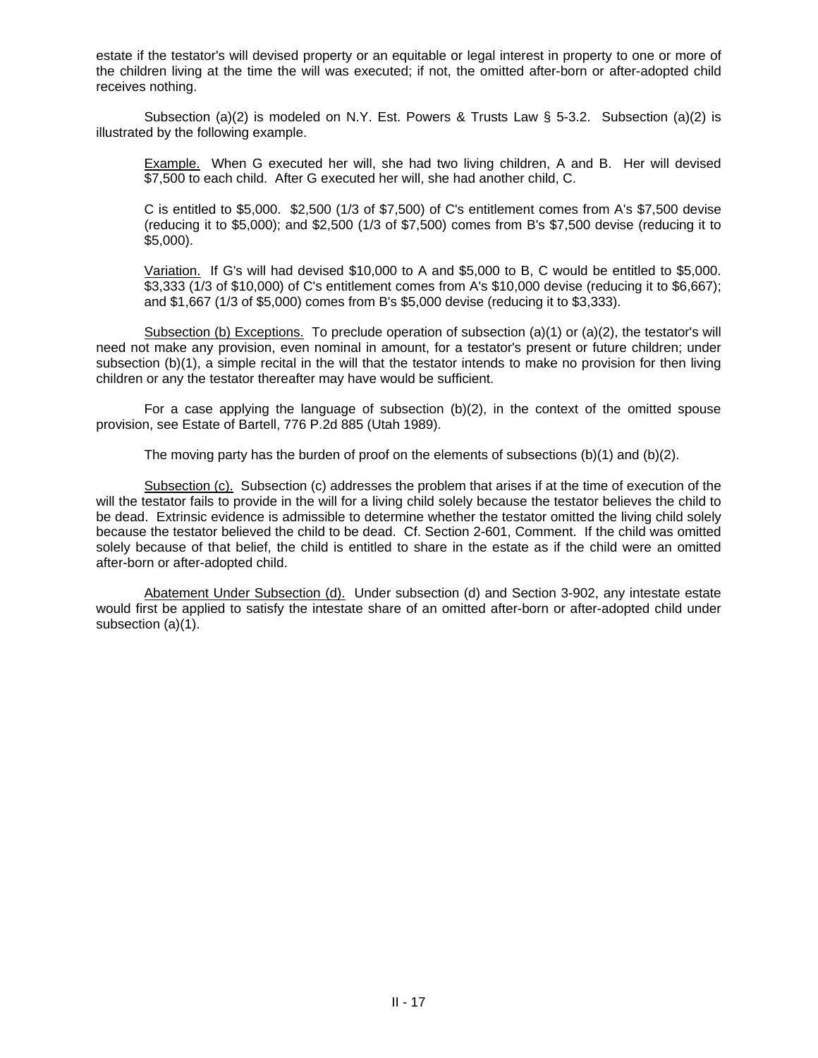estate if the testator's will devised property or an equitable or legal interest in property to one or more of the children living at the time the will was executed; if not, the omitted after-born or after-adopted child receives nothing.

Subsection (a)(2) is modeled on N.Y. Est. Powers & Trusts Law § 5-3.2. Subsection (a)(2) is illustrated by the following example.

> Example. When G executed her will, she had two living children, A and B. Her will devised $7,500 to each child. After G executed her will, she had another child, C.
>
> C is entitled to $5,000. $2,500 (1/3 of $7,500) of C's entitlement comes from A's $7,500 devise (reducing it to $5,000); and $2,500 (1/3 of $7,500) comes from B's $7,500 devise (reducing it to $5,000).
>
> Variation. If G's will had devised $10,000 to A and $5,000 to B, C would be entitled to $5,000. $3,333 (1/3 of $10,000) of C's entitlement comes from A's $10,000 devise (reducing it to $6,667); and $1,667 (1/3 of $5,000) comes from B's $5,000 devise (reducing it to $3,333).

Subsection (b) Exceptions. To preclude operation of subsection (a)(1) or (a)(2), the testator's will need not make any provision, even nominal in amount, for a testator's present or future children; under subsection (b)(1), a simple recital in the will that the testator intends to make no provision for then living children or any the testator thereafter may have would be sufficient.

For a case applying the language of subsection (b)(2), in the context of the omitted spouse provision, see Estate of Bartell, 776 P.2d 885 (Utah 1989).

The moving party has the burden of proof on the elements of subsections (b)(1) and (b)(2).

Subsection (c). Subsection (c) addresses the problem that arises if at the time of execution of the will the testator fails to provide in the will for a living child solely because the testator believes the child to be dead. Extrinsic evidence is admissible to determine whether the testator omitted the living child solely because the testator believed the child to be dead. Cf. Section 2-601, Comment. If the child was omitted solely because of that belief, the child is entitled to share in the estate as if the child were an omitted after-born or after-adopted child.

Abatement Under Subsection (d). Under subsection (d) and Section 3-902, any intestate estate would first be applied to satisfy the intestate share of an omitted after-born or after-adopted child under subsection (a)(1).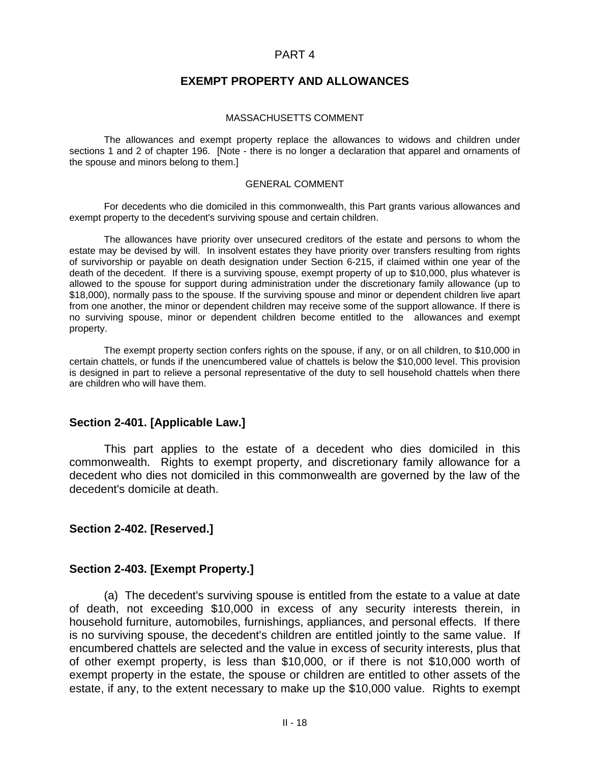# PART 4

## EXEMPT PROPERTY AND ALLOWANCES

MASSACHUSETTS COMMENT

The allowances and exempt property replace the allowances to widows and children under sections 1 and 2 of chapter 196. [Note - there is no longer a declaration that apparel and ornaments of the spouse and minors belong to them.]

GENERAL COMMENT

For decedents who die domiciled in this commonwealth, this Part grants various allowances and exempt property to the decedent's surviving spouse and certain children.

The allowances have priority over unsecured creditors of the estate and persons to whom the estate may be devised by will. In insolvent estates they have priority over transfers resulting from rights of survivorship or payable on death designation under Section 6-215, if claimed within one year of the death of the decedent. If there is a surviving spouse, exempt property of up to $10,000, plus whatever is allowed to the spouse for support during administration under the discretionary family allowance (up to $18,000), normally pass to the spouse. If the surviving spouse and minor or dependent children live apart from one another, the minor or dependent children may receive some of the support allowance. If there is no surviving spouse, minor or dependent children become entitled to the allowances and exempt property.

The exempt property section confers rights on the spouse, if any, or on all children, to $10,000 in certain chattels, or funds if the unencumbered value of chattels is below the $10,000 level. This provision is designed in part to relieve a personal representative of the duty to sell household chattels when there are children who will have them.

### Section 2-401. [Applicable Law.]

This part applies to the estate of a decedent who dies domiciled in this commonwealth. Rights to exempt property, and discretionary family allowance for a decedent who dies not domiciled in this commonwealth are governed by the law of the decedent's domicile at death.

### Section 2-402. [Reserved.]

### Section 2-403. [Exempt Property.]

(a) The decedent's surviving spouse is entitled from the estate to a value at date of death, not exceeding $10,000 in excess of any security interests therein, in household furniture, automobiles, furnishings, appliances, and personal effects. If there is no surviving spouse, the decedent's children are entitled jointly to the same value. If encumbered chattels are selected and the value in excess of security interests, plus that of other exempt property, is less than $10,000, or if there is not $10,000 worth of exempt property in the estate, the spouse or children are entitled to other assets of the estate, if any, to the extent necessary to make up the $10,000 value. Rights to exempt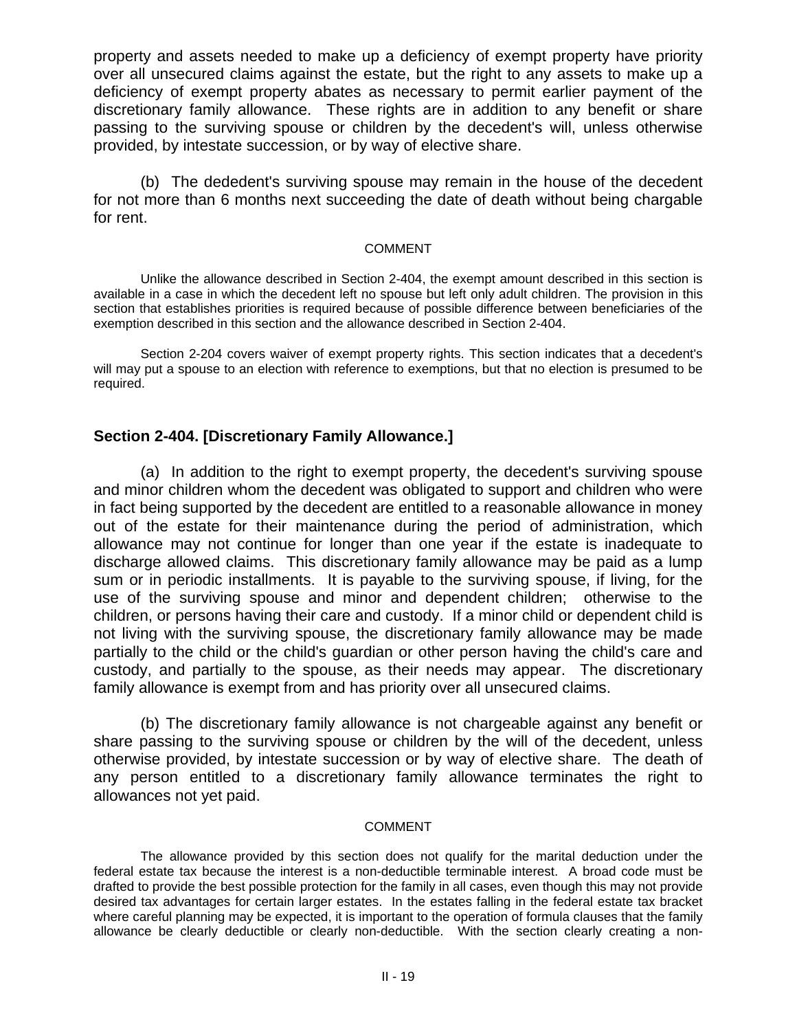property and assets needed to make up a deficiency of exempt property have priority over all unsecured claims against the estate, but the right to any assets to make up a deficiency of exempt property abates as necessary to permit earlier payment of the discretionary family allowance. These rights are in addition to any benefit or share passing to the surviving spouse or children by the decedent's will, unless otherwise provided, by intestate succession, or by way of elective share.

(b) The dededent's surviving spouse may remain in the house of the decedent for not more than 6 months next succeeding the date of death without being chargable for rent.

COMMENT

Unlike the allowance described in Section 2-404, the exempt amount described in this section is available in a case in which the decedent left no spouse but left only adult children. The provision in this section that establishes priorities is required because of possible difference between beneficiaries of the exemption described in this section and the allowance described in Section 2-404.

Section 2-204 covers waiver of exempt property rights. This section indicates that a decedent's will may put a spouse to an election with reference to exemptions, but that no election is presumed to be required.

### Section 2-404. [Discretionary Family Allowance.]

(a) In addition to the right to exempt property, the decedent's surviving spouse and minor children whom the decedent was obligated to support and children who were in fact being supported by the decedent are entitled to a reasonable allowance in money out of the estate for their maintenance during the period of administration, which allowance may not continue for longer than one year if the estate is inadequate to discharge allowed claims. This discretionary family allowance may be paid as a lump sum or in periodic installments. It is payable to the surviving spouse, if living, for the use of the surviving spouse and minor and dependent children; otherwise to the children, or persons having their care and custody. If a minor child or dependent child is not living with the surviving spouse, the discretionary family allowance may be made partially to the child or the child's guardian or other person having the child's care and custody, and partially to the spouse, as their needs may appear. The discretionary family allowance is exempt from and has priority over all unsecured claims.

(b) The discretionary family allowance is not chargeable against any benefit or share passing to the surviving spouse or children by the will of the decedent, unless otherwise provided, by intestate succession or by way of elective share. The death of any person entitled to a discretionary family allowance terminates the right to allowances not yet paid.

COMMENT

The allowance provided by this section does not qualify for the marital deduction under the federal estate tax because the interest is a non-deductible terminable interest. A broad code must be drafted to provide the best possible protection for the family in all cases, even though this may not provide desired tax advantages for certain larger estates. In the estates falling in the federal estate tax bracket where careful planning may be expected, it is important to the operation of formula clauses that the family allowance be clearly deductible or clearly non-deductible. With the section clearly creating a non-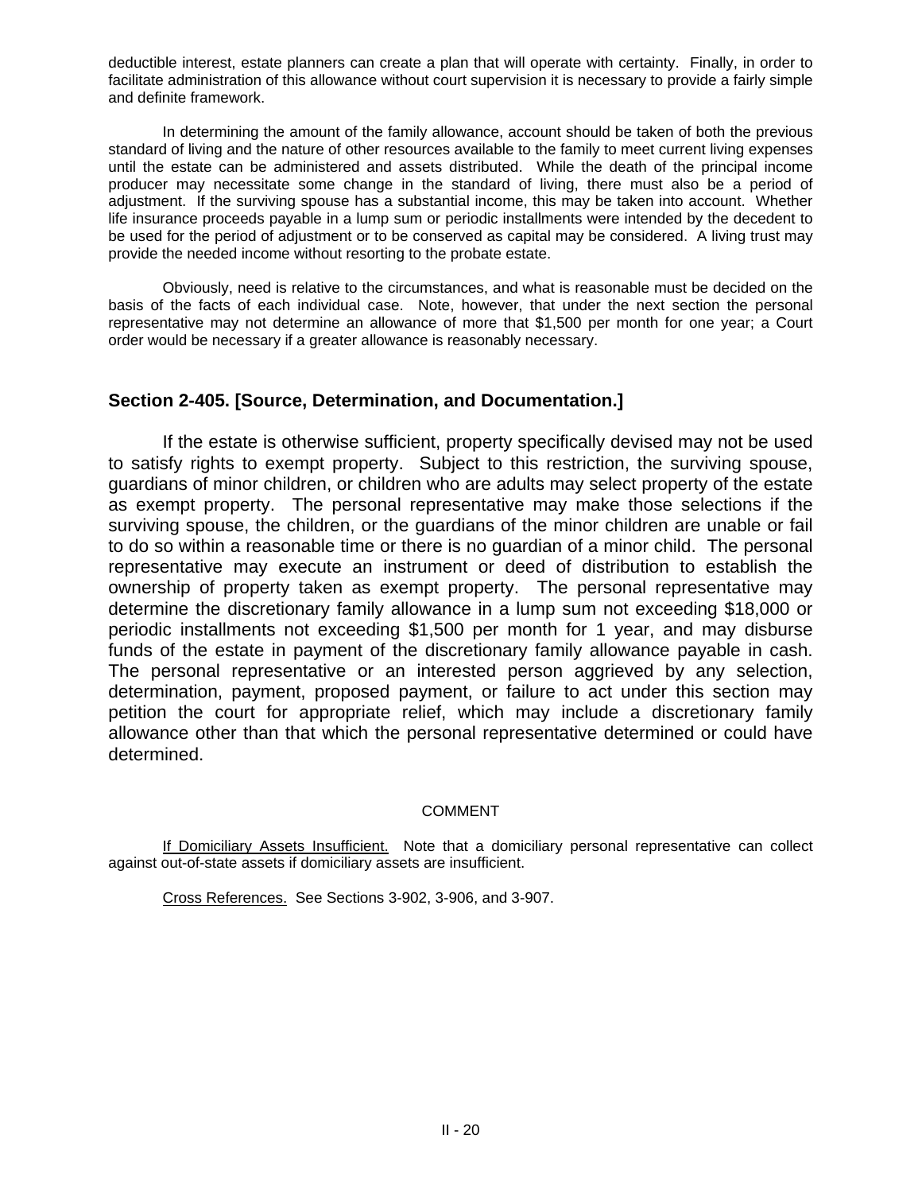deductible interest, estate planners can create a plan that will operate with certainty. Finally, in order to facilitate administration of this allowance without court supervision it is necessary to provide a fairly simple and definite framework.

In determining the amount of the family allowance, account should be taken of both the previous standard of living and the nature of other resources available to the family to meet current living expenses until the estate can be administered and assets distributed. While the death of the principal income producer may necessitate some change in the standard of living, there must also be a period of adjustment. If the surviving spouse has a substantial income, this may be taken into account. Whether life insurance proceeds payable in a lump sum or periodic installments were intended by the decedent to be used for the period of adjustment or to be conserved as capital may be considered. A living trust may provide the needed income without resorting to the probate estate.

Obviously, need is relative to the circumstances, and what is reasonable must be decided on the basis of the facts of each individual case. Note, however, that under the next section the personal representative may not determine an allowance of more that $1,500 per month for one year; a Court order would be necessary if a greater allowance is reasonably necessary.

## Section 2-405. [Source, Determination, and Documentation.]

If the estate is otherwise sufficient, property specifically devised may not be used to satisfy rights to exempt property. Subject to this restriction, the surviving spouse, guardians of minor children, or children who are adults may select property of the estate as exempt property. The personal representative may make those selections if the surviving spouse, the children, or the guardians of the minor children are unable or fail to do so within a reasonable time or there is no guardian of a minor child. The personal representative may execute an instrument or deed of distribution to establish the ownership of property taken as exempt property. The personal representative may determine the discretionary family allowance in a lump sum not exceeding $18,000 or periodic installments not exceeding $1,500 per month for 1 year, and may disburse funds of the estate in payment of the discretionary family allowance payable in cash. The personal representative or an interested person aggrieved by any selection, determination, payment, proposed payment, or failure to act under this section may petition the court for appropriate relief, which may include a discretionary family allowance other than that which the personal representative determined or could have determined.

COMMENT

If Domiciliary Assets Insufficient. Note that a domiciliary personal representative can collect against out-of-state assets if domiciliary assets are insufficient.

Cross References. See Sections 3-902, 3-906, and 3-907.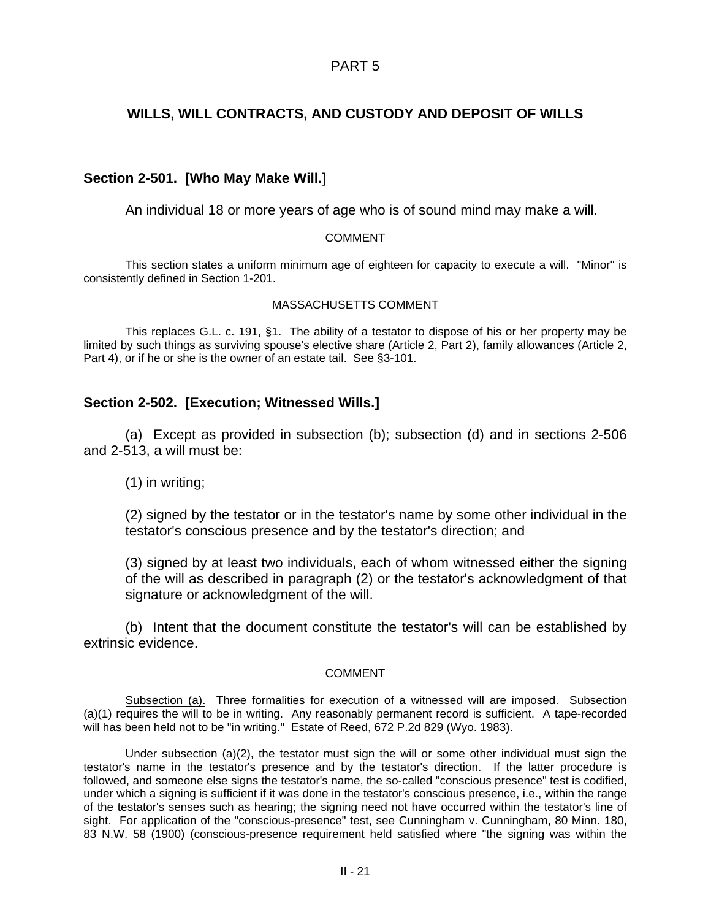# PART 5

## WILLS, WILL CONTRACTS, AND CUSTODY AND DEPOSIT OF WILLS

### Section 2-501. [Who May Make Will.]

An individual 18 or more years of age who is of sound mind may make a will.

COMMENT

This section states a uniform minimum age of eighteen for capacity to execute a will. "Minor" is consistently defined in Section 1-201.

MASSACHUSETTS COMMENT

This replaces G.L. c. 191, §1. The ability of a testator to dispose of his or her property may be limited by such things as surviving spouse's elective share (Article 2, Part 2), family allowances (Article 2, Part 4), or if he or she is the owner of an estate tail. See §3-101.

### Section 2-502. [Execution; Witnessed Wills.]

(a) Except as provided in subsection (b); subsection (d) and in sections 2-506 and 2-513, a will must be:

(1) in writing;

(2) signed by the testator or in the testator's name by some other individual in the testator's conscious presence and by the testator's direction; and

(3) signed by at least two individuals, each of whom witnessed either the signing of the will as described in paragraph (2) or the testator's acknowledgment of that signature or acknowledgment of the will.

(b) Intent that the document constitute the testator's will can be established by extrinsic evidence.

COMMENT

Subsection (a). Three formalities for execution of a witnessed will are imposed. Subsection (a)(1) requires the will to be in writing. Any reasonably permanent record is sufficient. A tape-recorded will has been held not to be "in writing." Estate of Reed, 672 P.2d 829 (Wyo. 1983).

Under subsection (a)(2), the testator must sign the will or some other individual must sign the testator's name in the testator's presence and by the testator's direction. If the latter procedure is followed, and someone else signs the testator's name, the so-called "conscious presence" test is codified, under which a signing is sufficient if it was done in the testator's conscious presence, i.e., within the range of the testator's senses such as hearing; the signing need not have occurred within the testator's line of sight. For application of the "conscious-presence" test, see Cunningham v. Cunningham, 80 Minn. 180, 83 N.W. 58 (1900) (conscious-presence requirement held satisfied where "the signing was within the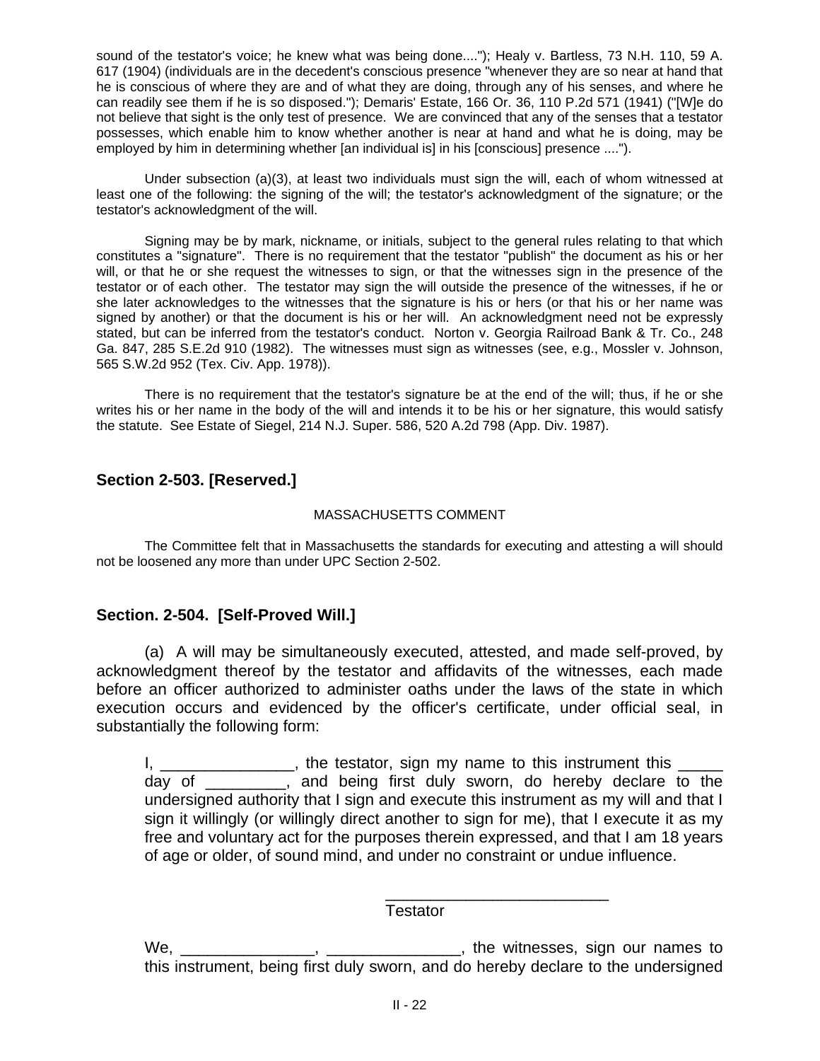sound of the testator's voice; he knew what was being done...."); Healy v. Bartless, 73 N.H. 110, 59 A. 617 (1904) (individuals are in the decedent's conscious presence "whenever they are so near at hand that he is conscious of where they are and of what they are doing, through any of his senses, and where he can readily see them if he is so disposed."); Demaris' Estate, 166 Or. 36, 110 P.2d 571 (1941) ("[W]e do not believe that sight is the only test of presence. We are convinced that any of the senses that a testator possesses, which enable him to know whether another is near at hand and what he is doing, may be employed by him in determining whether [an individual is] in his [conscious] presence ....").

Under subsection (a)(3), at least two individuals must sign the will, each of whom witnessed at least one of the following: the signing of the will; the testator's acknowledgment of the signature; or the testator's acknowledgment of the will.

Signing may be by mark, nickname, or initials, subject to the general rules relating to that which constitutes a "signature". There is no requirement that the testator "publish" the document as his or her will, or that he or she request the witnesses to sign, or that the witnesses sign in the presence of the testator or of each other. The testator may sign the will outside the presence of the witnesses, if he or she later acknowledges to the witnesses that the signature is his or hers (or that his or her name was signed by another) or that the document is his or her will. An acknowledgment need not be expressly stated, but can be inferred from the testator's conduct. Norton v. Georgia Railroad Bank & Tr. Co., 248 Ga. 847, 285 S.E.2d 910 (1982). The witnesses must sign as witnesses (see, e.g., Mossler v. Johnson, 565 S.W.2d 952 (Tex. Civ. App. 1978)).

There is no requirement that the testator's signature be at the end of the will; thus, if he or she writes his or her name in the body of the will and intends it to be his or her signature, this would satisfy the statute. See Estate of Siegel, 214 N.J. Super. 586, 520 A.2d 798 (App. Div. 1987).

## Section 2-503. [Reserved.]

MASSACHUSETTS COMMENT

The Committee felt that in Massachusetts the standards for executing and attesting a will should not be loosened any more than under UPC Section 2-502.

## Section. 2-504. [Self-Proved Will.]

(a) A will may be simultaneously executed, attested, and made self-proved, by acknowledgment thereof by the testator and affidavits of the witnesses, each made before an officer authorized to administer oaths under the laws of the state in which execution occurs and evidenced by the officer's certificate, under official seal, in substantially the following form:

> I, _______________, the testator, sign my name to this instrument this _____ day of _________, and being first duly sworn, do hereby declare to the undersigned authority that I sign and execute this instrument as my will and that I sign it willingly (or willingly direct another to sign for me), that I execute it as my free and voluntary act for the purposes therein expressed, and that I am 18 years of age or older, of sound mind, and under no constraint or undue influence.
>
> _________________________
> Testator
>
> We, _______________, _______________, the witnesses, sign our names to this instrument, being first duly sworn, and do hereby declare to the undersigned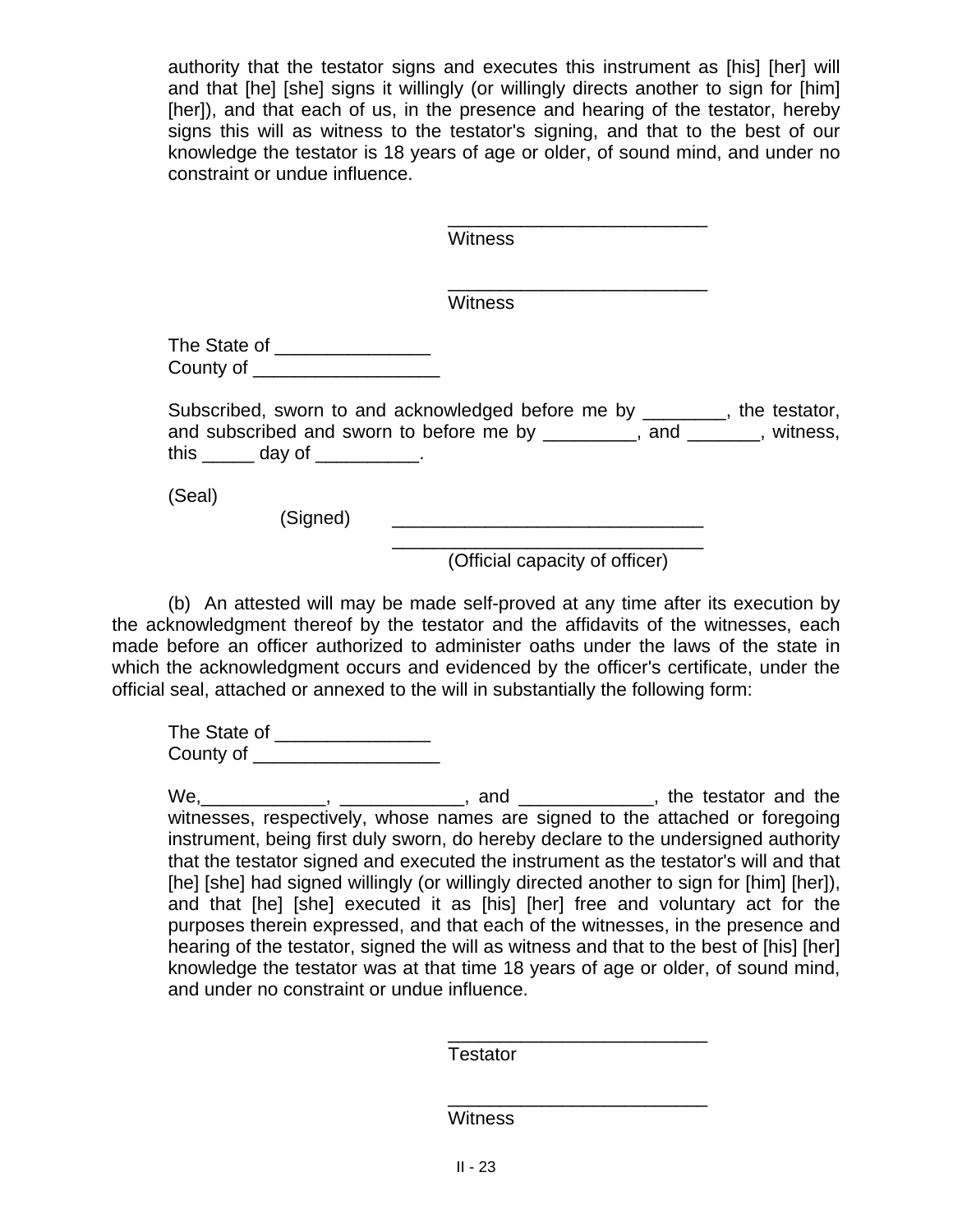authority that the testator signs and executes this instrument as [his] [her] will and that [he] [she] signs it willingly (or willingly directs another to sign for [him] [her]), and that each of us, in the presence and hearing of the testator, hereby signs this will as witness to the testator's signing, and that to the best of our knowledge the testator is 18 years of age or older, of sound mind, and under no constraint or undue influence.

_________________________
Witness

_________________________
Witness

The State of _______________
County of __________________

Subscribed, sworn to and acknowledged before me by ________, the testator, and subscribed and sworn to before me by _________, and _______, witness, this _____ day of __________.

(Seal)

(Signed) ______________________________

______________________________
(Official capacity of officer)

(b) An attested will may be made self-proved at any time after its execution by the acknowledgment thereof by the testator and the affidavits of the witnesses, each made before an officer authorized to administer oaths under the laws of the state in which the acknowledgment occurs and evidenced by the officer's certificate, under the official seal, attached or annexed to the will in substantially the following form:

The State of _______________
County of __________________

We,____________, ____________, and _____________, the testator and the witnesses, respectively, whose names are signed to the attached or foregoing instrument, being first duly sworn, do hereby declare to the undersigned authority that the testator signed and executed the instrument as the testator's will and that [he] [she] had signed willingly (or willingly directed another to sign for [him] [her]), and that [he] [she] executed it as [his] [her] free and voluntary act for the purposes therein expressed, and that each of the witnesses, in the presence and hearing of the testator, signed the will as witness and that to the best of [his] [her] knowledge the testator was at that time 18 years of age or older, of sound mind, and under no constraint or undue influence.

_________________________
Testator

_________________________
Witness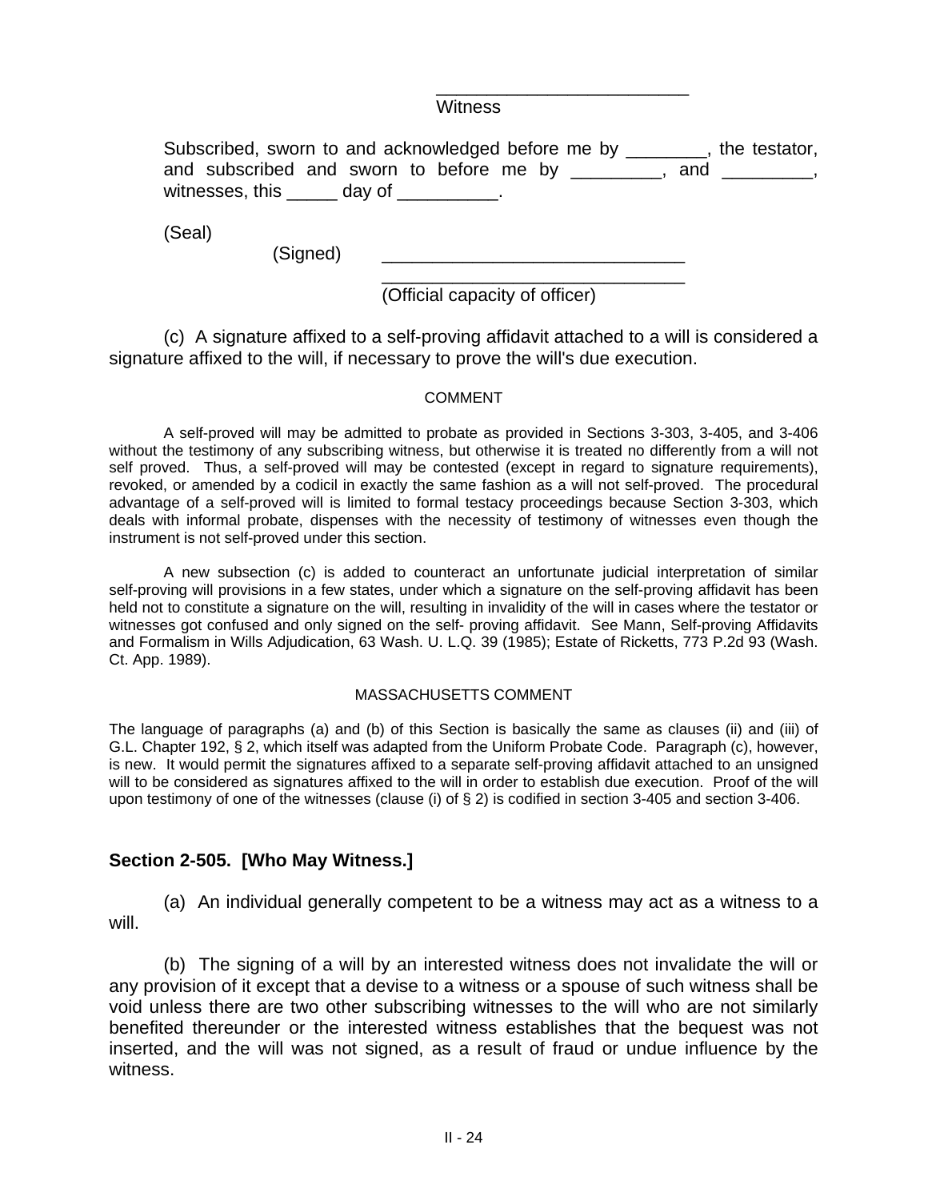\_\_\_\_\_\_\_\_\_\_\_\_\_\_\_\_\_\_\_\_\_\_\_\_\_
Witness

Subscribed, sworn to and acknowledged before me by ________, the testator, and subscribed and sworn to before me by _________, and _________, witnesses, this _____ day of __________.

(Seal)

(Signed) ______________________________

______________________________
(Official capacity of officer)

(c) A signature affixed to a self-proving affidavit attached to a will is considered a signature affixed to the will, if necessary to prove the will's due execution.

COMMENT

A self-proved will may be admitted to probate as provided in Sections 3-303, 3-405, and 3-406 without the testimony of any subscribing witness, but otherwise it is treated no differently from a will not self proved. Thus, a self-proved will may be contested (except in regard to signature requirements), revoked, or amended by a codicil in exactly the same fashion as a will not self-proved. The procedural advantage of a self-proved will is limited to formal testacy proceedings because Section 3-303, which deals with informal probate, dispenses with the necessity of testimony of witnesses even though the instrument is not self-proved under this section.

A new subsection (c) is added to counteract an unfortunate judicial interpretation of similar self-proving will provisions in a few states, under which a signature on the self-proving affidavit has been held not to constitute a signature on the will, resulting in invalidity of the will in cases where the testator or witnesses got confused and only signed on the self- proving affidavit. See Mann, Self-proving Affidavits and Formalism in Wills Adjudication, 63 Wash. U. L.Q. 39 (1985); Estate of Ricketts, 773 P.2d 93 (Wash. Ct. App. 1989).

MASSACHUSETTS COMMENT

The language of paragraphs (a) and (b) of this Section is basically the same as clauses (ii) and (iii) of G.L. Chapter 192, § 2, which itself was adapted from the Uniform Probate Code. Paragraph (c), however, is new. It would permit the signatures affixed to a separate self-proving affidavit attached to an unsigned will to be considered as signatures affixed to the will in order to establish due execution. Proof of the will upon testimony of one of the witnesses (clause (i) of § 2) is codified in section 3-405 and section 3-406.

## Section 2-505. [Who May Witness.]

(a) An individual generally competent to be a witness may act as a witness to a will.

(b) The signing of a will by an interested witness does not invalidate the will or any provision of it except that a devise to a witness or a spouse of such witness shall be void unless there are two other subscribing witnesses to the will who are not similarly benefited thereunder or the interested witness establishes that the bequest was not inserted, and the will was not signed, as a result of fraud or undue influence by the witness.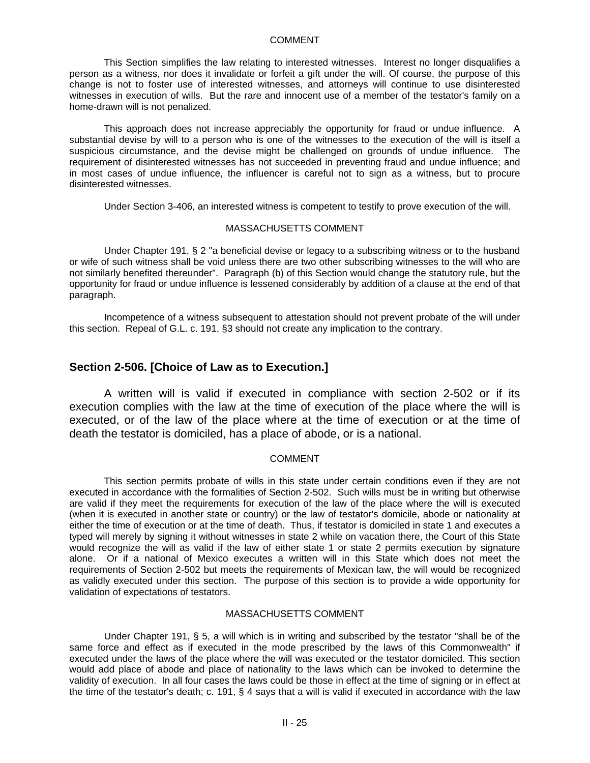COMMENT

This Section simplifies the law relating to interested witnesses. Interest no longer disqualifies a person as a witness, nor does it invalidate or forfeit a gift under the will. Of course, the purpose of this change is not to foster use of interested witnesses, and attorneys will continue to use disinterested witnesses in execution of wills. But the rare and innocent use of a member of the testator's family on a home-drawn will is not penalized.

This approach does not increase appreciably the opportunity for fraud or undue influence. A substantial devise by will to a person who is one of the witnesses to the execution of the will is itself a suspicious circumstance, and the devise might be challenged on grounds of undue influence. The requirement of disinterested witnesses has not succeeded in preventing fraud and undue influence; and in most cases of undue influence, the influencer is careful not to sign as a witness, but to procure disinterested witnesses.

Under Section 3-406, an interested witness is competent to testify to prove execution of the will.

MASSACHUSETTS COMMENT

Under Chapter 191, § 2 "a beneficial devise or legacy to a subscribing witness or to the husband or wife of such witness shall be void unless there are two other subscribing witnesses to the will who are not similarly benefited thereunder". Paragraph (b) of this Section would change the statutory rule, but the opportunity for fraud or undue influence is lessened considerably by addition of a clause at the end of that paragraph.

Incompetence of a witness subsequent to attestation should not prevent probate of the will under this section. Repeal of G.L. c. 191, §3 should not create any implication to the contrary.

## Section 2-506. [Choice of Law as to Execution.]

A written will is valid if executed in compliance with section 2-502 or if its execution complies with the law at the time of execution of the place where the will is executed, or of the law of the place where at the time of execution or at the time of death the testator is domiciled, has a place of abode, or is a national.

COMMENT

This section permits probate of wills in this state under certain conditions even if they are not executed in accordance with the formalities of Section 2-502. Such wills must be in writing but otherwise are valid if they meet the requirements for execution of the law of the place where the will is executed (when it is executed in another state or country) or the law of testator's domicile, abode or nationality at either the time of execution or at the time of death. Thus, if testator is domiciled in state 1 and executes a typed will merely by signing it without witnesses in state 2 while on vacation there, the Court of this State would recognize the will as valid if the law of either state 1 or state 2 permits execution by signature alone. Or if a national of Mexico executes a written will in this State which does not meet the requirements of Section 2-502 but meets the requirements of Mexican law, the will would be recognized as validly executed under this section. The purpose of this section is to provide a wide opportunity for validation of expectations of testators.

MASSACHUSETTS COMMENT

Under Chapter 191, § 5, a will which is in writing and subscribed by the testator "shall be of the same force and effect as if executed in the mode prescribed by the laws of this Commonwealth" if executed under the laws of the place where the will was executed or the testator domiciled. This section would add place of abode and place of nationality to the laws which can be invoked to determine the validity of execution. In all four cases the laws could be those in effect at the time of signing or in effect at the time of the testator's death; c. 191, § 4 says that a will is valid if executed in accordance with the law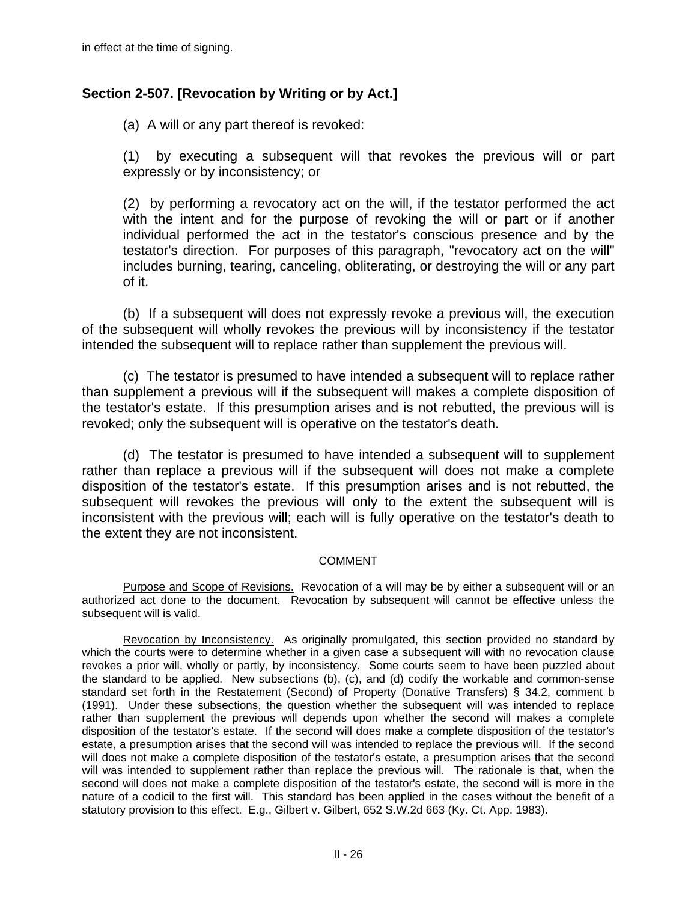in effect at the time of signing.

## Section 2-507. [Revocation by Writing or by Act.]

(a) A will or any part thereof is revoked:

(1) by executing a subsequent will that revokes the previous will or part expressly or by inconsistency; or

(2) by performing a revocatory act on the will, if the testator performed the act with the intent and for the purpose of revoking the will or part or if another individual performed the act in the testator's conscious presence and by the testator's direction. For purposes of this paragraph, "revocatory act on the will" includes burning, tearing, canceling, obliterating, or destroying the will or any part of it.

(b) If a subsequent will does not expressly revoke a previous will, the execution of the subsequent will wholly revokes the previous will by inconsistency if the testator intended the subsequent will to replace rather than supplement the previous will.

(c) The testator is presumed to have intended a subsequent will to replace rather than supplement a previous will if the subsequent will makes a complete disposition of the testator's estate. If this presumption arises and is not rebutted, the previous will is revoked; only the subsequent will is operative on the testator's death.

(d) The testator is presumed to have intended a subsequent will to supplement rather than replace a previous will if the subsequent will does not make a complete disposition of the testator's estate. If this presumption arises and is not rebutted, the subsequent will revokes the previous will only to the extent the subsequent will is inconsistent with the previous will; each will is fully operative on the testator's death to the extent they are not inconsistent.

COMMENT

Purpose and Scope of Revisions. Revocation of a will may be by either a subsequent will or an authorized act done to the document. Revocation by subsequent will cannot be effective unless the subsequent will is valid.

Revocation by Inconsistency. As originally promulgated, this section provided no standard by which the courts were to determine whether in a given case a subsequent will with no revocation clause revokes a prior will, wholly or partly, by inconsistency. Some courts seem to have been puzzled about the standard to be applied. New subsections (b), (c), and (d) codify the workable and common-sense standard set forth in the Restatement (Second) of Property (Donative Transfers) § 34.2, comment b (1991). Under these subsections, the question whether the subsequent will was intended to replace rather than supplement the previous will depends upon whether the second will makes a complete disposition of the testator's estate. If the second will does make a complete disposition of the testator's estate, a presumption arises that the second will was intended to replace the previous will. If the second will does not make a complete disposition of the testator's estate, a presumption arises that the second will was intended to supplement rather than replace the previous will. The rationale is that, when the second will does not make a complete disposition of the testator's estate, the second will is more in the nature of a codicil to the first will. This standard has been applied in the cases without the benefit of a statutory provision to this effect. E.g., Gilbert v. Gilbert, 652 S.W.2d 663 (Ky. Ct. App. 1983).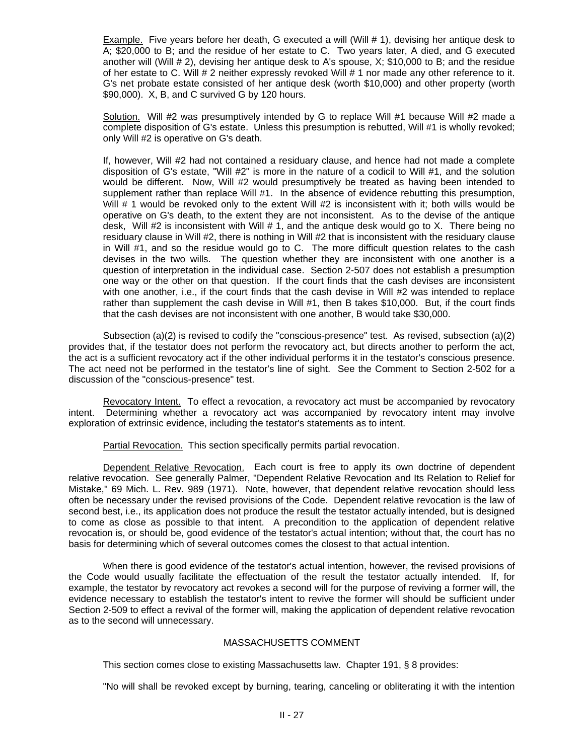Example. Five years before her death, G executed a will (Will # 1), devising her antique desk to A; $20,000 to B; and the residue of her estate to C. Two years later, A died, and G executed another will (Will # 2), devising her antique desk to A's spouse, X; $10,000 to B; and the residue of her estate to C. Will # 2 neither expressly revoked Will # 1 nor made any other reference to it. G's net probate estate consisted of her antique desk (worth $10,000) and other property (worth $90,000). X, B, and C survived G by 120 hours.

Solution. Will #2 was presumptively intended by G to replace Will #1 because Will #2 made a complete disposition of G's estate. Unless this presumption is rebutted, Will #1 is wholly revoked; only Will #2 is operative on G's death.

If, however, Will #2 had not contained a residuary clause, and hence had not made a complete disposition of G's estate, "Will #2" is more in the nature of a codicil to Will #1, and the solution would be different. Now, Will #2 would presumptively be treated as having been intended to supplement rather than replace Will #1. In the absence of evidence rebutting this presumption, Will # 1 would be revoked only to the extent Will #2 is inconsistent with it; both wills would be operative on G's death, to the extent they are not inconsistent. As to the devise of the antique desk, Will #2 is inconsistent with Will # 1, and the antique desk would go to X. There being no residuary clause in Will #2, there is nothing in Will #2 that is inconsistent with the residuary clause in Will #1, and so the residue would go to C. The more difficult question relates to the cash devises in the two wills. The question whether they are inconsistent with one another is a question of interpretation in the individual case. Section 2-507 does not establish a presumption one way or the other on that question. If the court finds that the cash devises are inconsistent with one another, i.e., if the court finds that the cash devise in Will #2 was intended to replace rather than supplement the cash devise in Will #1, then B takes $10,000. But, if the court finds that the cash devises are not inconsistent with one another, B would take $30,000.

Subsection (a)(2) is revised to codify the "conscious-presence" test. As revised, subsection (a)(2) provides that, if the testator does not perform the revocatory act, but directs another to perform the act, the act is a sufficient revocatory act if the other individual performs it in the testator's conscious presence. The act need not be performed in the testator's line of sight. See the Comment to Section 2-502 for a discussion of the "conscious-presence" test.

Revocatory Intent. To effect a revocation, a revocatory act must be accompanied by revocatory intent. Determining whether a revocatory act was accompanied by revocatory intent may involve exploration of extrinsic evidence, including the testator's statements as to intent.

Partial Revocation. This section specifically permits partial revocation.

Dependent Relative Revocation. Each court is free to apply its own doctrine of dependent relative revocation. See generally Palmer, "Dependent Relative Revocation and Its Relation to Relief for Mistake," 69 Mich. L. Rev. 989 (1971). Note, however, that dependent relative revocation should less often be necessary under the revised provisions of the Code. Dependent relative revocation is the law of second best, i.e., its application does not produce the result the testator actually intended, but is designed to come as close as possible to that intent. A precondition to the application of dependent relative revocation is, or should be, good evidence of the testator's actual intention; without that, the court has no basis for determining which of several outcomes comes the closest to that actual intention.

When there is good evidence of the testator's actual intention, however, the revised provisions of the Code would usually facilitate the effectuation of the result the testator actually intended. If, for example, the testator by revocatory act revokes a second will for the purpose of reviving a former will, the evidence necessary to establish the testator's intent to revive the former will should be sufficient under Section 2-509 to effect a revival of the former will, making the application of dependent relative revocation as to the second will unnecessary.

## MASSACHUSETTS COMMENT

This section comes close to existing Massachusetts law. Chapter 191, § 8 provides:

"No will shall be revoked except by burning, tearing, canceling or obliterating it with the intention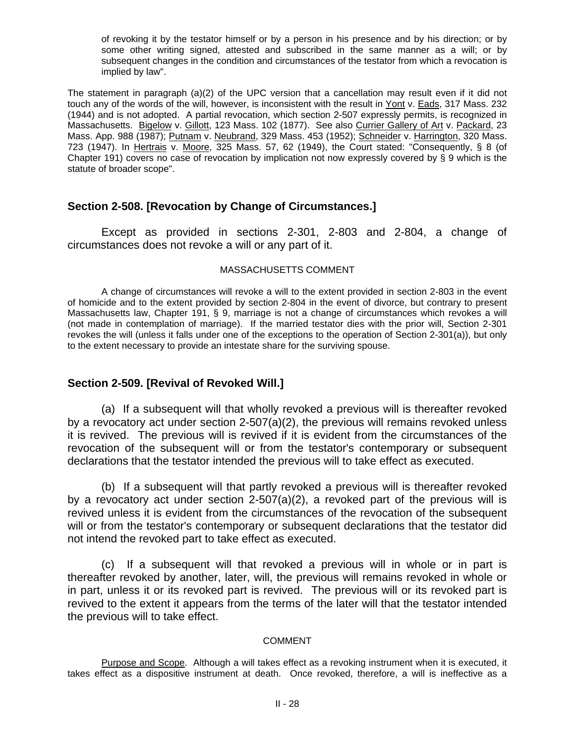of revoking it by the testator himself or by a person in his presence and by his direction; or by some other writing signed, attested and subscribed in the same manner as a will; or by subsequent changes in the condition and circumstances of the testator from which a revocation is implied by law".

The statement in paragraph (a)(2) of the UPC version that a cancellation may result even if it did not touch any of the words of the will, however, is inconsistent with the result in Yont v. Eads, 317 Mass. 232 (1944) and is not adopted. A partial revocation, which section 2-507 expressly permits, is recognized in Massachusetts. Bigelow v. Gillott, 123 Mass. 102 (1877). See also Currier Gallery of Art v. Packard, 23 Mass. App. 988 (1987); Putnam v. Neubrand, 329 Mass. 453 (1952); Schneider v. Harrington, 320 Mass. 723 (1947). In Hertrais v. Moore, 325 Mass. 57, 62 (1949), the Court stated: "Consequently, § 8 (of Chapter 191) covers no case of revocation by implication not now expressly covered by § 9 which is the statute of broader scope".

## Section 2-508. [Revocation by Change of Circumstances.]

Except as provided in sections 2-301, 2-803 and 2-804, a change of circumstances does not revoke a will or any part of it.

MASSACHUSETTS COMMENT

A change of circumstances will revoke a will to the extent provided in section 2-803 in the event of homicide and to the extent provided by section 2-804 in the event of divorce, but contrary to present Massachusetts law, Chapter 191, § 9, marriage is not a change of circumstances which revokes a will (not made in contemplation of marriage). If the married testator dies with the prior will, Section 2-301 revokes the will (unless it falls under one of the exceptions to the operation of Section 2-301(a)), but only to the extent necessary to provide an intestate share for the surviving spouse.

## Section 2-509. [Revival of Revoked Will.]

(a) If a subsequent will that wholly revoked a previous will is thereafter revoked by a revocatory act under section 2-507(a)(2), the previous will remains revoked unless it is revived. The previous will is revived if it is evident from the circumstances of the revocation of the subsequent will or from the testator's contemporary or subsequent declarations that the testator intended the previous will to take effect as executed.

(b) If a subsequent will that partly revoked a previous will is thereafter revoked by a revocatory act under section 2-507(a)(2), a revoked part of the previous will is revived unless it is evident from the circumstances of the revocation of the subsequent will or from the testator's contemporary or subsequent declarations that the testator did not intend the revoked part to take effect as executed.

(c) If a subsequent will that revoked a previous will in whole or in part is thereafter revoked by another, later, will, the previous will remains revoked in whole or in part, unless it or its revoked part is revived. The previous will or its revoked part is revived to the extent it appears from the terms of the later will that the testator intended the previous will to take effect.

COMMENT

Purpose and Scope. Although a will takes effect as a revoking instrument when it is executed, it takes effect as a dispositive instrument at death. Once revoked, therefore, a will is ineffective as a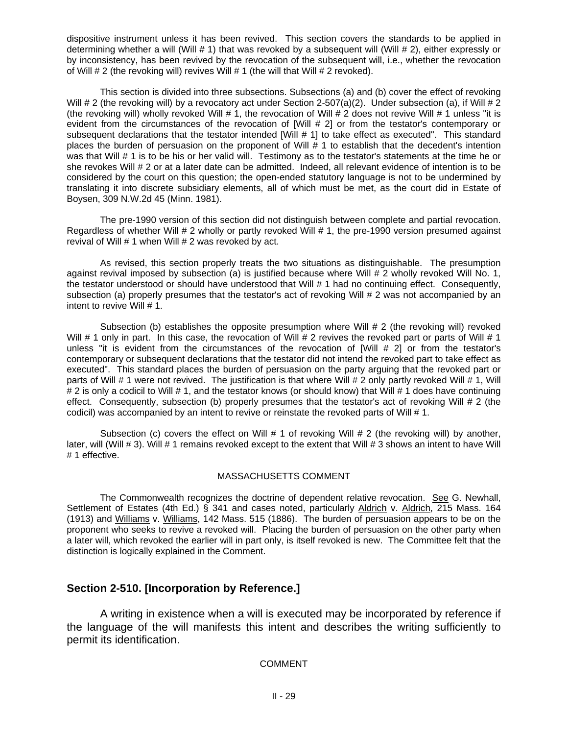dispositive instrument unless it has been revived. This section covers the standards to be applied in determining whether a will (Will # 1) that was revoked by a subsequent will (Will # 2), either expressly or by inconsistency, has been revived by the revocation of the subsequent will, i.e., whether the revocation of Will # 2 (the revoking will) revives Will # 1 (the will that Will # 2 revoked).

This section is divided into three subsections. Subsections (a) and (b) cover the effect of revoking Will # 2 (the revoking will) by a revocatory act under Section 2-507(a)(2). Under subsection (a), if Will # 2 (the revoking will) wholly revoked Will # 1, the revocation of Will # 2 does not revive Will # 1 unless "it is evident from the circumstances of the revocation of [Will # 2] or from the testator's contemporary or subsequent declarations that the testator intended [Will # 1] to take effect as executed". This standard places the burden of persuasion on the proponent of Will # 1 to establish that the decedent's intention was that Will # 1 is to be his or her valid will. Testimony as to the testator's statements at the time he or she revokes Will # 2 or at a later date can be admitted. Indeed, all relevant evidence of intention is to be considered by the court on this question; the open-ended statutory language is not to be undermined by translating it into discrete subsidiary elements, all of which must be met, as the court did in Estate of Boysen, 309 N.W.2d 45 (Minn. 1981).

The pre-1990 version of this section did not distinguish between complete and partial revocation. Regardless of whether Will # 2 wholly or partly revoked Will # 1, the pre-1990 version presumed against revival of Will # 1 when Will # 2 was revoked by act.

As revised, this section properly treats the two situations as distinguishable. The presumption against revival imposed by subsection (a) is justified because where Will # 2 wholly revoked Will No. 1, the testator understood or should have understood that Will # 1 had no continuing effect. Consequently, subsection (a) properly presumes that the testator's act of revoking Will # 2 was not accompanied by an intent to revive Will # 1.

Subsection (b) establishes the opposite presumption where Will # 2 (the revoking will) revoked Will # 1 only in part. In this case, the revocation of Will # 2 revives the revoked part or parts of Will # 1 unless "it is evident from the circumstances of the revocation of [Will # 2] or from the testator's contemporary or subsequent declarations that the testator did not intend the revoked part to take effect as executed". This standard places the burden of persuasion on the party arguing that the revoked part or parts of Will # 1 were not revived. The justification is that where Will # 2 only partly revoked Will # 1, Will # 2 is only a codicil to Will # 1, and the testator knows (or should know) that Will # 1 does have continuing effect. Consequently, subsection (b) properly presumes that the testator's act of revoking Will # 2 (the codicil) was accompanied by an intent to revive or reinstate the revoked parts of Will # 1.

Subsection (c) covers the effect on Will # 1 of revoking Will # 2 (the revoking will) by another, later, will (Will # 3). Will # 1 remains revoked except to the extent that Will # 3 shows an intent to have Will # 1 effective.

MASSACHUSETTS COMMENT

The Commonwealth recognizes the doctrine of dependent relative revocation. See G. Newhall, Settlement of Estates (4th Ed.) § 341 and cases noted, particularly Aldrich v. Aldrich, 215 Mass. 164 (1913) and Williams v. Williams, 142 Mass. 515 (1886). The burden of persuasion appears to be on the proponent who seeks to revive a revoked will. Placing the burden of persuasion on the other party when a later will, which revoked the earlier will in part only, is itself revoked is new. The Committee felt that the distinction is logically explained in the Comment.

## Section 2-510. [Incorporation by Reference.]

A writing in existence when a will is executed may be incorporated by reference if the language of the will manifests this intent and describes the writing sufficiently to permit its identification.

COMMENT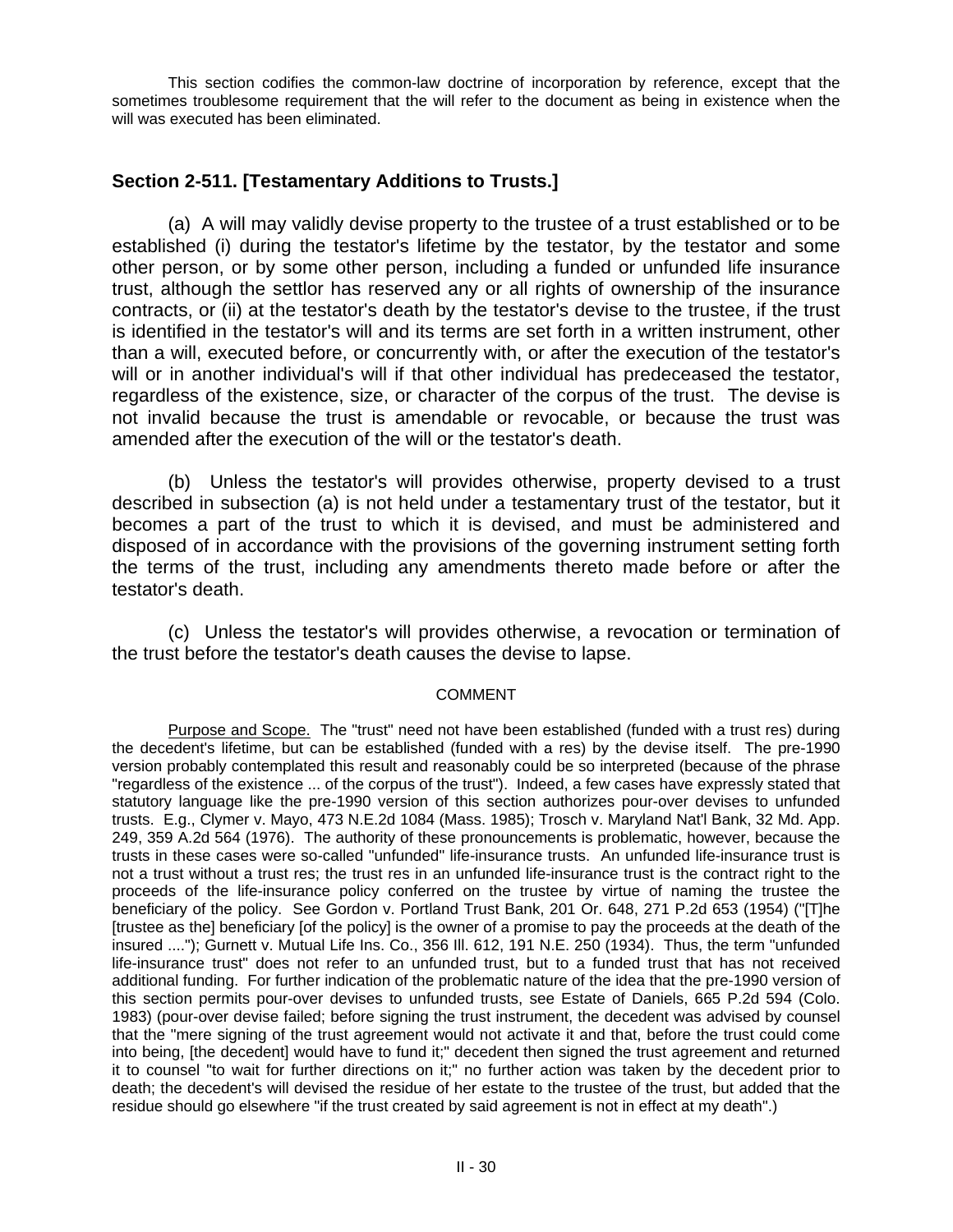This section codifies the common-law doctrine of incorporation by reference, except that the sometimes troublesome requirement that the will refer to the document as being in existence when the will was executed has been eliminated.

## Section 2-511. [Testamentary Additions to Trusts.]

(a) A will may validly devise property to the trustee of a trust established or to be established (i) during the testator's lifetime by the testator, by the testator and some other person, or by some other person, including a funded or unfunded life insurance trust, although the settlor has reserved any or all rights of ownership of the insurance contracts, or (ii) at the testator's death by the testator's devise to the trustee, if the trust is identified in the testator's will and its terms are set forth in a written instrument, other than a will, executed before, or concurrently with, or after the execution of the testator's will or in another individual's will if that other individual has predeceased the testator, regardless of the existence, size, or character of the corpus of the trust. The devise is not invalid because the trust is amendable or revocable, or because the trust was amended after the execution of the will or the testator's death.

(b) Unless the testator's will provides otherwise, property devised to a trust described in subsection (a) is not held under a testamentary trust of the testator, but it becomes a part of the trust to which it is devised, and must be administered and disposed of in accordance with the provisions of the governing instrument setting forth the terms of the trust, including any amendments thereto made before or after the testator's death.

(c) Unless the testator's will provides otherwise, a revocation or termination of the trust before the testator's death causes the devise to lapse.

COMMENT

Purpose and Scope. The "trust" need not have been established (funded with a trust res) during the decedent's lifetime, but can be established (funded with a res) by the devise itself. The pre-1990 version probably contemplated this result and reasonably could be so interpreted (because of the phrase "regardless of the existence ... of the corpus of the trust"). Indeed, a few cases have expressly stated that statutory language like the pre-1990 version of this section authorizes pour-over devises to unfunded trusts. E.g., Clymer v. Mayo, 473 N.E.2d 1084 (Mass. 1985); Trosch v. Maryland Nat'l Bank, 32 Md. App. 249, 359 A.2d 564 (1976). The authority of these pronouncements is problematic, however, because the trusts in these cases were so-called "unfunded" life-insurance trusts. An unfunded life-insurance trust is not a trust without a trust res; the trust res in an unfunded life-insurance trust is the contract right to the proceeds of the life-insurance policy conferred on the trustee by virtue of naming the trustee the beneficiary of the policy. See Gordon v. Portland Trust Bank, 201 Or. 648, 271 P.2d 653 (1954) ("[T]he [trustee as the] beneficiary [of the policy] is the owner of a promise to pay the proceeds at the death of the insured ...."); Gurnett v. Mutual Life Ins. Co., 356 Ill. 612, 191 N.E. 250 (1934). Thus, the term "unfunded life-insurance trust" does not refer to an unfunded trust, but to a funded trust that has not received additional funding. For further indication of the problematic nature of the idea that the pre-1990 version of this section permits pour-over devises to unfunded trusts, see Estate of Daniels, 665 P.2d 594 (Colo. 1983) (pour-over devise failed; before signing the trust instrument, the decedent was advised by counsel that the "mere signing of the trust agreement would not activate it and that, before the trust could come into being, [the decedent] would have to fund it;" decedent then signed the trust agreement and returned it to counsel "to wait for further directions on it;" no further action was taken by the decedent prior to death; the decedent's will devised the residue of her estate to the trustee of the trust, but added that the residue should go elsewhere "if the trust created by said agreement is not in effect at my death".)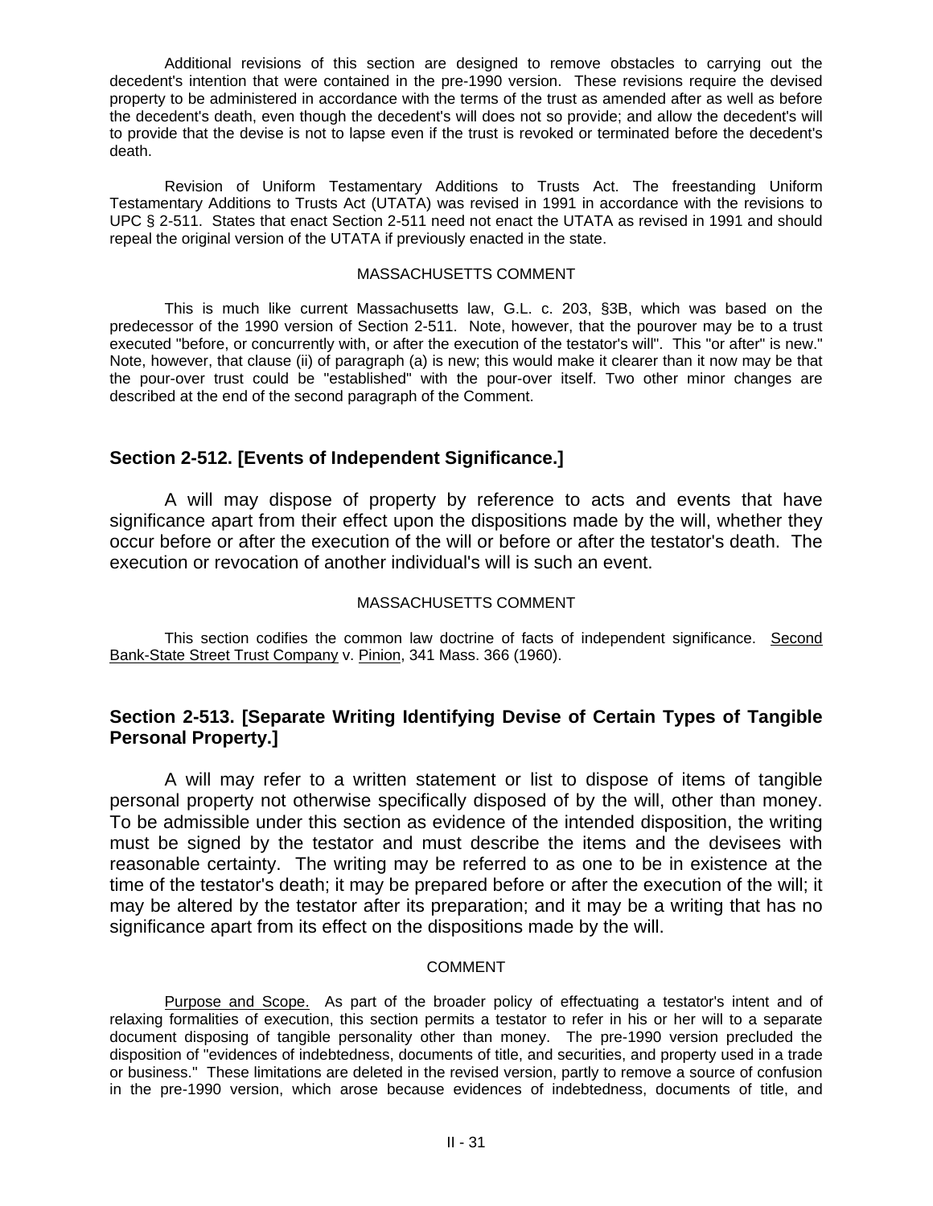Additional revisions of this section are designed to remove obstacles to carrying out the decedent's intention that were contained in the pre-1990 version. These revisions require the devised property to be administered in accordance with the terms of the trust as amended after as well as before the decedent's death, even though the decedent's will does not so provide; and allow the decedent's will to provide that the devise is not to lapse even if the trust is revoked or terminated before the decedent's death.

Revision of Uniform Testamentary Additions to Trusts Act. The freestanding Uniform Testamentary Additions to Trusts Act (UTATA) was revised in 1991 in accordance with the revisions to UPC § 2-511. States that enact Section 2-511 need not enact the UTATA as revised in 1991 and should repeal the original version of the UTATA if previously enacted in the state.

MASSACHUSETTS COMMENT

This is much like current Massachusetts law, G.L. c. 203, §3B, which was based on the predecessor of the 1990 version of Section 2-511. Note, however, that the pourover may be to a trust executed "before, or concurrently with, or after the execution of the testator's will". This "or after" is new." Note, however, that clause (ii) of paragraph (a) is new; this would make it clearer than it now may be that the pour-over trust could be "established" with the pour-over itself. Two other minor changes are described at the end of the second paragraph of the Comment.

## Section 2-512. [Events of Independent Significance.]

A will may dispose of property by reference to acts and events that have significance apart from their effect upon the dispositions made by the will, whether they occur before or after the execution of the will or before or after the testator's death. The execution or revocation of another individual's will is such an event.

MASSACHUSETTS COMMENT

This section codifies the common law doctrine of facts of independent significance. Second Bank-State Street Trust Company v. Pinion, 341 Mass. 366 (1960).

## Section 2-513. [Separate Writing Identifying Devise of Certain Types of Tangible Personal Property.]

A will may refer to a written statement or list to dispose of items of tangible personal property not otherwise specifically disposed of by the will, other than money. To be admissible under this section as evidence of the intended disposition, the writing must be signed by the testator and must describe the items and the devisees with reasonable certainty. The writing may be referred to as one to be in existence at the time of the testator's death; it may be prepared before or after the execution of the will; it may be altered by the testator after its preparation; and it may be a writing that has no significance apart from its effect on the dispositions made by the will.

COMMENT

Purpose and Scope. As part of the broader policy of effectuating a testator's intent and of relaxing formalities of execution, this section permits a testator to refer in his or her will to a separate document disposing of tangible personality other than money. The pre-1990 version precluded the disposition of "evidences of indebtedness, documents of title, and securities, and property used in a trade or business." These limitations are deleted in the revised version, partly to remove a source of confusion in the pre-1990 version, which arose because evidences of indebtedness, documents of title, and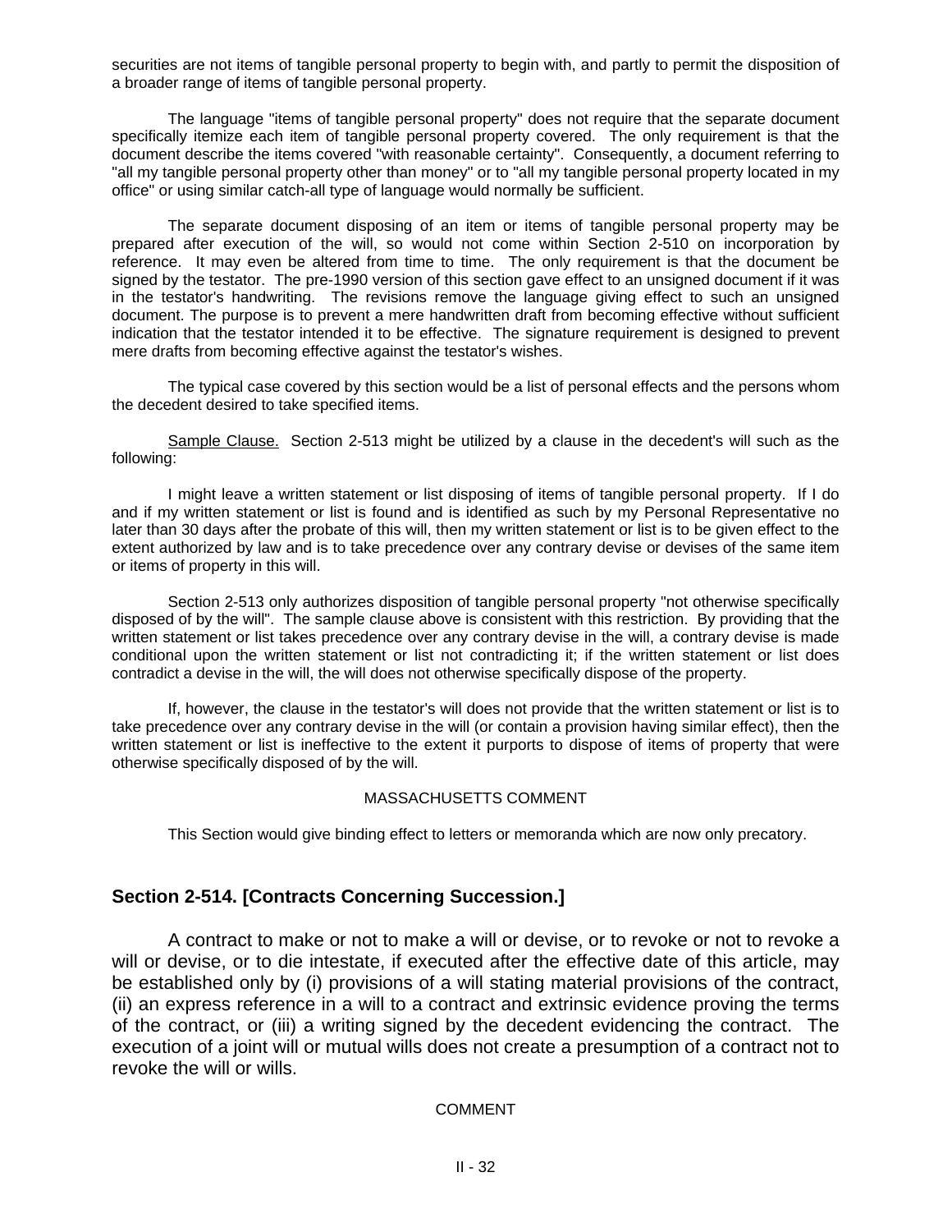securities are not items of tangible personal property to begin with, and partly to permit the disposition of a broader range of items of tangible personal property.

The language "items of tangible personal property" does not require that the separate document specifically itemize each item of tangible personal property covered. The only requirement is that the document describe the items covered "with reasonable certainty". Consequently, a document referring to "all my tangible personal property other than money" or to "all my tangible personal property located in my office" or using similar catch-all type of language would normally be sufficient.

The separate document disposing of an item or items of tangible personal property may be prepared after execution of the will, so would not come within Section 2-510 on incorporation by reference. It may even be altered from time to time. The only requirement is that the document be signed by the testator. The pre-1990 version of this section gave effect to an unsigned document if it was in the testator's handwriting. The revisions remove the language giving effect to such an unsigned document. The purpose is to prevent a mere handwritten draft from becoming effective without sufficient indication that the testator intended it to be effective. The signature requirement is designed to prevent mere drafts from becoming effective against the testator's wishes.

The typical case covered by this section would be a list of personal effects and the persons whom the decedent desired to take specified items.

Sample Clause. Section 2-513 might be utilized by a clause in the decedent's will such as the following:

I might leave a written statement or list disposing of items of tangible personal property. If I do and if my written statement or list is found and is identified as such by my Personal Representative no later than 30 days after the probate of this will, then my written statement or list is to be given effect to the extent authorized by law and is to take precedence over any contrary devise or devises of the same item or items of property in this will.

Section 2-513 only authorizes disposition of tangible personal property "not otherwise specifically disposed of by the will". The sample clause above is consistent with this restriction. By providing that the written statement or list takes precedence over any contrary devise in the will, a contrary devise is made conditional upon the written statement or list not contradicting it; if the written statement or list does contradict a devise in the will, the will does not otherwise specifically dispose of the property.

If, however, the clause in the testator's will does not provide that the written statement or list is to take precedence over any contrary devise in the will (or contain a provision having similar effect), then the written statement or list is ineffective to the extent it purports to dispose of items of property that were otherwise specifically disposed of by the will.

MASSACHUSETTS COMMENT

This Section would give binding effect to letters or memoranda which are now only precatory.

## Section 2-514. [Contracts Concerning Succession.]

A contract to make or not to make a will or devise, or to revoke or not to revoke a will or devise, or to die intestate, if executed after the effective date of this article, may be established only by (i) provisions of a will stating material provisions of the contract, (ii) an express reference in a will to a contract and extrinsic evidence proving the terms of the contract, or (iii) a writing signed by the decedent evidencing the contract. The execution of a joint will or mutual wills does not create a presumption of a contract not to revoke the will or wills.

COMMENT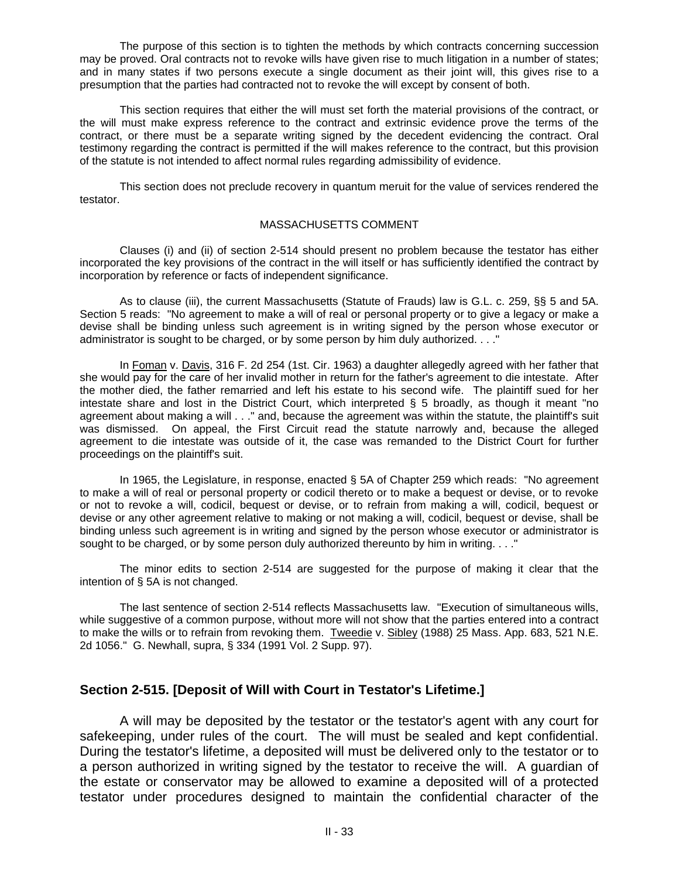The purpose of this section is to tighten the methods by which contracts concerning succession may be proved. Oral contracts not to revoke wills have given rise to much litigation in a number of states; and in many states if two persons execute a single document as their joint will, this gives rise to a presumption that the parties had contracted not to revoke the will except by consent of both.

This section requires that either the will must set forth the material provisions of the contract, or the will must make express reference to the contract and extrinsic evidence prove the terms of the contract, or there must be a separate writing signed by the decedent evidencing the contract. Oral testimony regarding the contract is permitted if the will makes reference to the contract, but this provision of the statute is not intended to affect normal rules regarding admissibility of evidence.

This section does not preclude recovery in quantum meruit for the value of services rendered the testator.

MASSACHUSETTS COMMENT

Clauses (i) and (ii) of section 2-514 should present no problem because the testator has either incorporated the key provisions of the contract in the will itself or has sufficiently identified the contract by incorporation by reference or facts of independent significance.

As to clause (iii), the current Massachusetts (Statute of Frauds) law is G.L. c. 259, §§ 5 and 5A. Section 5 reads: "No agreement to make a will of real or personal property or to give a legacy or make a devise shall be binding unless such agreement is in writing signed by the person whose executor or administrator is sought to be charged, or by some person by him duly authorized. . . ."

In Foman v. Davis, 316 F. 2d 254 (1st. Cir. 1963) a daughter allegedly agreed with her father that she would pay for the care of her invalid mother in return for the father's agreement to die intestate. After the mother died, the father remarried and left his estate to his second wife. The plaintiff sued for her intestate share and lost in the District Court, which interpreted § 5 broadly, as though it meant "no agreement about making a will . . ." and, because the agreement was within the statute, the plaintiff's suit was dismissed. On appeal, the First Circuit read the statute narrowly and, because the alleged agreement to die intestate was outside of it, the case was remanded to the District Court for further proceedings on the plaintiff's suit.

In 1965, the Legislature, in response, enacted § 5A of Chapter 259 which reads: "No agreement to make a will of real or personal property or codicil thereto or to make a bequest or devise, or to revoke or not to revoke a will, codicil, bequest or devise, or to refrain from making a will, codicil, bequest or devise or any other agreement relative to making or not making a will, codicil, bequest or devise, shall be binding unless such agreement is in writing and signed by the person whose executor or administrator is sought to be charged, or by some person duly authorized thereunto by him in writing. . . ."

The minor edits to section 2-514 are suggested for the purpose of making it clear that the intention of § 5A is not changed.

The last sentence of section 2-514 reflects Massachusetts law. "Execution of simultaneous wills, while suggestive of a common purpose, without more will not show that the parties entered into a contract to make the wills or to refrain from revoking them. Tweedie v. Sibley (1988) 25 Mass. App. 683, 521 N.E. 2d 1056." G. Newhall, supra, § 334 (1991 Vol. 2 Supp. 97).

## Section 2-515. [Deposit of Will with Court in Testator's Lifetime.]

A will may be deposited by the testator or the testator's agent with any court for safekeeping, under rules of the court. The will must be sealed and kept confidential. During the testator's lifetime, a deposited will must be delivered only to the testator or to a person authorized in writing signed by the testator to receive the will. A guardian of the estate or conservator may be allowed to examine a deposited will of a protected testator under procedures designed to maintain the confidential character of the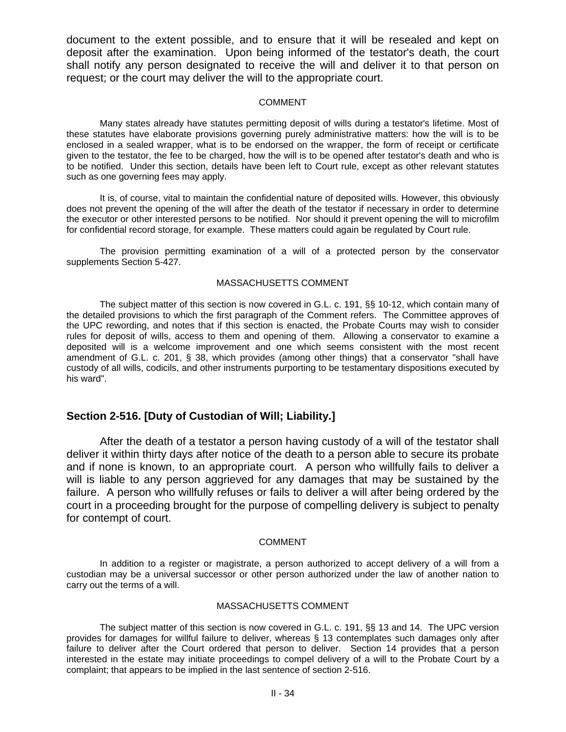document to the extent possible, and to ensure that it will be resealed and kept on deposit after the examination. Upon being informed of the testator's death, the court shall notify any person designated to receive the will and deliver it to that person on request; or the court may deliver the will to the appropriate court.

COMMENT

Many states already have statutes permitting deposit of wills during a testator's lifetime. Most of these statutes have elaborate provisions governing purely administrative matters: how the will is to be enclosed in a sealed wrapper, what is to be endorsed on the wrapper, the form of receipt or certificate given to the testator, the fee to be charged, how the will is to be opened after testator's death and who is to be notified. Under this section, details have been left to Court rule, except as other relevant statutes such as one governing fees may apply.

It is, of course, vital to maintain the confidential nature of deposited wills. However, this obviously does not prevent the opening of the will after the death of the testator if necessary in order to determine the executor or other interested persons to be notified. Nor should it prevent opening the will to microfilm for confidential record storage, for example. These matters could again be regulated by Court rule.

The provision permitting examination of a will of a protected person by the conservator supplements Section 5-427.

MASSACHUSETTS COMMENT

The subject matter of this section is now covered in G.L. c. 191, §§ 10-12, which contain many of the detailed provisions to which the first paragraph of the Comment refers. The Committee approves of the UPC rewording, and notes that if this section is enacted, the Probate Courts may wish to consider rules for deposit of wills, access to them and opening of them. Allowing a conservator to examine a deposited will is a welcome improvement and one which seems consistent with the most recent amendment of G.L. c. 201, § 38, which provides (among other things) that a conservator "shall have custody of all wills, codicils, and other instruments purporting to be testamentary dispositions executed by his ward".

## Section 2-516. [Duty of Custodian of Will; Liability.]

After the death of a testator a person having custody of a will of the testator shall deliver it within thirty days after notice of the death to a person able to secure its probate and if none is known, to an appropriate court. A person who willfully fails to deliver a will is liable to any person aggrieved for any damages that may be sustained by the failure. A person who willfully refuses or fails to deliver a will after being ordered by the court in a proceeding brought for the purpose of compelling delivery is subject to penalty for contempt of court.

COMMENT

In addition to a register or magistrate, a person authorized to accept delivery of a will from a custodian may be a universal successor or other person authorized under the law of another nation to carry out the terms of a will.

MASSACHUSETTS COMMENT

The subject matter of this section is now covered in G.L. c. 191, §§ 13 and 14. The UPC version provides for damages for willful failure to deliver, whereas § 13 contemplates such damages only after failure to deliver after the Court ordered that person to deliver. Section 14 provides that a person interested in the estate may initiate proceedings to compel delivery of a will to the Probate Court by a complaint; that appears to be implied in the last sentence of section 2-516.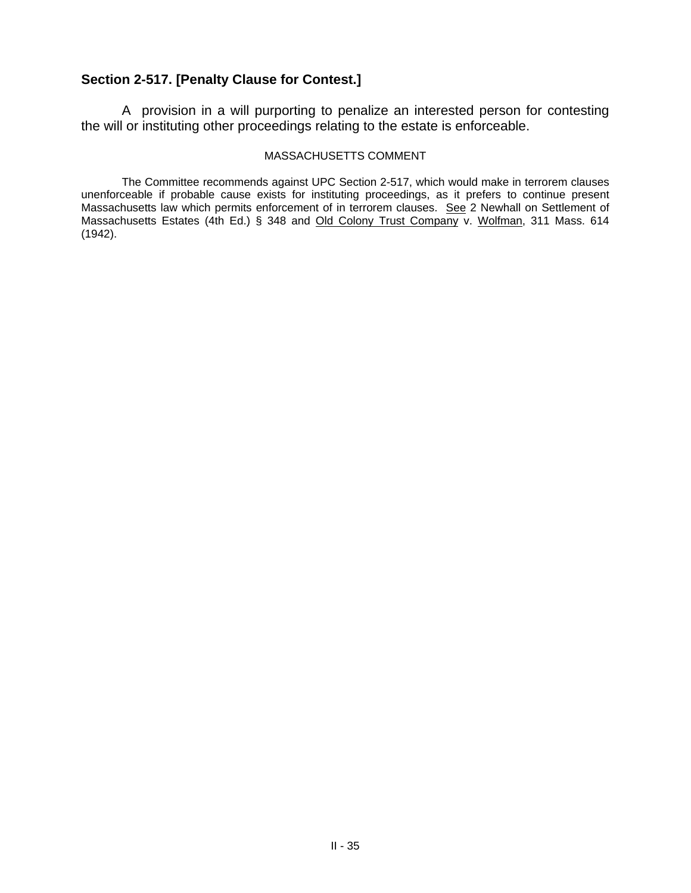## Section 2-517. [Penalty Clause for Contest.]

A provision in a will purporting to penalize an interested person for contesting the will or instituting other proceedings relating to the estate is enforceable.

MASSACHUSETTS COMMENT

The Committee recommends against UPC Section 2-517, which would make in terrorem clauses unenforceable if probable cause exists for instituting proceedings, as it prefers to continue present Massachusetts law which permits enforcement of in terrorem clauses. See 2 Newhall on Settlement of Massachusetts Estates (4th Ed.) § 348 and Old Colony Trust Company v. Wolfman, 311 Mass. 614 (1942).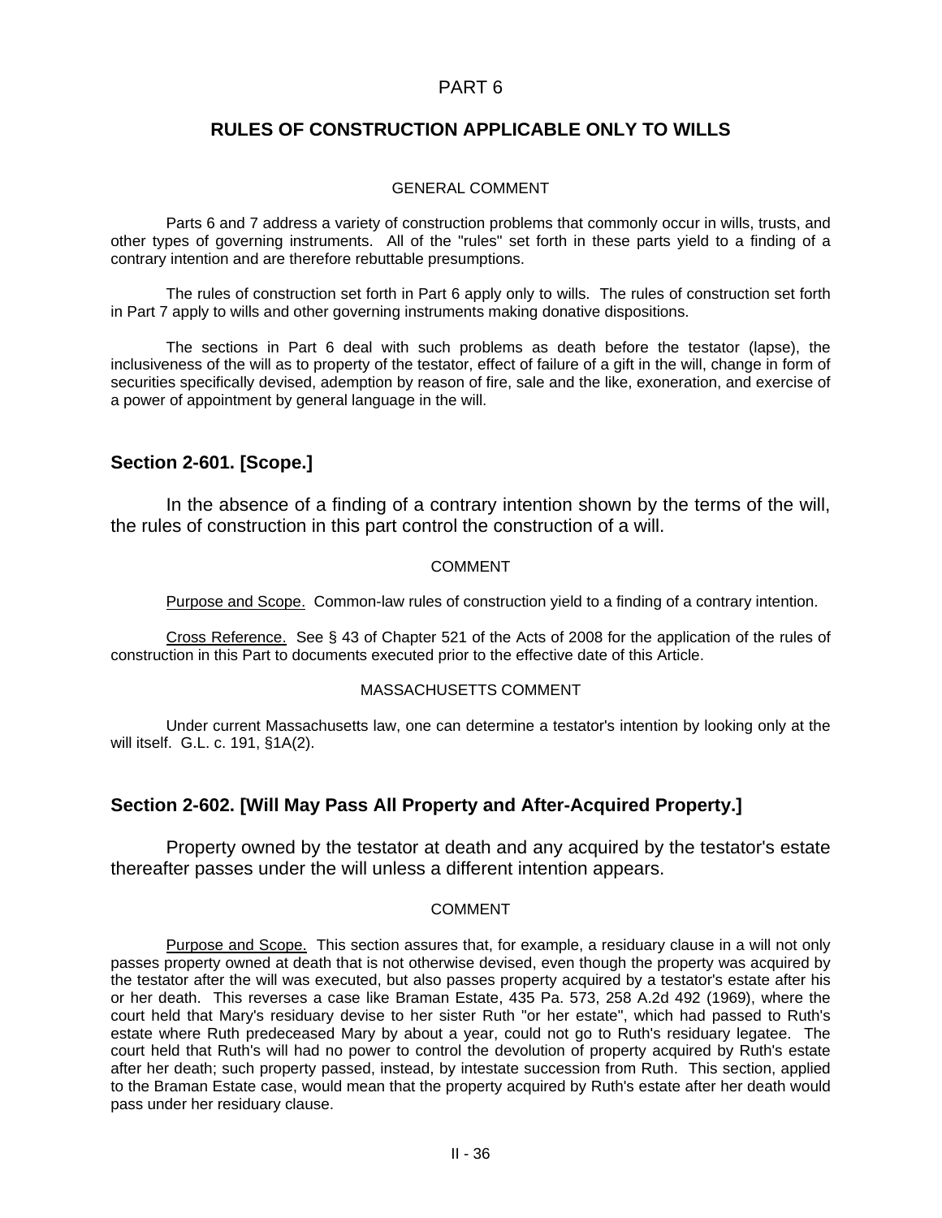# PART 6

## RULES OF CONSTRUCTION APPLICABLE ONLY TO WILLS

GENERAL COMMENT

Parts 6 and 7 address a variety of construction problems that commonly occur in wills, trusts, and other types of governing instruments. All of the "rules" set forth in these parts yield to a finding of a contrary intention and are therefore rebuttable presumptions.

The rules of construction set forth in Part 6 apply only to wills. The rules of construction set forth in Part 7 apply to wills and other governing instruments making donative dispositions.

The sections in Part 6 deal with such problems as death before the testator (lapse), the inclusiveness of the will as to property of the testator, effect of failure of a gift in the will, change in form of securities specifically devised, ademption by reason of fire, sale and the like, exoneration, and exercise of a power of appointment by general language in the will.

### Section 2-601. [Scope.]

In the absence of a finding of a contrary intention shown by the terms of the will, the rules of construction in this part control the construction of a will.

COMMENT

Purpose and Scope. Common-law rules of construction yield to a finding of a contrary intention.

Cross Reference. See § 43 of Chapter 521 of the Acts of 2008 for the application of the rules of construction in this Part to documents executed prior to the effective date of this Article.

MASSACHUSETTS COMMENT

Under current Massachusetts law, one can determine a testator's intention by looking only at the will itself. G.L. c. 191, §1A(2).

### Section 2-602. [Will May Pass All Property and After-Acquired Property.]

Property owned by the testator at death and any acquired by the testator's estate thereafter passes under the will unless a different intention appears.

COMMENT

Purpose and Scope. This section assures that, for example, a residuary clause in a will not only passes property owned at death that is not otherwise devised, even though the property was acquired by the testator after the will was executed, but also passes property acquired by a testator's estate after his or her death. This reverses a case like Braman Estate, 435 Pa. 573, 258 A.2d 492 (1969), where the court held that Mary's residuary devise to her sister Ruth "or her estate", which had passed to Ruth's estate where Ruth predeceased Mary by about a year, could not go to Ruth's residuary legatee. The court held that Ruth's will had no power to control the devolution of property acquired by Ruth's estate after her death; such property passed, instead, by intestate succession from Ruth. This section, applied to the Braman Estate case, would mean that the property acquired by Ruth's estate after her death would pass under her residuary clause.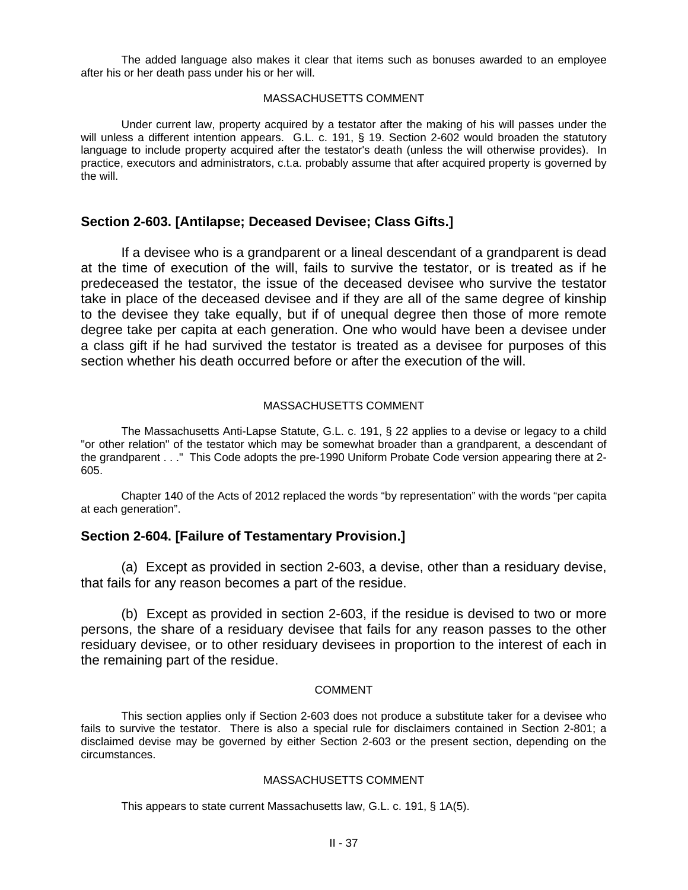The added language also makes it clear that items such as bonuses awarded to an employee after his or her death pass under his or her will.

MASSACHUSETTS COMMENT

Under current law, property acquired by a testator after the making of his will passes under the will unless a different intention appears. G.L. c. 191, § 19. Section 2-602 would broaden the statutory language to include property acquired after the testator's death (unless the will otherwise provides). In practice, executors and administrators, c.t.a. probably assume that after acquired property is governed by the will.

## Section 2-603. [Antilapse; Deceased Devisee; Class Gifts.]

If a devisee who is a grandparent or a lineal descendant of a grandparent is dead at the time of execution of the will, fails to survive the testator, or is treated as if he predeceased the testator, the issue of the deceased devisee who survive the testator take in place of the deceased devisee and if they are all of the same degree of kinship to the devisee they take equally, but if of unequal degree then those of more remote degree take per capita at each generation. One who would have been a devisee under a class gift if he had survived the testator is treated as a devisee for purposes of this section whether his death occurred before or after the execution of the will.

MASSACHUSETTS COMMENT

The Massachusetts Anti-Lapse Statute, G.L. c. 191, § 22 applies to a devise or legacy to a child "or other relation" of the testator which may be somewhat broader than a grandparent, a descendant of the grandparent . . ." This Code adopts the pre-1990 Uniform Probate Code version appearing there at 2-605.

Chapter 140 of the Acts of 2012 replaced the words "by representation" with the words "per capita at each generation".

## Section 2-604. [Failure of Testamentary Provision.]

(a) Except as provided in section 2-603, a devise, other than a residuary devise, that fails for any reason becomes a part of the residue.

(b) Except as provided in section 2-603, if the residue is devised to two or more persons, the share of a residuary devisee that fails for any reason passes to the other residuary devisee, or to other residuary devisees in proportion to the interest of each in the remaining part of the residue.

COMMENT

This section applies only if Section 2-603 does not produce a substitute taker for a devisee who fails to survive the testator. There is also a special rule for disclaimers contained in Section 2-801; a disclaimed devise may be governed by either Section 2-603 or the present section, depending on the circumstances.

MASSACHUSETTS COMMENT

This appears to state current Massachusetts law, G.L. c. 191, § 1A(5).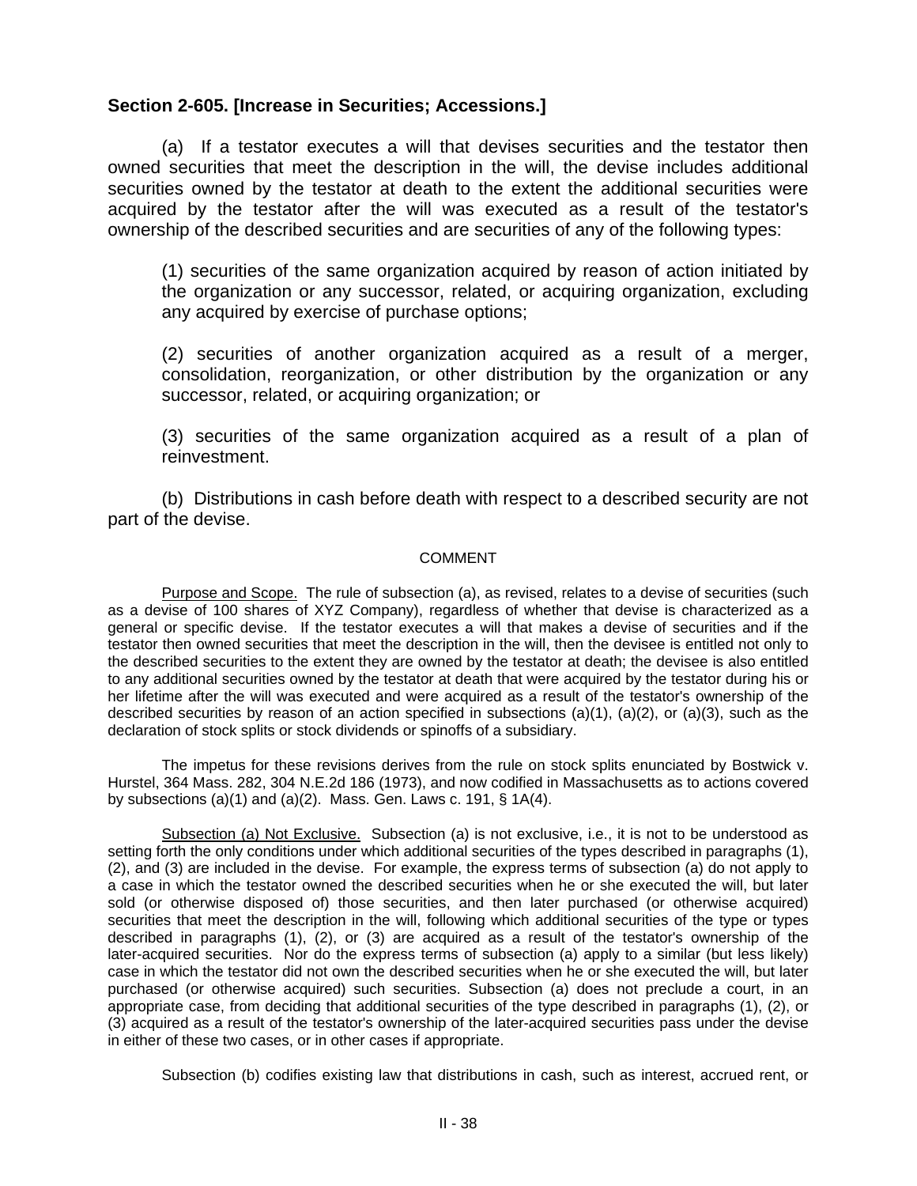**Section 2-605. [Increase in Securities; Accessions.]**

(a) If a testator executes a will that devises securities and the testator then owned securities that meet the description in the will, the devise includes additional securities owned by the testator at death to the extent the additional securities were acquired by the testator after the will was executed as a result of the testator's ownership of the described securities and are securities of any of the following types:

(1) securities of the same organization acquired by reason of action initiated by the organization or any successor, related, or acquiring organization, excluding any acquired by exercise of purchase options;

(2) securities of another organization acquired as a result of a merger, consolidation, reorganization, or other distribution by the organization or any successor, related, or acquiring organization; or

(3) securities of the same organization acquired as a result of a plan of reinvestment.

(b) Distributions in cash before death with respect to a described security are not part of the devise.

COMMENT

Purpose and Scope. The rule of subsection (a), as revised, relates to a devise of securities (such as a devise of 100 shares of XYZ Company), regardless of whether that devise is characterized as a general or specific devise. If the testator executes a will that makes a devise of securities and if the testator then owned securities that meet the description in the will, then the devisee is entitled not only to the described securities to the extent they are owned by the testator at death; the devisee is also entitled to any additional securities owned by the testator at death that were acquired by the testator during his or her lifetime after the will was executed and were acquired as a result of the testator's ownership of the described securities by reason of an action specified in subsections (a)(1), (a)(2), or (a)(3), such as the declaration of stock splits or stock dividends or spinoffs of a subsidiary.

The impetus for these revisions derives from the rule on stock splits enunciated by Bostwick v. Hurstel, 364 Mass. 282, 304 N.E.2d 186 (1973), and now codified in Massachusetts as to actions covered by subsections (a)(1) and (a)(2). Mass. Gen. Laws c. 191, § 1A(4).

Subsection (a) Not Exclusive. Subsection (a) is not exclusive, i.e., it is not to be understood as setting forth the only conditions under which additional securities of the types described in paragraphs (1), (2), and (3) are included in the devise. For example, the express terms of subsection (a) do not apply to a case in which the testator owned the described securities when he or she executed the will, but later sold (or otherwise disposed of) those securities, and then later purchased (or otherwise acquired) securities that meet the description in the will, following which additional securities of the type or types described in paragraphs (1), (2), or (3) are acquired as a result of the testator's ownership of the later-acquired securities. Nor do the express terms of subsection (a) apply to a similar (but less likely) case in which the testator did not own the described securities when he or she executed the will, but later purchased (or otherwise acquired) such securities. Subsection (a) does not preclude a court, in an appropriate case, from deciding that additional securities of the type described in paragraphs (1), (2), or (3) acquired as a result of the testator's ownership of the later-acquired securities pass under the devise in either of these two cases, or in other cases if appropriate.

Subsection (b) codifies existing law that distributions in cash, such as interest, accrued rent, or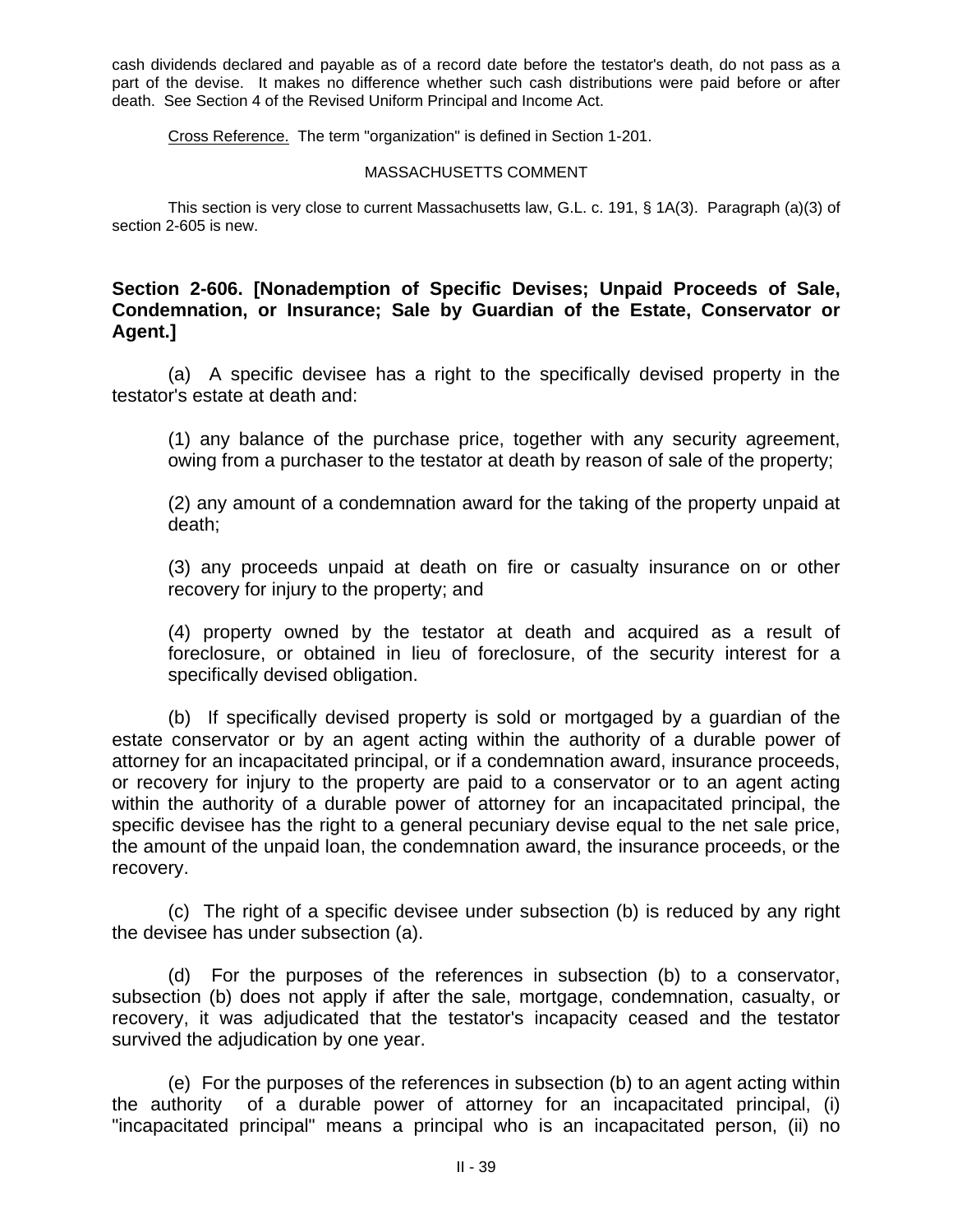cash dividends declared and payable as of a record date before the testator's death, do not pass as a part of the devise. It makes no difference whether such cash distributions were paid before or after death. See Section 4 of the Revised Uniform Principal and Income Act.

Cross Reference. The term "organization" is defined in Section 1-201.

MASSACHUSETTS COMMENT

This section is very close to current Massachusetts law, G.L. c. 191, § 1A(3). Paragraph (a)(3) of section 2-605 is new.

### Section 2-606. [Nonademption of Specific Devises; Unpaid Proceeds of Sale, Condemnation, or Insurance; Sale by Guardian of the Estate, Conservator or Agent.]

(a) A specific devisee has a right to the specifically devised property in the testator's estate at death and:

(1) any balance of the purchase price, together with any security agreement, owing from a purchaser to the testator at death by reason of sale of the property;

(2) any amount of a condemnation award for the taking of the property unpaid at death;

(3) any proceeds unpaid at death on fire or casualty insurance on or other recovery for injury to the property; and

(4) property owned by the testator at death and acquired as a result of foreclosure, or obtained in lieu of foreclosure, of the security interest for a specifically devised obligation.

(b) If specifically devised property is sold or mortgaged by a guardian of the estate conservator or by an agent acting within the authority of a durable power of attorney for an incapacitated principal, or if a condemnation award, insurance proceeds, or recovery for injury to the property are paid to a conservator or to an agent acting within the authority of a durable power of attorney for an incapacitated principal, the specific devisee has the right to a general pecuniary devise equal to the net sale price, the amount of the unpaid loan, the condemnation award, the insurance proceeds, or the recovery.

(c) The right of a specific devisee under subsection (b) is reduced by any right the devisee has under subsection (a).

(d) For the purposes of the references in subsection (b) to a conservator, subsection (b) does not apply if after the sale, mortgage, condemnation, casualty, or recovery, it was adjudicated that the testator's incapacity ceased and the testator survived the adjudication by one year.

(e) For the purposes of the references in subsection (b) to an agent acting within the authority of a durable power of attorney for an incapacitated principal, (i) "incapacitated principal" means a principal who is an incapacitated person, (ii) no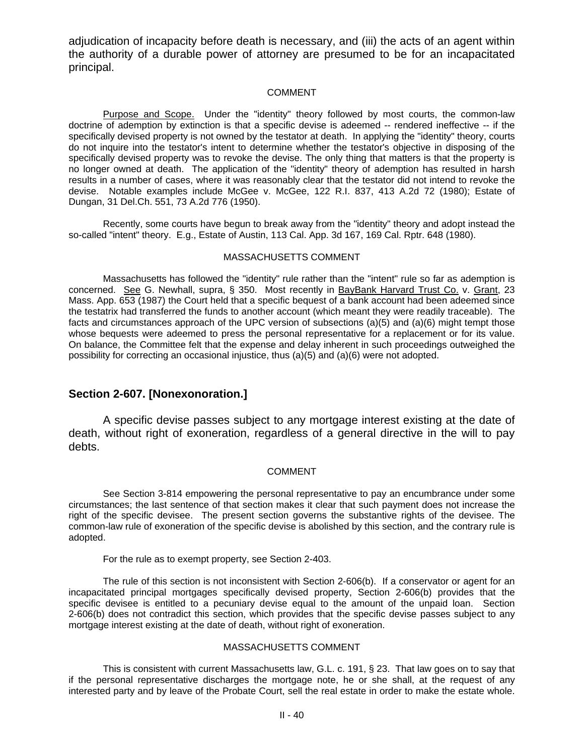adjudication of incapacity before death is necessary, and (iii) the acts of an agent within the authority of a durable power of attorney are presumed to be for an incapacitated principal.

COMMENT

Purpose and Scope. Under the "identity" theory followed by most courts, the common-law doctrine of ademption by extinction is that a specific devise is adeemed -- rendered ineffective -- if the specifically devised property is not owned by the testator at death. In applying the "identity" theory, courts do not inquire into the testator's intent to determine whether the testator's objective in disposing of the specifically devised property was to revoke the devise. The only thing that matters is that the property is no longer owned at death. The application of the "identity" theory of ademption has resulted in harsh results in a number of cases, where it was reasonably clear that the testator did not intend to revoke the devise. Notable examples include McGee v. McGee, 122 R.I. 837, 413 A.2d 72 (1980); Estate of Dungan, 31 Del.Ch. 551, 73 A.2d 776 (1950).

Recently, some courts have begun to break away from the "identity" theory and adopt instead the so-called "intent" theory. E.g., Estate of Austin, 113 Cal. App. 3d 167, 169 Cal. Rptr. 648 (1980).

MASSACHUSETTS COMMENT

Massachusetts has followed the "identity" rule rather than the "intent" rule so far as ademption is concerned. See G. Newhall, supra, § 350. Most recently in BayBank Harvard Trust Co. v. Grant, 23 Mass. App. 653 (1987) the Court held that a specific bequest of a bank account had been adeemed since the testatrix had transferred the funds to another account (which meant they were readily traceable). The facts and circumstances approach of the UPC version of subsections (a)(5) and (a)(6) might tempt those whose bequests were adeemed to press the personal representative for a replacement or for its value. On balance, the Committee felt that the expense and delay inherent in such proceedings outweighed the possibility for correcting an occasional injustice, thus (a)(5) and (a)(6) were not adopted.

## Section 2-607. [Nonexonoration.]

A specific devise passes subject to any mortgage interest existing at the date of death, without right of exoneration, regardless of a general directive in the will to pay debts.

COMMENT

See Section 3-814 empowering the personal representative to pay an encumbrance under some circumstances; the last sentence of that section makes it clear that such payment does not increase the right of the specific devisee. The present section governs the substantive rights of the devisee. The common-law rule of exoneration of the specific devise is abolished by this section, and the contrary rule is adopted.

For the rule as to exempt property, see Section 2-403.

The rule of this section is not inconsistent with Section 2-606(b). If a conservator or agent for an incapacitated principal mortgages specifically devised property, Section 2-606(b) provides that the specific devisee is entitled to a pecuniary devise equal to the amount of the unpaid loan. Section 2-606(b) does not contradict this section, which provides that the specific devise passes subject to any mortgage interest existing at the date of death, without right of exoneration.

MASSACHUSETTS COMMENT

This is consistent with current Massachusetts law, G.L. c. 191, § 23. That law goes on to say that if the personal representative discharges the mortgage note, he or she shall, at the request of any interested party and by leave of the Probate Court, sell the real estate in order to make the estate whole.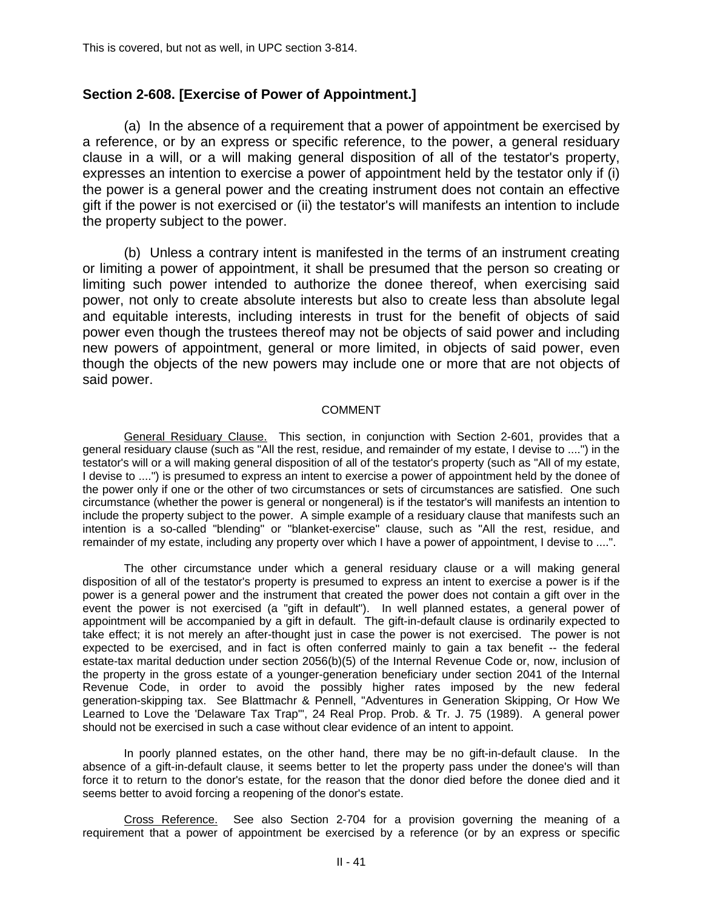This is covered, but not as well, in UPC section 3-814.

## Section 2-608. [Exercise of Power of Appointment.]

(a) In the absence of a requirement that a power of appointment be exercised by a reference, or by an express or specific reference, to the power, a general residuary clause in a will, or a will making general disposition of all of the testator's property, expresses an intention to exercise a power of appointment held by the testator only if (i) the power is a general power and the creating instrument does not contain an effective gift if the power is not exercised or (ii) the testator's will manifests an intention to include the property subject to the power.

(b) Unless a contrary intent is manifested in the terms of an instrument creating or limiting a power of appointment, it shall be presumed that the person so creating or limiting such power intended to authorize the donee thereof, when exercising said power, not only to create absolute interests but also to create less than absolute legal and equitable interests, including interests in trust for the benefit of objects of said power even though the trustees thereof may not be objects of said power and including new powers of appointment, general or more limited, in objects of said power, even though the objects of the new powers may include one or more that are not objects of said power.

COMMENT

General Residuary Clause. This section, in conjunction with Section 2-601, provides that a general residuary clause (such as "All the rest, residue, and remainder of my estate, I devise to ....") in the testator's will or a will making general disposition of all of the testator's property (such as "All of my estate, I devise to ....") is presumed to express an intent to exercise a power of appointment held by the donee of the power only if one or the other of two circumstances or sets of circumstances are satisfied. One such circumstance (whether the power is general or nongeneral) is if the testator's will manifests an intention to include the property subject to the power. A simple example of a residuary clause that manifests such an intention is a so-called "blending" or "blanket-exercise" clause, such as "All the rest, residue, and remainder of my estate, including any property over which I have a power of appointment, I devise to ....".

The other circumstance under which a general residuary clause or a will making general disposition of all of the testator's property is presumed to express an intent to exercise a power is if the power is a general power and the instrument that created the power does not contain a gift over in the event the power is not exercised (a "gift in default"). In well planned estates, a general power of appointment will be accompanied by a gift in default. The gift-in-default clause is ordinarily expected to take effect; it is not merely an after-thought just in case the power is not exercised. The power is not expected to be exercised, and in fact is often conferred mainly to gain a tax benefit -- the federal estate-tax marital deduction under section 2056(b)(5) of the Internal Revenue Code or, now, inclusion of the property in the gross estate of a younger-generation beneficiary under section 2041 of the Internal Revenue Code, in order to avoid the possibly higher rates imposed by the new federal generation-skipping tax. See Blattmachr & Pennell, "Adventures in Generation Skipping, Or How We Learned to Love the 'Delaware Tax Trap'", 24 Real Prop. Prob. & Tr. J. 75 (1989). A general power should not be exercised in such a case without clear evidence of an intent to appoint.

In poorly planned estates, on the other hand, there may be no gift-in-default clause. In the absence of a gift-in-default clause, it seems better to let the property pass under the donee's will than force it to return to the donor's estate, for the reason that the donor died before the donee died and it seems better to avoid forcing a reopening of the donor's estate.

Cross Reference. See also Section 2-704 for a provision governing the meaning of a requirement that a power of appointment be exercised by a reference (or by an express or specific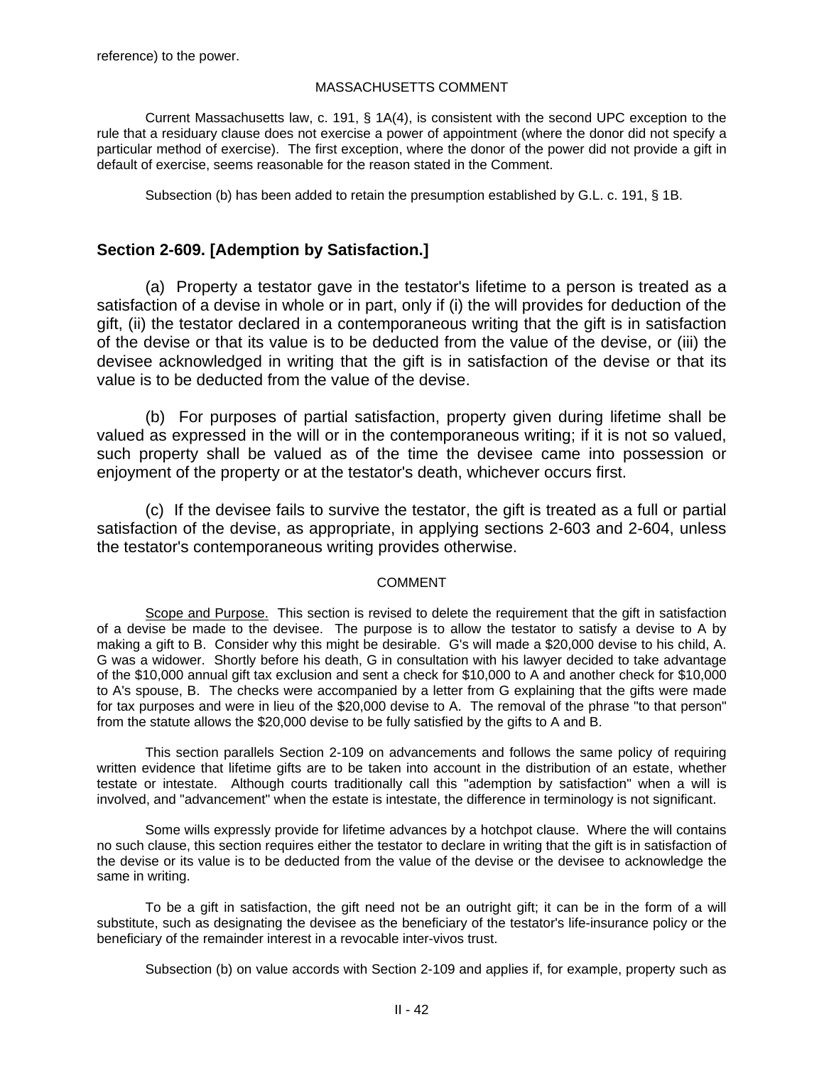reference) to the power.

MASSACHUSETTS COMMENT

Current Massachusetts law, c. 191, § 1A(4), is consistent with the second UPC exception to the rule that a residuary clause does not exercise a power of appointment (where the donor did not specify a particular method of exercise). The first exception, where the donor of the power did not provide a gift in default of exercise, seems reasonable for the reason stated in the Comment.

Subsection (b) has been added to retain the presumption established by G.L. c. 191, § 1B.

## Section 2-609. [Ademption by Satisfaction.]

(a) Property a testator gave in the testator's lifetime to a person is treated as a satisfaction of a devise in whole or in part, only if (i) the will provides for deduction of the gift, (ii) the testator declared in a contemporaneous writing that the gift is in satisfaction of the devise or that its value is to be deducted from the value of the devise, or (iii) the devisee acknowledged in writing that the gift is in satisfaction of the devise or that its value is to be deducted from the value of the devise.

(b) For purposes of partial satisfaction, property given during lifetime shall be valued as expressed in the will or in the contemporaneous writing; if it is not so valued, such property shall be valued as of the time the devisee came into possession or enjoyment of the property or at the testator's death, whichever occurs first.

(c) If the devisee fails to survive the testator, the gift is treated as a full or partial satisfaction of the devise, as appropriate, in applying sections 2-603 and 2-604, unless the testator's contemporaneous writing provides otherwise.

COMMENT

Scope and Purpose. This section is revised to delete the requirement that the gift in satisfaction of a devise be made to the devisee. The purpose is to allow the testator to satisfy a devise to A by making a gift to B. Consider why this might be desirable. G's will made a $20,000 devise to his child, A. G was a widower. Shortly before his death, G in consultation with his lawyer decided to take advantage of the $10,000 annual gift tax exclusion and sent a check for $10,000 to A and another check for $10,000 to A's spouse, B. The checks were accompanied by a letter from G explaining that the gifts were made for tax purposes and were in lieu of the $20,000 devise to A. The removal of the phrase "to that person" from the statute allows the $20,000 devise to be fully satisfied by the gifts to A and B.

This section parallels Section 2-109 on advancements and follows the same policy of requiring written evidence that lifetime gifts are to be taken into account in the distribution of an estate, whether testate or intestate. Although courts traditionally call this "ademption by satisfaction" when a will is involved, and "advancement" when the estate is intestate, the difference in terminology is not significant.

Some wills expressly provide for lifetime advances by a hotchpot clause. Where the will contains no such clause, this section requires either the testator to declare in writing that the gift is in satisfaction of the devise or its value is to be deducted from the value of the devise or the devisee to acknowledge the same in writing.

To be a gift in satisfaction, the gift need not be an outright gift; it can be in the form of a will substitute, such as designating the devisee as the beneficiary of the testator's life-insurance policy or the beneficiary of the remainder interest in a revocable inter-vivos trust.

Subsection (b) on value accords with Section 2-109 and applies if, for example, property such as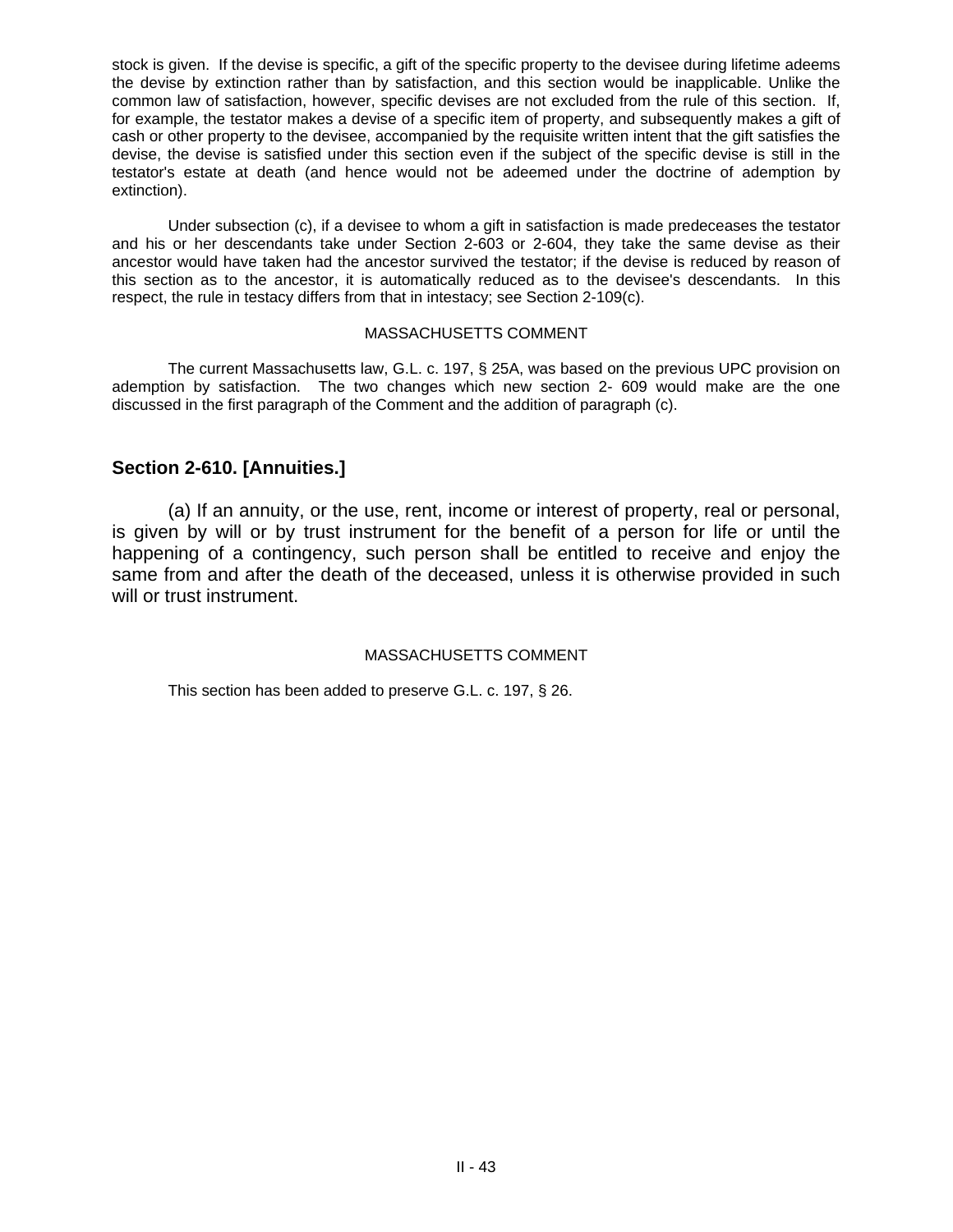stock is given. If the devise is specific, a gift of the specific property to the devisee during lifetime adeems the devise by extinction rather than by satisfaction, and this section would be inapplicable. Unlike the common law of satisfaction, however, specific devises are not excluded from the rule of this section. If, for example, the testator makes a devise of a specific item of property, and subsequently makes a gift of cash or other property to the devisee, accompanied by the requisite written intent that the gift satisfies the devise, the devise is satisfied under this section even if the subject of the specific devise is still in the testator's estate at death (and hence would not be adeemed under the doctrine of ademption by extinction).

Under subsection (c), if a devisee to whom a gift in satisfaction is made predeceases the testator and his or her descendants take under Section 2-603 or 2-604, they take the same devise as their ancestor would have taken had the ancestor survived the testator; if the devise is reduced by reason of this section as to the ancestor, it is automatically reduced as to the devisee's descendants. In this respect, the rule in testacy differs from that in intestacy; see Section 2-109(c).

MASSACHUSETTS COMMENT

The current Massachusetts law, G.L. c. 197, § 25A, was based on the previous UPC provision on ademption by satisfaction. The two changes which new section 2- 609 would make are the one discussed in the first paragraph of the Comment and the addition of paragraph (c).

## Section 2-610. [Annuities.]

(a) If an annuity, or the use, rent, income or interest of property, real or personal, is given by will or by trust instrument for the benefit of a person for life or until the happening of a contingency, such person shall be entitled to receive and enjoy the same from and after the death of the deceased, unless it is otherwise provided in such will or trust instrument.

MASSACHUSETTS COMMENT

This section has been added to preserve G.L. c. 197, § 26.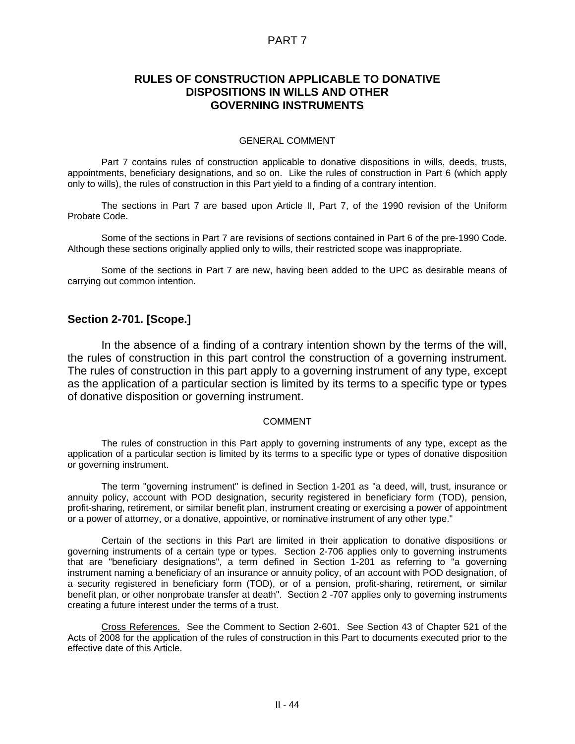PART 7

## RULES OF CONSTRUCTION APPLICABLE TO DONATIVE DISPOSITIONS IN WILLS AND OTHER GOVERNING INSTRUMENTS

GENERAL COMMENT

Part 7 contains rules of construction applicable to donative dispositions in wills, deeds, trusts, appointments, beneficiary designations, and so on. Like the rules of construction in Part 6 (which apply only to wills), the rules of construction in this Part yield to a finding of a contrary intention.

The sections in Part 7 are based upon Article II, Part 7, of the 1990 revision of the Uniform Probate Code.

Some of the sections in Part 7 are revisions of sections contained in Part 6 of the pre-1990 Code. Although these sections originally applied only to wills, their restricted scope was inappropriate.

Some of the sections in Part 7 are new, having been added to the UPC as desirable means of carrying out common intention.

### Section 2-701. [Scope.]

In the absence of a finding of a contrary intention shown by the terms of the will, the rules of construction in this part control the construction of a governing instrument. The rules of construction in this part apply to a governing instrument of any type, except as the application of a particular section is limited by its terms to a specific type or types of donative disposition or governing instrument.

COMMENT

The rules of construction in this Part apply to governing instruments of any type, except as the application of a particular section is limited by its terms to a specific type or types of donative disposition or governing instrument.

The term "governing instrument" is defined in Section 1-201 as "a deed, will, trust, insurance or annuity policy, account with POD designation, security registered in beneficiary form (TOD), pension, profit-sharing, retirement, or similar benefit plan, instrument creating or exercising a power of appointment or a power of attorney, or a donative, appointive, or nominative instrument of any other type."

Certain of the sections in this Part are limited in their application to donative dispositions or governing instruments of a certain type or types. Section 2-706 applies only to governing instruments that are "beneficiary designations", a term defined in Section 1-201 as referring to "a governing instrument naming a beneficiary of an insurance or annuity policy, of an account with POD designation, of a security registered in beneficiary form (TOD), or of a pension, profit-sharing, retirement, or similar benefit plan, or other nonprobate transfer at death". Section 2 -707 applies only to governing instruments creating a future interest under the terms of a trust.

Cross References. See the Comment to Section 2-601. See Section 43 of Chapter 521 of the Acts of 2008 for the application of the rules of construction in this Part to documents executed prior to the effective date of this Article.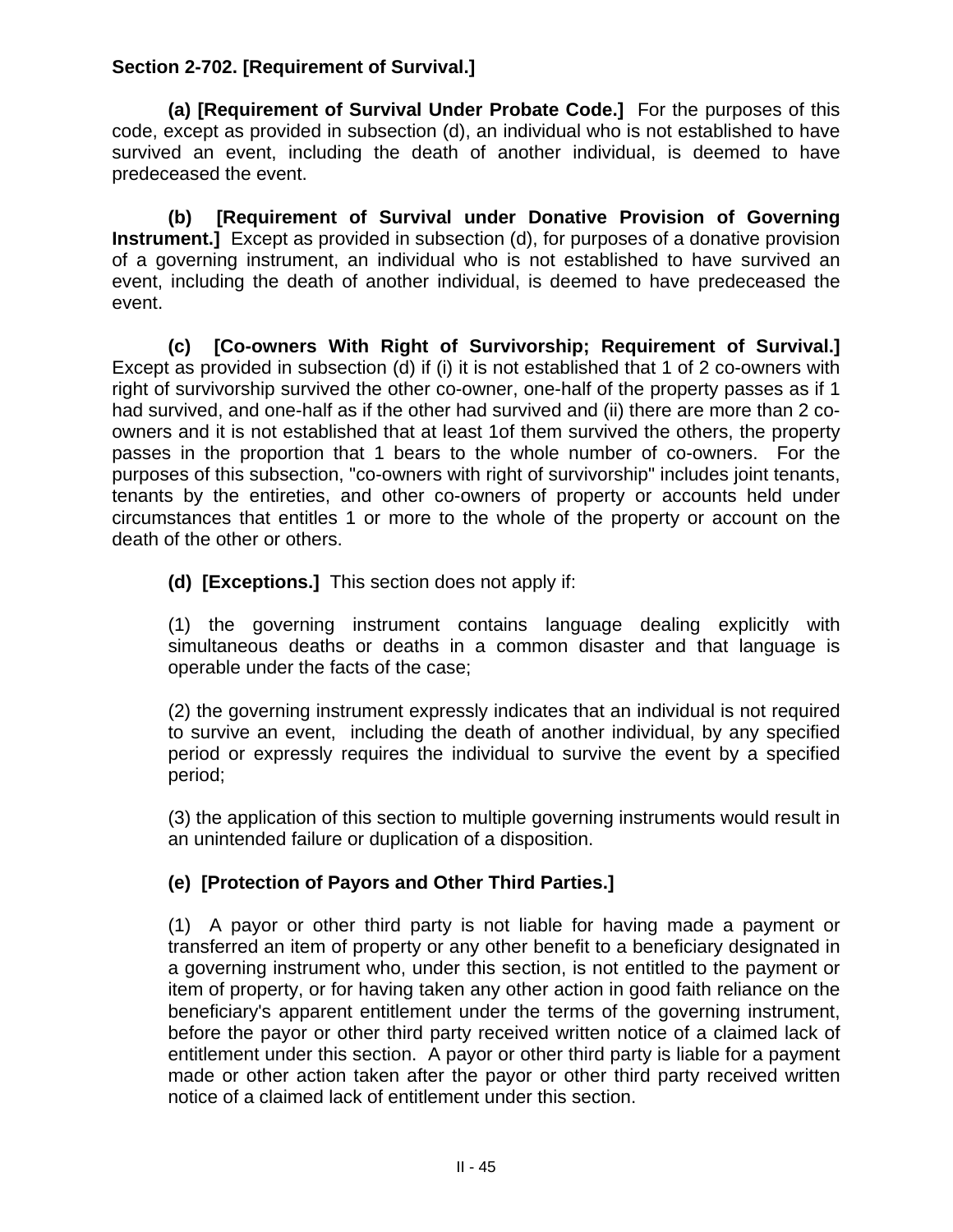**Section 2-702. [Requirement of Survival.]**

**(a) [Requirement of Survival Under Probate Code.]** For the purposes of this code, except as provided in subsection (d), an individual who is not established to have survived an event, including the death of another individual, is deemed to have predeceased the event.

**(b) [Requirement of Survival under Donative Provision of Governing Instrument.]** Except as provided in subsection (d), for purposes of a donative provision of a governing instrument, an individual who is not established to have survived an event, including the death of another individual, is deemed to have predeceased the event.

**(c) [Co-owners With Right of Survivorship; Requirement of Survival.]** Except as provided in subsection (d) if (i) it is not established that 1 of 2 co-owners with right of survivorship survived the other co-owner, one-half of the property passes as if 1 had survived, and one-half as if the other had survived and (ii) there are more than 2 co-owners and it is not established that at least 1of them survived the others, the property passes in the proportion that 1 bears to the whole number of co-owners. For the purposes of this subsection, "co-owners with right of survivorship" includes joint tenants, tenants by the entireties, and other co-owners of property or accounts held under circumstances that entitles 1 or more to the whole of the property or account on the death of the other or others.

**(d) [Exceptions.]** This section does not apply if:

(1) the governing instrument contains language dealing explicitly with simultaneous deaths or deaths in a common disaster and that language is operable under the facts of the case;

(2) the governing instrument expressly indicates that an individual is not required to survive an event, including the death of another individual, by any specified period or expressly requires the individual to survive the event by a specified period;

(3) the application of this section to multiple governing instruments would result in an unintended failure or duplication of a disposition.

**(e) [Protection of Payors and Other Third Parties.]**

(1) A payor or other third party is not liable for having made a payment or transferred an item of property or any other benefit to a beneficiary designated in a governing instrument who, under this section, is not entitled to the payment or item of property, or for having taken any other action in good faith reliance on the beneficiary's apparent entitlement under the terms of the governing instrument, before the payor or other third party received written notice of a claimed lack of entitlement under this section. A payor or other third party is liable for a payment made or other action taken after the payor or other third party received written notice of a claimed lack of entitlement under this section.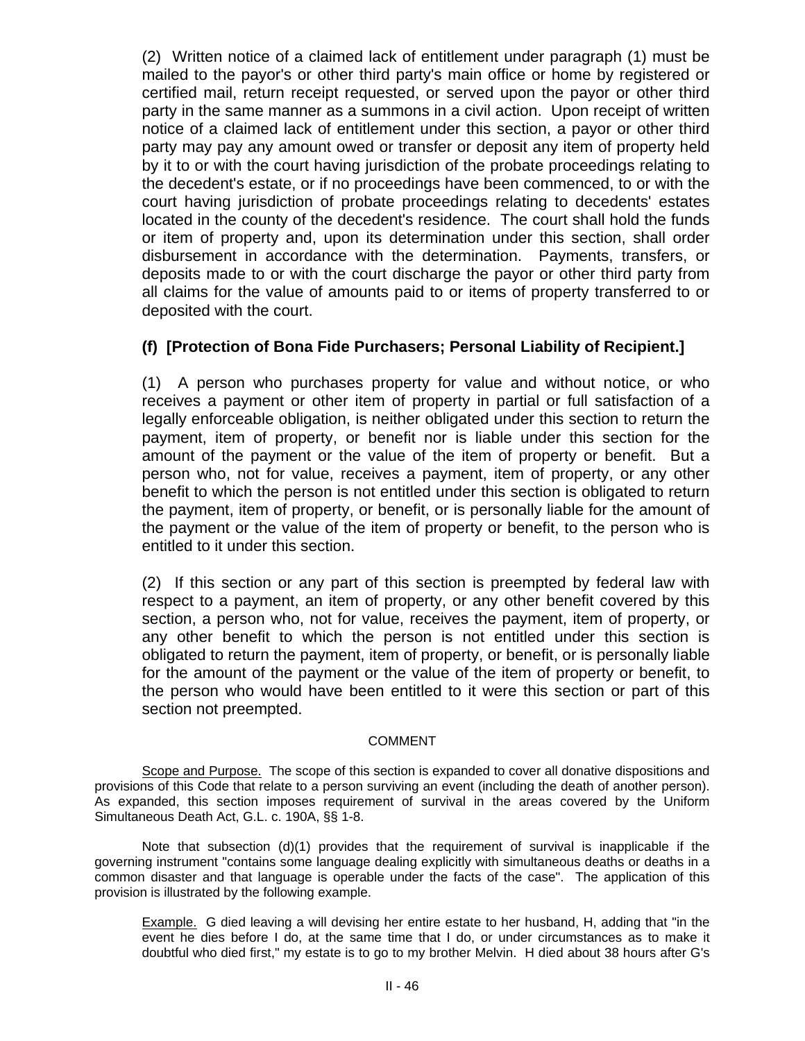(2) Written notice of a claimed lack of entitlement under paragraph (1) must be mailed to the payor's or other third party's main office or home by registered or certified mail, return receipt requested, or served upon the payor or other third party in the same manner as a summons in a civil action. Upon receipt of written notice of a claimed lack of entitlement under this section, a payor or other third party may pay any amount owed or transfer or deposit any item of property held by it to or with the court having jurisdiction of the probate proceedings relating to the decedent's estate, or if no proceedings have been commenced, to or with the court having jurisdiction of probate proceedings relating to decedents' estates located in the county of the decedent's residence. The court shall hold the funds or item of property and, upon its determination under this section, shall order disbursement in accordance with the determination. Payments, transfers, or deposits made to or with the court discharge the payor or other third party from all claims for the value of amounts paid to or items of property transferred to or deposited with the court.

### (f) [Protection of Bona Fide Purchasers; Personal Liability of Recipient.]

(1) A person who purchases property for value and without notice, or who receives a payment or other item of property in partial or full satisfaction of a legally enforceable obligation, is neither obligated under this section to return the payment, item of property, or benefit nor is liable under this section for the amount of the payment or the value of the item of property or benefit. But a person who, not for value, receives a payment, item of property, or any other benefit to which the person is not entitled under this section is obligated to return the payment, item of property, or benefit, or is personally liable for the amount of the payment or the value of the item of property or benefit, to the person who is entitled to it under this section.

(2) If this section or any part of this section is preempted by federal law with respect to a payment, an item of property, or any other benefit covered by this section, a person who, not for value, receives the payment, item of property, or any other benefit to which the person is not entitled under this section is obligated to return the payment, item of property, or benefit, or is personally liable for the amount of the payment or the value of the item of property or benefit, to the person who would have been entitled to it were this section or part of this section not preempted.

COMMENT

Scope and Purpose. The scope of this section is expanded to cover all donative dispositions and provisions of this Code that relate to a person surviving an event (including the death of another person). As expanded, this section imposes requirement of survival in the areas covered by the Uniform Simultaneous Death Act, G.L. c. 190A, §§ 1-8.

Note that subsection (d)(1) provides that the requirement of survival is inapplicable if the governing instrument "contains some language dealing explicitly with simultaneous deaths or deaths in a common disaster and that language is operable under the facts of the case". The application of this provision is illustrated by the following example.

Example. G died leaving a will devising her entire estate to her husband, H, adding that "in the event he dies before I do, at the same time that I do, or under circumstances as to make it doubtful who died first," my estate is to go to my brother Melvin. H died about 38 hours after G's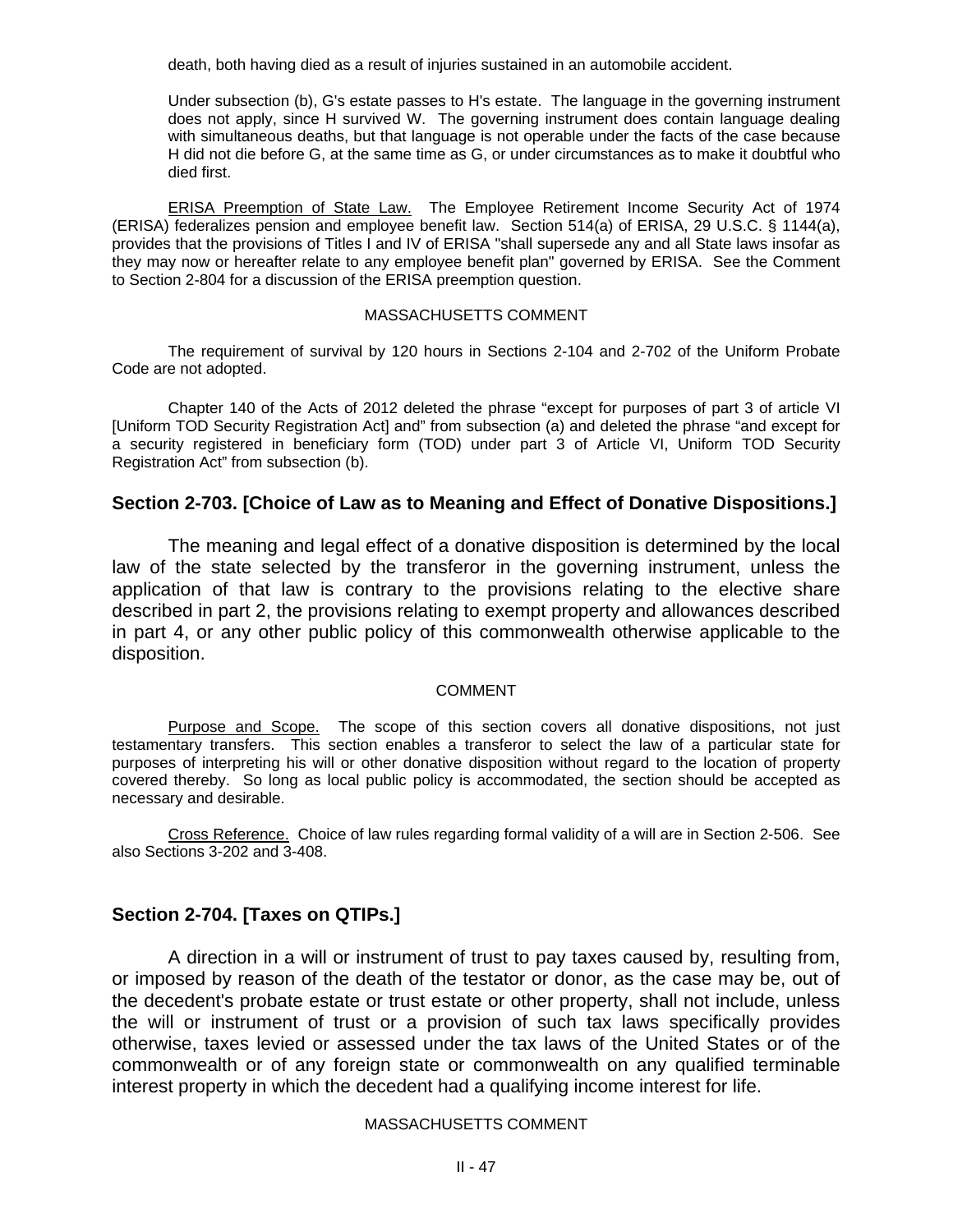death, both having died as a result of injuries sustained in an automobile accident.

Under subsection (b), G's estate passes to H's estate. The language in the governing instrument does not apply, since H survived W. The governing instrument does contain language dealing with simultaneous deaths, but that language is not operable under the facts of the case because H did not die before G, at the same time as G, or under circumstances as to make it doubtful who died first.

ERISA Preemption of State Law. The Employee Retirement Income Security Act of 1974 (ERISA) federalizes pension and employee benefit law. Section 514(a) of ERISA, 29 U.S.C. § 1144(a), provides that the provisions of Titles I and IV of ERISA "shall supersede any and all State laws insofar as they may now or hereafter relate to any employee benefit plan" governed by ERISA. See the Comment to Section 2-804 for a discussion of the ERISA preemption question.

MASSACHUSETTS COMMENT

The requirement of survival by 120 hours in Sections 2-104 and 2-702 of the Uniform Probate Code are not adopted.

Chapter 140 of the Acts of 2012 deleted the phrase "except for purposes of part 3 of article VI [Uniform TOD Security Registration Act] and" from subsection (a) and deleted the phrase "and except for a security registered in beneficiary form (TOD) under part 3 of Article VI, Uniform TOD Security Registration Act" from subsection (b).

## Section 2-703. [Choice of Law as to Meaning and Effect of Donative Dispositions.]

The meaning and legal effect of a donative disposition is determined by the local law of the state selected by the transferor in the governing instrument, unless the application of that law is contrary to the provisions relating to the elective share described in part 2, the provisions relating to exempt property and allowances described in part 4, or any other public policy of this commonwealth otherwise applicable to the disposition.

COMMENT

Purpose and Scope. The scope of this section covers all donative dispositions, not just testamentary transfers. This section enables a transferor to select the law of a particular state for purposes of interpreting his will or other donative disposition without regard to the location of property covered thereby. So long as local public policy is accommodated, the section should be accepted as necessary and desirable.

Cross Reference. Choice of law rules regarding formal validity of a will are in Section 2-506. See also Sections 3-202 and 3-408.

## Section 2-704. [Taxes on QTIPs.]

A direction in a will or instrument of trust to pay taxes caused by, resulting from, or imposed by reason of the death of the testator or donor, as the case may be, out of the decedent's probate estate or trust estate or other property, shall not include, unless the will or instrument of trust or a provision of such tax laws specifically provides otherwise, taxes levied or assessed under the tax laws of the United States or of the commonwealth or of any foreign state or commonwealth on any qualified terminable interest property in which the decedent had a qualifying income interest for life.

MASSACHUSETTS COMMENT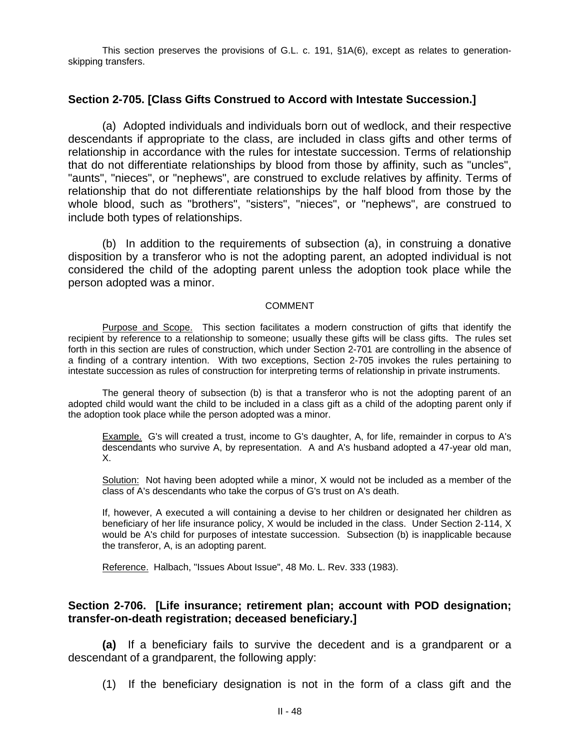This section preserves the provisions of G.L. c. 191, §1A(6), except as relates to generation-skipping transfers.

## Section 2-705. [Class Gifts Construed to Accord with Intestate Succession.]

(a) Adopted individuals and individuals born out of wedlock, and their respective descendants if appropriate to the class, are included in class gifts and other terms of relationship in accordance with the rules for intestate succession. Terms of relationship that do not differentiate relationships by blood from those by affinity, such as "uncles", "aunts", "nieces", or "nephews", are construed to exclude relatives by affinity. Terms of relationship that do not differentiate relationships by the half blood from those by the whole blood, such as "brothers", "sisters", "nieces", or "nephews", are construed to include both types of relationships.

(b) In addition to the requirements of subsection (a), in construing a donative disposition by a transferor who is not the adopting parent, an adopted individual is not considered the child of the adopting parent unless the adoption took place while the person adopted was a minor.

COMMENT

Purpose and Scope. This section facilitates a modern construction of gifts that identify the recipient by reference to a relationship to someone; usually these gifts will be class gifts. The rules set forth in this section are rules of construction, which under Section 2-701 are controlling in the absence of a finding of a contrary intention. With two exceptions, Section 2-705 invokes the rules pertaining to intestate succession as rules of construction for interpreting terms of relationship in private instruments.

The general theory of subsection (b) is that a transferor who is not the adopting parent of an adopted child would want the child to be included in a class gift as a child of the adopting parent only if the adoption took place while the person adopted was a minor.

> Example. G's will created a trust, income to G's daughter, A, for life, remainder in corpus to A's descendants who survive A, by representation. A and A's husband adopted a 47-year old man, X.
>
> Solution: Not having been adopted while a minor, X would not be included as a member of the class of A's descendants who take the corpus of G's trust on A's death.
>
> If, however, A executed a will containing a devise to her children or designated her children as beneficiary of her life insurance policy, X would be included in the class. Under Section 2-114, X would be A's child for purposes of intestate succession. Subsection (b) is inapplicable because the transferor, A, is an adopting parent.
>
> Reference. Halbach, "Issues About Issue", 48 Mo. L. Rev. 333 (1983).

## Section 2-706. [Life insurance; retirement plan; account with POD designation; transfer-on-death registration; deceased beneficiary.]

**(a)** If a beneficiary fails to survive the decedent and is a grandparent or a descendant of a grandparent, the following apply:

(1) If the beneficiary designation is not in the form of a class gift and the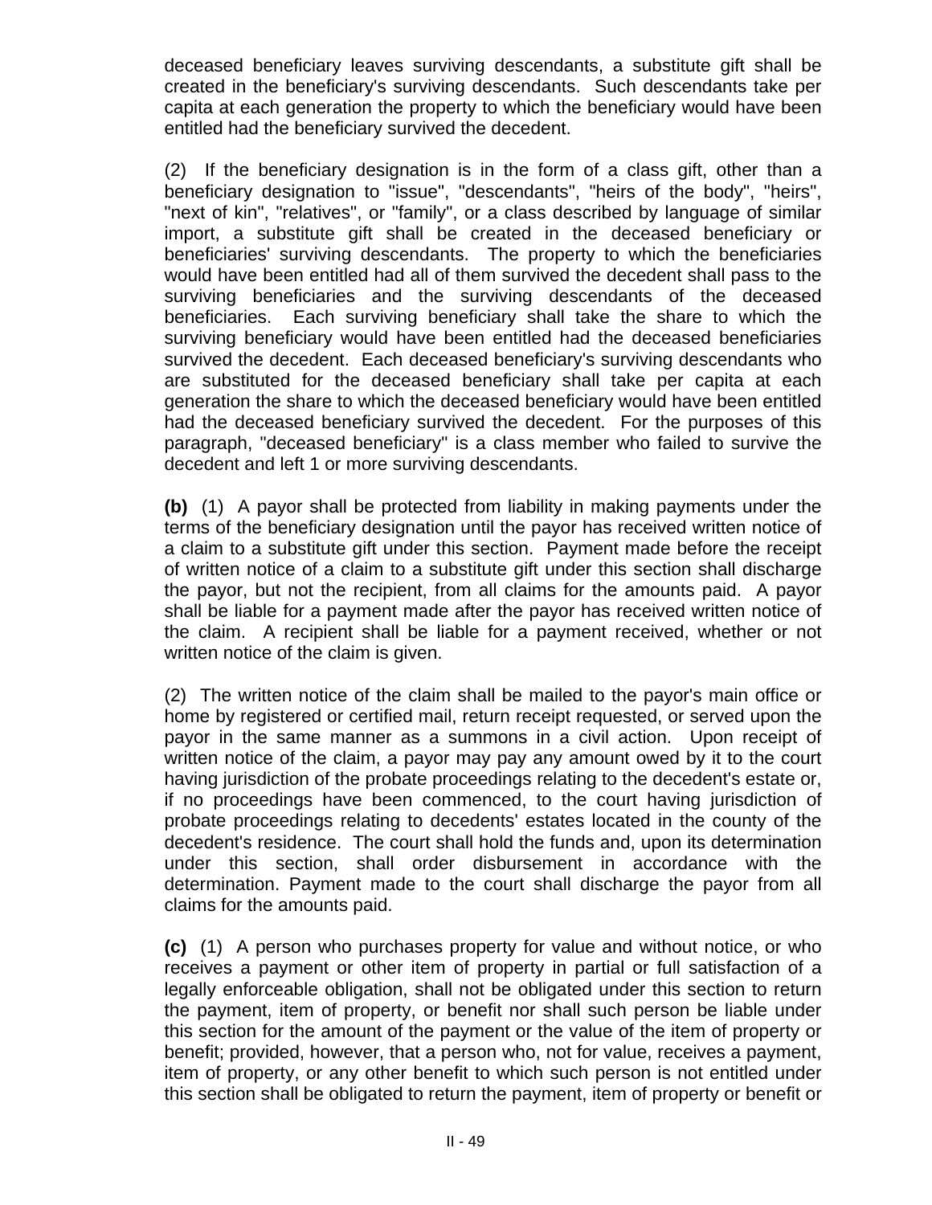deceased beneficiary leaves surviving descendants, a substitute gift shall be created in the beneficiary's surviving descendants. Such descendants take per capita at each generation the property to which the beneficiary would have been entitled had the beneficiary survived the decedent.

(2) If the beneficiary designation is in the form of a class gift, other than a beneficiary designation to "issue", "descendants", "heirs of the body", "heirs", "next of kin", "relatives", or "family", or a class described by language of similar import, a substitute gift shall be created in the deceased beneficiary or beneficiaries' surviving descendants. The property to which the beneficiaries would have been entitled had all of them survived the decedent shall pass to the surviving beneficiaries and the surviving descendants of the deceased beneficiaries. Each surviving beneficiary shall take the share to which the surviving beneficiary would have been entitled had the deceased beneficiaries survived the decedent. Each deceased beneficiary's surviving descendants who are substituted for the deceased beneficiary shall take per capita at each generation the share to which the deceased beneficiary would have been entitled had the deceased beneficiary survived the decedent. For the purposes of this paragraph, "deceased beneficiary" is a class member who failed to survive the decedent and left 1 or more surviving descendants.

**(b)** (1) A payor shall be protected from liability in making payments under the terms of the beneficiary designation until the payor has received written notice of a claim to a substitute gift under this section. Payment made before the receipt of written notice of a claim to a substitute gift under this section shall discharge the payor, but not the recipient, from all claims for the amounts paid. A payor shall be liable for a payment made after the payor has received written notice of the claim. A recipient shall be liable for a payment received, whether or not written notice of the claim is given.

(2) The written notice of the claim shall be mailed to the payor's main office or home by registered or certified mail, return receipt requested, or served upon the payor in the same manner as a summons in a civil action. Upon receipt of written notice of the claim, a payor may pay any amount owed by it to the court having jurisdiction of the probate proceedings relating to the decedent's estate or, if no proceedings have been commenced, to the court having jurisdiction of probate proceedings relating to decedents' estates located in the county of the decedent's residence. The court shall hold the funds and, upon its determination under this section, shall order disbursement in accordance with the determination. Payment made to the court shall discharge the payor from all claims for the amounts paid.

**(c)** (1) A person who purchases property for value and without notice, or who receives a payment or other item of property in partial or full satisfaction of a legally enforceable obligation, shall not be obligated under this section to return the payment, item of property, or benefit nor shall such person be liable under this section for the amount of the payment or the value of the item of property or benefit; provided, however, that a person who, not for value, receives a payment, item of property, or any other benefit to which such person is not entitled under this section shall be obligated to return the payment, item of property or benefit or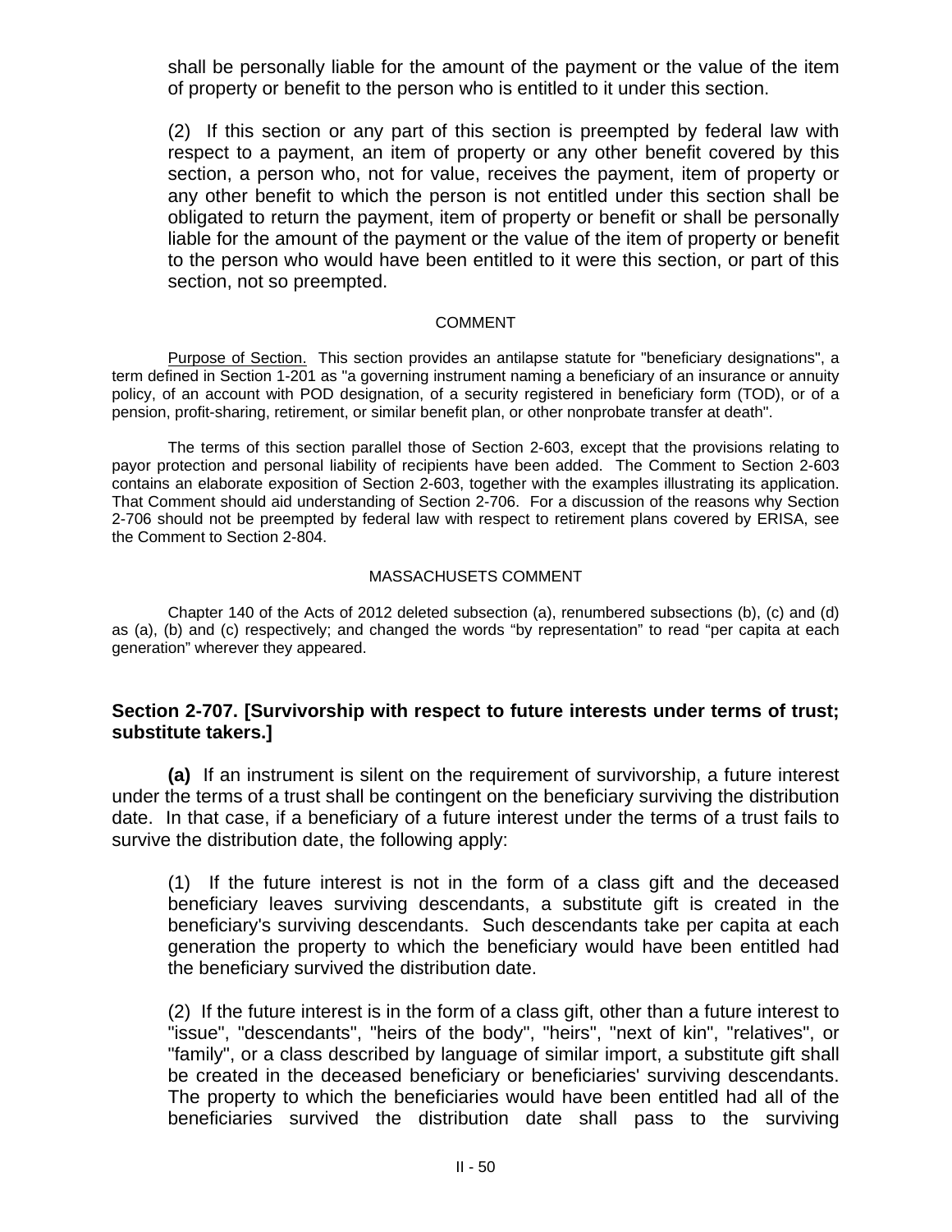shall be personally liable for the amount of the payment or the value of the item of property or benefit to the person who is entitled to it under this section.

(2) If this section or any part of this section is preempted by federal law with respect to a payment, an item of property or any other benefit covered by this section, a person who, not for value, receives the payment, item of property or any other benefit to which the person is not entitled under this section shall be obligated to return the payment, item of property or benefit or shall be personally liable for the amount of the payment or the value of the item of property or benefit to the person who would have been entitled to it were this section, or part of this section, not so preempted.

COMMENT

Purpose of Section. This section provides an antilapse statute for "beneficiary designations", a term defined in Section 1-201 as "a governing instrument naming a beneficiary of an insurance or annuity policy, of an account with POD designation, of a security registered in beneficiary form (TOD), or of a pension, profit-sharing, retirement, or similar benefit plan, or other nonprobate transfer at death".

The terms of this section parallel those of Section 2-603, except that the provisions relating to payor protection and personal liability of recipients have been added. The Comment to Section 2-603 contains an elaborate exposition of Section 2-603, together with the examples illustrating its application. That Comment should aid understanding of Section 2-706. For a discussion of the reasons why Section 2-706 should not be preempted by federal law with respect to retirement plans covered by ERISA, see the Comment to Section 2-804.

MASSACHUSETS COMMENT

Chapter 140 of the Acts of 2012 deleted subsection (a), renumbered subsections (b), (c) and (d) as (a), (b) and (c) respectively; and changed the words “by representation” to read “per capita at each generation” wherever they appeared.

### Section 2-707. [Survivorship with respect to future interests under terms of trust; substitute takers.]

**(a)** If an instrument is silent on the requirement of survivorship, a future interest under the terms of a trust shall be contingent on the beneficiary surviving the distribution date. In that case, if a beneficiary of a future interest under the terms of a trust fails to survive the distribution date, the following apply:

(1) If the future interest is not in the form of a class gift and the deceased beneficiary leaves surviving descendants, a substitute gift is created in the beneficiary's surviving descendants. Such descendants take per capita at each generation the property to which the beneficiary would have been entitled had the beneficiary survived the distribution date.

(2) If the future interest is in the form of a class gift, other than a future interest to "issue", "descendants", "heirs of the body", "heirs", "next of kin", "relatives", or "family", or a class described by language of similar import, a substitute gift shall be created in the deceased beneficiary or beneficiaries' surviving descendants. The property to which the beneficiaries would have been entitled had all of the beneficiaries survived the distribution date shall pass to the surviving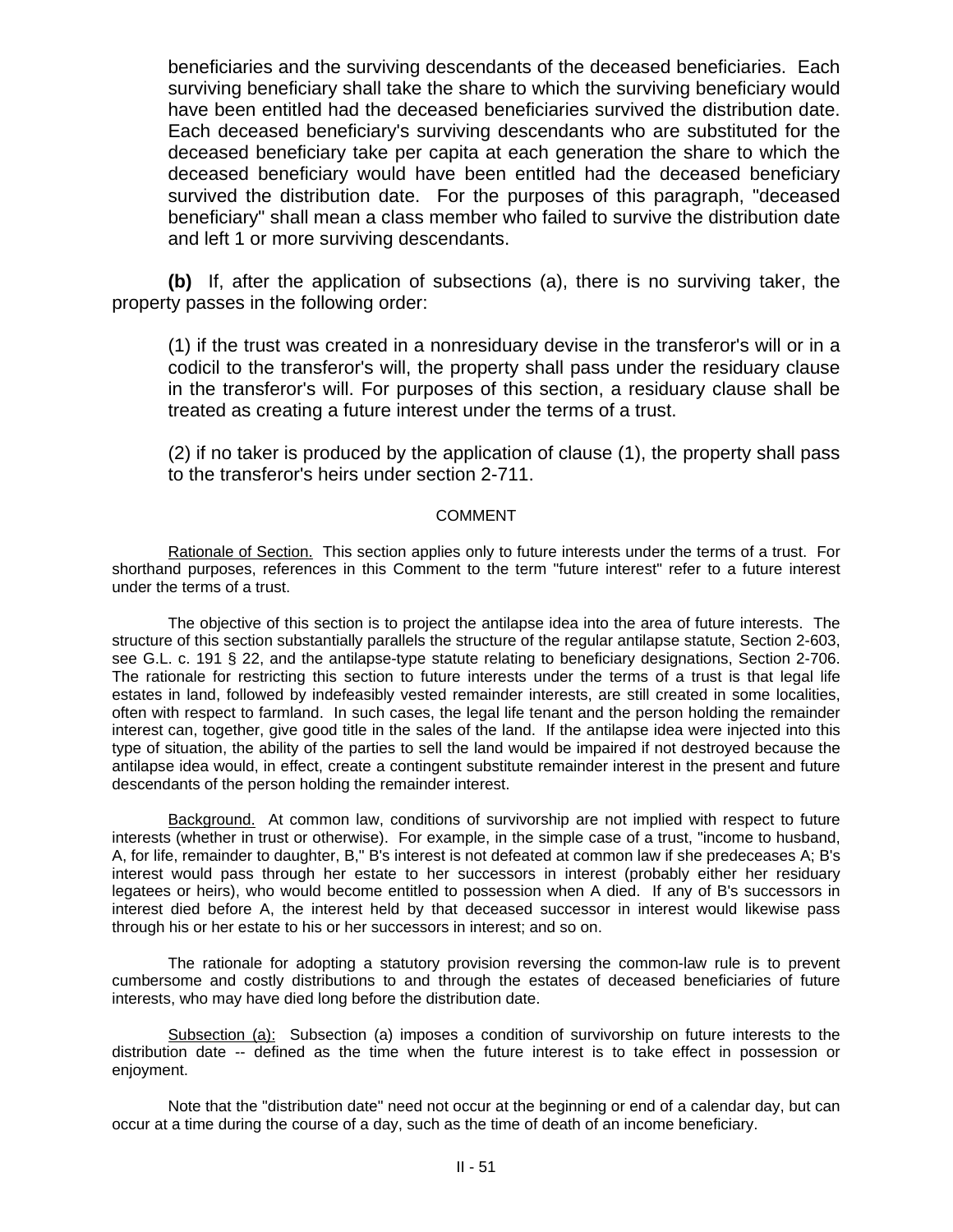beneficiaries and the surviving descendants of the deceased beneficiaries. Each surviving beneficiary shall take the share to which the surviving beneficiary would have been entitled had the deceased beneficiaries survived the distribution date. Each deceased beneficiary's surviving descendants who are substituted for the deceased beneficiary take per capita at each generation the share to which the deceased beneficiary would have been entitled had the deceased beneficiary survived the distribution date. For the purposes of this paragraph, "deceased beneficiary" shall mean a class member who failed to survive the distribution date and left 1 or more surviving descendants.

**(b)** If, after the application of subsections (a), there is no surviving taker, the property passes in the following order:

(1) if the trust was created in a nonresiduary devise in the transferor's will or in a codicil to the transferor's will, the property shall pass under the residuary clause in the transferor's will. For purposes of this section, a residuary clause shall be treated as creating a future interest under the terms of a trust.

(2) if no taker is produced by the application of clause (1), the property shall pass to the transferor's heirs under section 2-711.

COMMENT

Rationale of Section. This section applies only to future interests under the terms of a trust. For shorthand purposes, references in this Comment to the term "future interest" refer to a future interest under the terms of a trust.

The objective of this section is to project the antilapse idea into the area of future interests. The structure of this section substantially parallels the structure of the regular antilapse statute, Section 2-603, see G.L. c. 191 § 22, and the antilapse-type statute relating to beneficiary designations, Section 2-706. The rationale for restricting this section to future interests under the terms of a trust is that legal life estates in land, followed by indefeasibly vested remainder interests, are still created in some localities, often with respect to farmland. In such cases, the legal life tenant and the person holding the remainder interest can, together, give good title in the sales of the land. If the antilapse idea were injected into this type of situation, the ability of the parties to sell the land would be impaired if not destroyed because the antilapse idea would, in effect, create a contingent substitute remainder interest in the present and future descendants of the person holding the remainder interest.

Background. At common law, conditions of survivorship are not implied with respect to future interests (whether in trust or otherwise). For example, in the simple case of a trust, "income to husband, A, for life, remainder to daughter, B," B's interest is not defeated at common law if she predeceases A; B's interest would pass through her estate to her successors in interest (probably either her residuary legatees or heirs), who would become entitled to possession when A died. If any of B's successors in interest died before A, the interest held by that deceased successor in interest would likewise pass through his or her estate to his or her successors in interest; and so on.

The rationale for adopting a statutory provision reversing the common-law rule is to prevent cumbersome and costly distributions to and through the estates of deceased beneficiaries of future interests, who may have died long before the distribution date.

Subsection (a): Subsection (a) imposes a condition of survivorship on future interests to the distribution date -- defined as the time when the future interest is to take effect in possession or enjoyment.

Note that the "distribution date" need not occur at the beginning or end of a calendar day, but can occur at a time during the course of a day, such as the time of death of an income beneficiary.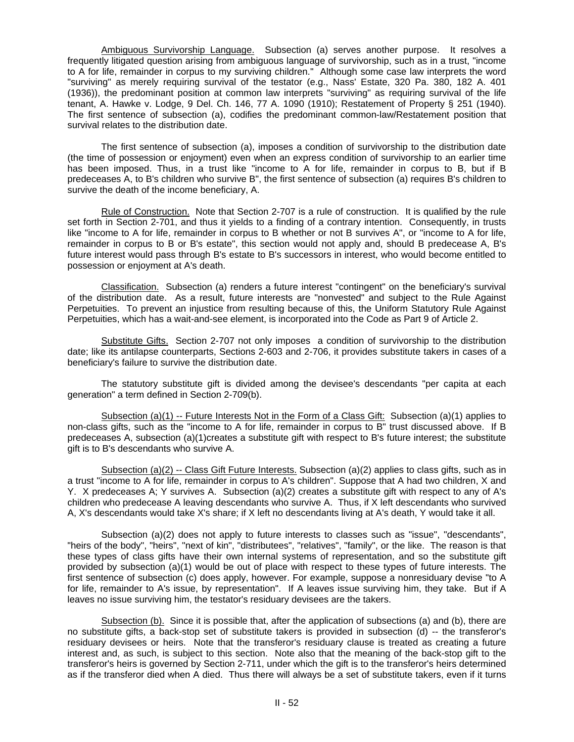Ambiguous Survivorship Language. Subsection (a) serves another purpose. It resolves a frequently litigated question arising from ambiguous language of survivorship, such as in a trust, "income to A for life, remainder in corpus to my surviving children." Although some case law interprets the word "surviving" as merely requiring survival of the testator (e.g., Nass' Estate, 320 Pa. 380, 182 A. 401 (1936)), the predominant position at common law interprets "surviving" as requiring survival of the life tenant, A. Hawke v. Lodge, 9 Del. Ch. 146, 77 A. 1090 (1910); Restatement of Property § 251 (1940). The first sentence of subsection (a), codifies the predominant common-law/Restatement position that survival relates to the distribution date.

The first sentence of subsection (a), imposes a condition of survivorship to the distribution date (the time of possession or enjoyment) even when an express condition of survivorship to an earlier time has been imposed. Thus, in a trust like "income to A for life, remainder in corpus to B, but if B predeceases A, to B's children who survive B", the first sentence of subsection (a) requires B's children to survive the death of the income beneficiary, A.

Rule of Construction. Note that Section 2-707 is a rule of construction. It is qualified by the rule set forth in Section 2-701, and thus it yields to a finding of a contrary intention. Consequently, in trusts like "income to A for life, remainder in corpus to B whether or not B survives A", or "income to A for life, remainder in corpus to B or B's estate", this section would not apply and, should B predecease A, B's future interest would pass through B's estate to B's successors in interest, who would become entitled to possession or enjoyment at A's death.

Classification. Subsection (a) renders a future interest "contingent" on the beneficiary's survival of the distribution date. As a result, future interests are "nonvested" and subject to the Rule Against Perpetuities. To prevent an injustice from resulting because of this, the Uniform Statutory Rule Against Perpetuities, which has a wait-and-see element, is incorporated into the Code as Part 9 of Article 2.

Substitute Gifts. Section 2-707 not only imposes a condition of survivorship to the distribution date; like its antilapse counterparts, Sections 2-603 and 2-706, it provides substitute takers in cases of a beneficiary's failure to survive the distribution date.

The statutory substitute gift is divided among the devisee's descendants "per capita at each generation" a term defined in Section 2-709(b).

Subsection (a)(1) -- Future Interests Not in the Form of a Class Gift: Subsection (a)(1) applies to non-class gifts, such as the "income to A for life, remainder in corpus to B" trust discussed above. If B predeceases A, subsection (a)(1)creates a substitute gift with respect to B's future interest; the substitute gift is to B's descendants who survive A.

Subsection (a)(2) -- Class Gift Future Interests. Subsection (a)(2) applies to class gifts, such as in a trust "income to A for life, remainder in corpus to A's children". Suppose that A had two children, X and Y. X predeceases A; Y survives A. Subsection (a)(2) creates a substitute gift with respect to any of A's children who predecease A leaving descendants who survive A. Thus, if X left descendants who survived A, X's descendants would take X's share; if X left no descendants living at A's death, Y would take it all.

Subsection (a)(2) does not apply to future interests to classes such as "issue", "descendants", "heirs of the body", "heirs", "next of kin", "distributees", "relatives", "family", or the like. The reason is that these types of class gifts have their own internal systems of representation, and so the substitute gift provided by subsection (a)(1) would be out of place with respect to these types of future interests. The first sentence of subsection (c) does apply, however. For example, suppose a nonresiduary devise "to A for life, remainder to A's issue, by representation". If A leaves issue surviving him, they take. But if A leaves no issue surviving him, the testator's residuary devisees are the takers.

Subsection (b). Since it is possible that, after the application of subsections (a) and (b), there are no substitute gifts, a back-stop set of substitute takers is provided in subsection (d) -- the transferor's residuary devisees or heirs. Note that the transferor's residuary clause is treated as creating a future interest and, as such, is subject to this section. Note also that the meaning of the back-stop gift to the transferor's heirs is governed by Section 2-711, under which the gift is to the transferor's heirs determined as if the transferor died when A died. Thus there will always be a set of substitute takers, even if it turns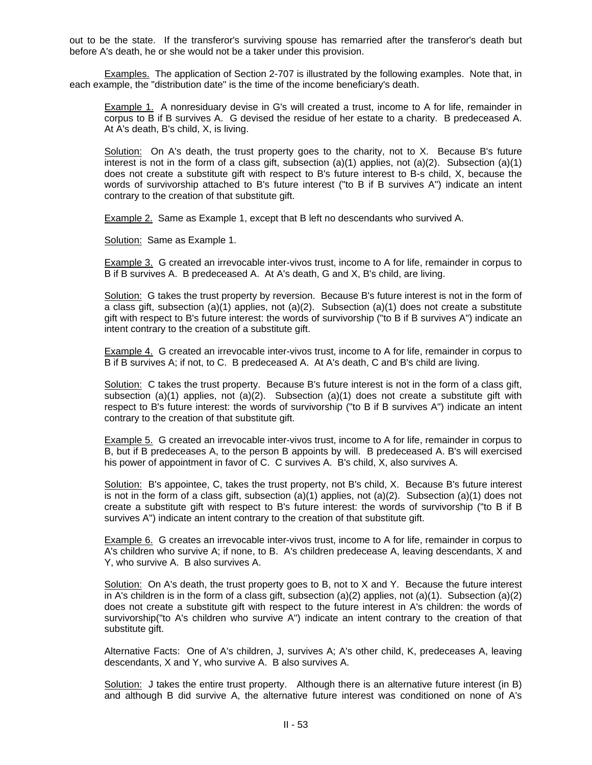out to be the state. If the transferor's surviving spouse has remarried after the transferor's death but before A's death, he or she would not be a taker under this provision.

Examples. The application of Section 2-707 is illustrated by the following examples. Note that, in each example, the "distribution date" is the time of the income beneficiary's death.

> Example 1. A nonresiduary devise in G's will created a trust, income to A for life, remainder in corpus to B if B survives A. G devised the residue of her estate to a charity. B predeceased A. At A's death, B's child, X, is living.
>
> Solution: On A's death, the trust property goes to the charity, not to X. Because B's future interest is not in the form of a class gift, subsection (a)(1) applies, not (a)(2). Subsection (a)(1) does not create a substitute gift with respect to B's future interest to B-s child, X, because the words of survivorship attached to B's future interest ("to B if B survives A") indicate an intent contrary to the creation of that substitute gift.
>
> Example 2. Same as Example 1, except that B left no descendants who survived A.
>
> Solution: Same as Example 1.
>
> Example 3. G created an irrevocable inter-vivos trust, income to A for life, remainder in corpus to B if B survives A. B predeceased A. At A's death, G and X, B's child, are living.
>
> Solution: G takes the trust property by reversion. Because B's future interest is not in the form of a class gift, subsection (a)(1) applies, not (a)(2). Subsection (a)(1) does not create a substitute gift with respect to B's future interest: the words of survivorship ("to B if B survives A") indicate an intent contrary to the creation of a substitute gift.
>
> Example 4. G created an irrevocable inter-vivos trust, income to A for life, remainder in corpus to B if B survives A; if not, to C. B predeceased A. At A's death, C and B's child are living.
>
> Solution: C takes the trust property. Because B's future interest is not in the form of a class gift, subsection (a)(1) applies, not (a)(2). Subsection (a)(1) does not create a substitute gift with respect to B's future interest: the words of survivorship ("to B if B survives A") indicate an intent contrary to the creation of that substitute gift.
>
> Example 5. G created an irrevocable inter-vivos trust, income to A for life, remainder in corpus to B, but if B predeceases A, to the person B appoints by will. B predeceased A. B's will exercised his power of appointment in favor of C. C survives A. B's child, X, also survives A.
>
> Solution: B's appointee, C, takes the trust property, not B's child, X. Because B's future interest is not in the form of a class gift, subsection (a)(1) applies, not (a)(2). Subsection (a)(1) does not create a substitute gift with respect to B's future interest: the words of survivorship ("to B if B survives A") indicate an intent contrary to the creation of that substitute gift.
>
> Example 6. G creates an irrevocable inter-vivos trust, income to A for life, remainder in corpus to A's children who survive A; if none, to B. A's children predecease A, leaving descendants, X and Y, who survive A. B also survives A.
>
> Solution: On A's death, the trust property goes to B, not to X and Y. Because the future interest in A's children is in the form of a class gift, subsection (a)(2) applies, not (a)(1). Subsection (a)(2) does not create a substitute gift with respect to the future interest in A's children: the words of survivorship("to A's children who survive A") indicate an intent contrary to the creation of that substitute gift.
>
> Alternative Facts: One of A's children, J, survives A; A's other child, K, predeceases A, leaving descendants, X and Y, who survive A. B also survives A.
>
> Solution: J takes the entire trust property. Although there is an alternative future interest (in B) and although B did survive A, the alternative future interest was conditioned on none of A's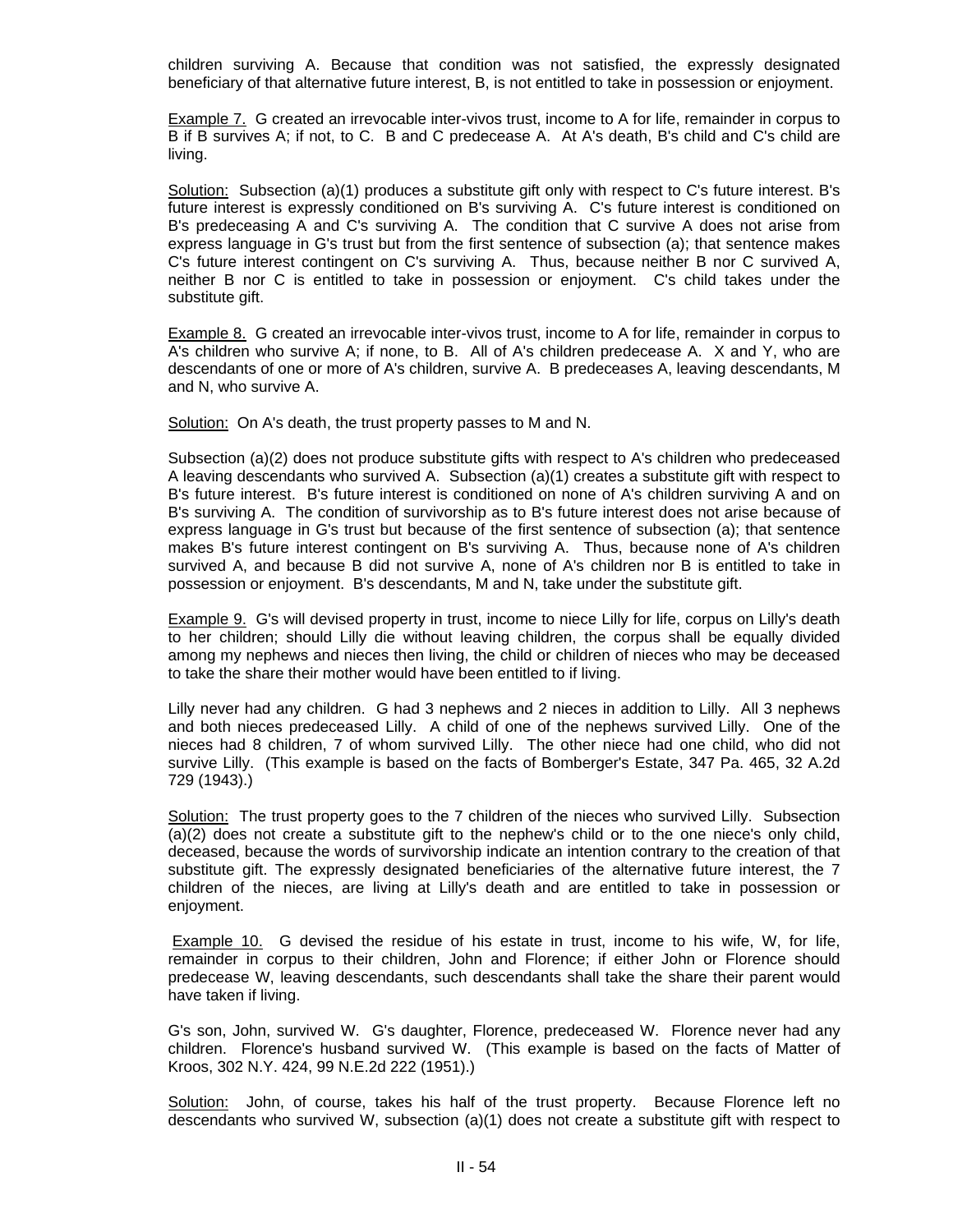children surviving A. Because that condition was not satisfied, the expressly designated beneficiary of that alternative future interest, B, is not entitled to take in possession or enjoyment.

Example 7. G created an irrevocable inter-vivos trust, income to A for life, remainder in corpus to B if B survives A; if not, to C. B and C predecease A. At A's death, B's child and C's child are living.

Solution: Subsection (a)(1) produces a substitute gift only with respect to C's future interest. B's future interest is expressly conditioned on B's surviving A. C's future interest is conditioned on B's predeceasing A and C's surviving A. The condition that C survive A does not arise from express language in G's trust but from the first sentence of subsection (a); that sentence makes C's future interest contingent on C's surviving A. Thus, because neither B nor C survived A, neither B nor C is entitled to take in possession or enjoyment. C's child takes under the substitute gift.

Example 8. G created an irrevocable inter-vivos trust, income to A for life, remainder in corpus to A's children who survive A; if none, to B. All of A's children predecease A. X and Y, who are descendants of one or more of A's children, survive A. B predeceases A, leaving descendants, M and N, who survive A.

Solution: On A's death, the trust property passes to M and N.

Subsection (a)(2) does not produce substitute gifts with respect to A's children who predeceased A leaving descendants who survived A. Subsection (a)(1) creates a substitute gift with respect to B's future interest. B's future interest is conditioned on none of A's children surviving A and on B's surviving A. The condition of survivorship as to B's future interest does not arise because of express language in G's trust but because of the first sentence of subsection (a); that sentence makes B's future interest contingent on B's surviving A. Thus, because none of A's children survived A, and because B did not survive A, none of A's children nor B is entitled to take in possession or enjoyment. B's descendants, M and N, take under the substitute gift.

Example 9. G's will devised property in trust, income to niece Lilly for life, corpus on Lilly's death to her children; should Lilly die without leaving children, the corpus shall be equally divided among my nephews and nieces then living, the child or children of nieces who may be deceased to take the share their mother would have been entitled to if living.

Lilly never had any children. G had 3 nephews and 2 nieces in addition to Lilly. All 3 nephews and both nieces predeceased Lilly. A child of one of the nephews survived Lilly. One of the nieces had 8 children, 7 of whom survived Lilly. The other niece had one child, who did not survive Lilly. (This example is based on the facts of Bomberger's Estate, 347 Pa. 465, 32 A.2d 729 (1943).)

Solution: The trust property goes to the 7 children of the nieces who survived Lilly. Subsection (a)(2) does not create a substitute gift to the nephew's child or to the one niece's only child, deceased, because the words of survivorship indicate an intention contrary to the creation of that substitute gift. The expressly designated beneficiaries of the alternative future interest, the 7 children of the nieces, are living at Lilly's death and are entitled to take in possession or enjoyment.

Example 10. G devised the residue of his estate in trust, income to his wife, W, for life, remainder in corpus to their children, John and Florence; if either John or Florence should predecease W, leaving descendants, such descendants shall take the share their parent would have taken if living.

G's son, John, survived W. G's daughter, Florence, predeceased W. Florence never had any children. Florence's husband survived W. (This example is based on the facts of Matter of Kroos, 302 N.Y. 424, 99 N.E.2d 222 (1951).)

Solution: John, of course, takes his half of the trust property. Because Florence left no descendants who survived W, subsection (a)(1) does not create a substitute gift with respect to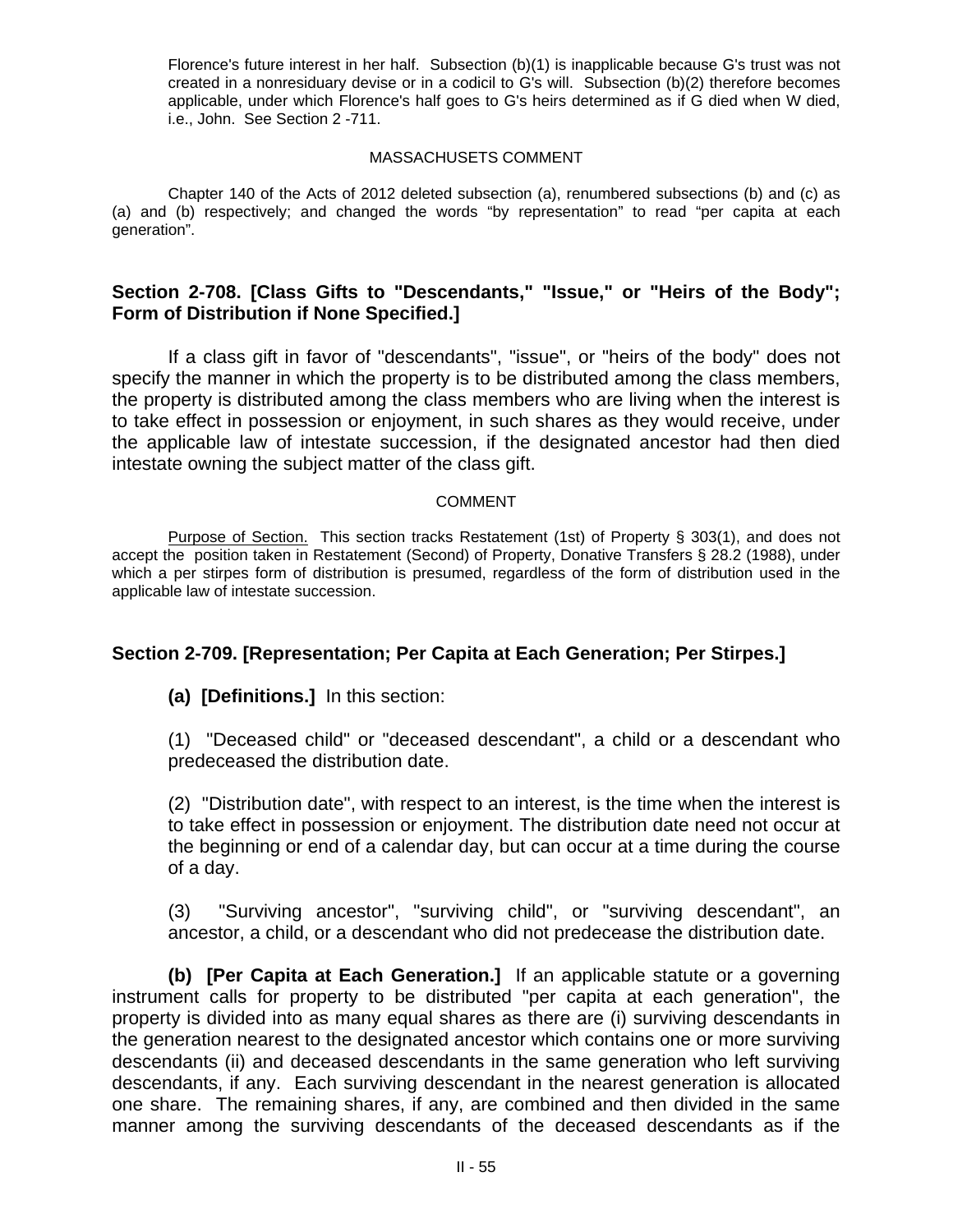Florence's future interest in her half. Subsection (b)(1) is inapplicable because G's trust was not created in a nonresiduary devise or in a codicil to G's will. Subsection (b)(2) therefore becomes applicable, under which Florence's half goes to G's heirs determined as if G died when W died, i.e., John. See Section 2 -711.

MASSACHUSETS COMMENT

Chapter 140 of the Acts of 2012 deleted subsection (a), renumbered subsections (b) and (c) as (a) and (b) respectively; and changed the words "by representation" to read "per capita at each generation".

## Section 2-708. [Class Gifts to "Descendants," "Issue," or "Heirs of the Body"; Form of Distribution if None Specified.]

If a class gift in favor of "descendants", "issue", or "heirs of the body" does not specify the manner in which the property is to be distributed among the class members, the property is distributed among the class members who are living when the interest is to take effect in possession or enjoyment, in such shares as they would receive, under the applicable law of intestate succession, if the designated ancestor had then died intestate owning the subject matter of the class gift.

COMMENT

Purpose of Section. This section tracks Restatement (1st) of Property § 303(1), and does not accept the position taken in Restatement (Second) of Property, Donative Transfers § 28.2 (1988), under which a per stirpes form of distribution is presumed, regardless of the form of distribution used in the applicable law of intestate succession.

## Section 2-709. [Representation; Per Capita at Each Generation; Per Stirpes.]

**(a) [Definitions.]** In this section:

(1) "Deceased child" or "deceased descendant", a child or a descendant who predeceased the distribution date.

(2) "Distribution date", with respect to an interest, is the time when the interest is to take effect in possession or enjoyment. The distribution date need not occur at the beginning or end of a calendar day, but can occur at a time during the course of a day.

(3) "Surviving ancestor", "surviving child", or "surviving descendant", an ancestor, a child, or a descendant who did not predecease the distribution date.

**(b) [Per Capita at Each Generation.]** If an applicable statute or a governing instrument calls for property to be distributed "per capita at each generation", the property is divided into as many equal shares as there are (i) surviving descendants in the generation nearest to the designated ancestor which contains one or more surviving descendants (ii) and deceased descendants in the same generation who left surviving descendants, if any. Each surviving descendant in the nearest generation is allocated one share. The remaining shares, if any, are combined and then divided in the same manner among the surviving descendants of the deceased descendants as if the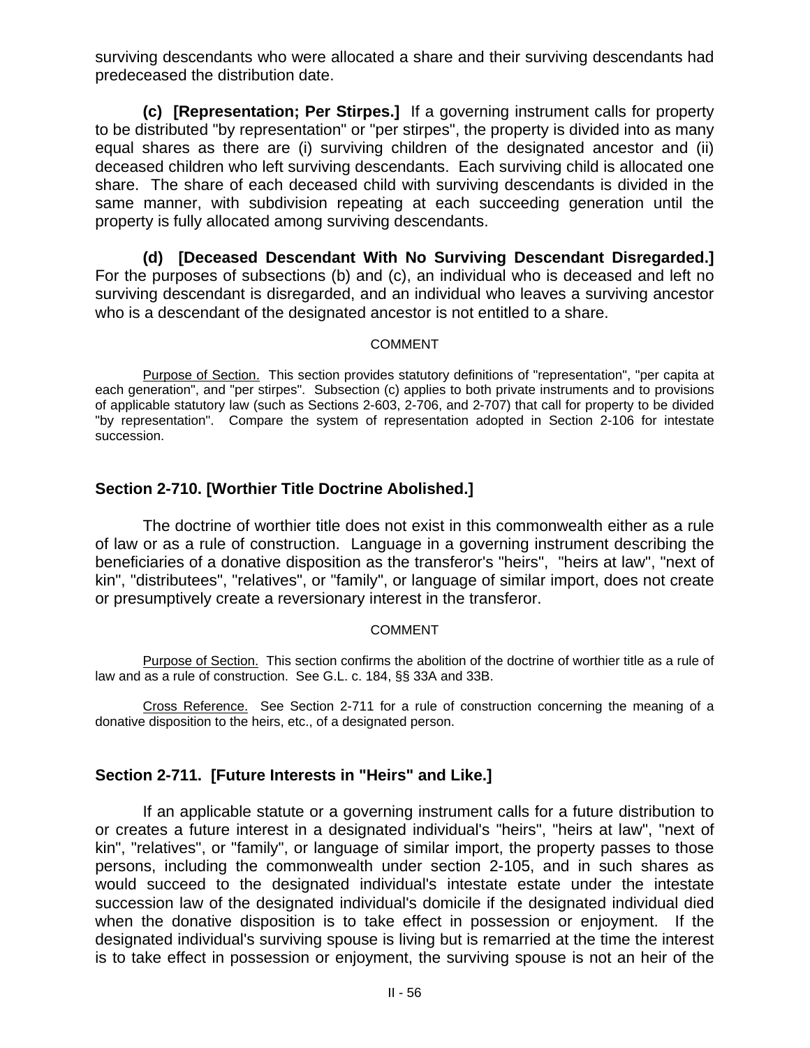surviving descendants who were allocated a share and their surviving descendants had predeceased the distribution date.

**(c) [Representation; Per Stirpes.]** If a governing instrument calls for property to be distributed "by representation" or "per stirpes", the property is divided into as many equal shares as there are (i) surviving children of the designated ancestor and (ii) deceased children who left surviving descendants. Each surviving child is allocated one share. The share of each deceased child with surviving descendants is divided in the same manner, with subdivision repeating at each succeeding generation until the property is fully allocated among surviving descendants.

**(d) [Deceased Descendant With No Surviving Descendant Disregarded.]** For the purposes of subsections (b) and (c), an individual who is deceased and left no surviving descendant is disregarded, and an individual who leaves a surviving ancestor who is a descendant of the designated ancestor is not entitled to a share.

COMMENT

Purpose of Section. This section provides statutory definitions of "representation", "per capita at each generation", and "per stirpes". Subsection (c) applies to both private instruments and to provisions of applicable statutory law (such as Sections 2-603, 2-706, and 2-707) that call for property to be divided "by representation". Compare the system of representation adopted in Section 2-106 for intestate succession.

## Section 2-710. [Worthier Title Doctrine Abolished.]

The doctrine of worthier title does not exist in this commonwealth either as a rule of law or as a rule of construction. Language in a governing instrument describing the beneficiaries of a donative disposition as the transferor's "heirs", "heirs at law", "next of kin", "distributees", "relatives", or "family", or language of similar import, does not create or presumptively create a reversionary interest in the transferor.

COMMENT

Purpose of Section. This section confirms the abolition of the doctrine of worthier title as a rule of law and as a rule of construction. See G.L. c. 184, §§ 33A and 33B.

Cross Reference. See Section 2-711 for a rule of construction concerning the meaning of a donative disposition to the heirs, etc., of a designated person.

## Section 2-711. [Future Interests in "Heirs" and Like.]

If an applicable statute or a governing instrument calls for a future distribution to or creates a future interest in a designated individual's "heirs", "heirs at law", "next of kin", "relatives", or "family", or language of similar import, the property passes to those persons, including the commonwealth under section 2-105, and in such shares as would succeed to the designated individual's intestate estate under the intestate succession law of the designated individual's domicile if the designated individual died when the donative disposition is to take effect in possession or enjoyment. If the designated individual's surviving spouse is living but is remarried at the time the interest is to take effect in possession or enjoyment, the surviving spouse is not an heir of the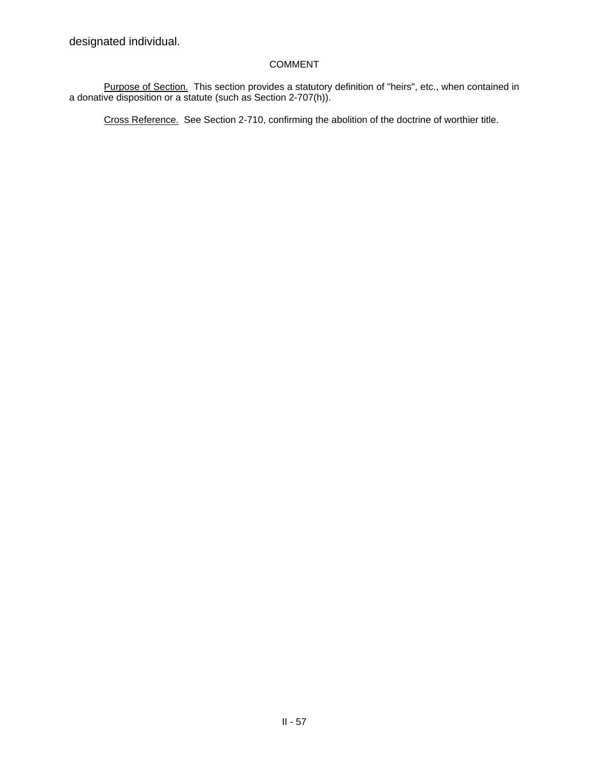designated individual.

COMMENT

Purpose of Section. This section provides a statutory definition of "heirs", etc., when contained in a donative disposition or a statute (such as Section 2-707(h)).

Cross Reference. See Section 2-710, confirming the abolition of the doctrine of worthier title.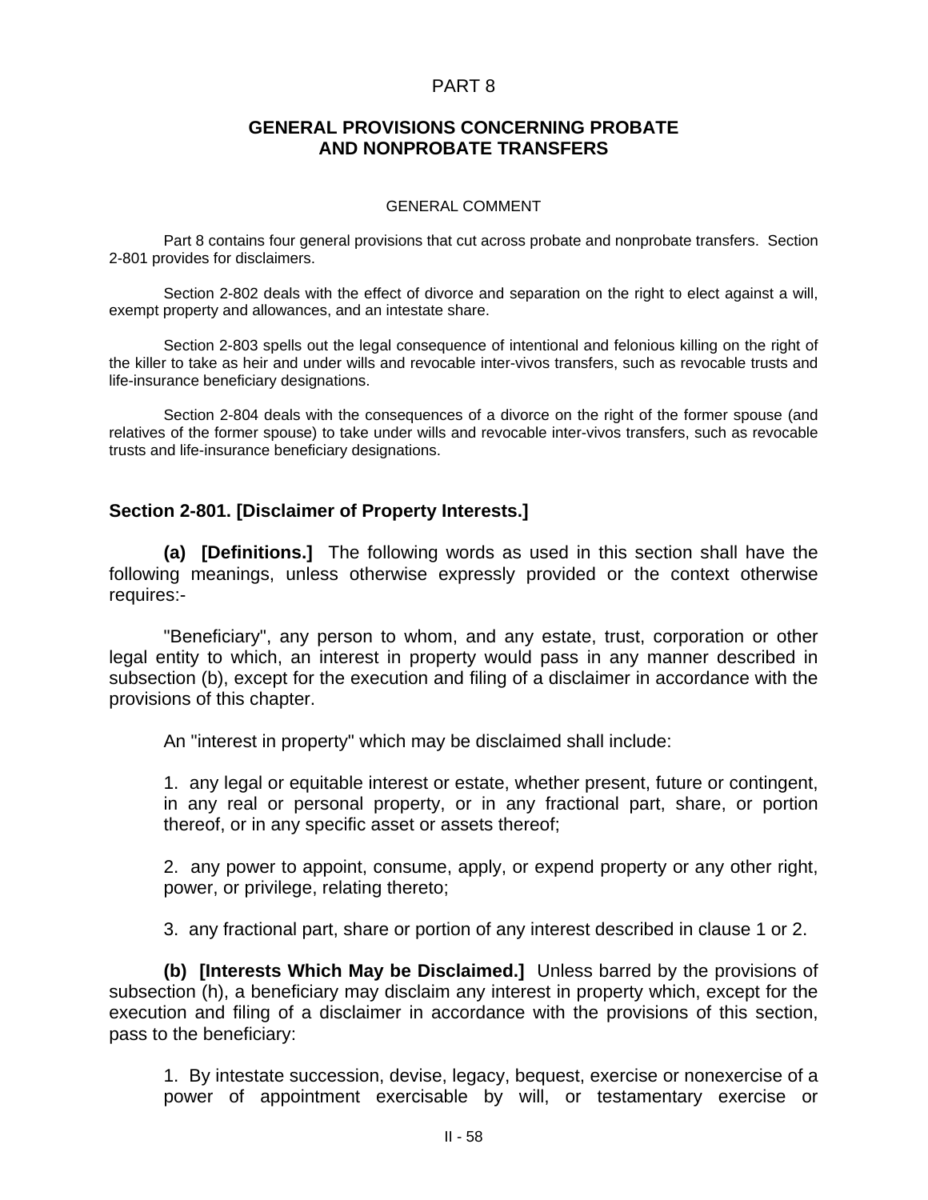# PART 8

## GENERAL PROVISIONS CONCERNING PROBATE AND NONPROBATE TRANSFERS

GENERAL COMMENT

Part 8 contains four general provisions that cut across probate and nonprobate transfers. Section 2-801 provides for disclaimers.

Section 2-802 deals with the effect of divorce and separation on the right to elect against a will, exempt property and allowances, and an intestate share.

Section 2-803 spells out the legal consequence of intentional and felonious killing on the right of the killer to take as heir and under wills and revocable inter-vivos transfers, such as revocable trusts and life-insurance beneficiary designations.

Section 2-804 deals with the consequences of a divorce on the right of the former spouse (and relatives of the former spouse) to take under wills and revocable inter-vivos transfers, such as revocable trusts and life-insurance beneficiary designations.

### Section 2-801. [Disclaimer of Property Interests.]

**(a) [Definitions.]** The following words as used in this section shall have the following meanings, unless otherwise expressly provided or the context otherwise requires:-

"Beneficiary", any person to whom, and any estate, trust, corporation or other legal entity to which, an interest in property would pass in any manner described in subsection (b), except for the execution and filing of a disclaimer in accordance with the provisions of this chapter.

An "interest in property" which may be disclaimed shall include:

1. any legal or equitable interest or estate, whether present, future or contingent, in any real or personal property, or in any fractional part, share, or portion thereof, or in any specific asset or assets thereof;

2. any power to appoint, consume, apply, or expend property or any other right, power, or privilege, relating thereto;

3. any fractional part, share or portion of any interest described in clause 1 or 2.

**(b) [Interests Which May be Disclaimed.]** Unless barred by the provisions of subsection (h), a beneficiary may disclaim any interest in property which, except for the execution and filing of a disclaimer in accordance with the provisions of this section, pass to the beneficiary:

1. By intestate succession, devise, legacy, bequest, exercise or nonexercise of a power of appointment exercisable by will, or testamentary exercise or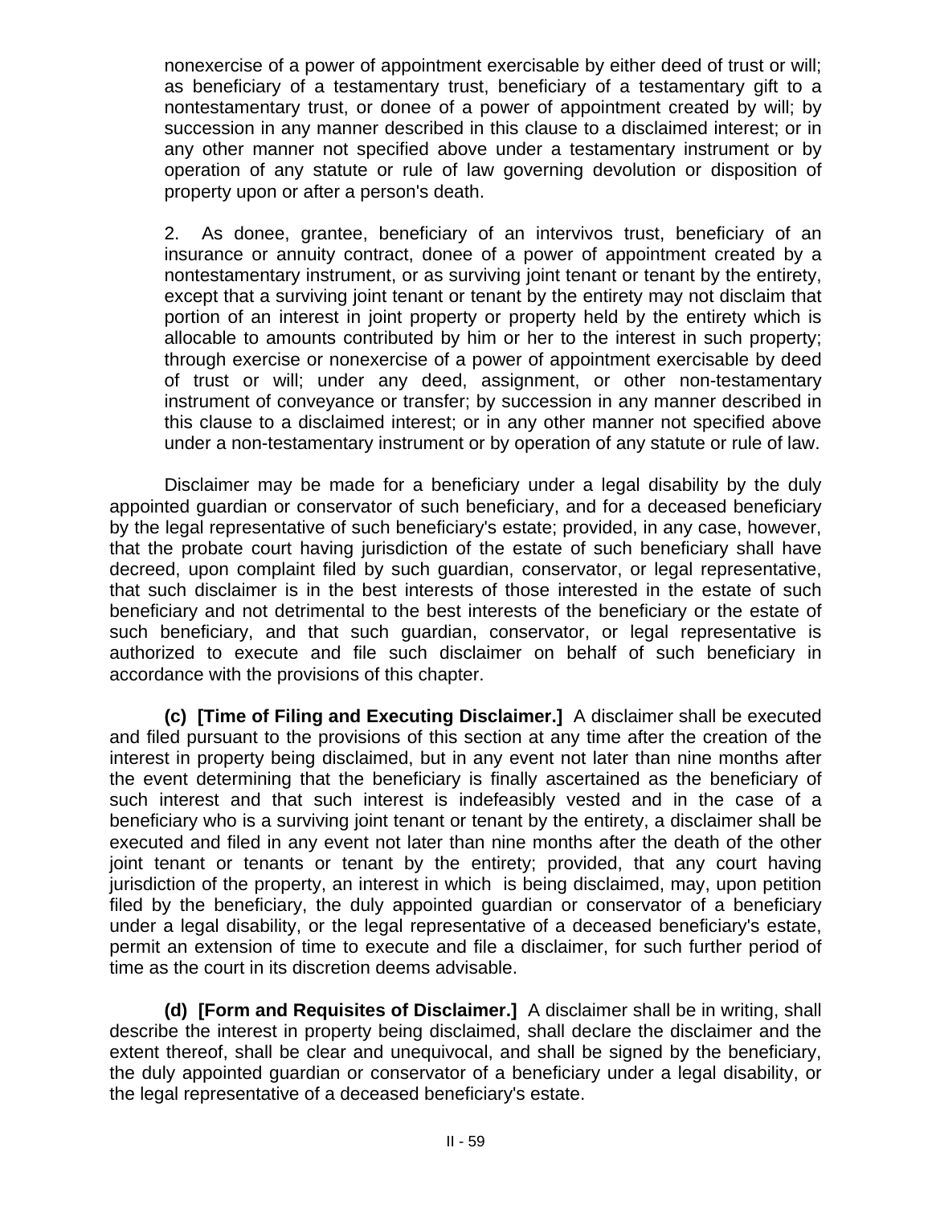nonexercise of a power of appointment exercisable by either deed of trust or will; as beneficiary of a testamentary trust, beneficiary of a testamentary gift to a nontestamentary trust, or donee of a power of appointment created by will; by succession in any manner described in this clause to a disclaimed interest; or in any other manner not specified above under a testamentary instrument or by operation of any statute or rule of law governing devolution or disposition of property upon or after a person's death.

2. As donee, grantee, beneficiary of an intervivos trust, beneficiary of an insurance or annuity contract, donee of a power of appointment created by a nontestamentary instrument, or as surviving joint tenant or tenant by the entirety, except that a surviving joint tenant or tenant by the entirety may not disclaim that portion of an interest in joint property or property held by the entirety which is allocable to amounts contributed by him or her to the interest in such property; through exercise or nonexercise of a power of appointment exercisable by deed of trust or will; under any deed, assignment, or other non-testamentary instrument of conveyance or transfer; by succession in any manner described in this clause to a disclaimed interest; or in any other manner not specified above under a non-testamentary instrument or by operation of any statute or rule of law.

Disclaimer may be made for a beneficiary under a legal disability by the duly appointed guardian or conservator of such beneficiary, and for a deceased beneficiary by the legal representative of such beneficiary's estate; provided, in any case, however, that the probate court having jurisdiction of the estate of such beneficiary shall have decreed, upon complaint filed by such guardian, conservator, or legal representative, that such disclaimer is in the best interests of those interested in the estate of such beneficiary and not detrimental to the best interests of the beneficiary or the estate of such beneficiary, and that such guardian, conservator, or legal representative is authorized to execute and file such disclaimer on behalf of such beneficiary in accordance with the provisions of this chapter.

**(c) [Time of Filing and Executing Disclaimer.]** A disclaimer shall be executed and filed pursuant to the provisions of this section at any time after the creation of the interest in property being disclaimed, but in any event not later than nine months after the event determining that the beneficiary is finally ascertained as the beneficiary of such interest and that such interest is indefeasibly vested and in the case of a beneficiary who is a surviving joint tenant or tenant by the entirety, a disclaimer shall be executed and filed in any event not later than nine months after the death of the other joint tenant or tenants or tenant by the entirety; provided, that any court having jurisdiction of the property, an interest in which is being disclaimed, may, upon petition filed by the beneficiary, the duly appointed guardian or conservator of a beneficiary under a legal disability, or the legal representative of a deceased beneficiary's estate, permit an extension of time to execute and file a disclaimer, for such further period of time as the court in its discretion deems advisable.

**(d) [Form and Requisites of Disclaimer.]** A disclaimer shall be in writing, shall describe the interest in property being disclaimed, shall declare the disclaimer and the extent thereof, shall be clear and unequivocal, and shall be signed by the beneficiary, the duly appointed guardian or conservator of a beneficiary under a legal disability, or the legal representative of a deceased beneficiary's estate.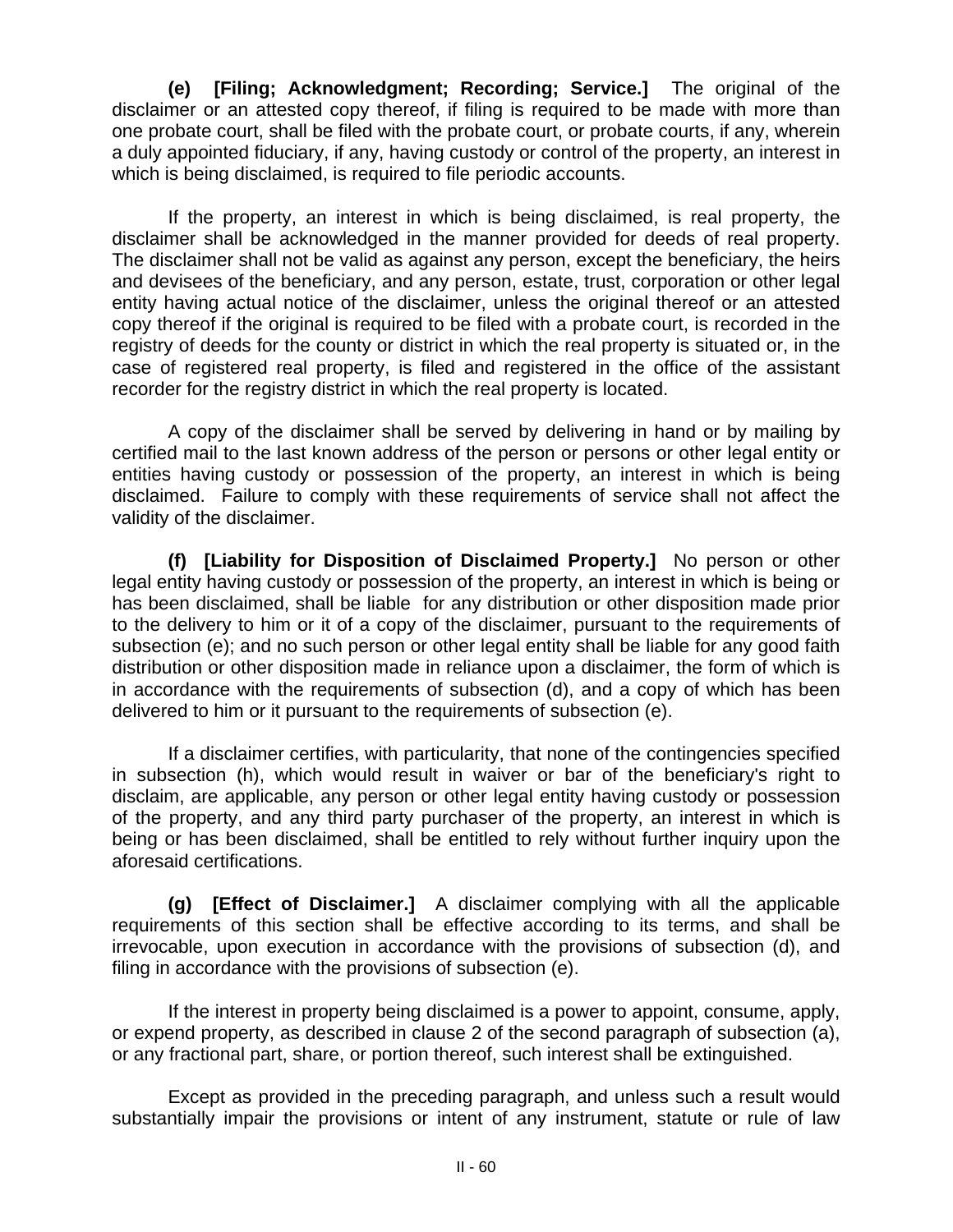**(e) [Filing; Acknowledgment; Recording; Service.]** The original of the disclaimer or an attested copy thereof, if filing is required to be made with more than one probate court, shall be filed with the probate court, or probate courts, if any, wherein a duly appointed fiduciary, if any, having custody or control of the property, an interest in which is being disclaimed, is required to file periodic accounts.

If the property, an interest in which is being disclaimed, is real property, the disclaimer shall be acknowledged in the manner provided for deeds of real property. The disclaimer shall not be valid as against any person, except the beneficiary, the heirs and devisees of the beneficiary, and any person, estate, trust, corporation or other legal entity having actual notice of the disclaimer, unless the original thereof or an attested copy thereof if the original is required to be filed with a probate court, is recorded in the registry of deeds for the county or district in which the real property is situated or, in the case of registered real property, is filed and registered in the office of the assistant recorder for the registry district in which the real property is located.

A copy of the disclaimer shall be served by delivering in hand or by mailing by certified mail to the last known address of the person or persons or other legal entity or entities having custody or possession of the property, an interest in which is being disclaimed. Failure to comply with these requirements of service shall not affect the validity of the disclaimer.

**(f) [Liability for Disposition of Disclaimed Property.]** No person or other legal entity having custody or possession of the property, an interest in which is being or has been disclaimed, shall be liable for any distribution or other disposition made prior to the delivery to him or it of a copy of the disclaimer, pursuant to the requirements of subsection (e); and no such person or other legal entity shall be liable for any good faith distribution or other disposition made in reliance upon a disclaimer, the form of which is in accordance with the requirements of subsection (d), and a copy of which has been delivered to him or it pursuant to the requirements of subsection (e).

If a disclaimer certifies, with particularity, that none of the contingencies specified in subsection (h), which would result in waiver or bar of the beneficiary's right to disclaim, are applicable, any person or other legal entity having custody or possession of the property, and any third party purchaser of the property, an interest in which is being or has been disclaimed, shall be entitled to rely without further inquiry upon the aforesaid certifications.

**(g) [Effect of Disclaimer.]** A disclaimer complying with all the applicable requirements of this section shall be effective according to its terms, and shall be irrevocable, upon execution in accordance with the provisions of subsection (d), and filing in accordance with the provisions of subsection (e).

If the interest in property being disclaimed is a power to appoint, consume, apply, or expend property, as described in clause 2 of the second paragraph of subsection (a), or any fractional part, share, or portion thereof, such interest shall be extinguished.

Except as provided in the preceding paragraph, and unless such a result would substantially impair the provisions or intent of any instrument, statute or rule of law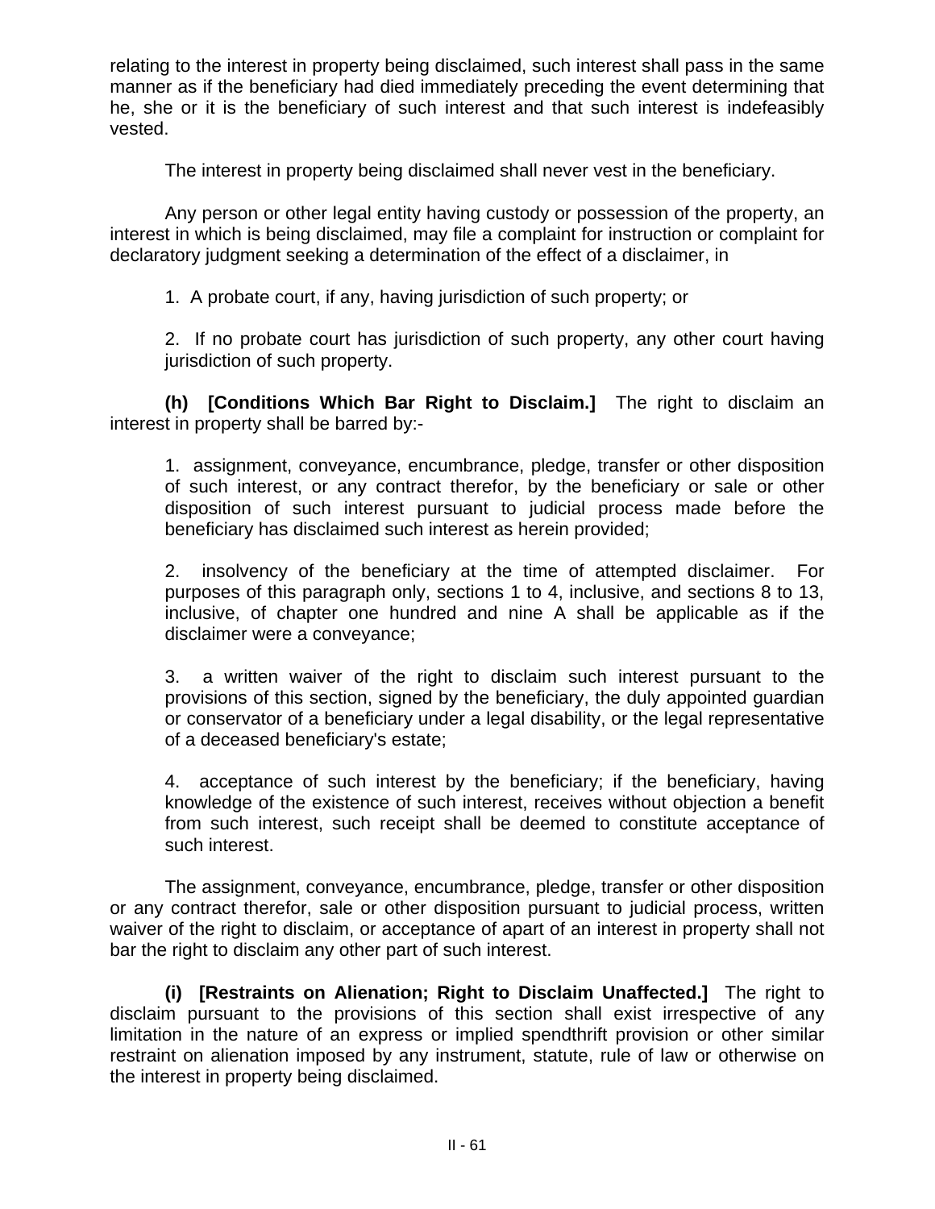relating to the interest in property being disclaimed, such interest shall pass in the same manner as if the beneficiary had died immediately preceding the event determining that he, she or it is the beneficiary of such interest and that such interest is indefeasibly vested.

The interest in property being disclaimed shall never vest in the beneficiary.

Any person or other legal entity having custody or possession of the property, an interest in which is being disclaimed, may file a complaint for instruction or complaint for declaratory judgment seeking a determination of the effect of a disclaimer, in

1. A probate court, if any, having jurisdiction of such property; or

2. If no probate court has jurisdiction of such property, any other court having jurisdiction of such property.

**(h) [Conditions Which Bar Right to Disclaim.]** The right to disclaim an interest in property shall be barred by:-

1. assignment, conveyance, encumbrance, pledge, transfer or other disposition of such interest, or any contract therefor, by the beneficiary or sale or other disposition of such interest pursuant to judicial process made before the beneficiary has disclaimed such interest as herein provided;

2. insolvency of the beneficiary at the time of attempted disclaimer. For purposes of this paragraph only, sections 1 to 4, inclusive, and sections 8 to 13, inclusive, of chapter one hundred and nine A shall be applicable as if the disclaimer were a conveyance;

3. a written waiver of the right to disclaim such interest pursuant to the provisions of this section, signed by the beneficiary, the duly appointed guardian or conservator of a beneficiary under a legal disability, or the legal representative of a deceased beneficiary's estate;

4. acceptance of such interest by the beneficiary; if the beneficiary, having knowledge of the existence of such interest, receives without objection a benefit from such interest, such receipt shall be deemed to constitute acceptance of such interest.

The assignment, conveyance, encumbrance, pledge, transfer or other disposition or any contract therefor, sale or other disposition pursuant to judicial process, written waiver of the right to disclaim, or acceptance of apart of an interest in property shall not bar the right to disclaim any other part of such interest.

**(i) [Restraints on Alienation; Right to Disclaim Unaffected.]** The right to disclaim pursuant to the provisions of this section shall exist irrespective of any limitation in the nature of an express or implied spendthrift provision or other similar restraint on alienation imposed by any instrument, statute, rule of law or otherwise on the interest in property being disclaimed.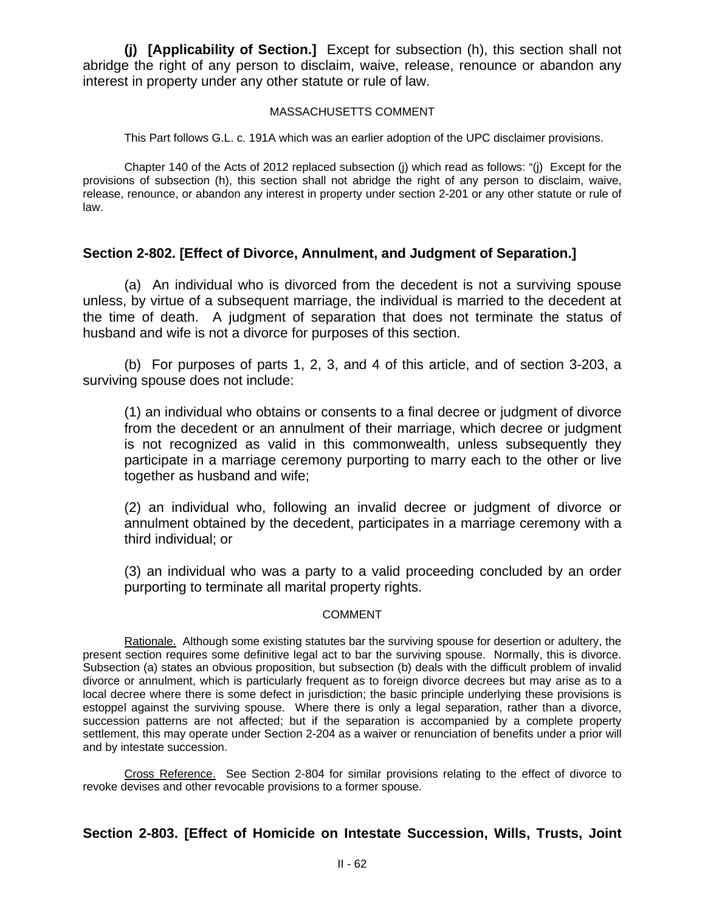**(j) [Applicability of Section.]** Except for subsection (h), this section shall not abridge the right of any person to disclaim, waive, release, renounce or abandon any interest in property under any other statute or rule of law.

MASSACHUSETTS COMMENT

This Part follows G.L. c. 191A which was an earlier adoption of the UPC disclaimer provisions.

Chapter 140 of the Acts of 2012 replaced subsection (j) which read as follows: "(j) Except for the provisions of subsection (h), this section shall not abridge the right of any person to disclaim, waive, release, renounce, or abandon any interest in property under section 2-201 or any other statute or rule of law.

## Section 2-802. [Effect of Divorce, Annulment, and Judgment of Separation.]

(a) An individual who is divorced from the decedent is not a surviving spouse unless, by virtue of a subsequent marriage, the individual is married to the decedent at the time of death. A judgment of separation that does not terminate the status of husband and wife is not a divorce for purposes of this section.

(b) For purposes of parts 1, 2, 3, and 4 of this article, and of section 3-203, a surviving spouse does not include:

(1) an individual who obtains or consents to a final decree or judgment of divorce from the decedent or an annulment of their marriage, which decree or judgment is not recognized as valid in this commonwealth, unless subsequently they participate in a marriage ceremony purporting to marry each to the other or live together as husband and wife;

(2) an individual who, following an invalid decree or judgment of divorce or annulment obtained by the decedent, participates in a marriage ceremony with a third individual; or

(3) an individual who was a party to a valid proceeding concluded by an order purporting to terminate all marital property rights.

COMMENT

Rationale. Although some existing statutes bar the surviving spouse for desertion or adultery, the present section requires some definitive legal act to bar the surviving spouse. Normally, this is divorce. Subsection (a) states an obvious proposition, but subsection (b) deals with the difficult problem of invalid divorce or annulment, which is particularly frequent as to foreign divorce decrees but may arise as to a local decree where there is some defect in jurisdiction; the basic principle underlying these provisions is estoppel against the surviving spouse. Where there is only a legal separation, rather than a divorce, succession patterns are not affected; but if the separation is accompanied by a complete property settlement, this may operate under Section 2-204 as a waiver or renunciation of benefits under a prior will and by intestate succession.

Cross Reference. See Section 2-804 for similar provisions relating to the effect of divorce to revoke devises and other revocable provisions to a former spouse.

## Section 2-803. [Effect of Homicide on Intestate Succession, Wills, Trusts, Joint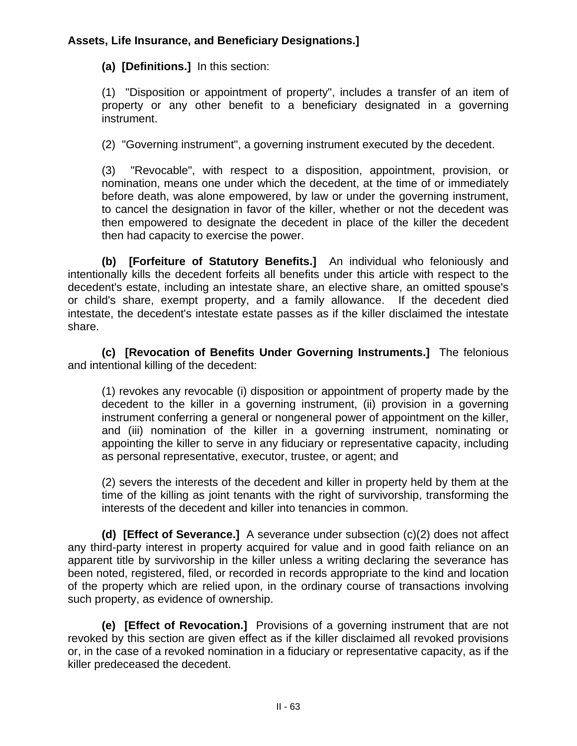**Assets, Life Insurance, and Beneficiary Designations.]**

**(a) [Definitions.]** In this section:

(1) "Disposition or appointment of property", includes a transfer of an item of property or any other benefit to a beneficiary designated in a governing instrument.

(2) "Governing instrument", a governing instrument executed by the decedent.

(3) "Revocable", with respect to a disposition, appointment, provision, or nomination, means one under which the decedent, at the time of or immediately before death, was alone empowered, by law or under the governing instrument, to cancel the designation in favor of the killer, whether or not the decedent was then empowered to designate the decedent in place of the killer the decedent then had capacity to exercise the power.

**(b) [Forfeiture of Statutory Benefits.]** An individual who feloniously and intentionally kills the decedent forfeits all benefits under this article with respect to the decedent's estate, including an intestate share, an elective share, an omitted spouse's or child's share, exempt property, and a family allowance. If the decedent died intestate, the decedent's intestate estate passes as if the killer disclaimed the intestate share.

**(c) [Revocation of Benefits Under Governing Instruments.]** The felonious and intentional killing of the decedent:

(1) revokes any revocable (i) disposition or appointment of property made by the decedent to the killer in a governing instrument, (ii) provision in a governing instrument conferring a general or nongeneral power of appointment on the killer, and (iii) nomination of the killer in a governing instrument, nominating or appointing the killer to serve in any fiduciary or representative capacity, including as personal representative, executor, trustee, or agent; and

(2) severs the interests of the decedent and killer in property held by them at the time of the killing as joint tenants with the right of survivorship, transforming the interests of the decedent and killer into tenancies in common.

**(d) [Effect of Severance.]** A severance under subsection (c)(2) does not affect any third-party interest in property acquired for value and in good faith reliance on an apparent title by survivorship in the killer unless a writing declaring the severance has been noted, registered, filed, or recorded in records appropriate to the kind and location of the property which are relied upon, in the ordinary course of transactions involving such property, as evidence of ownership.

**(e) [Effect of Revocation.]** Provisions of a governing instrument that are not revoked by this section are given effect as if the killer disclaimed all revoked provisions or, in the case of a revoked nomination in a fiduciary or representative capacity, as if the killer predeceased the decedent.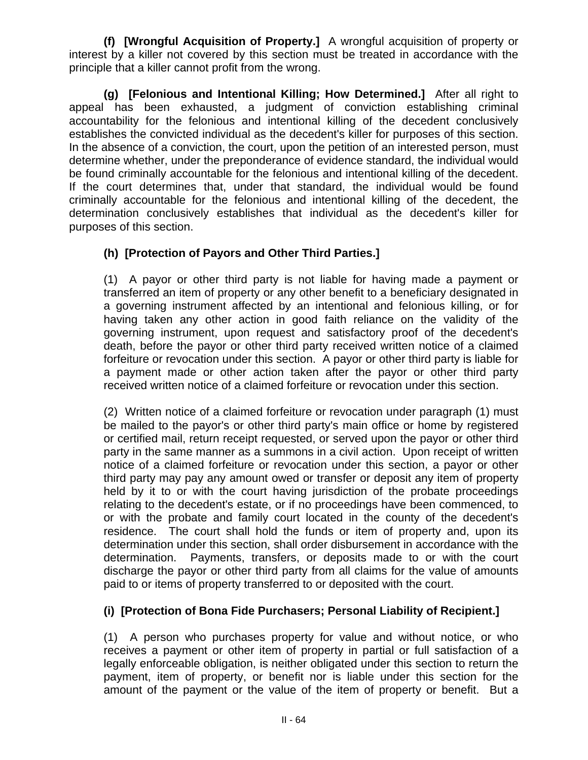**(f) [Wrongful Acquisition of Property.]** A wrongful acquisition of property or interest by a killer not covered by this section must be treated in accordance with the principle that a killer cannot profit from the wrong.

**(g) [Felonious and Intentional Killing; How Determined.]** After all right to appeal has been exhausted, a judgment of conviction establishing criminal accountability for the felonious and intentional killing of the decedent conclusively establishes the convicted individual as the decedent's killer for purposes of this section. In the absence of a conviction, the court, upon the petition of an interested person, must determine whether, under the preponderance of evidence standard, the individual would be found criminally accountable for the felonious and intentional killing of the decedent. If the court determines that, under that standard, the individual would be found criminally accountable for the felonious and intentional killing of the decedent, the determination conclusively establishes that individual as the decedent's killer for purposes of this section.

**(h) [Protection of Payors and Other Third Parties.]**

(1) A payor or other third party is not liable for having made a payment or transferred an item of property or any other benefit to a beneficiary designated in a governing instrument affected by an intentional and felonious killing, or for having taken any other action in good faith reliance on the validity of the governing instrument, upon request and satisfactory proof of the decedent's death, before the payor or other third party received written notice of a claimed forfeiture or revocation under this section. A payor or other third party is liable for a payment made or other action taken after the payor or other third party received written notice of a claimed forfeiture or revocation under this section.

(2) Written notice of a claimed forfeiture or revocation under paragraph (1) must be mailed to the payor's or other third party's main office or home by registered or certified mail, return receipt requested, or served upon the payor or other third party in the same manner as a summons in a civil action. Upon receipt of written notice of a claimed forfeiture or revocation under this section, a payor or other third party may pay any amount owed or transfer or deposit any item of property held by it to or with the court having jurisdiction of the probate proceedings relating to the decedent's estate, or if no proceedings have been commenced, to or with the probate and family court located in the county of the decedent's residence. The court shall hold the funds or item of property and, upon its determination under this section, shall order disbursement in accordance with the determination. Payments, transfers, or deposits made to or with the court discharge the payor or other third party from all claims for the value of amounts paid to or items of property transferred to or deposited with the court.

**(i) [Protection of Bona Fide Purchasers; Personal Liability of Recipient.]**

(1) A person who purchases property for value and without notice, or who receives a payment or other item of property in partial or full satisfaction of a legally enforceable obligation, is neither obligated under this section to return the payment, item of property, or benefit nor is liable under this section for the amount of the payment or the value of the item of property or benefit. But a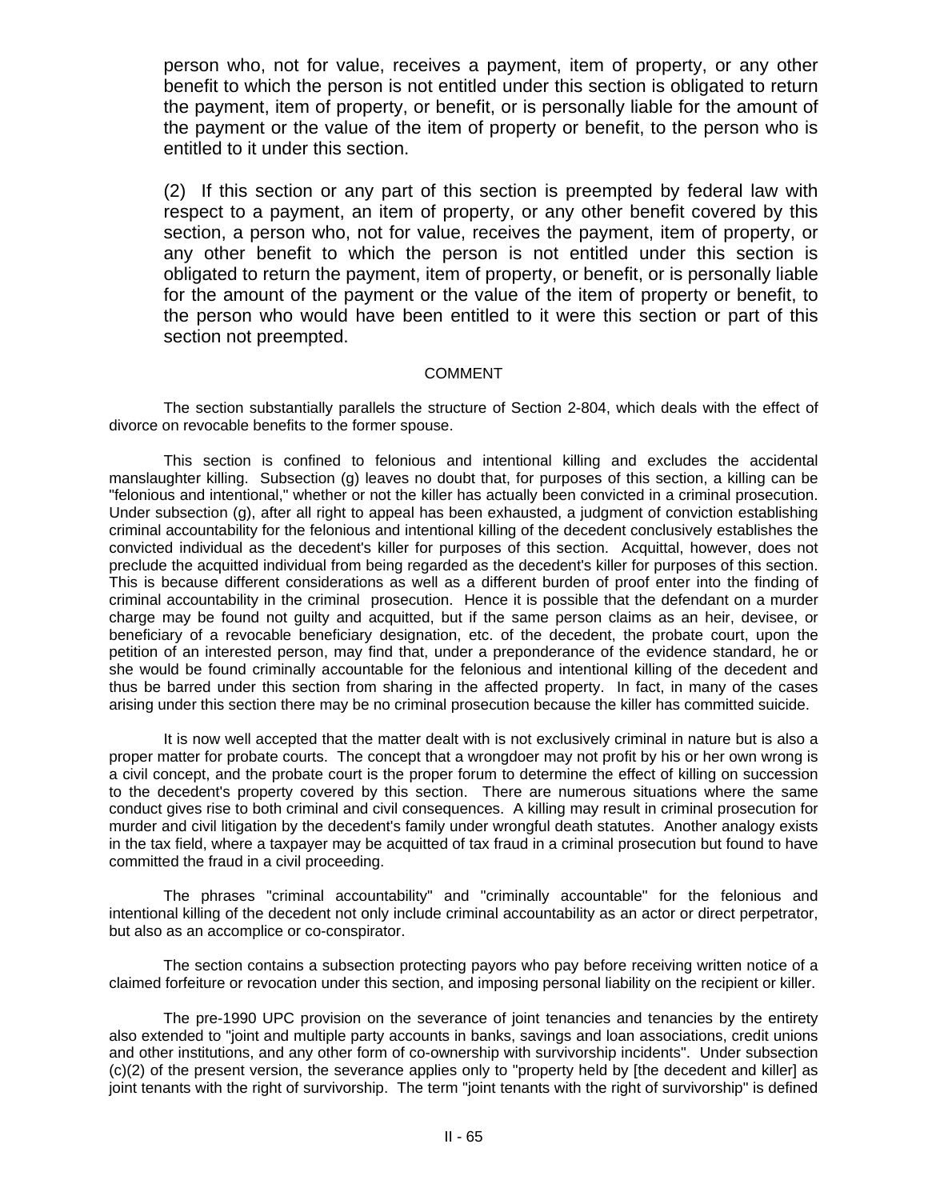person who, not for value, receives a payment, item of property, or any other benefit to which the person is not entitled under this section is obligated to return the payment, item of property, or benefit, or is personally liable for the amount of the payment or the value of the item of property or benefit, to the person who is entitled to it under this section.

(2) If this section or any part of this section is preempted by federal law with respect to a payment, an item of property, or any other benefit covered by this section, a person who, not for value, receives the payment, item of property, or any other benefit to which the person is not entitled under this section is obligated to return the payment, item of property, or benefit, or is personally liable for the amount of the payment or the value of the item of property or benefit, to the person who would have been entitled to it were this section or part of this section not preempted.

COMMENT

The section substantially parallels the structure of Section 2-804, which deals with the effect of divorce on revocable benefits to the former spouse.

This section is confined to felonious and intentional killing and excludes the accidental manslaughter killing. Subsection (g) leaves no doubt that, for purposes of this section, a killing can be "felonious and intentional," whether or not the killer has actually been convicted in a criminal prosecution. Under subsection (g), after all right to appeal has been exhausted, a judgment of conviction establishing criminal accountability for the felonious and intentional killing of the decedent conclusively establishes the convicted individual as the decedent's killer for purposes of this section. Acquittal, however, does not preclude the acquitted individual from being regarded as the decedent's killer for purposes of this section. This is because different considerations as well as a different burden of proof enter into the finding of criminal accountability in the criminal prosecution. Hence it is possible that the defendant on a murder charge may be found not guilty and acquitted, but if the same person claims as an heir, devisee, or beneficiary of a revocable beneficiary designation, etc. of the decedent, the probate court, upon the petition of an interested person, may find that, under a preponderance of the evidence standard, he or she would be found criminally accountable for the felonious and intentional killing of the decedent and thus be barred under this section from sharing in the affected property. In fact, in many of the cases arising under this section there may be no criminal prosecution because the killer has committed suicide.

It is now well accepted that the matter dealt with is not exclusively criminal in nature but is also a proper matter for probate courts. The concept that a wrongdoer may not profit by his or her own wrong is a civil concept, and the probate court is the proper forum to determine the effect of killing on succession to the decedent's property covered by this section. There are numerous situations where the same conduct gives rise to both criminal and civil consequences. A killing may result in criminal prosecution for murder and civil litigation by the decedent's family under wrongful death statutes. Another analogy exists in the tax field, where a taxpayer may be acquitted of tax fraud in a criminal prosecution but found to have committed the fraud in a civil proceeding.

The phrases "criminal accountability" and "criminally accountable" for the felonious and intentional killing of the decedent not only include criminal accountability as an actor or direct perpetrator, but also as an accomplice or co-conspirator.

The section contains a subsection protecting payors who pay before receiving written notice of a claimed forfeiture or revocation under this section, and imposing personal liability on the recipient or killer.

The pre-1990 UPC provision on the severance of joint tenancies and tenancies by the entirety also extended to "joint and multiple party accounts in banks, savings and loan associations, credit unions and other institutions, and any other form of co-ownership with survivorship incidents". Under subsection (c)(2) of the present version, the severance applies only to "property held by [the decedent and killer] as joint tenants with the right of survivorship. The term "joint tenants with the right of survivorship" is defined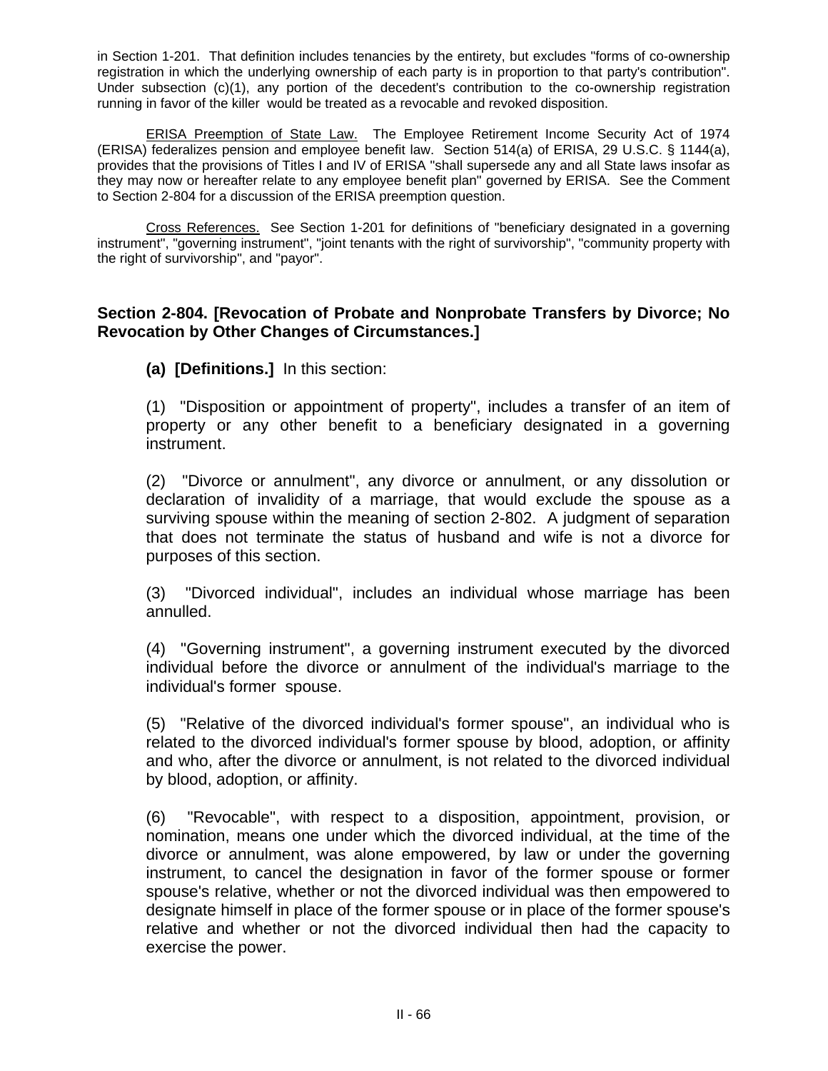in Section 1-201. That definition includes tenancies by the entirety, but excludes "forms of co-ownership registration in which the underlying ownership of each party is in proportion to that party's contribution". Under subsection (c)(1), any portion of the decedent's contribution to the co-ownership registration running in favor of the killer would be treated as a revocable and revoked disposition.

ERISA Preemption of State Law. The Employee Retirement Income Security Act of 1974 (ERISA) federalizes pension and employee benefit law. Section 514(a) of ERISA, 29 U.S.C. § 1144(a), provides that the provisions of Titles I and IV of ERISA "shall supersede any and all State laws insofar as they may now or hereafter relate to any employee benefit plan" governed by ERISA. See the Comment to Section 2-804 for a discussion of the ERISA preemption question.

Cross References. See Section 1-201 for definitions of "beneficiary designated in a governing instrument", "governing instrument", "joint tenants with the right of survivorship", "community property with the right of survivorship", and "payor".

## Section 2-804. [Revocation of Probate and Nonprobate Transfers by Divorce; No Revocation by Other Changes of Circumstances.]

**(a) [Definitions.]** In this section:

(1) "Disposition or appointment of property", includes a transfer of an item of property or any other benefit to a beneficiary designated in a governing instrument.

(2) "Divorce or annulment", any divorce or annulment, or any dissolution or declaration of invalidity of a marriage, that would exclude the spouse as a surviving spouse within the meaning of section 2-802. A judgment of separation that does not terminate the status of husband and wife is not a divorce for purposes of this section.

(3) "Divorced individual", includes an individual whose marriage has been annulled.

(4) "Governing instrument", a governing instrument executed by the divorced individual before the divorce or annulment of the individual's marriage to the individual's former spouse.

(5) "Relative of the divorced individual's former spouse", an individual who is related to the divorced individual's former spouse by blood, adoption, or affinity and who, after the divorce or annulment, is not related to the divorced individual by blood, adoption, or affinity.

(6) "Revocable", with respect to a disposition, appointment, provision, or nomination, means one under which the divorced individual, at the time of the divorce or annulment, was alone empowered, by law or under the governing instrument, to cancel the designation in favor of the former spouse or former spouse's relative, whether or not the divorced individual was then empowered to designate himself in place of the former spouse or in place of the former spouse's relative and whether or not the divorced individual then had the capacity to exercise the power.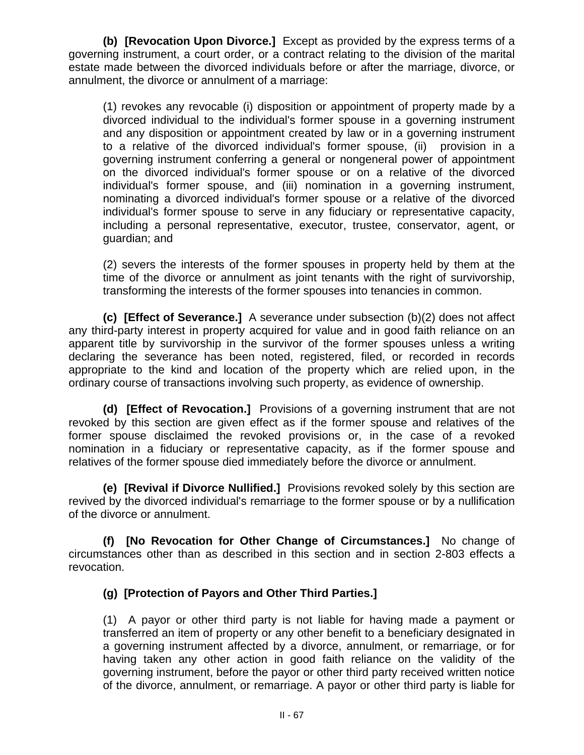**(b) [Revocation Upon Divorce.]** Except as provided by the express terms of a governing instrument, a court order, or a contract relating to the division of the marital estate made between the divorced individuals before or after the marriage, divorce, or annulment, the divorce or annulment of a marriage:

> (1) revokes any revocable (i) disposition or appointment of property made by a divorced individual to the individual's former spouse in a governing instrument and any disposition or appointment created by law or in a governing instrument to a relative of the divorced individual's former spouse, (ii) provision in a governing instrument conferring a general or nongeneral power of appointment on the divorced individual's former spouse or on a relative of the divorced individual's former spouse, and (iii) nomination in a governing instrument, nominating a divorced individual's former spouse or a relative of the divorced individual's former spouse to serve in any fiduciary or representative capacity, including a personal representative, executor, trustee, conservator, agent, or guardian; and
>
> (2) severs the interests of the former spouses in property held by them at the time of the divorce or annulment as joint tenants with the right of survivorship, transforming the interests of the former spouses into tenancies in common.

**(c) [Effect of Severance.]** A severance under subsection (b)(2) does not affect any third-party interest in property acquired for value and in good faith reliance on an apparent title by survivorship in the survivor of the former spouses unless a writing declaring the severance has been noted, registered, filed, or recorded in records appropriate to the kind and location of the property which are relied upon, in the ordinary course of transactions involving such property, as evidence of ownership.

**(d) [Effect of Revocation.]** Provisions of a governing instrument that are not revoked by this section are given effect as if the former spouse and relatives of the former spouse disclaimed the revoked provisions or, in the case of a revoked nomination in a fiduciary or representative capacity, as if the former spouse and relatives of the former spouse died immediately before the divorce or annulment.

**(e) [Revival if Divorce Nullified.]** Provisions revoked solely by this section are revived by the divorced individual's remarriage to the former spouse or by a nullification of the divorce or annulment.

**(f) [No Revocation for Other Change of Circumstances.]** No change of circumstances other than as described in this section and in section 2-803 effects a revocation.

**(g) [Protection of Payors and Other Third Parties.]**

> (1) A payor or other third party is not liable for having made a payment or transferred an item of property or any other benefit to a beneficiary designated in a governing instrument affected by a divorce, annulment, or remarriage, or for having taken any other action in good faith reliance on the validity of the governing instrument, before the payor or other third party received written notice of the divorce, annulment, or remarriage. A payor or other third party is liable for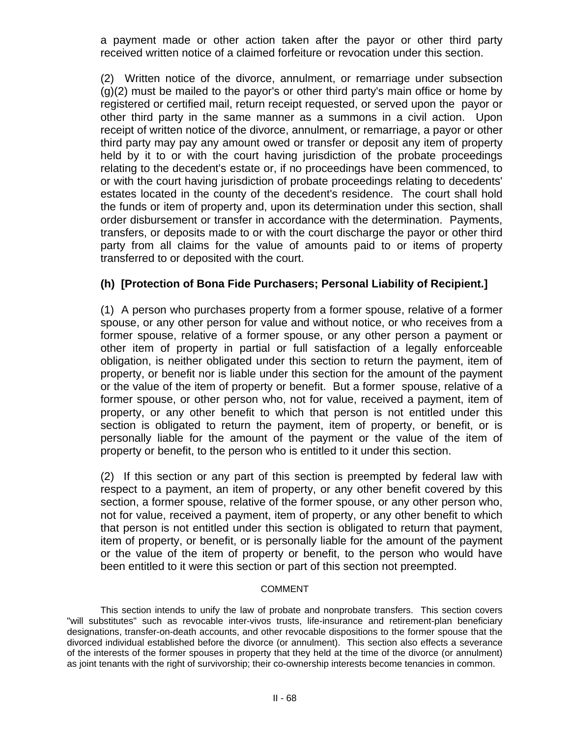a payment made or other action taken after the payor or other third party received written notice of a claimed forfeiture or revocation under this section.

(2) Written notice of the divorce, annulment, or remarriage under subsection (g)(2) must be mailed to the payor's or other third party's main office or home by registered or certified mail, return receipt requested, or served upon the payor or other third party in the same manner as a summons in a civil action. Upon receipt of written notice of the divorce, annulment, or remarriage, a payor or other third party may pay any amount owed or transfer or deposit any item of property held by it to or with the court having jurisdiction of the probate proceedings relating to the decedent's estate or, if no proceedings have been commenced, to or with the court having jurisdiction of probate proceedings relating to decedents' estates located in the county of the decedent's residence. The court shall hold the funds or item of property and, upon its determination under this section, shall order disbursement or transfer in accordance with the determination. Payments, transfers, or deposits made to or with the court discharge the payor or other third party from all claims for the value of amounts paid to or items of property transferred to or deposited with the court.

**(h) [Protection of Bona Fide Purchasers; Personal Liability of Recipient.]**

(1) A person who purchases property from a former spouse, relative of a former spouse, or any other person for value and without notice, or who receives from a former spouse, relative of a former spouse, or any other person a payment or other item of property in partial or full satisfaction of a legally enforceable obligation, is neither obligated under this section to return the payment, item of property, or benefit nor is liable under this section for the amount of the payment or the value of the item of property or benefit. But a former spouse, relative of a former spouse, or other person who, not for value, received a payment, item of property, or any other benefit to which that person is not entitled under this section is obligated to return the payment, item of property, or benefit, or is personally liable for the amount of the payment or the value of the item of property or benefit, to the person who is entitled to it under this section.

(2) If this section or any part of this section is preempted by federal law with respect to a payment, an item of property, or any other benefit covered by this section, a former spouse, relative of the former spouse, or any other person who, not for value, received a payment, item of property, or any other benefit to which that person is not entitled under this section is obligated to return that payment, item of property, or benefit, or is personally liable for the amount of the payment or the value of the item of property or benefit, to the person who would have been entitled to it were this section or part of this section not preempted.

COMMENT

This section intends to unify the law of probate and nonprobate transfers. This section covers "will substitutes" such as revocable inter-vivos trusts, life-insurance and retirement-plan beneficiary designations, transfer-on-death accounts, and other revocable dispositions to the former spouse that the divorced individual established before the divorce (or annulment). This section also effects a severance of the interests of the former spouses in property that they held at the time of the divorce (or annulment) as joint tenants with the right of survivorship; their co-ownership interests become tenancies in common.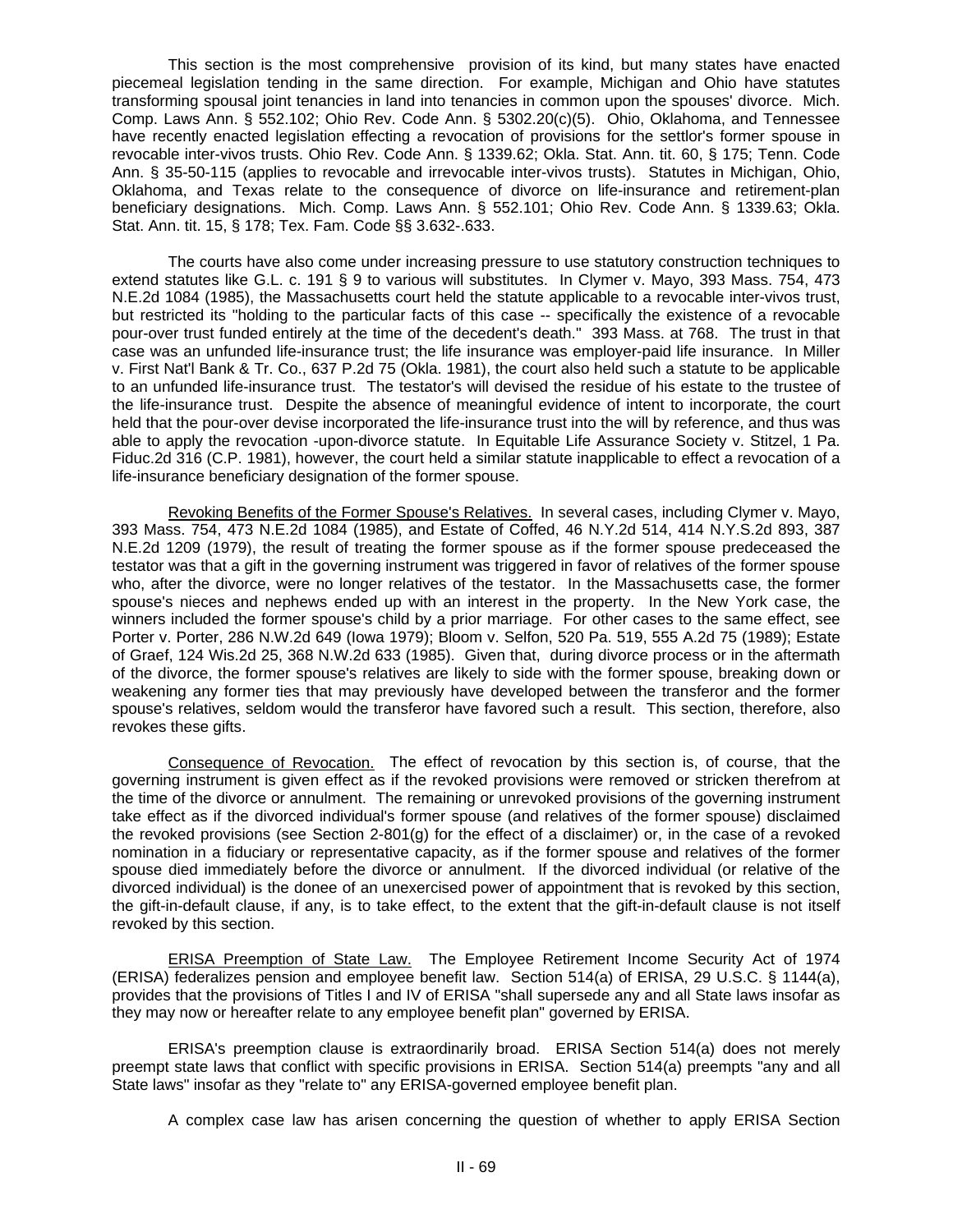This section is the most comprehensive provision of its kind, but many states have enacted piecemeal legislation tending in the same direction. For example, Michigan and Ohio have statutes transforming spousal joint tenancies in land into tenancies in common upon the spouses' divorce. Mich. Comp. Laws Ann. § 552.102; Ohio Rev. Code Ann. § 5302.20(c)(5). Ohio, Oklahoma, and Tennessee have recently enacted legislation effecting a revocation of provisions for the settlor's former spouse in revocable inter-vivos trusts. Ohio Rev. Code Ann. § 1339.62; Okla. Stat. Ann. tit. 60, § 175; Tenn. Code Ann. § 35-50-115 (applies to revocable and irrevocable inter-vivos trusts). Statutes in Michigan, Ohio, Oklahoma, and Texas relate to the consequence of divorce on life-insurance and retirement-plan beneficiary designations. Mich. Comp. Laws Ann. § 552.101; Ohio Rev. Code Ann. § 1339.63; Okla. Stat. Ann. tit. 15, § 178; Tex. Fam. Code §§ 3.632-.633.

The courts have also come under increasing pressure to use statutory construction techniques to extend statutes like G.L. c. 191 § 9 to various will substitutes. In Clymer v. Mayo, 393 Mass. 754, 473 N.E.2d 1084 (1985), the Massachusetts court held the statute applicable to a revocable inter-vivos trust, but restricted its "holding to the particular facts of this case -- specifically the existence of a revocable pour-over trust funded entirely at the time of the decedent's death." 393 Mass. at 768. The trust in that case was an unfunded life-insurance trust; the life insurance was employer-paid life insurance. In Miller v. First Nat'l Bank & Tr. Co., 637 P.2d 75 (Okla. 1981), the court also held such a statute to be applicable to an unfunded life-insurance trust. The testator's will devised the residue of his estate to the trustee of the life-insurance trust. Despite the absence of meaningful evidence of intent to incorporate, the court held that the pour-over devise incorporated the life-insurance trust into the will by reference, and thus was able to apply the revocation -upon-divorce statute. In Equitable Life Assurance Society v. Stitzel, 1 Pa. Fiduc.2d 316 (C.P. 1981), however, the court held a similar statute inapplicable to effect a revocation of a life-insurance beneficiary designation of the former spouse.

Revoking Benefits of the Former Spouse's Relatives. In several cases, including Clymer v. Mayo, 393 Mass. 754, 473 N.E.2d 1084 (1985), and Estate of Coffed, 46 N.Y.2d 514, 414 N.Y.S.2d 893, 387 N.E.2d 1209 (1979), the result of treating the former spouse as if the former spouse predeceased the testator was that a gift in the governing instrument was triggered in favor of relatives of the former spouse who, after the divorce, were no longer relatives of the testator. In the Massachusetts case, the former spouse's nieces and nephews ended up with an interest in the property. In the New York case, the winners included the former spouse's child by a prior marriage. For other cases to the same effect, see Porter v. Porter, 286 N.W.2d 649 (Iowa 1979); Bloom v. Selfon, 520 Pa. 519, 555 A.2d 75 (1989); Estate of Graef, 124 Wis.2d 25, 368 N.W.2d 633 (1985). Given that, during divorce process or in the aftermath of the divorce, the former spouse's relatives are likely to side with the former spouse, breaking down or weakening any former ties that may previously have developed between the transferor and the former spouse's relatives, seldom would the transferor have favored such a result. This section, therefore, also revokes these gifts.

Consequence of Revocation. The effect of revocation by this section is, of course, that the governing instrument is given effect as if the revoked provisions were removed or stricken therefrom at the time of the divorce or annulment. The remaining or unrevoked provisions of the governing instrument take effect as if the divorced individual's former spouse (and relatives of the former spouse) disclaimed the revoked provisions (see Section 2-801(g) for the effect of a disclaimer) or, in the case of a revoked nomination in a fiduciary or representative capacity, as if the former spouse and relatives of the former spouse died immediately before the divorce or annulment. If the divorced individual (or relative of the divorced individual) is the donee of an unexercised power of appointment that is revoked by this section, the gift-in-default clause, if any, is to take effect, to the extent that the gift-in-default clause is not itself revoked by this section.

ERISA Preemption of State Law. The Employee Retirement Income Security Act of 1974 (ERISA) federalizes pension and employee benefit law. Section 514(a) of ERISA, 29 U.S.C. § 1144(a), provides that the provisions of Titles I and IV of ERISA "shall supersede any and all State laws insofar as they may now or hereafter relate to any employee benefit plan" governed by ERISA.

ERISA's preemption clause is extraordinarily broad. ERISA Section 514(a) does not merely preempt state laws that conflict with specific provisions in ERISA. Section 514(a) preempts "any and all State laws" insofar as they "relate to" any ERISA-governed employee benefit plan.

A complex case law has arisen concerning the question of whether to apply ERISA Section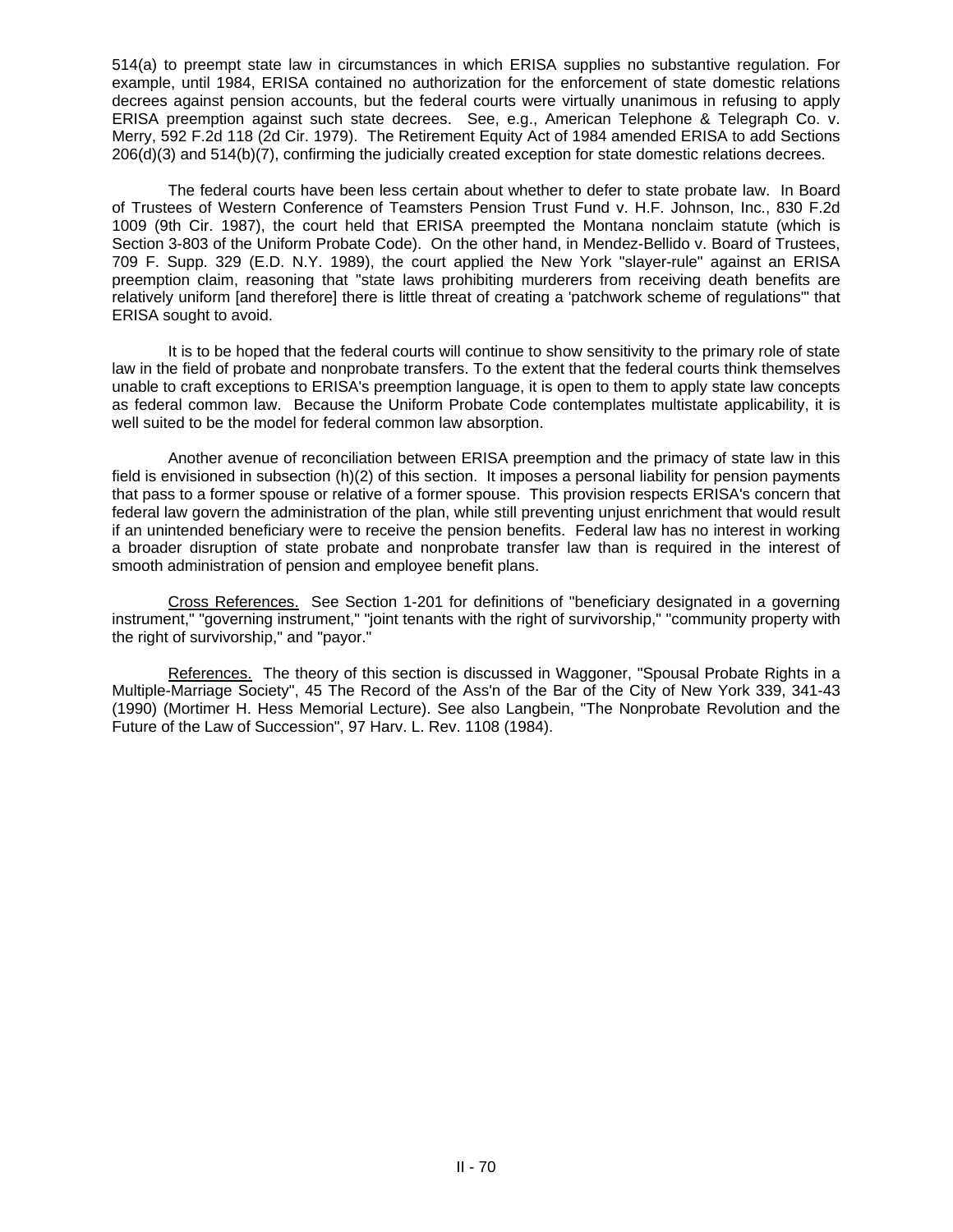514(a) to preempt state law in circumstances in which ERISA supplies no substantive regulation. For example, until 1984, ERISA contained no authorization for the enforcement of state domestic relations decrees against pension accounts, but the federal courts were virtually unanimous in refusing to apply ERISA preemption against such state decrees. See, e.g., American Telephone & Telegraph Co. v. Merry, 592 F.2d 118 (2d Cir. 1979). The Retirement Equity Act of 1984 amended ERISA to add Sections 206(d)(3) and 514(b)(7), confirming the judicially created exception for state domestic relations decrees.

The federal courts have been less certain about whether to defer to state probate law. In Board of Trustees of Western Conference of Teamsters Pension Trust Fund v. H.F. Johnson, Inc., 830 F.2d 1009 (9th Cir. 1987), the court held that ERISA preempted the Montana nonclaim statute (which is Section 3-803 of the Uniform Probate Code). On the other hand, in Mendez-Bellido v. Board of Trustees, 709 F. Supp. 329 (E.D. N.Y. 1989), the court applied the New York "slayer-rule" against an ERISA preemption claim, reasoning that "state laws prohibiting murderers from receiving death benefits are relatively uniform [and therefore] there is little threat of creating a 'patchwork scheme of regulations'" that ERISA sought to avoid.

It is to be hoped that the federal courts will continue to show sensitivity to the primary role of state law in the field of probate and nonprobate transfers. To the extent that the federal courts think themselves unable to craft exceptions to ERISA's preemption language, it is open to them to apply state law concepts as federal common law. Because the Uniform Probate Code contemplates multistate applicability, it is well suited to be the model for federal common law absorption.

Another avenue of reconciliation between ERISA preemption and the primacy of state law in this field is envisioned in subsection (h)(2) of this section. It imposes a personal liability for pension payments that pass to a former spouse or relative of a former spouse. This provision respects ERISA's concern that federal law govern the administration of the plan, while still preventing unjust enrichment that would result if an unintended beneficiary were to receive the pension benefits. Federal law has no interest in working a broader disruption of state probate and nonprobate transfer law than is required in the interest of smooth administration of pension and employee benefit plans.

Cross References. See Section 1-201 for definitions of "beneficiary designated in a governing instrument," "governing instrument," "joint tenants with the right of survivorship," "community property with the right of survivorship," and "payor."

References. The theory of this section is discussed in Waggoner, "Spousal Probate Rights in a Multiple-Marriage Society", 45 The Record of the Ass'n of the Bar of the City of New York 339, 341-43 (1990) (Mortimer H. Hess Memorial Lecture). See also Langbein, "The Nonprobate Revolution and the Future of the Law of Succession", 97 Harv. L. Rev. 1108 (1984).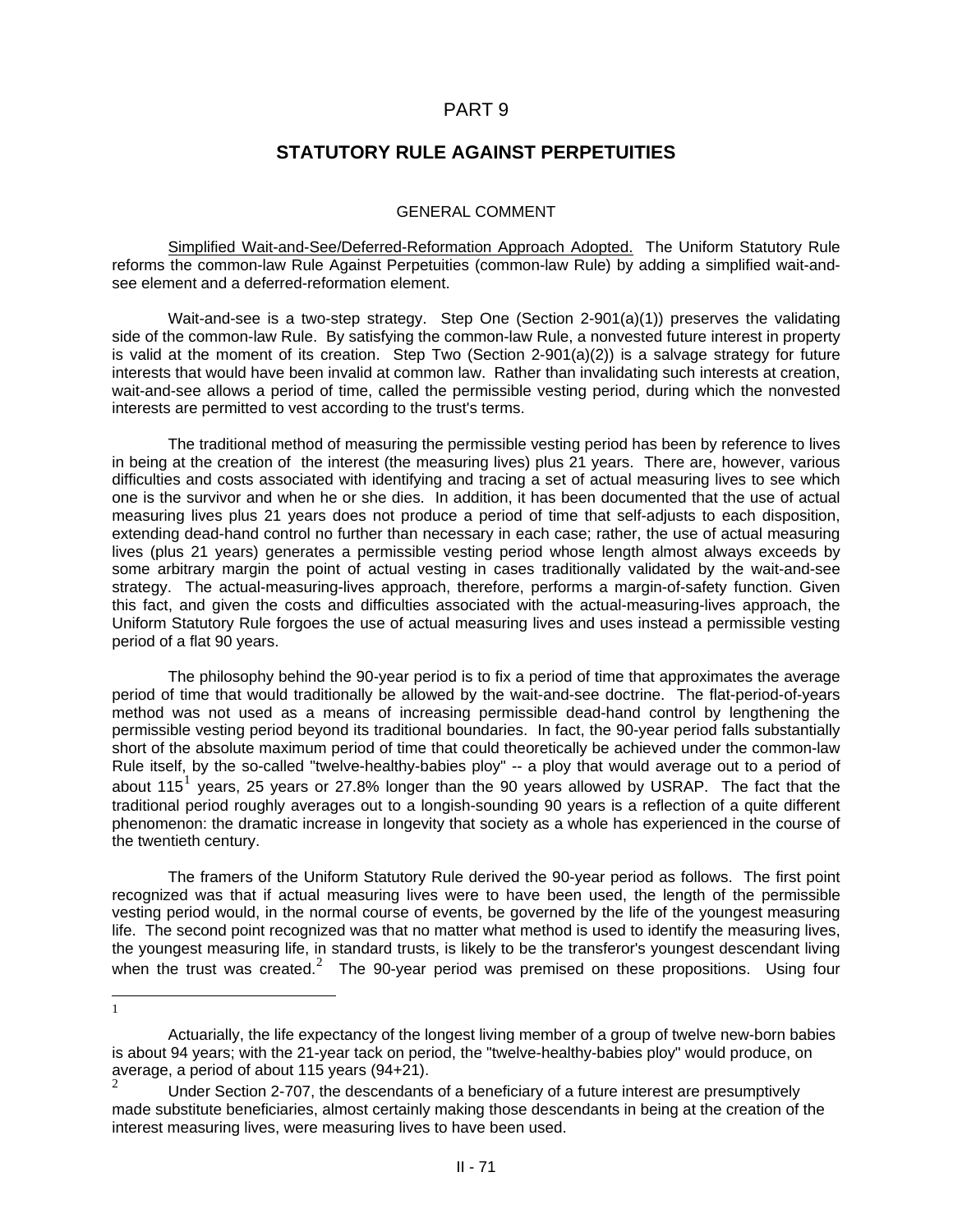# PART 9

## STATUTORY RULE AGAINST PERPETUITIES

### GENERAL COMMENT

Simplified Wait-and-See/Deferred-Reformation Approach Adopted. The Uniform Statutory Rule reforms the common-law Rule Against Perpetuities (common-law Rule) by adding a simplified wait-and-see element and a deferred-reformation element.

Wait-and-see is a two-step strategy. Step One (Section 2-901(a)(1)) preserves the validating side of the common-law Rule. By satisfying the common-law Rule, a nonvested future interest in property is valid at the moment of its creation. Step Two (Section 2-901(a)(2)) is a salvage strategy for future interests that would have been invalid at common law. Rather than invalidating such interests at creation, wait-and-see allows a period of time, called the permissible vesting period, during which the nonvested interests are permitted to vest according to the trust's terms.

The traditional method of measuring the permissible vesting period has been by reference to lives in being at the creation of the interest (the measuring lives) plus 21 years. There are, however, various difficulties and costs associated with identifying and tracing a set of actual measuring lives to see which one is the survivor and when he or she dies. In addition, it has been documented that the use of actual measuring lives plus 21 years does not produce a period of time that self-adjusts to each disposition, extending dead-hand control no further than necessary in each case; rather, the use of actual measuring lives (plus 21 years) generates a permissible vesting period whose length almost always exceeds by some arbitrary margin the point of actual vesting in cases traditionally validated by the wait-and-see strategy. The actual-measuring-lives approach, therefore, performs a margin-of-safety function. Given this fact, and given the costs and difficulties associated with the actual-measuring-lives approach, the Uniform Statutory Rule forgoes the use of actual measuring lives and uses instead a permissible vesting period of a flat 90 years.

The philosophy behind the 90-year period is to fix a period of time that approximates the average period of time that would traditionally be allowed by the wait-and-see doctrine. The flat-period-of-years method was not used as a means of increasing permissible dead-hand control by lengthening the permissible vesting period beyond its traditional boundaries. In fact, the 90-year period falls substantially short of the absolute maximum period of time that could theoretically be achieved under the common-law Rule itself, by the so-called "twelve-healthy-babies ploy" -- a ploy that would average out to a period of about 115[1] years, 25 years or 27.8% longer than the 90 years allowed by USRAP. The fact that the traditional period roughly averages out to a longish-sounding 90 years is a reflection of a quite different phenomenon: the dramatic increase in longevity that society as a whole has experienced in the course of the twentieth century.

The framers of the Uniform Statutory Rule derived the 90-year period as follows. The first point recognized was that if actual measuring lives were to have been used, the length of the permissible vesting period would, in the normal course of events, be governed by the life of the youngest measuring life. The second point recognized was that no matter what method is used to identify the measuring lives, the youngest measuring life, in standard trusts, is likely to be the transferor's youngest descendant living when the trust was created.[2] The 90-year period was premised on these propositions. Using four

---

[1] Actuarially, the life expectancy of the longest living member of a group of twelve new-born babies is about 94 years; with the 21-year tack on period, the "twelve-healthy-babies ploy" would produce, on average, a period of about 115 years (94+21).

[2] Under Section 2-707, the descendants of a beneficiary of a future interest are presumptively made substitute beneficiaries, almost certainly making those descendants in being at the creation of the interest measuring lives, were measuring lives to have been used.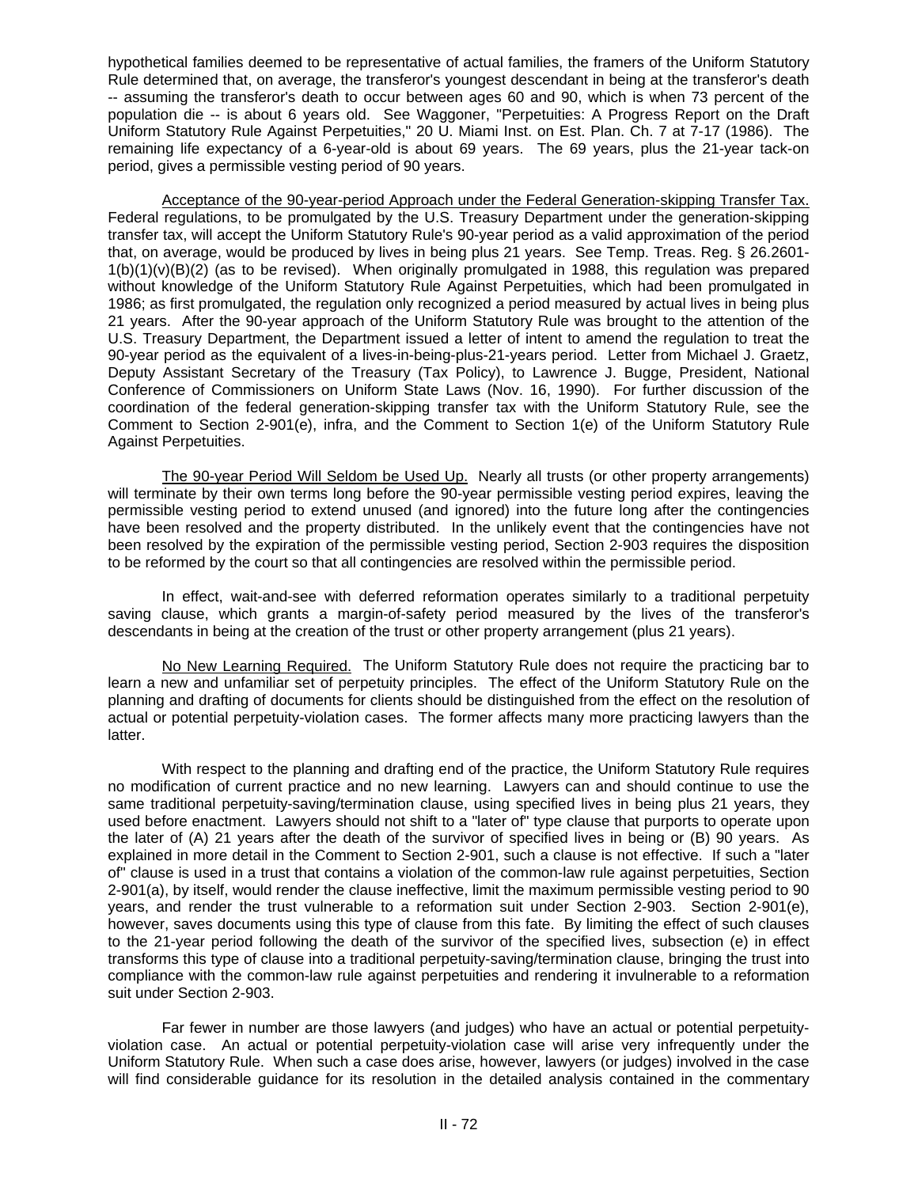hypothetical families deemed to be representative of actual families, the framers of the Uniform Statutory Rule determined that, on average, the transferor's youngest descendant in being at the transferor's death -- assuming the transferor's death to occur between ages 60 and 90, which is when 73 percent of the population die -- is about 6 years old. See Waggoner, "Perpetuities: A Progress Report on the Draft Uniform Statutory Rule Against Perpetuities," 20 U. Miami Inst. on Est. Plan. Ch. 7 at 7-17 (1986). The remaining life expectancy of a 6-year-old is about 69 years. The 69 years, plus the 21-year tack-on period, gives a permissible vesting period of 90 years.

Acceptance of the 90-year-period Approach under the Federal Generation-skipping Transfer Tax. Federal regulations, to be promulgated by the U.S. Treasury Department under the generation-skipping transfer tax, will accept the Uniform Statutory Rule's 90-year period as a valid approximation of the period that, on average, would be produced by lives in being plus 21 years. See Temp. Treas. Reg. § 26.2601-1(b)(1)(v)(B)(2) (as to be revised). When originally promulgated in 1988, this regulation was prepared without knowledge of the Uniform Statutory Rule Against Perpetuities, which had been promulgated in 1986; as first promulgated, the regulation only recognized a period measured by actual lives in being plus 21 years. After the 90-year approach of the Uniform Statutory Rule was brought to the attention of the U.S. Treasury Department, the Department issued a letter of intent to amend the regulation to treat the 90-year period as the equivalent of a lives-in-being-plus-21-years period. Letter from Michael J. Graetz, Deputy Assistant Secretary of the Treasury (Tax Policy), to Lawrence J. Bugge, President, National Conference of Commissioners on Uniform State Laws (Nov. 16, 1990). For further discussion of the coordination of the federal generation-skipping transfer tax with the Uniform Statutory Rule, see the Comment to Section 2-901(e), infra, and the Comment to Section 1(e) of the Uniform Statutory Rule Against Perpetuities.

The 90-year Period Will Seldom be Used Up. Nearly all trusts (or other property arrangements) will terminate by their own terms long before the 90-year permissible vesting period expires, leaving the permissible vesting period to extend unused (and ignored) into the future long after the contingencies have been resolved and the property distributed. In the unlikely event that the contingencies have not been resolved by the expiration of the permissible vesting period, Section 2-903 requires the disposition to be reformed by the court so that all contingencies are resolved within the permissible period.

In effect, wait-and-see with deferred reformation operates similarly to a traditional perpetuity saving clause, which grants a margin-of-safety period measured by the lives of the transferor's descendants in being at the creation of the trust or other property arrangement (plus 21 years).

No New Learning Required. The Uniform Statutory Rule does not require the practicing bar to learn a new and unfamiliar set of perpetuity principles. The effect of the Uniform Statutory Rule on the planning and drafting of documents for clients should be distinguished from the effect on the resolution of actual or potential perpetuity-violation cases. The former affects many more practicing lawyers than the latter.

With respect to the planning and drafting end of the practice, the Uniform Statutory Rule requires no modification of current practice and no new learning. Lawyers can and should continue to use the same traditional perpetuity-saving/termination clause, using specified lives in being plus 21 years, they used before enactment. Lawyers should not shift to a "later of" type clause that purports to operate upon the later of (A) 21 years after the death of the survivor of specified lives in being or (B) 90 years. As explained in more detail in the Comment to Section 2-901, such a clause is not effective. If such a "later of" clause is used in a trust that contains a violation of the common-law rule against perpetuities, Section 2-901(a), by itself, would render the clause ineffective, limit the maximum permissible vesting period to 90 years, and render the trust vulnerable to a reformation suit under Section 2-903. Section 2-901(e), however, saves documents using this type of clause from this fate. By limiting the effect of such clauses to the 21-year period following the death of the survivor of the specified lives, subsection (e) in effect transforms this type of clause into a traditional perpetuity-saving/termination clause, bringing the trust into compliance with the common-law rule against perpetuities and rendering it invulnerable to a reformation suit under Section 2-903.

Far fewer in number are those lawyers (and judges) who have an actual or potential perpetuity-violation case. An actual or potential perpetuity-violation case will arise very infrequently under the Uniform Statutory Rule. When such a case does arise, however, lawyers (or judges) involved in the case will find considerable guidance for its resolution in the detailed analysis contained in the commentary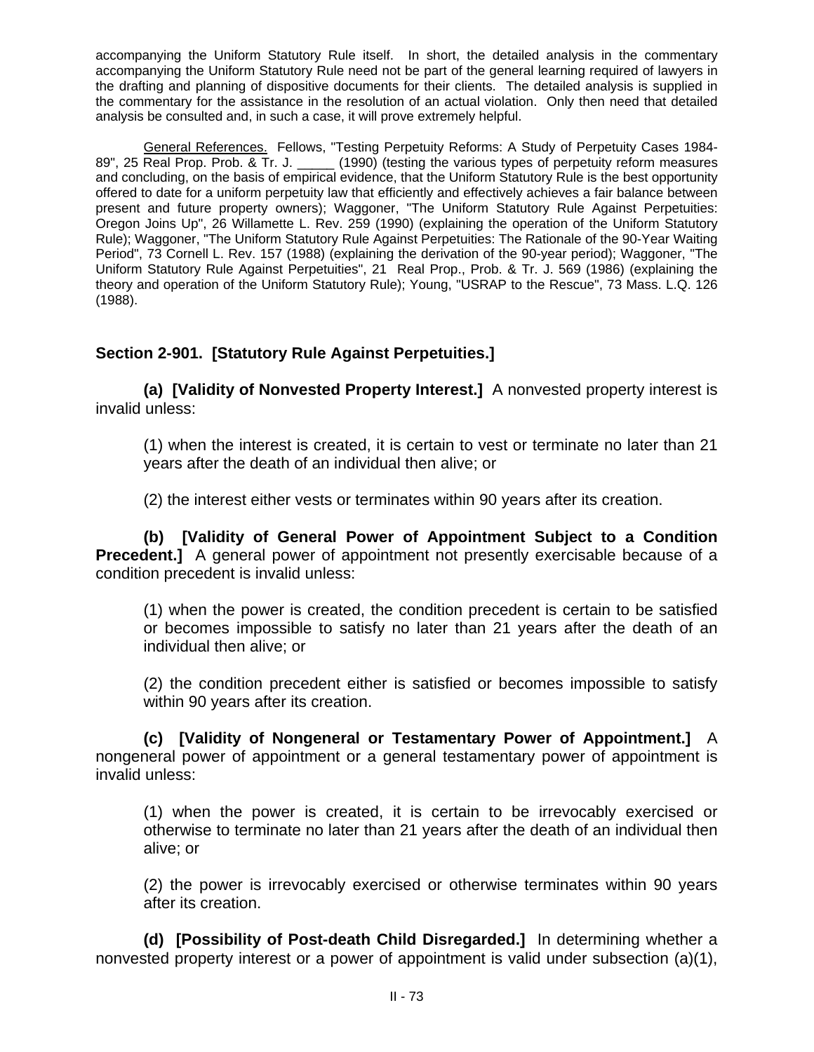accompanying the Uniform Statutory Rule itself. In short, the detailed analysis in the commentary accompanying the Uniform Statutory Rule need not be part of the general learning required of lawyers in the drafting and planning of dispositive documents for their clients. The detailed analysis is supplied in the commentary for the assistance in the resolution of an actual violation. Only then need that detailed analysis be consulted and, in such a case, it will prove extremely helpful.

General References. Fellows, "Testing Perpetuity Reforms: A Study of Perpetuity Cases 1984-89", 25 Real Prop. Prob. & Tr. J. _____ (1990) (testing the various types of perpetuity reform measures and concluding, on the basis of empirical evidence, that the Uniform Statutory Rule is the best opportunity offered to date for a uniform perpetuity law that efficiently and effectively achieves a fair balance between present and future property owners); Waggoner, "The Uniform Statutory Rule Against Perpetuities: Oregon Joins Up", 26 Willamette L. Rev. 259 (1990) (explaining the operation of the Uniform Statutory Rule); Waggoner, "The Uniform Statutory Rule Against Perpetuities: The Rationale of the 90-Year Waiting Period", 73 Cornell L. Rev. 157 (1988) (explaining the derivation of the 90-year period); Waggoner, "The Uniform Statutory Rule Against Perpetuities", 21 Real Prop., Prob. & Tr. J. 569 (1986) (explaining the theory and operation of the Uniform Statutory Rule); Young, "USRAP to the Rescue", 73 Mass. L.Q. 126 (1988).

## Section 2-901. [Statutory Rule Against Perpetuities.]

**(a) [Validity of Nonvested Property Interest.]** A nonvested property interest is invalid unless:

(1) when the interest is created, it is certain to vest or terminate no later than 21 years after the death of an individual then alive; or

(2) the interest either vests or terminates within 90 years after its creation.

**(b) [Validity of General Power of Appointment Subject to a Condition Precedent.]** A general power of appointment not presently exercisable because of a condition precedent is invalid unless:

(1) when the power is created, the condition precedent is certain to be satisfied or becomes impossible to satisfy no later than 21 years after the death of an individual then alive; or

(2) the condition precedent either is satisfied or becomes impossible to satisfy within 90 years after its creation.

**(c) [Validity of Nongeneral or Testamentary Power of Appointment.]** A nongeneral power of appointment or a general testamentary power of appointment is invalid unless:

(1) when the power is created, it is certain to be irrevocably exercised or otherwise to terminate no later than 21 years after the death of an individual then alive; or

(2) the power is irrevocably exercised or otherwise terminates within 90 years after its creation.

**(d) [Possibility of Post-death Child Disregarded.]** In determining whether a nonvested property interest or a power of appointment is valid under subsection (a)(1),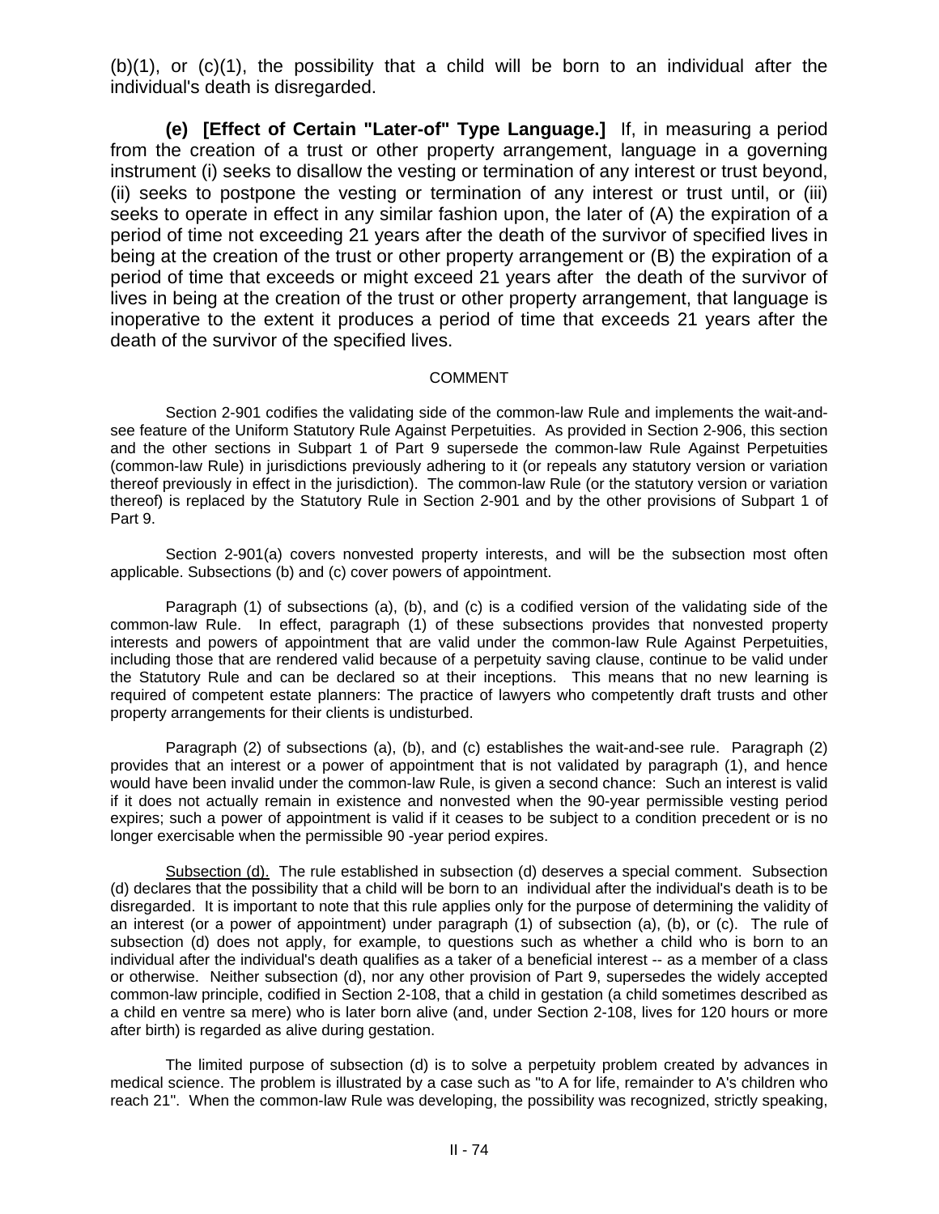(b)(1), or (c)(1), the possibility that a child will be born to an individual after the individual's death is disregarded.

**(e) [Effect of Certain "Later-of" Type Language.]** If, in measuring a period from the creation of a trust or other property arrangement, language in a governing instrument (i) seeks to disallow the vesting or termination of any interest or trust beyond, (ii) seeks to postpone the vesting or termination of any interest or trust until, or (iii) seeks to operate in effect in any similar fashion upon, the later of (A) the expiration of a period of time not exceeding 21 years after the death of the survivor of specified lives in being at the creation of the trust or other property arrangement or (B) the expiration of a period of time that exceeds or might exceed 21 years after the death of the survivor of lives in being at the creation of the trust or other property arrangement, that language is inoperative to the extent it produces a period of time that exceeds 21 years after the death of the survivor of the specified lives.

COMMENT

Section 2-901 codifies the validating side of the common-law Rule and implements the wait-and-see feature of the Uniform Statutory Rule Against Perpetuities. As provided in Section 2-906, this section and the other sections in Subpart 1 of Part 9 supersede the common-law Rule Against Perpetuities (common-law Rule) in jurisdictions previously adhering to it (or repeals any statutory version or variation thereof previously in effect in the jurisdiction). The common-law Rule (or the statutory version or variation thereof) is replaced by the Statutory Rule in Section 2-901 and by the other provisions of Subpart 1 of Part 9.

Section 2-901(a) covers nonvested property interests, and will be the subsection most often applicable. Subsections (b) and (c) cover powers of appointment.

Paragraph (1) of subsections (a), (b), and (c) is a codified version of the validating side of the common-law Rule. In effect, paragraph (1) of these subsections provides that nonvested property interests and powers of appointment that are valid under the common-law Rule Against Perpetuities, including those that are rendered valid because of a perpetuity saving clause, continue to be valid under the Statutory Rule and can be declared so at their inceptions. This means that no new learning is required of competent estate planners: The practice of lawyers who competently draft trusts and other property arrangements for their clients is undisturbed.

Paragraph (2) of subsections (a), (b), and (c) establishes the wait-and-see rule. Paragraph (2) provides that an interest or a power of appointment that is not validated by paragraph (1), and hence would have been invalid under the common-law Rule, is given a second chance: Such an interest is valid if it does not actually remain in existence and nonvested when the 90-year permissible vesting period expires; such a power of appointment is valid if it ceases to be subject to a condition precedent or is no longer exercisable when the permissible 90 -year period expires.

Subsection (d). The rule established in subsection (d) deserves a special comment. Subsection (d) declares that the possibility that a child will be born to an individual after the individual's death is to be disregarded. It is important to note that this rule applies only for the purpose of determining the validity of an interest (or a power of appointment) under paragraph (1) of subsection (a), (b), or (c). The rule of subsection (d) does not apply, for example, to questions such as whether a child who is born to an individual after the individual's death qualifies as a taker of a beneficial interest -- as a member of a class or otherwise. Neither subsection (d), nor any other provision of Part 9, supersedes the widely accepted common-law principle, codified in Section 2-108, that a child in gestation (a child sometimes described as a child en ventre sa mere) who is later born alive (and, under Section 2-108, lives for 120 hours or more after birth) is regarded as alive during gestation.

The limited purpose of subsection (d) is to solve a perpetuity problem created by advances in medical science. The problem is illustrated by a case such as "to A for life, remainder to A's children who reach 21". When the common-law Rule was developing, the possibility was recognized, strictly speaking,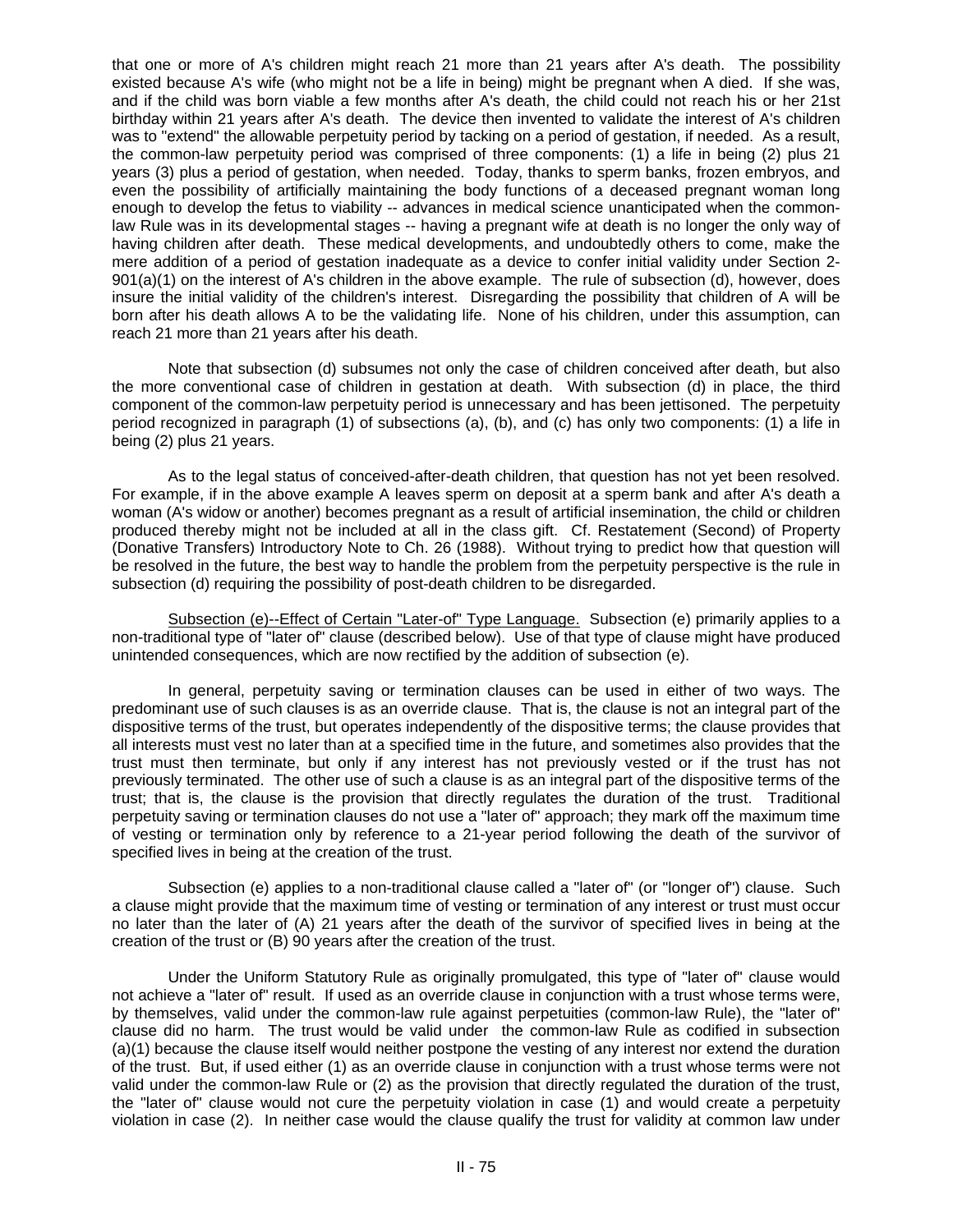that one or more of A's children might reach 21 more than 21 years after A's death. The possibility existed because A's wife (who might not be a life in being) might be pregnant when A died. If she was, and if the child was born viable a few months after A's death, the child could not reach his or her 21st birthday within 21 years after A's death. The device then invented to validate the interest of A's children was to "extend" the allowable perpetuity period by tacking on a period of gestation, if needed. As a result, the common-law perpetuity period was comprised of three components: (1) a life in being (2) plus 21 years (3) plus a period of gestation, when needed. Today, thanks to sperm banks, frozen embryos, and even the possibility of artificially maintaining the body functions of a deceased pregnant woman long enough to develop the fetus to viability -- advances in medical science unanticipated when the common-law Rule was in its developmental stages -- having a pregnant wife at death is no longer the only way of having children after death. These medical developments, and undoubtedly others to come, make the mere addition of a period of gestation inadequate as a device to confer initial validity under Section 2-901(a)(1) on the interest of A's children in the above example. The rule of subsection (d), however, does insure the initial validity of the children's interest. Disregarding the possibility that children of A will be born after his death allows A to be the validating life. None of his children, under this assumption, can reach 21 more than 21 years after his death.

Note that subsection (d) subsumes not only the case of children conceived after death, but also the more conventional case of children in gestation at death. With subsection (d) in place, the third component of the common-law perpetuity period is unnecessary and has been jettisoned. The perpetuity period recognized in paragraph (1) of subsections (a), (b), and (c) has only two components: (1) a life in being (2) plus 21 years.

As to the legal status of conceived-after-death children, that question has not yet been resolved. For example, if in the above example A leaves sperm on deposit at a sperm bank and after A's death a woman (A's widow or another) becomes pregnant as a result of artificial insemination, the child or children produced thereby might not be included at all in the class gift. Cf. Restatement (Second) of Property (Donative Transfers) Introductory Note to Ch. 26 (1988). Without trying to predict how that question will be resolved in the future, the best way to handle the problem from the perpetuity perspective is the rule in subsection (d) requiring the possibility of post-death children to be disregarded.

Subsection (e)--Effect of Certain "Later-of" Type Language. Subsection (e) primarily applies to a non-traditional type of "later of" clause (described below). Use of that type of clause might have produced unintended consequences, which are now rectified by the addition of subsection (e).

In general, perpetuity saving or termination clauses can be used in either of two ways. The predominant use of such clauses is as an override clause. That is, the clause is not an integral part of the dispositive terms of the trust, but operates independently of the dispositive terms; the clause provides that all interests must vest no later than at a specified time in the future, and sometimes also provides that the trust must then terminate, but only if any interest has not previously vested or if the trust has not previously terminated. The other use of such a clause is as an integral part of the dispositive terms of the trust; that is, the clause is the provision that directly regulates the duration of the trust. Traditional perpetuity saving or termination clauses do not use a "later of" approach; they mark off the maximum time of vesting or termination only by reference to a 21-year period following the death of the survivor of specified lives in being at the creation of the trust.

Subsection (e) applies to a non-traditional clause called a "later of" (or "longer of") clause. Such a clause might provide that the maximum time of vesting or termination of any interest or trust must occur no later than the later of (A) 21 years after the death of the survivor of specified lives in being at the creation of the trust or (B) 90 years after the creation of the trust.

Under the Uniform Statutory Rule as originally promulgated, this type of "later of" clause would not achieve a "later of" result. If used as an override clause in conjunction with a trust whose terms were, by themselves, valid under the common-law rule against perpetuities (common-law Rule), the "later of" clause did no harm. The trust would be valid under the common-law Rule as codified in subsection (a)(1) because the clause itself would neither postpone the vesting of any interest nor extend the duration of the trust. But, if used either (1) as an override clause in conjunction with a trust whose terms were not valid under the common-law Rule or (2) as the provision that directly regulated the duration of the trust, the "later of" clause would not cure the perpetuity violation in case (1) and would create a perpetuity violation in case (2). In neither case would the clause qualify the trust for validity at common law under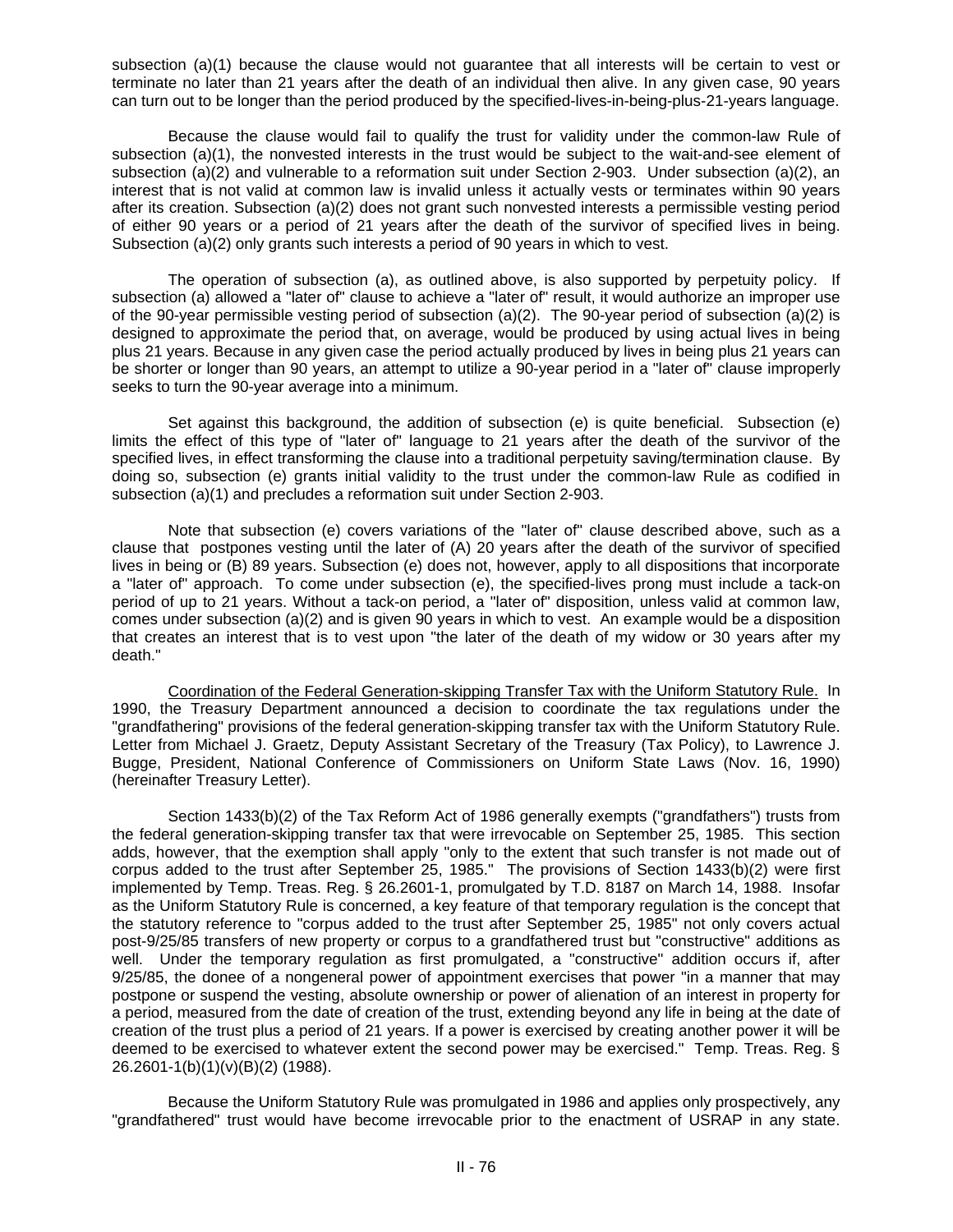subsection (a)(1) because the clause would not guarantee that all interests will be certain to vest or terminate no later than 21 years after the death of an individual then alive. In any given case, 90 years can turn out to be longer than the period produced by the specified-lives-in-being-plus-21-years language.

Because the clause would fail to qualify the trust for validity under the common-law Rule of subsection (a)(1), the nonvested interests in the trust would be subject to the wait-and-see element of subsection (a)(2) and vulnerable to a reformation suit under Section 2-903. Under subsection (a)(2), an interest that is not valid at common law is invalid unless it actually vests or terminates within 90 years after its creation. Subsection (a)(2) does not grant such nonvested interests a permissible vesting period of either 90 years or a period of 21 years after the death of the survivor of specified lives in being. Subsection (a)(2) only grants such interests a period of 90 years in which to vest.

The operation of subsection (a), as outlined above, is also supported by perpetuity policy. If subsection (a) allowed a "later of" clause to achieve a "later of" result, it would authorize an improper use of the 90-year permissible vesting period of subsection (a)(2). The 90-year period of subsection (a)(2) is designed to approximate the period that, on average, would be produced by using actual lives in being plus 21 years. Because in any given case the period actually produced by lives in being plus 21 years can be shorter or longer than 90 years, an attempt to utilize a 90-year period in a "later of" clause improperly seeks to turn the 90-year average into a minimum.

Set against this background, the addition of subsection (e) is quite beneficial. Subsection (e) limits the effect of this type of "later of" language to 21 years after the death of the survivor of the specified lives, in effect transforming the clause into a traditional perpetuity saving/termination clause. By doing so, subsection (e) grants initial validity to the trust under the common-law Rule as codified in subsection (a)(1) and precludes a reformation suit under Section 2-903.

Note that subsection (e) covers variations of the "later of" clause described above, such as a clause that postpones vesting until the later of (A) 20 years after the death of the survivor of specified lives in being or (B) 89 years. Subsection (e) does not, however, apply to all dispositions that incorporate a "later of" approach. To come under subsection (e), the specified-lives prong must include a tack-on period of up to 21 years. Without a tack-on period, a "later of" disposition, unless valid at common law, comes under subsection (a)(2) and is given 90 years in which to vest. An example would be a disposition that creates an interest that is to vest upon "the later of the death of my widow or 30 years after my death."

Coordination of the Federal Generation-skipping Transfer Tax with the Uniform Statutory Rule. In 1990, the Treasury Department announced a decision to coordinate the tax regulations under the "grandfathering" provisions of the federal generation-skipping transfer tax with the Uniform Statutory Rule. Letter from Michael J. Graetz, Deputy Assistant Secretary of the Treasury (Tax Policy), to Lawrence J. Bugge, President, National Conference of Commissioners on Uniform State Laws (Nov. 16, 1990) (hereinafter Treasury Letter).

Section 1433(b)(2) of the Tax Reform Act of 1986 generally exempts ("grandfathers") trusts from the federal generation-skipping transfer tax that were irrevocable on September 25, 1985. This section adds, however, that the exemption shall apply "only to the extent that such transfer is not made out of corpus added to the trust after September 25, 1985." The provisions of Section 1433(b)(2) were first implemented by Temp. Treas. Reg. § 26.2601-1, promulgated by T.D. 8187 on March 14, 1988. Insofar as the Uniform Statutory Rule is concerned, a key feature of that temporary regulation is the concept that the statutory reference to "corpus added to the trust after September 25, 1985" not only covers actual post-9/25/85 transfers of new property or corpus to a grandfathered trust but "constructive" additions as well. Under the temporary regulation as first promulgated, a "constructive" addition occurs if, after 9/25/85, the donee of a nongeneral power of appointment exercises that power "in a manner that may postpone or suspend the vesting, absolute ownership or power of alienation of an interest in property for a period, measured from the date of creation of the trust, extending beyond any life in being at the date of creation of the trust plus a period of 21 years. If a power is exercised by creating another power it will be deemed to be exercised to whatever extent the second power may be exercised." Temp. Treas. Reg. § 26.2601-1(b)(1)(v)(B)(2) (1988).

Because the Uniform Statutory Rule was promulgated in 1986 and applies only prospectively, any "grandfathered" trust would have become irrevocable prior to the enactment of USRAP in any state.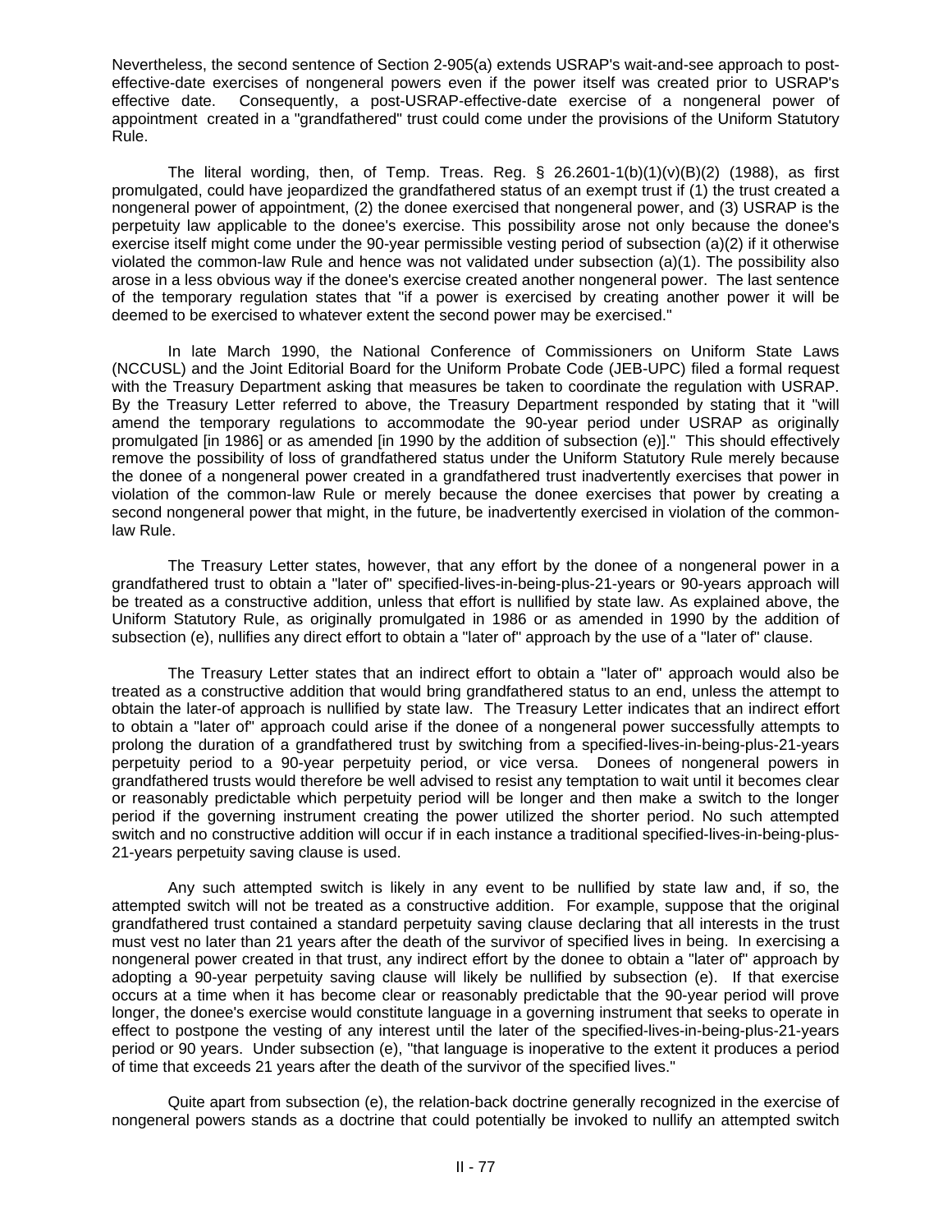Nevertheless, the second sentence of Section 2-905(a) extends USRAP's wait-and-see approach to post-effective-date exercises of nongeneral powers even if the power itself was created prior to USRAP's effective date. Consequently, a post-USRAP-effective-date exercise of a nongeneral power of appointment created in a "grandfathered" trust could come under the provisions of the Uniform Statutory Rule.

The literal wording, then, of Temp. Treas. Reg. § 26.2601-1(b)(1)(v)(B)(2) (1988), as first promulgated, could have jeopardized the grandfathered status of an exempt trust if (1) the trust created a nongeneral power of appointment, (2) the donee exercised that nongeneral power, and (3) USRAP is the perpetuity law applicable to the donee's exercise. This possibility arose not only because the donee's exercise itself might come under the 90-year permissible vesting period of subsection (a)(2) if it otherwise violated the common-law Rule and hence was not validated under subsection (a)(1). The possibility also arose in a less obvious way if the donee's exercise created another nongeneral power. The last sentence of the temporary regulation states that "if a power is exercised by creating another power it will be deemed to be exercised to whatever extent the second power may be exercised."

In late March 1990, the National Conference of Commissioners on Uniform State Laws (NCCUSL) and the Joint Editorial Board for the Uniform Probate Code (JEB-UPC) filed a formal request with the Treasury Department asking that measures be taken to coordinate the regulation with USRAP. By the Treasury Letter referred to above, the Treasury Department responded by stating that it "will amend the temporary regulations to accommodate the 90-year period under USRAP as originally promulgated [in 1986] or as amended [in 1990 by the addition of subsection (e)]." This should effectively remove the possibility of loss of grandfathered status under the Uniform Statutory Rule merely because the donee of a nongeneral power created in a grandfathered trust inadvertently exercises that power in violation of the common-law Rule or merely because the donee exercises that power by creating a second nongeneral power that might, in the future, be inadvertently exercised in violation of the common-law Rule.

The Treasury Letter states, however, that any effort by the donee of a nongeneral power in a grandfathered trust to obtain a "later of" specified-lives-in-being-plus-21-years or 90-years approach will be treated as a constructive addition, unless that effort is nullified by state law. As explained above, the Uniform Statutory Rule, as originally promulgated in 1986 or as amended in 1990 by the addition of subsection (e), nullifies any direct effort to obtain a "later of" approach by the use of a "later of" clause.

The Treasury Letter states that an indirect effort to obtain a "later of" approach would also be treated as a constructive addition that would bring grandfathered status to an end, unless the attempt to obtain the later-of approach is nullified by state law. The Treasury Letter indicates that an indirect effort to obtain a "later of" approach could arise if the donee of a nongeneral power successfully attempts to prolong the duration of a grandfathered trust by switching from a specified-lives-in-being-plus-21-years perpetuity period to a 90-year perpetuity period, or vice versa. Donees of nongeneral powers in grandfathered trusts would therefore be well advised to resist any temptation to wait until it becomes clear or reasonably predictable which perpetuity period will be longer and then make a switch to the longer period if the governing instrument creating the power utilized the shorter period. No such attempted switch and no constructive addition will occur if in each instance a traditional specified-lives-in-being-plus-21-years perpetuity saving clause is used.

Any such attempted switch is likely in any event to be nullified by state law and, if so, the attempted switch will not be treated as a constructive addition. For example, suppose that the original grandfathered trust contained a standard perpetuity saving clause declaring that all interests in the trust must vest no later than 21 years after the death of the survivor of specified lives in being. In exercising a nongeneral power created in that trust, any indirect effort by the donee to obtain a "later of" approach by adopting a 90-year perpetuity saving clause will likely be nullified by subsection (e). If that exercise occurs at a time when it has become clear or reasonably predictable that the 90-year period will prove longer, the donee's exercise would constitute language in a governing instrument that seeks to operate in effect to postpone the vesting of any interest until the later of the specified-lives-in-being-plus-21-years period or 90 years. Under subsection (e), "that language is inoperative to the extent it produces a period of time that exceeds 21 years after the death of the survivor of the specified lives."

Quite apart from subsection (e), the relation-back doctrine generally recognized in the exercise of nongeneral powers stands as a doctrine that could potentially be invoked to nullify an attempted switch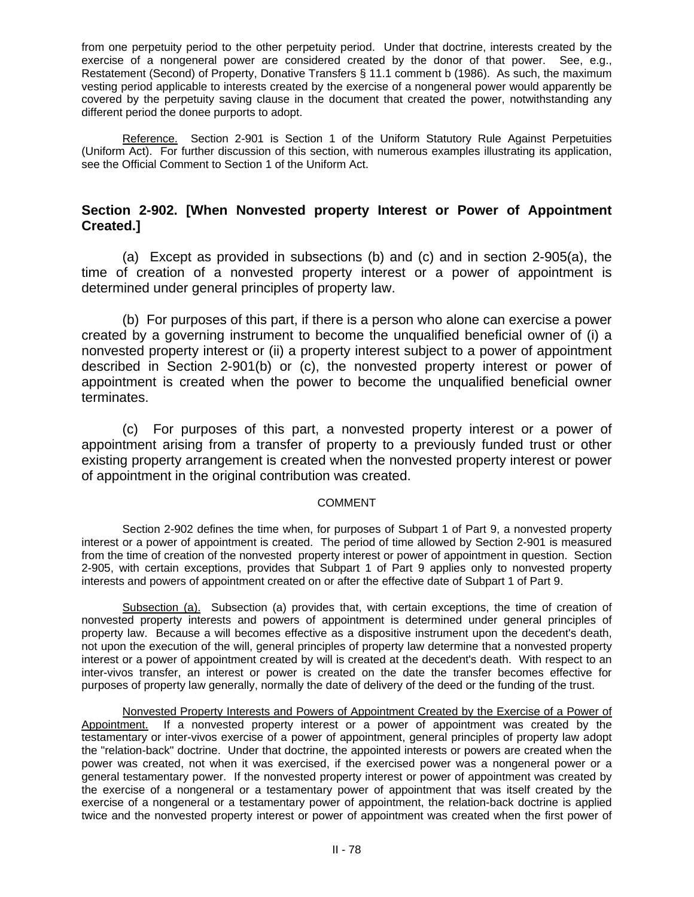from one perpetuity period to the other perpetuity period. Under that doctrine, interests created by the exercise of a nongeneral power are considered created by the donor of that power. See, e.g., Restatement (Second) of Property, Donative Transfers § 11.1 comment b (1986). As such, the maximum vesting period applicable to interests created by the exercise of a nongeneral power would apparently be covered by the perpetuity saving clause in the document that created the power, notwithstanding any different period the donee purports to adopt.

Reference. Section 2-901 is Section 1 of the Uniform Statutory Rule Against Perpetuities (Uniform Act). For further discussion of this section, with numerous examples illustrating its application, see the Official Comment to Section 1 of the Uniform Act.

## Section 2-902. [When Nonvested property Interest or Power of Appointment Created.]

(a) Except as provided in subsections (b) and (c) and in section 2-905(a), the time of creation of a nonvested property interest or a power of appointment is determined under general principles of property law.

(b) For purposes of this part, if there is a person who alone can exercise a power created by a governing instrument to become the unqualified beneficial owner of (i) a nonvested property interest or (ii) a property interest subject to a power of appointment described in Section 2-901(b) or (c), the nonvested property interest or power of appointment is created when the power to become the unqualified beneficial owner terminates.

(c) For purposes of this part, a nonvested property interest or a power of appointment arising from a transfer of property to a previously funded trust or other existing property arrangement is created when the nonvested property interest or power of appointment in the original contribution was created.

COMMENT

Section 2-902 defines the time when, for purposes of Subpart 1 of Part 9, a nonvested property interest or a power of appointment is created. The period of time allowed by Section 2-901 is measured from the time of creation of the nonvested property interest or power of appointment in question. Section 2-905, with certain exceptions, provides that Subpart 1 of Part 9 applies only to nonvested property interests and powers of appointment created on or after the effective date of Subpart 1 of Part 9.

Subsection (a). Subsection (a) provides that, with certain exceptions, the time of creation of nonvested property interests and powers of appointment is determined under general principles of property law. Because a will becomes effective as a dispositive instrument upon the decedent's death, not upon the execution of the will, general principles of property law determine that a nonvested property interest or a power of appointment created by will is created at the decedent's death. With respect to an inter-vivos transfer, an interest or power is created on the date the transfer becomes effective for purposes of property law generally, normally the date of delivery of the deed or the funding of the trust.

Nonvested Property Interests and Powers of Appointment Created by the Exercise of a Power of Appointment. If a nonvested property interest or a power of appointment was created by the testamentary or inter-vivos exercise of a power of appointment, general principles of property law adopt the "relation-back" doctrine. Under that doctrine, the appointed interests or powers are created when the power was created, not when it was exercised, if the exercised power was a nongeneral power or a general testamentary power. If the nonvested property interest or power of appointment was created by the exercise of a nongeneral or a testamentary power of appointment that was itself created by the exercise of a nongeneral or a testamentary power of appointment, the relation-back doctrine is applied twice and the nonvested property interest or power of appointment was created when the first power of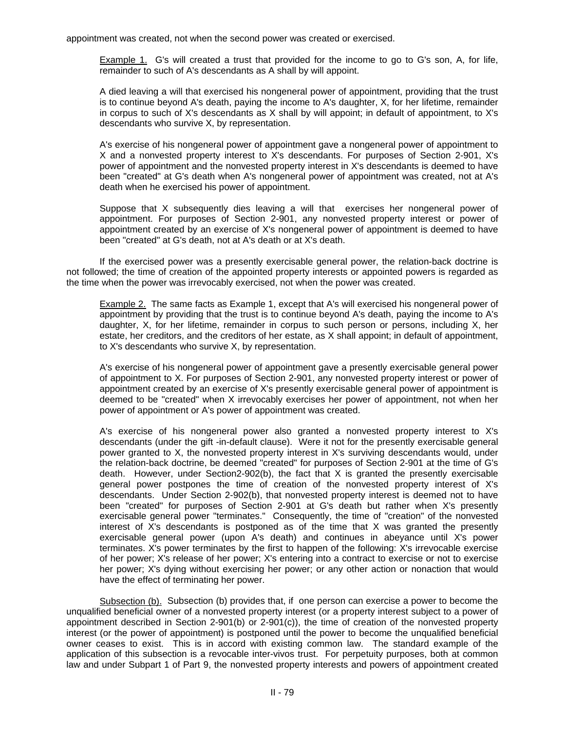appointment was created, not when the second power was created or exercised.

> Example 1. G's will created a trust that provided for the income to go to G's son, A, for life, remainder to such of A's descendants as A shall by will appoint.
>
> A died leaving a will that exercised his nongeneral power of appointment, providing that the trust is to continue beyond A's death, paying the income to A's daughter, X, for her lifetime, remainder in corpus to such of X's descendants as X shall by will appoint; in default of appointment, to X's descendants who survive X, by representation.
>
> A's exercise of his nongeneral power of appointment gave a nongeneral power of appointment to X and a nonvested property interest to X's descendants. For purposes of Section 2-901, X's power of appointment and the nonvested property interest in X's descendants is deemed to have been "created" at G's death when A's nongeneral power of appointment was created, not at A's death when he exercised his power of appointment.
>
> Suppose that X subsequently dies leaving a will that exercises her nongeneral power of appointment. For purposes of Section 2-901, any nonvested property interest or power of appointment created by an exercise of X's nongeneral power of appointment is deemed to have been "created" at G's death, not at A's death or at X's death.

If the exercised power was a presently exercisable general power, the relation-back doctrine is not followed; the time of creation of the appointed property interests or appointed powers is regarded as the time when the power was irrevocably exercised, not when the power was created.

> Example 2. The same facts as Example 1, except that A's will exercised his nongeneral power of appointment by providing that the trust is to continue beyond A's death, paying the income to A's daughter, X, for her lifetime, remainder in corpus to such person or persons, including X, her estate, her creditors, and the creditors of her estate, as X shall appoint; in default of appointment, to X's descendants who survive X, by representation.
>
> A's exercise of his nongeneral power of appointment gave a presently exercisable general power of appointment to X. For purposes of Section 2-901, any nonvested property interest or power of appointment created by an exercise of X's presently exercisable general power of appointment is deemed to be "created" when X irrevocably exercises her power of appointment, not when her power of appointment or A's power of appointment was created.
>
> A's exercise of his nongeneral power also granted a nonvested property interest to X's descendants (under the gift -in-default clause). Were it not for the presently exercisable general power granted to X, the nonvested property interest in X's surviving descendants would, under the relation-back doctrine, be deemed "created" for purposes of Section 2-901 at the time of G's death. However, under Section2-902(b), the fact that X is granted the presently exercisable general power postpones the time of creation of the nonvested property interest of X's descendants. Under Section 2-902(b), that nonvested property interest is deemed not to have been "created" for purposes of Section 2-901 at G's death but rather when X's presently exercisable general power "terminates." Consequently, the time of "creation" of the nonvested interest of X's descendants is postponed as of the time that X was granted the presently exercisable general power (upon A's death) and continues in abeyance until X's power terminates. X's power terminates by the first to happen of the following: X's irrevocable exercise of her power; X's release of her power; X's entering into a contract to exercise or not to exercise her power; X's dying without exercising her power; or any other action or nonaction that would have the effect of terminating her power.

Subsection (b). Subsection (b) provides that, if one person can exercise a power to become the unqualified beneficial owner of a nonvested property interest (or a property interest subject to a power of appointment described in Section 2-901(b) or 2-901(c)), the time of creation of the nonvested property interest (or the power of appointment) is postponed until the power to become the unqualified beneficial owner ceases to exist. This is in accord with existing common law. The standard example of the application of this subsection is a revocable inter-vivos trust. For perpetuity purposes, both at common law and under Subpart 1 of Part 9, the nonvested property interests and powers of appointment created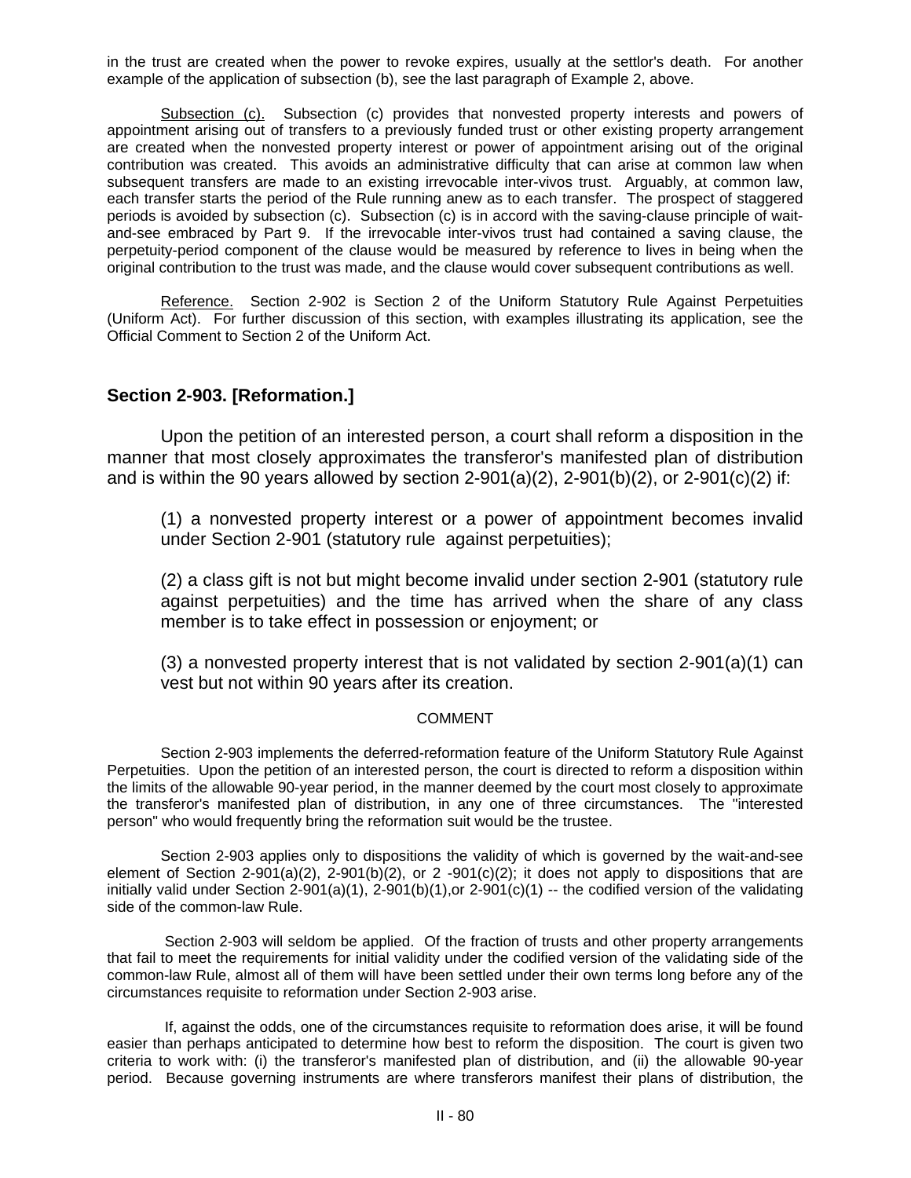in the trust are created when the power to revoke expires, usually at the settlor's death. For another example of the application of subsection (b), see the last paragraph of Example 2, above.

Subsection (c). Subsection (c) provides that nonvested property interests and powers of appointment arising out of transfers to a previously funded trust or other existing property arrangement are created when the nonvested property interest or power of appointment arising out of the original contribution was created. This avoids an administrative difficulty that can arise at common law when subsequent transfers are made to an existing irrevocable inter-vivos trust. Arguably, at common law, each transfer starts the period of the Rule running anew as to each transfer. The prospect of staggered periods is avoided by subsection (c). Subsection (c) is in accord with the saving-clause principle of wait-and-see embraced by Part 9. If the irrevocable inter-vivos trust had contained a saving clause, the perpetuity-period component of the clause would be measured by reference to lives in being when the original contribution to the trust was made, and the clause would cover subsequent contributions as well.

Reference. Section 2-902 is Section 2 of the Uniform Statutory Rule Against Perpetuities (Uniform Act). For further discussion of this section, with examples illustrating its application, see the Official Comment to Section 2 of the Uniform Act.

## Section 2-903. [Reformation.]

Upon the petition of an interested person, a court shall reform a disposition in the manner that most closely approximates the transferor's manifested plan of distribution and is within the 90 years allowed by section 2-901(a)(2), 2-901(b)(2), or 2-901(c)(2) if:

(1) a nonvested property interest or a power of appointment becomes invalid under Section 2-901 (statutory rule against perpetuities);

(2) a class gift is not but might become invalid under section 2-901 (statutory rule against perpetuities) and the time has arrived when the share of any class member is to take effect in possession or enjoyment; or

(3) a nonvested property interest that is not validated by section 2-901(a)(1) can vest but not within 90 years after its creation.

COMMENT

Section 2-903 implements the deferred-reformation feature of the Uniform Statutory Rule Against Perpetuities. Upon the petition of an interested person, the court is directed to reform a disposition within the limits of the allowable 90-year period, in the manner deemed by the court most closely to approximate the transferor's manifested plan of distribution, in any one of three circumstances. The "interested person" who would frequently bring the reformation suit would be the trustee.

Section 2-903 applies only to dispositions the validity of which is governed by the wait-and-see element of Section 2-901(a)(2), 2-901(b)(2), or 2 -901(c)(2); it does not apply to dispositions that are initially valid under Section 2-901(a)(1), 2-901(b)(1),or 2-901(c)(1) -- the codified version of the validating side of the common-law Rule.

Section 2-903 will seldom be applied. Of the fraction of trusts and other property arrangements that fail to meet the requirements for initial validity under the codified version of the validating side of the common-law Rule, almost all of them will have been settled under their own terms long before any of the circumstances requisite to reformation under Section 2-903 arise.

If, against the odds, one of the circumstances requisite to reformation does arise, it will be found easier than perhaps anticipated to determine how best to reform the disposition. The court is given two criteria to work with: (i) the transferor's manifested plan of distribution, and (ii) the allowable 90-year period. Because governing instruments are where transferors manifest their plans of distribution, the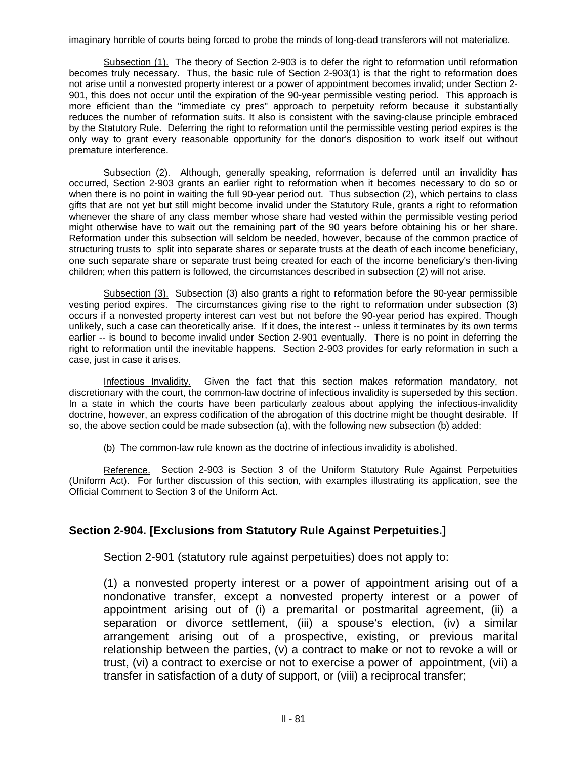imaginary horrible of courts being forced to probe the minds of long-dead transferors will not materialize.

Subsection (1). The theory of Section 2-903 is to defer the right to reformation until reformation becomes truly necessary. Thus, the basic rule of Section 2-903(1) is that the right to reformation does not arise until a nonvested property interest or a power of appointment becomes invalid; under Section 2-901, this does not occur until the expiration of the 90-year permissible vesting period. This approach is more efficient than the "immediate cy pres" approach to perpetuity reform because it substantially reduces the number of reformation suits. It also is consistent with the saving-clause principle embraced by the Statutory Rule. Deferring the right to reformation until the permissible vesting period expires is the only way to grant every reasonable opportunity for the donor's disposition to work itself out without premature interference.

Subsection (2). Although, generally speaking, reformation is deferred until an invalidity has occurred, Section 2-903 grants an earlier right to reformation when it becomes necessary to do so or when there is no point in waiting the full 90-year period out. Thus subsection (2), which pertains to class gifts that are not yet but still might become invalid under the Statutory Rule, grants a right to reformation whenever the share of any class member whose share had vested within the permissible vesting period might otherwise have to wait out the remaining part of the 90 years before obtaining his or her share. Reformation under this subsection will seldom be needed, however, because of the common practice of structuring trusts to split into separate shares or separate trusts at the death of each income beneficiary, one such separate share or separate trust being created for each of the income beneficiary's then-living children; when this pattern is followed, the circumstances described in subsection (2) will not arise.

Subsection (3). Subsection (3) also grants a right to reformation before the 90-year permissible vesting period expires. The circumstances giving rise to the right to reformation under subsection (3) occurs if a nonvested property interest can vest but not before the 90-year period has expired. Though unlikely, such a case can theoretically arise. If it does, the interest -- unless it terminates by its own terms earlier -- is bound to become invalid under Section 2-901 eventually. There is no point in deferring the right to reformation until the inevitable happens. Section 2-903 provides for early reformation in such a case, just in case it arises.

Infectious Invalidity. Given the fact that this section makes reformation mandatory, not discretionary with the court, the common-law doctrine of infectious invalidity is superseded by this section. In a state in which the courts have been particularly zealous about applying the infectious-invalidity doctrine, however, an express codification of the abrogation of this doctrine might be thought desirable. If so, the above section could be made subsection (a), with the following new subsection (b) added:

(b) The common-law rule known as the doctrine of infectious invalidity is abolished.

Reference. Section 2-903 is Section 3 of the Uniform Statutory Rule Against Perpetuities (Uniform Act). For further discussion of this section, with examples illustrating its application, see the Official Comment to Section 3 of the Uniform Act.

## Section 2-904. [Exclusions from Statutory Rule Against Perpetuities.]

Section 2-901 (statutory rule against perpetuities) does not apply to:

(1) a nonvested property interest or a power of appointment arising out of a nondonative transfer, except a nonvested property interest or a power of appointment arising out of (i) a premarital or postmarital agreement, (ii) a separation or divorce settlement, (iii) a spouse's election, (iv) a similar arrangement arising out of a prospective, existing, or previous marital relationship between the parties, (v) a contract to make or not to revoke a will or trust, (vi) a contract to exercise or not to exercise a power of appointment, (vii) a transfer in satisfaction of a duty of support, or (viii) a reciprocal transfer;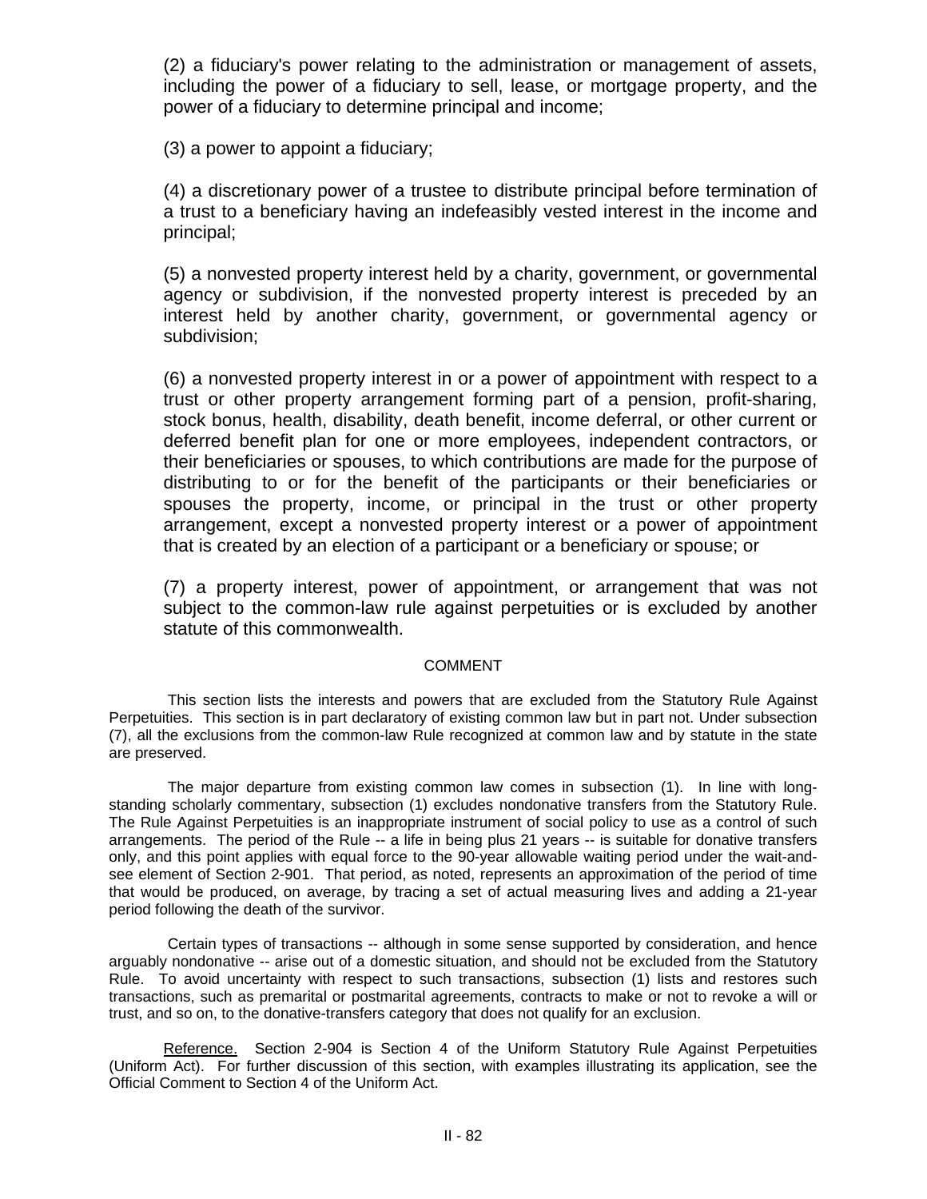(2) a fiduciary's power relating to the administration or management of assets, including the power of a fiduciary to sell, lease, or mortgage property, and the power of a fiduciary to determine principal and income;

(3) a power to appoint a fiduciary;

(4) a discretionary power of a trustee to distribute principal before termination of a trust to a beneficiary having an indefeasibly vested interest in the income and principal;

(5) a nonvested property interest held by a charity, government, or governmental agency or subdivision, if the nonvested property interest is preceded by an interest held by another charity, government, or governmental agency or subdivision;

(6) a nonvested property interest in or a power of appointment with respect to a trust or other property arrangement forming part of a pension, profit-sharing, stock bonus, health, disability, death benefit, income deferral, or other current or deferred benefit plan for one or more employees, independent contractors, or their beneficiaries or spouses, to which contributions are made for the purpose of distributing to or for the benefit of the participants or their beneficiaries or spouses the property, income, or principal in the trust or other property arrangement, except a nonvested property interest or a power of appointment that is created by an election of a participant or a beneficiary or spouse; or

(7) a property interest, power of appointment, or arrangement that was not subject to the common-law rule against perpetuities or is excluded by another statute of this commonwealth.

COMMENT

This section lists the interests and powers that are excluded from the Statutory Rule Against Perpetuities. This section is in part declaratory of existing common law but in part not. Under subsection (7), all the exclusions from the common-law Rule recognized at common law and by statute in the state are preserved.

The major departure from existing common law comes in subsection (1). In line with long-standing scholarly commentary, subsection (1) excludes nondonative transfers from the Statutory Rule. The Rule Against Perpetuities is an inappropriate instrument of social policy to use as a control of such arrangements. The period of the Rule -- a life in being plus 21 years -- is suitable for donative transfers only, and this point applies with equal force to the 90-year allowable waiting period under the wait-and-see element of Section 2-901. That period, as noted, represents an approximation of the period of time that would be produced, on average, by tracing a set of actual measuring lives and adding a 21-year period following the death of the survivor.

Certain types of transactions -- although in some sense supported by consideration, and hence arguably nondonative -- arise out of a domestic situation, and should not be excluded from the Statutory Rule. To avoid uncertainty with respect to such transactions, subsection (1) lists and restores such transactions, such as premarital or postmarital agreements, contracts to make or not to revoke a will or trust, and so on, to the donative-transfers category that does not qualify for an exclusion.

Reference. Section 2-904 is Section 4 of the Uniform Statutory Rule Against Perpetuities (Uniform Act). For further discussion of this section, with examples illustrating its application, see the Official Comment to Section 4 of the Uniform Act.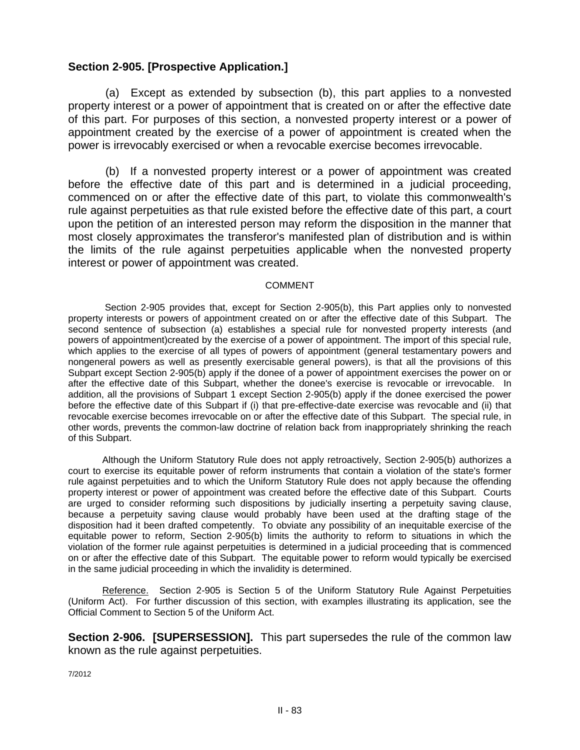### Section 2-905. [Prospective Application.]

(a) Except as extended by subsection (b), this part applies to a nonvested property interest or a power of appointment that is created on or after the effective date of this part. For purposes of this section, a nonvested property interest or a power of appointment created by the exercise of a power of appointment is created when the power is irrevocably exercised or when a revocable exercise becomes irrevocable.

(b) If a nonvested property interest or a power of appointment was created before the effective date of this part and is determined in a judicial proceeding, commenced on or after the effective date of this part, to violate this commonwealth's rule against perpetuities as that rule existed before the effective date of this part, a court upon the petition of an interested person may reform the disposition in the manner that most closely approximates the transferor's manifested plan of distribution and is within the limits of the rule against perpetuities applicable when the nonvested property interest or power of appointment was created.

COMMENT

Section 2-905 provides that, except for Section 2-905(b), this Part applies only to nonvested property interests or powers of appointment created on or after the effective date of this Subpart. The second sentence of subsection (a) establishes a special rule for nonvested property interests (and powers of appointment)created by the exercise of a power of appointment. The import of this special rule, which applies to the exercise of all types of powers of appointment (general testamentary powers and nongeneral powers as well as presently exercisable general powers), is that all the provisions of this Subpart except Section 2-905(b) apply if the donee of a power of appointment exercises the power on or after the effective date of this Subpart, whether the donee's exercise is revocable or irrevocable. In addition, all the provisions of Subpart 1 except Section 2-905(b) apply if the donee exercised the power before the effective date of this Subpart if (i) that pre-effective-date exercise was revocable and (ii) that revocable exercise becomes irrevocable on or after the effective date of this Subpart. The special rule, in other words, prevents the common-law doctrine of relation back from inappropriately shrinking the reach of this Subpart.

Although the Uniform Statutory Rule does not apply retroactively, Section 2-905(b) authorizes a court to exercise its equitable power of reform instruments that contain a violation of the state's former rule against perpetuities and to which the Uniform Statutory Rule does not apply because the offending property interest or power of appointment was created before the effective date of this Subpart. Courts are urged to consider reforming such dispositions by judicially inserting a perpetuity saving clause, because a perpetuity saving clause would probably have been used at the drafting stage of the disposition had it been drafted competently. To obviate any possibility of an inequitable exercise of the equitable power to reform, Section 2-905(b) limits the authority to reform to situations in which the violation of the former rule against perpetuities is determined in a judicial proceeding that is commenced on or after the effective date of this Subpart. The equitable power to reform would typically be exercised in the same judicial proceeding in which the invalidity is determined.

Reference. Section 2-905 is Section 5 of the Uniform Statutory Rule Against Perpetuities (Uniform Act). For further discussion of this section, with examples illustrating its application, see the Official Comment to Section 5 of the Uniform Act.

**Section 2-906. [SUPERSESSION].** This part supersedes the rule of the common law known as the rule against perpetuities.

7/2012